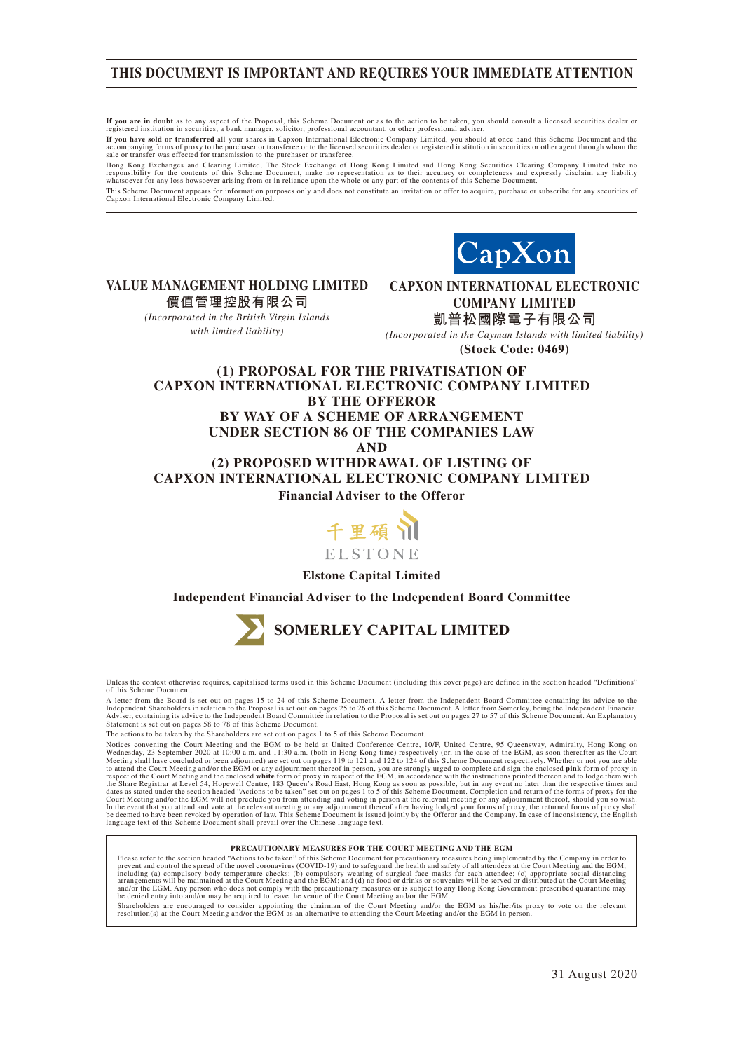# THIS DOCUMENT IS IMPORTANT AND REQUIRES YOUR IMMEDIATE ATTENTION

**If you are in doubt** as to any aspect of the Proposal, this Scheme Document or as to the action to be taken, you should consult a licensed securities dealer or registered institution in securities, a bank manager, solicitor, professional accountant, or other professional adviser.

**If you have sold or transferred** all your shares in Capxon International Electronic Company Limited, you should at once hand this Scheme Document and the accompanying forms of proxy to the purchaser or transferee or to the licensed securities dealer or registered institution in securities or other agent through whom the sale or transfer was effected for transmission to the purchaser or transferee.

Hong Kong Exchanges and Clearing Limited, The Stock Exchange of Hong Kong Limited and Hong Kong Securities Clearing Company Limited take no responsibility for the contents of this Scheme Document, make no representation as to their accuracy or completeness and expressly disclaim any liability whatsoever for any loss howsoever arising from or in reliance upon the whole or any part of the contents of this Scheme Document.

This Scheme Document appears for information purposes only and does not constitute an invitation or offer to acquire, purchase or subscribe for any securities of Capxon International Electronic Company Limited.

CapXon

**VALUE MANAGEMENT HOLDING LIMITED**
**價值管理控股有限公司**
*(Incorporated in the British Virgin Islands with limited liability)*

**CAPXON INTERNATIONAL ELECTRONIC COMPANY LIMITED**
**凱普松國際電子有限公司**
*(Incorporated in the Cayman Islands with limited liability)*
**(Stock Code: 0469)**

## (1) PROPOSAL FOR THE PRIVATISATION OF CAPXON INTERNATIONAL ELECTRONIC COMPANY LIMITED BY THE OFFEROR BY WAY OF A SCHEME OF ARRANGEMENT UNDER SECTION 86 OF THE COMPANIES LAW AND (2) PROPOSED WITHDRAWAL OF LISTING OF CAPXON INTERNATIONAL ELECTRONIC COMPANY LIMITED

**Financial Adviser to the Offeror**

千里碩
ELSTONE

**Elstone Capital Limited**

**Independent Financial Adviser to the Independent Board Committee**

**SOMERLEY CAPITAL LIMITED**

Unless the context otherwise requires, capitalised terms used in this Scheme Document (including this cover page) are defined in the section headed "Definitions" of this Scheme Document.

A letter from the Board is set out on pages 15 to 24 of this Scheme Document. A letter from the Independent Board Committee containing its advice to the Independent Shareholders in relation to the Proposal is set out on pages 25 to 26 of this Scheme Document. A letter from Somerley, being the Independent Financial Adviser, containing its advice to the Independent Board Committee in relation to the Proposal is set out on pages 27 to 57 of this Scheme Document. An Explanatory Statement is set out on pages 58 to 78 of this Scheme Document.

The actions to be taken by the Shareholders are set out on pages 1 to 5 of this Scheme Document.

Notices convening the Court Meeting and the EGM to be held at United Conference Centre, 10/F, United Centre, 95 Queensway, Admiralty, Hong Kong on Wednesday, 23 September 2020 at 10:00 a.m. and 11:30 a.m. (both in Hong Kong time) respectively (or, in the case of the EGM, as soon thereafter as the Court Meeting shall have concluded or been adjourned) are set out on pages 119 to 121 and 122 to 124 of this Scheme Document respectively. Whether or not you are able to attend the Court Meeting and/or the EGM or any adjournment thereof in person, you are strongly urged to complete and sign the enclosed **pink** form of proxy in respect of the Court Meeting and the enclosed **white** form of proxy in respect of the EGM, in accordance with the instructions printed thereon and to lodge them with the Share Registrar at Level 54, Hopewell Centre, 183 Queen's Road East, Hong Kong as soon as possible, but in any event no later than the respective times and dates as stated under the section headed "Actions to be taken" set out on pages 1 to 5 of this Scheme Document. Completion and return of the forms of proxy for the Court Meeting and/or the EGM will not preclude you from attending and voting in person at the relevant meeting or any adjournment thereof, should you so wish. In the event that you attend and vote at the relevant meeting or any adjournment thereof after having lodged your forms of proxy, the returned forms of proxy shall be deemed to have been revoked by operation of law. This Scheme Document is issued jointly by the Offeror and the Company. In case of inconsistency, the English language text of this Scheme Document shall prevail over the Chinese language text.

**PRECAUTIONARY MEASURES FOR THE COURT MEETING AND THE EGM**

Please refer to the section headed "Actions to be taken" of this Scheme Document for precautionary measures being implemented by the Company in order to prevent and control the spread of the novel coronavirus (COVID-19) and to safeguard the health and safety of all attendees at the Court Meeting and the EGM, including (a) compulsory body temperature checks; (b) compulsory wearing of surgical face masks for each attendee; (c) appropriate social distancing arrangements will be maintained at the Court Meeting and the EGM; and (d) no food or drinks or souvenirs will be served or distributed at the Court Meeting and/or the EGM. Any person who does not comply with the precautionary measures or is subject to any Hong Kong Government prescribed quarantine may be denied entry into and/or may be required to leave the venue of the Court Meeting and/or the EGM.

Shareholders are encouraged to consider appointing the chairman of the Court Meeting and/or the EGM as his/her/its proxy to vote on the relevant resolution(s) at the Court Meeting and/or the EGM as an alternative to attending the Court Meeting and/or the EGM in person.

31 August 2020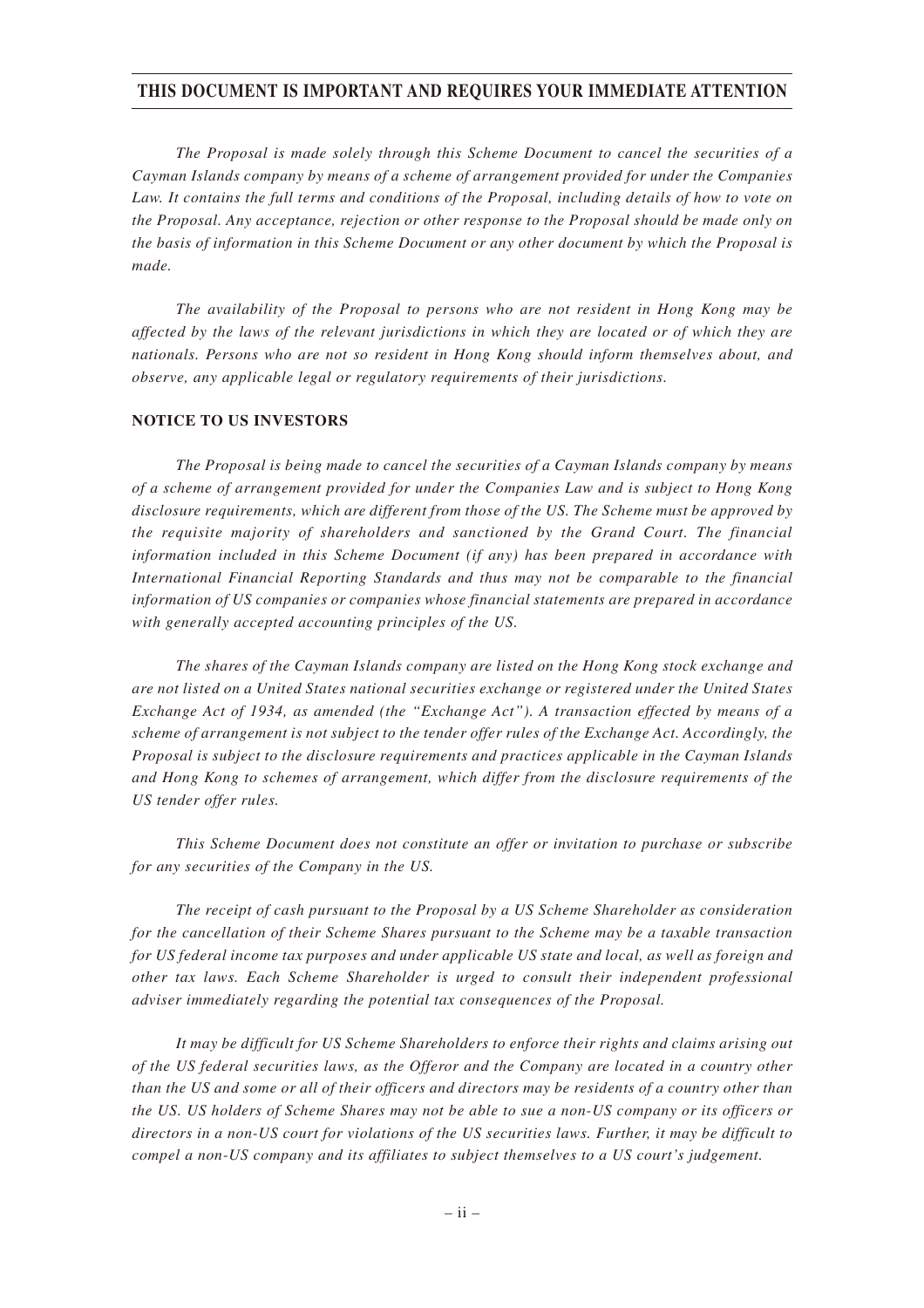*The Proposal is made solely through this Scheme Document to cancel the securities of a Cayman Islands company by means of a scheme of arrangement provided for under the Companies Law. It contains the full terms and conditions of the Proposal, including details of how to vote on the Proposal. Any acceptance, rejection or other response to the Proposal should be made only on the basis of information in this Scheme Document or any other document by which the Proposal is made.*

*The availability of the Proposal to persons who are not resident in Hong Kong may be affected by the laws of the relevant jurisdictions in which they are located or of which they are nationals. Persons who are not so resident in Hong Kong should inform themselves about, and observe, any applicable legal or regulatory requirements of their jurisdictions.*

**NOTICE TO US INVESTORS**

*The Proposal is being made to cancel the securities of a Cayman Islands company by means of a scheme of arrangement provided for under the Companies Law and is subject to Hong Kong disclosure requirements, which are different from those of the US. The Scheme must be approved by the requisite majority of shareholders and sanctioned by the Grand Court. The financial information included in this Scheme Document (if any) has been prepared in accordance with International Financial Reporting Standards and thus may not be comparable to the financial information of US companies or companies whose financial statements are prepared in accordance with generally accepted accounting principles of the US.*

*The shares of the Cayman Islands company are listed on the Hong Kong stock exchange and are not listed on a United States national securities exchange or registered under the United States Exchange Act of 1934, as amended (the "Exchange Act"). A transaction effected by means of a scheme of arrangement is not subject to the tender offer rules of the Exchange Act. Accordingly, the Proposal is subject to the disclosure requirements and practices applicable in the Cayman Islands and Hong Kong to schemes of arrangement, which differ from the disclosure requirements of the US tender offer rules.*

*This Scheme Document does not constitute an offer or invitation to purchase or subscribe for any securities of the Company in the US.*

*The receipt of cash pursuant to the Proposal by a US Scheme Shareholder as consideration for the cancellation of their Scheme Shares pursuant to the Scheme may be a taxable transaction for US federal income tax purposes and under applicable US state and local, as well as foreign and other tax laws. Each Scheme Shareholder is urged to consult their independent professional adviser immediately regarding the potential tax consequences of the Proposal.*

*It may be difficult for US Scheme Shareholders to enforce their rights and claims arising out of the US federal securities laws, as the Offeror and the Company are located in a country other than the US and some or all of their officers and directors may be residents of a country other than the US. US holders of Scheme Shares may not be able to sue a non-US company or its officers or directors in a non-US court for violations of the US securities laws. Further, it may be difficult to compel a non-US company and its affiliates to subject themselves to a US court's judgement.*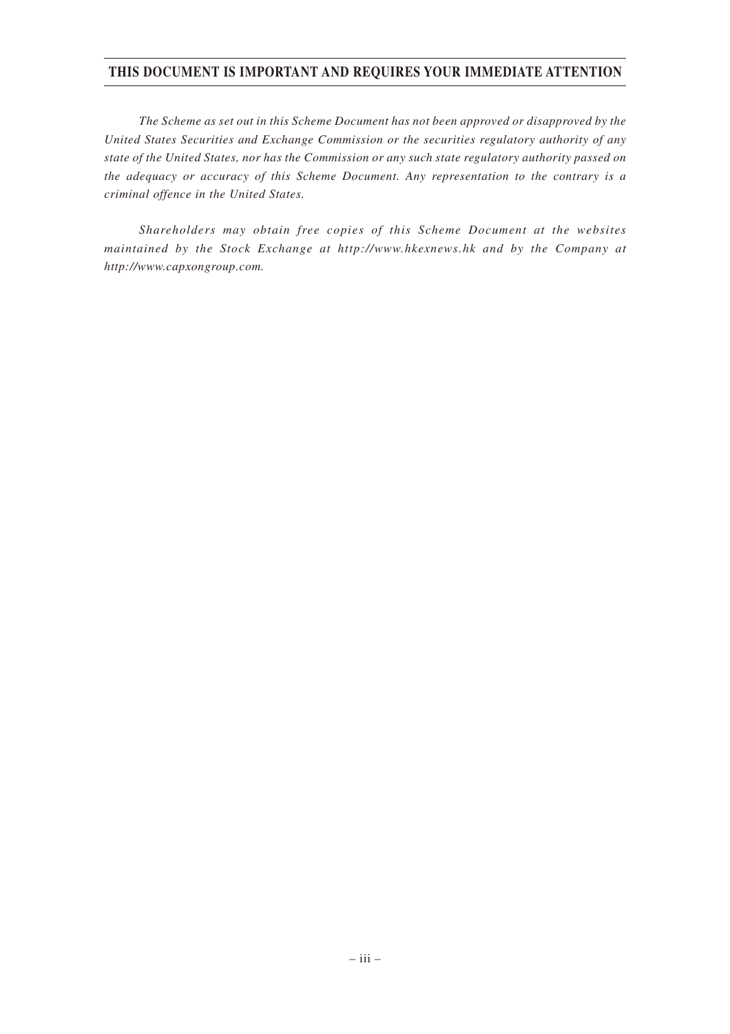*The Scheme as set out in this Scheme Document has not been approved or disapproved by the United States Securities and Exchange Commission or the securities regulatory authority of any state of the United States, nor has the Commission or any such state regulatory authority passed on the adequacy or accuracy of this Scheme Document. Any representation to the contrary is a criminal offence in the United States.*

*Shareholders may obtain free copies of this Scheme Document at the websites maintained by the Stock Exchange at http://www.hkexnews.hk and by the Company at http://www.capxongroup.com.*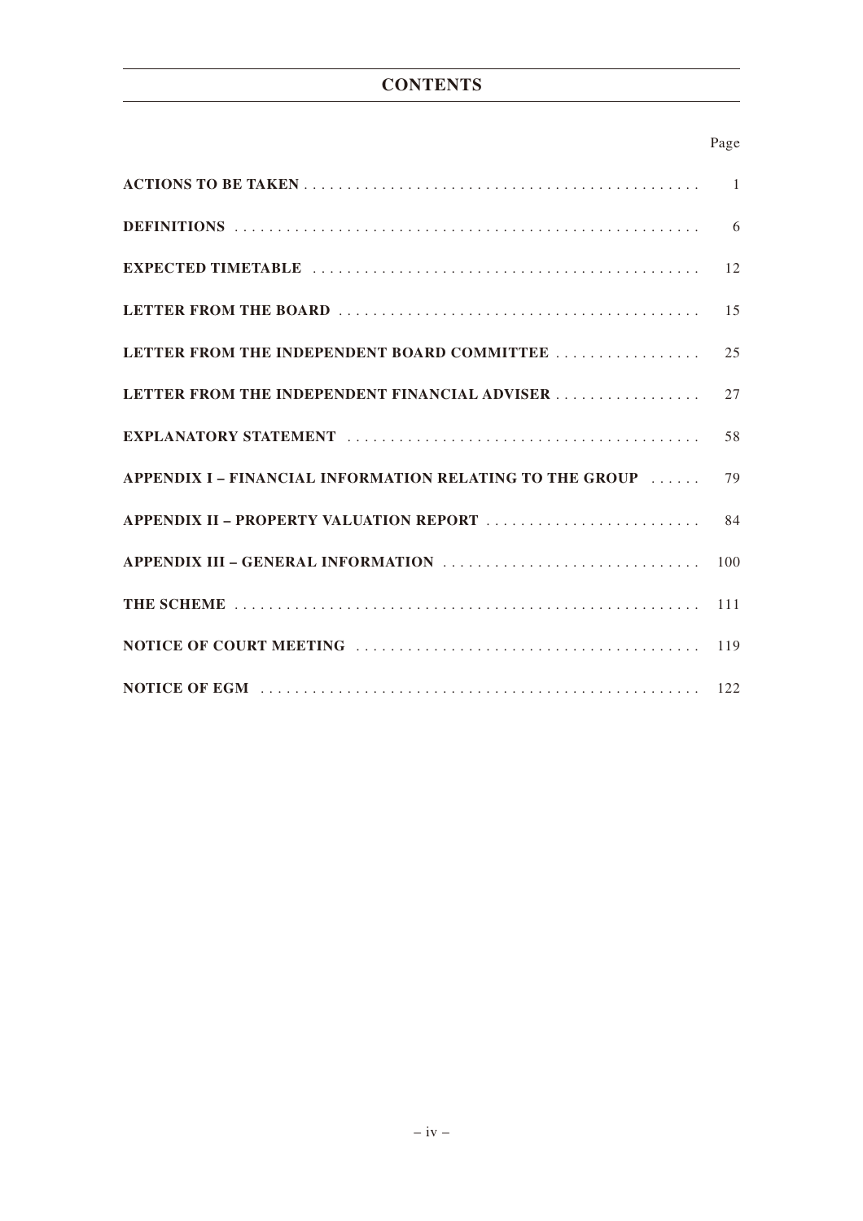# CONTENTS

| | Page |
|---|---|
| **ACTIONS TO BE TAKEN** | 1 |
| **DEFINITIONS** | 6 |
| **EXPECTED TIMETABLE** | 12 |
| **LETTER FROM THE BOARD** | 15 |
| **LETTER FROM THE INDEPENDENT BOARD COMMITTEE** | 25 |
| **LETTER FROM THE INDEPENDENT FINANCIAL ADVISER** | 27 |
| **EXPLANATORY STATEMENT** | 58 |
| **APPENDIX I – FINANCIAL INFORMATION RELATING TO THE GROUP** | 79 |
| **APPENDIX II – PROPERTY VALUATION REPORT** | 84 |
| **APPENDIX III – GENERAL INFORMATION** | 100 |
| **THE SCHEME** | 111 |
| **NOTICE OF COURT MEETING** | 119 |
| **NOTICE OF EGM** | 122 |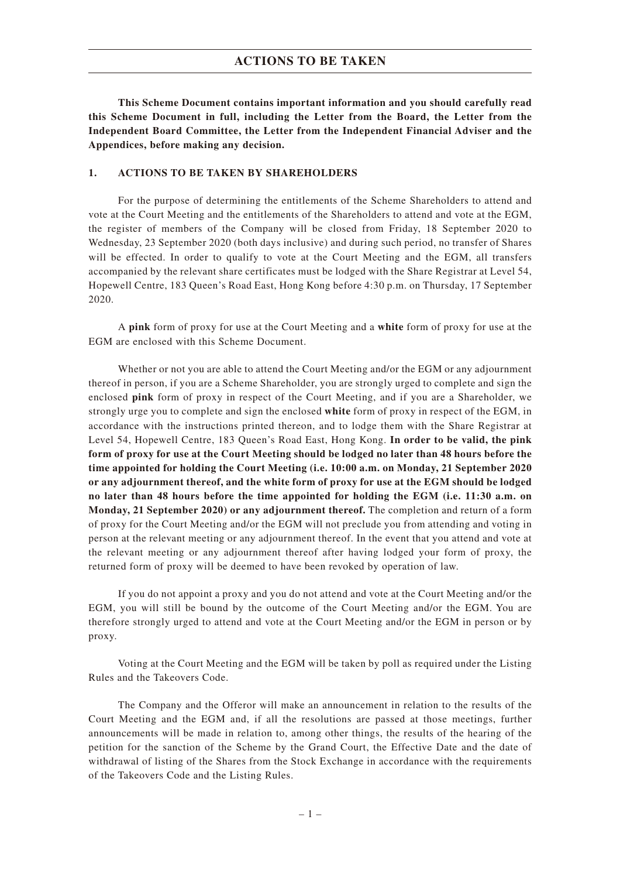# ACTIONS TO BE TAKEN

**This Scheme Document contains important information and you should carefully read this Scheme Document in full, including the Letter from the Board, the Letter from the Independent Board Committee, the Letter from the Independent Financial Adviser and the Appendices, before making any decision.**

## 1. ACTIONS TO BE TAKEN BY SHAREHOLDERS

For the purpose of determining the entitlements of the Scheme Shareholders to attend and vote at the Court Meeting and the entitlements of the Shareholders to attend and vote at the EGM, the register of members of the Company will be closed from Friday, 18 September 2020 to Wednesday, 23 September 2020 (both days inclusive) and during such period, no transfer of Shares will be effected. In order to qualify to vote at the Court Meeting and the EGM, all transfers accompanied by the relevant share certificates must be lodged with the Share Registrar at Level 54, Hopewell Centre, 183 Queen's Road East, Hong Kong before 4:30 p.m. on Thursday, 17 September 2020.

A **pink** form of proxy for use at the Court Meeting and a **white** form of proxy for use at the EGM are enclosed with this Scheme Document.

Whether or not you are able to attend the Court Meeting and/or the EGM or any adjournment thereof in person, if you are a Scheme Shareholder, you are strongly urged to complete and sign the enclosed **pink** form of proxy in respect of the Court Meeting, and if you are a Shareholder, we strongly urge you to complete and sign the enclosed **white** form of proxy in respect of the EGM, in accordance with the instructions printed thereon, and to lodge them with the Share Registrar at Level 54, Hopewell Centre, 183 Queen's Road East, Hong Kong. **In order to be valid, the pink form of proxy for use at the Court Meeting should be lodged no later than 48 hours before the time appointed for holding the Court Meeting (i.e. 10:00 a.m. on Monday, 21 September 2020 or any adjournment thereof, and the white form of proxy for use at the EGM should be lodged no later than 48 hours before the time appointed for holding the EGM (i.e. 11:30 a.m. on Monday, 21 September 2020) or any adjournment thereof.** The completion and return of a form of proxy for the Court Meeting and/or the EGM will not preclude you from attending and voting in person at the relevant meeting or any adjournment thereof. In the event that you attend and vote at the relevant meeting or any adjournment thereof after having lodged your form of proxy, the returned form of proxy will be deemed to have been revoked by operation of law.

If you do not appoint a proxy and you do not attend and vote at the Court Meeting and/or the EGM, you will still be bound by the outcome of the Court Meeting and/or the EGM. You are therefore strongly urged to attend and vote at the Court Meeting and/or the EGM in person or by proxy.

Voting at the Court Meeting and the EGM will be taken by poll as required under the Listing Rules and the Takeovers Code.

The Company and the Offeror will make an announcement in relation to the results of the Court Meeting and the EGM and, if all the resolutions are passed at those meetings, further announcements will be made in relation to, among other things, the results of the hearing of the petition for the sanction of the Scheme by the Grand Court, the Effective Date and the date of withdrawal of listing of the Shares from the Stock Exchange in accordance with the requirements of the Takeovers Code and the Listing Rules.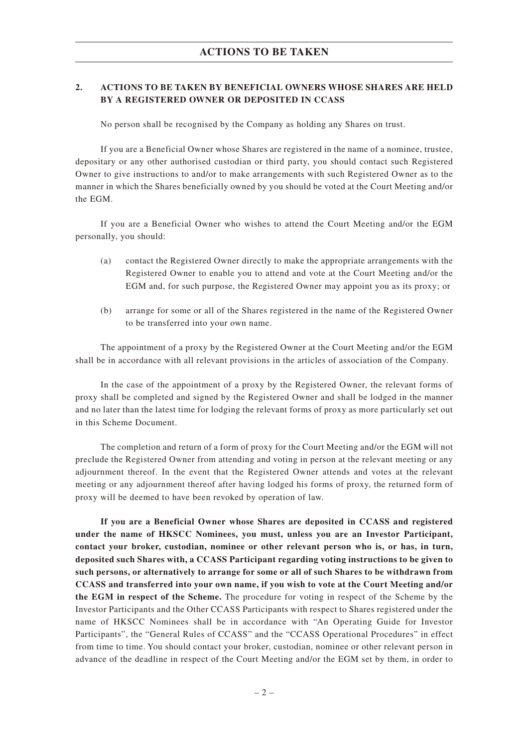# ACTIONS TO BE TAKEN

## 2. ACTIONS TO BE TAKEN BY BENEFICIAL OWNERS WHOSE SHARES ARE HELD BY A REGISTERED OWNER OR DEPOSITED IN CCASS

No person shall be recognised by the Company as holding any Shares on trust.

If you are a Beneficial Owner whose Shares are registered in the name of a nominee, trustee, depositary or any other authorised custodian or third party, you should contact such Registered Owner to give instructions to and/or to make arrangements with such Registered Owner as to the manner in which the Shares beneficially owned by you should be voted at the Court Meeting and/or the EGM.

If you are a Beneficial Owner who wishes to attend the Court Meeting and/or the EGM personally, you should:

(a) contact the Registered Owner directly to make the appropriate arrangements with the Registered Owner to enable you to attend and vote at the Court Meeting and/or the EGM and, for such purpose, the Registered Owner may appoint you as its proxy; or

(b) arrange for some or all of the Shares registered in the name of the Registered Owner to be transferred into your own name.

The appointment of a proxy by the Registered Owner at the Court Meeting and/or the EGM shall be in accordance with all relevant provisions in the articles of association of the Company.

In the case of the appointment of a proxy by the Registered Owner, the relevant forms of proxy shall be completed and signed by the Registered Owner and shall be lodged in the manner and no later than the latest time for lodging the relevant forms of proxy as more particularly set out in this Scheme Document.

The completion and return of a form of proxy for the Court Meeting and/or the EGM will not preclude the Registered Owner from attending and voting in person at the relevant meeting or any adjournment thereof. In the event that the Registered Owner attends and votes at the relevant meeting or any adjournment thereof after having lodged his forms of proxy, the returned form of proxy will be deemed to have been revoked by operation of law.

**If you are a Beneficial Owner whose Shares are deposited in CCASS and registered under the name of HKSCC Nominees, you must, unless you are an Investor Participant, contact your broker, custodian, nominee or other relevant person who is, or has, in turn, deposited such Shares with, a CCASS Participant regarding voting instructions to be given to such persons, or alternatively to arrange for some or all of such Shares to be withdrawn from CCASS and transferred into your own name, if you wish to vote at the Court Meeting and/or the EGM in respect of the Scheme.** The procedure for voting in respect of the Scheme by the Investor Participants and the Other CCASS Participants with respect to Shares registered under the name of HKSCC Nominees shall be in accordance with "An Operating Guide for Investor Participants", the "General Rules of CCASS" and the "CCASS Operational Procedures" in effect from time to time. You should contact your broker, custodian, nominee or other relevant person in advance of the deadline in respect of the Court Meeting and/or the EGM set by them, in order to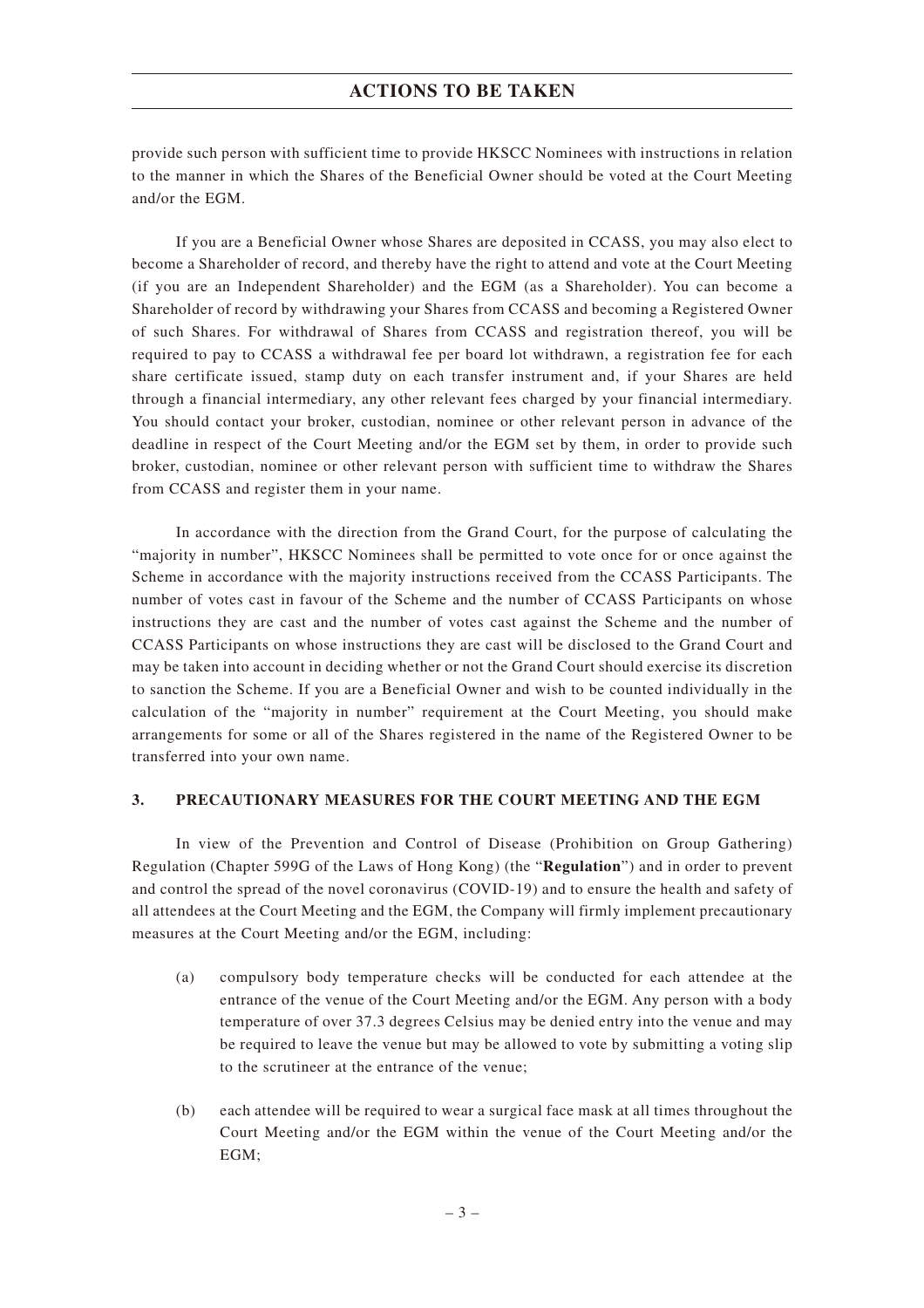provide such person with sufficient time to provide HKSCC Nominees with instructions in relation to the manner in which the Shares of the Beneficial Owner should be voted at the Court Meeting and/or the EGM.

If you are a Beneficial Owner whose Shares are deposited in CCASS, you may also elect to become a Shareholder of record, and thereby have the right to attend and vote at the Court Meeting (if you are an Independent Shareholder) and the EGM (as a Shareholder). You can become a Shareholder of record by withdrawing your Shares from CCASS and becoming a Registered Owner of such Shares. For withdrawal of Shares from CCASS and registration thereof, you will be required to pay to CCASS a withdrawal fee per board lot withdrawn, a registration fee for each share certificate issued, stamp duty on each transfer instrument and, if your Shares are held through a financial intermediary, any other relevant fees charged by your financial intermediary. You should contact your broker, custodian, nominee or other relevant person in advance of the deadline in respect of the Court Meeting and/or the EGM set by them, in order to provide such broker, custodian, nominee or other relevant person with sufficient time to withdraw the Shares from CCASS and register them in your name.

In accordance with the direction from the Grand Court, for the purpose of calculating the "majority in number", HKSCC Nominees shall be permitted to vote once for or once against the Scheme in accordance with the majority instructions received from the CCASS Participants. The number of votes cast in favour of the Scheme and the number of CCASS Participants on whose instructions they are cast and the number of votes cast against the Scheme and the number of CCASS Participants on whose instructions they are cast will be disclosed to the Grand Court and may be taken into account in deciding whether or not the Grand Court should exercise its discretion to sanction the Scheme. If you are a Beneficial Owner and wish to be counted individually in the calculation of the "majority in number" requirement at the Court Meeting, you should make arrangements for some or all of the Shares registered in the name of the Registered Owner to be transferred into your own name.

## 3. PRECAUTIONARY MEASURES FOR THE COURT MEETING AND THE EGM

In view of the Prevention and Control of Disease (Prohibition on Group Gathering) Regulation (Chapter 599G of the Laws of Hong Kong) (the "**Regulation**") and in order to prevent and control the spread of the novel coronavirus (COVID-19) and to ensure the health and safety of all attendees at the Court Meeting and the EGM, the Company will firmly implement precautionary measures at the Court Meeting and/or the EGM, including:

(a) compulsory body temperature checks will be conducted for each attendee at the entrance of the venue of the Court Meeting and/or the EGM. Any person with a body temperature of over 37.3 degrees Celsius may be denied entry into the venue and may be required to leave the venue but may be allowed to vote by submitting a voting slip to the scrutineer at the entrance of the venue;

(b) each attendee will be required to wear a surgical face mask at all times throughout the Court Meeting and/or the EGM within the venue of the Court Meeting and/or the EGM;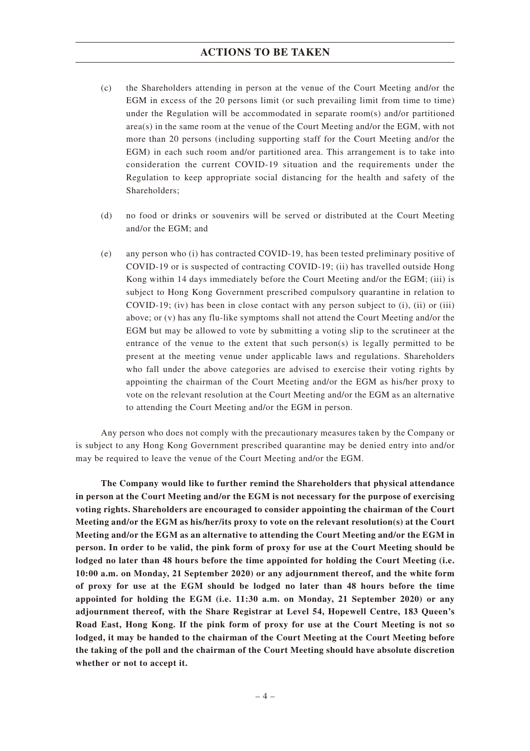# ACTIONS TO BE TAKEN

(c) the Shareholders attending in person at the venue of the Court Meeting and/or the EGM in excess of the 20 persons limit (or such prevailing limit from time to time) under the Regulation will be accommodated in separate room(s) and/or partitioned area(s) in the same room at the venue of the Court Meeting and/or the EGM, with not more than 20 persons (including supporting staff for the Court Meeting and/or the EGM) in each such room and/or partitioned area. This arrangement is to take into consideration the current COVID-19 situation and the requirements under the Regulation to keep appropriate social distancing for the health and safety of the Shareholders;

(d) no food or drinks or souvenirs will be served or distributed at the Court Meeting and/or the EGM; and

(e) any person who (i) has contracted COVID-19, has been tested preliminary positive of COVID-19 or is suspected of contracting COVID-19; (ii) has travelled outside Hong Kong within 14 days immediately before the Court Meeting and/or the EGM; (iii) is subject to Hong Kong Government prescribed compulsory quarantine in relation to COVID-19; (iv) has been in close contact with any person subject to (i), (ii) or (iii) above; or (v) has any flu-like symptoms shall not attend the Court Meeting and/or the EGM but may be allowed to vote by submitting a voting slip to the scrutineer at the entrance of the venue to the extent that such person(s) is legally permitted to be present at the meeting venue under applicable laws and regulations. Shareholders who fall under the above categories are advised to exercise their voting rights by appointing the chairman of the Court Meeting and/or the EGM as his/her proxy to vote on the relevant resolution at the Court Meeting and/or the EGM as an alternative to attending the Court Meeting and/or the EGM in person.

Any person who does not comply with the precautionary measures taken by the Company or is subject to any Hong Kong Government prescribed quarantine may be denied entry into and/or may be required to leave the venue of the Court Meeting and/or the EGM.

**The Company would like to further remind the Shareholders that physical attendance in person at the Court Meeting and/or the EGM is not necessary for the purpose of exercising voting rights. Shareholders are encouraged to consider appointing the chairman of the Court Meeting and/or the EGM as his/her/its proxy to vote on the relevant resolution(s) at the Court Meeting and/or the EGM as an alternative to attending the Court Meeting and/or the EGM in person. In order to be valid, the pink form of proxy for use at the Court Meeting should be lodged no later than 48 hours before the time appointed for holding the Court Meeting (i.e. 10:00 a.m. on Monday, 21 September 2020) or any adjournment thereof, and the white form of proxy for use at the EGM should be lodged no later than 48 hours before the time appointed for holding the EGM (i.e. 11:30 a.m. on Monday, 21 September 2020) or any adjournment thereof, with the Share Registrar at Level 54, Hopewell Centre, 183 Queen's Road East, Hong Kong. If the pink form of proxy for use at the Court Meeting is not so lodged, it may be handed to the chairman of the Court Meeting at the Court Meeting before the taking of the poll and the chairman of the Court Meeting should have absolute discretion whether or not to accept it.**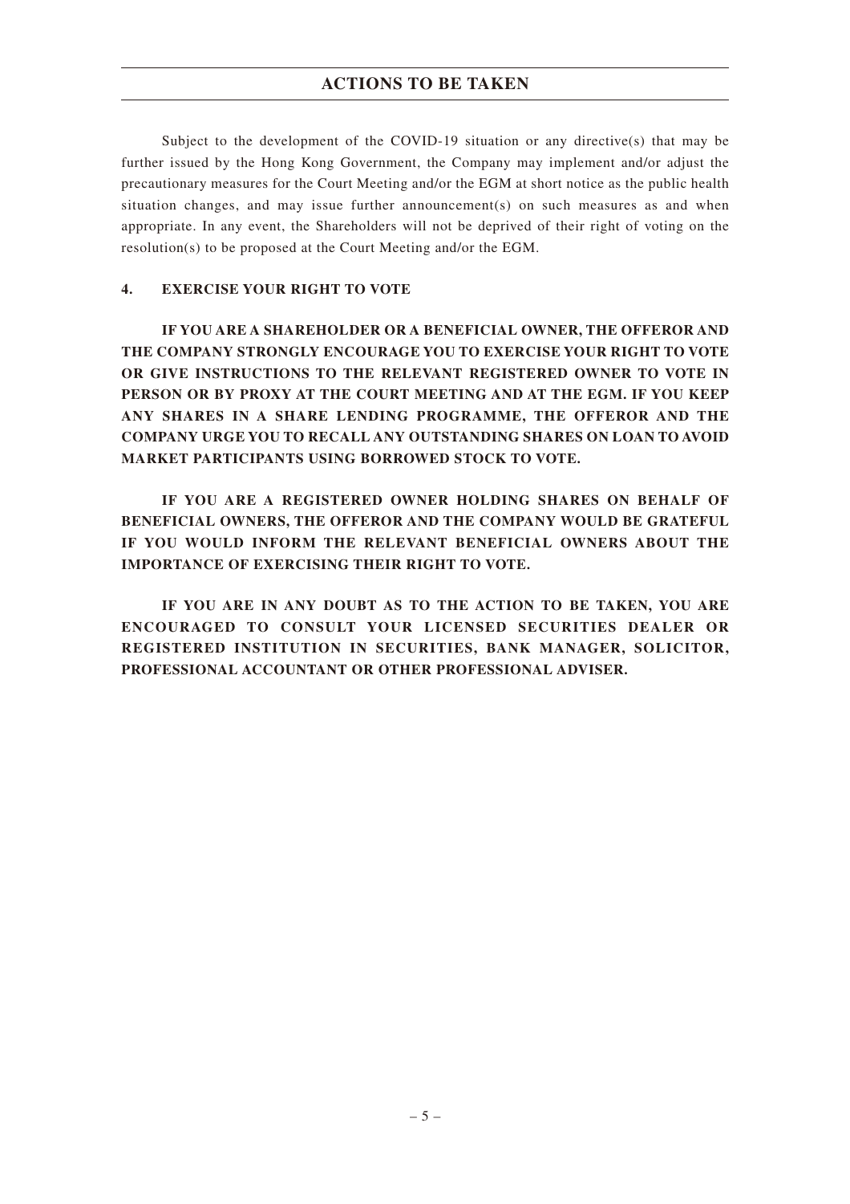Subject to the development of the COVID-19 situation or any directive(s) that may be further issued by the Hong Kong Government, the Company may implement and/or adjust the precautionary measures for the Court Meeting and/or the EGM at short notice as the public health situation changes, and may issue further announcement(s) on such measures as and when appropriate. In any event, the Shareholders will not be deprived of their right of voting on the resolution(s) to be proposed at the Court Meeting and/or the EGM.

### 4. EXERCISE YOUR RIGHT TO VOTE

**IF YOU ARE A SHAREHOLDER OR A BENEFICIAL OWNER, THE OFFEROR AND THE COMPANY STRONGLY ENCOURAGE YOU TO EXERCISE YOUR RIGHT TO VOTE OR GIVE INSTRUCTIONS TO THE RELEVANT REGISTERED OWNER TO VOTE IN PERSON OR BY PROXY AT THE COURT MEETING AND AT THE EGM. IF YOU KEEP ANY SHARES IN A SHARE LENDING PROGRAMME, THE OFFEROR AND THE COMPANY URGE YOU TO RECALL ANY OUTSTANDING SHARES ON LOAN TO AVOID MARKET PARTICIPANTS USING BORROWED STOCK TO VOTE.**

**IF YOU ARE A REGISTERED OWNER HOLDING SHARES ON BEHALF OF BENEFICIAL OWNERS, THE OFFEROR AND THE COMPANY WOULD BE GRATEFUL IF YOU WOULD INFORM THE RELEVANT BENEFICIAL OWNERS ABOUT THE IMPORTANCE OF EXERCISING THEIR RIGHT TO VOTE.**

**IF YOU ARE IN ANY DOUBT AS TO THE ACTION TO BE TAKEN, YOU ARE ENCOURAGED TO CONSULT YOUR LICENSED SECURITIES DEALER OR REGISTERED INSTITUTION IN SECURITIES, BANK MANAGER, SOLICITOR, PROFESSIONAL ACCOUNTANT OR OTHER PROFESSIONAL ADVISER.**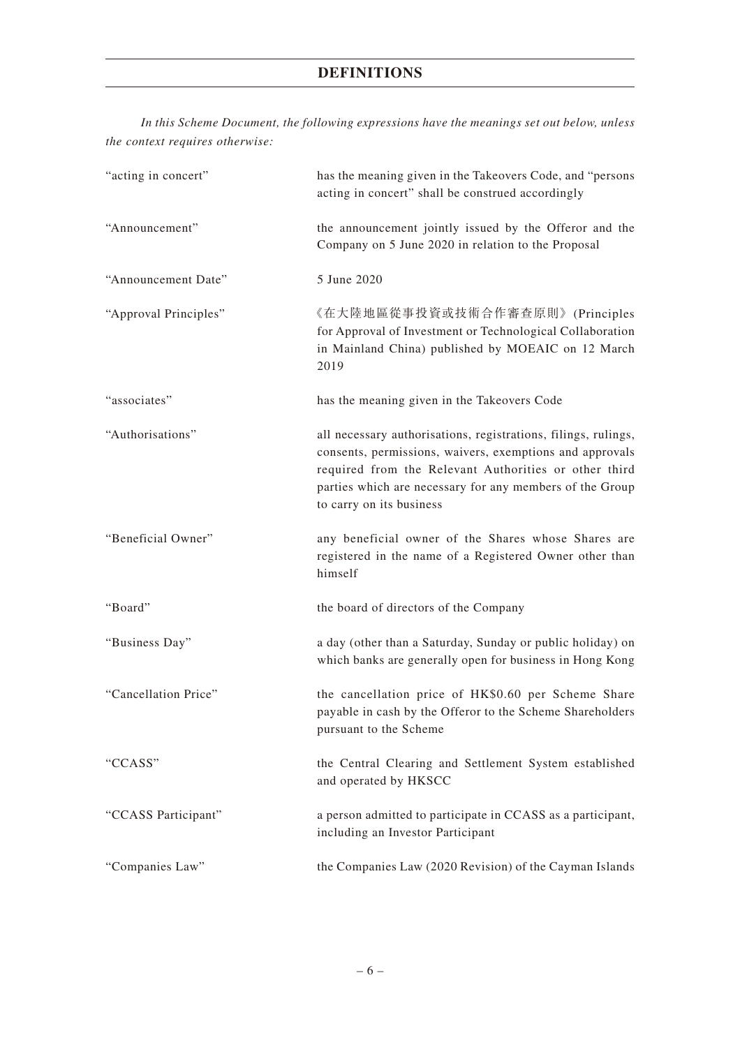# DEFINITIONS

*In this Scheme Document, the following expressions have the meanings set out below, unless the context requires otherwise:*

| | |
|---|---|
| "acting in concert" | has the meaning given in the Takeovers Code, and "persons acting in concert" shall be construed accordingly |
| "Announcement" | the announcement jointly issued by the Offeror and the Company on 5 June 2020 in relation to the Proposal |
| "Announcement Date" | 5 June 2020 |
| "Approval Principles" | 《在大陸地區從事投資或技術合作審查原則》(Principles for Approval of Investment or Technological Collaboration in Mainland China) published by MOEAIC on 12 March 2019 |
| "associates" | has the meaning given in the Takeovers Code |
| "Authorisations" | all necessary authorisations, registrations, filings, rulings, consents, permissions, waivers, exemptions and approvals required from the Relevant Authorities or other third parties which are necessary for any members of the Group to carry on its business |
| "Beneficial Owner" | any beneficial owner of the Shares whose Shares are registered in the name of a Registered Owner other than himself |
| "Board" | the board of directors of the Company |
| "Business Day" | a day (other than a Saturday, Sunday or public holiday) on which banks are generally open for business in Hong Kong |
| "Cancellation Price" | the cancellation price of HK$0.60 per Scheme Share payable in cash by the Offeror to the Scheme Shareholders pursuant to the Scheme |
| "CCASS" | the Central Clearing and Settlement System established and operated by HKSCC |
| "CCASS Participant" | a person admitted to participate in CCASS as a participant, including an Investor Participant |
| "Companies Law" | the Companies Law (2020 Revision) of the Cayman Islands |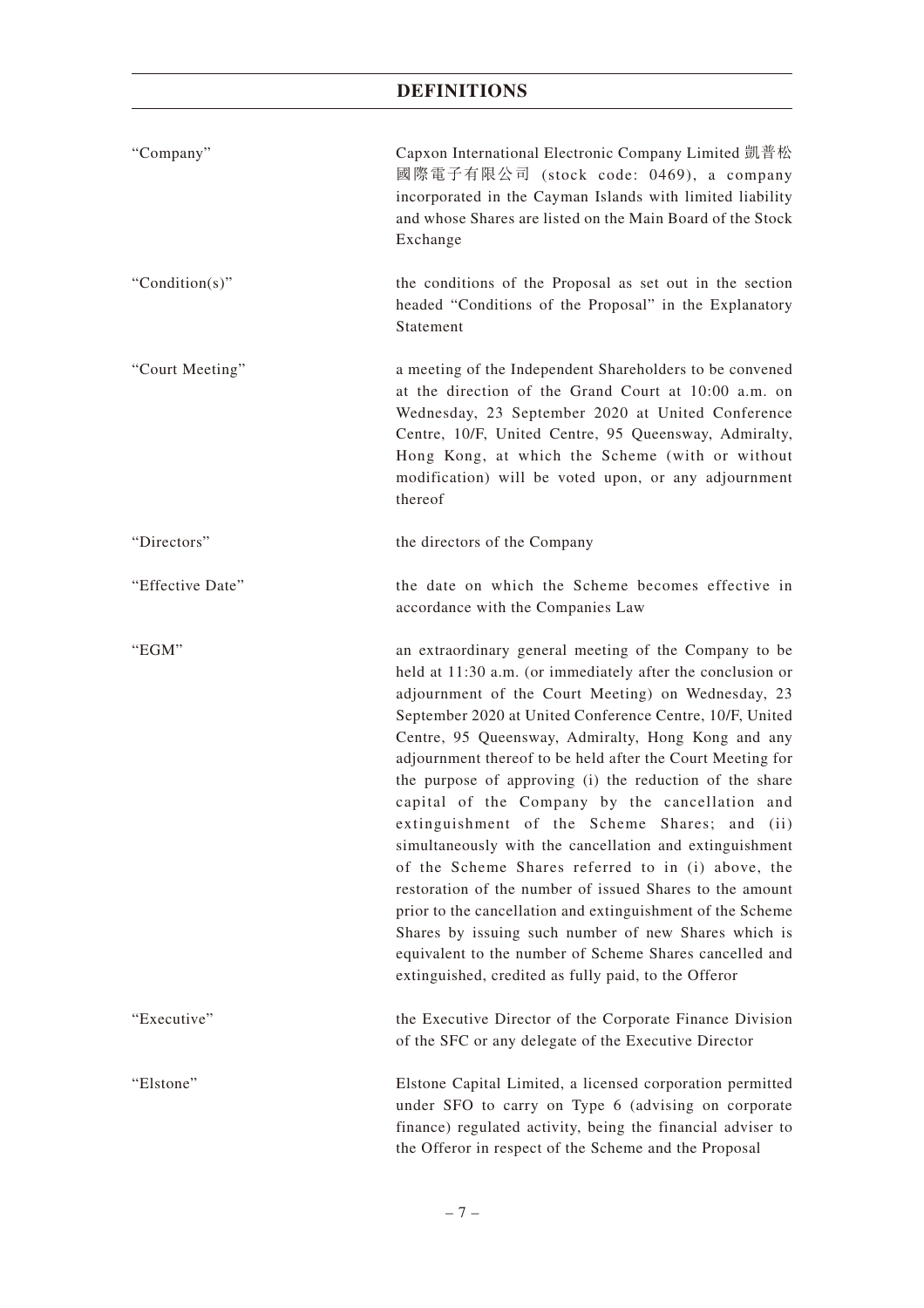# DEFINITIONS

| | |
|---|---|
| "Company" | Capxon International Electronic Company Limited 凱普松國際電子有限公司 (stock code: 0469), a company incorporated in the Cayman Islands with limited liability and whose Shares are listed on the Main Board of the Stock Exchange |
| "Condition(s)" | the conditions of the Proposal as set out in the section headed "Conditions of the Proposal" in the Explanatory Statement |
| "Court Meeting" | a meeting of the Independent Shareholders to be convened at the direction of the Grand Court at 10:00 a.m. on Wednesday, 23 September 2020 at United Conference Centre, 10/F, United Centre, 95 Queensway, Admiralty, Hong Kong, at which the Scheme (with or without modification) will be voted upon, or any adjournment thereof |
| "Directors" | the directors of the Company |
| "Effective Date" | the date on which the Scheme becomes effective in accordance with the Companies Law |
| "EGM" | an extraordinary general meeting of the Company to be held at 11:30 a.m. (or immediately after the conclusion or adjournment of the Court Meeting) on Wednesday, 23 September 2020 at United Conference Centre, 10/F, United Centre, 95 Queensway, Admiralty, Hong Kong and any adjournment thereof to be held after the Court Meeting for the purpose of approving (i) the reduction of the share capital of the Company by the cancellation and extinguishment of the Scheme Shares; and (ii) simultaneously with the cancellation and extinguishment of the Scheme Shares referred to in (i) above, the restoration of the number of issued Shares to the amount prior to the cancellation and extinguishment of the Scheme Shares by issuing such number of new Shares which is equivalent to the number of Scheme Shares cancelled and extinguished, credited as fully paid, to the Offeror |
| "Executive" | the Executive Director of the Corporate Finance Division of the SFC or any delegate of the Executive Director |
| "Elstone" | Elstone Capital Limited, a licensed corporation permitted under SFO to carry on Type 6 (advising on corporate finance) regulated activity, being the financial adviser to the Offeror in respect of the Scheme and the Proposal |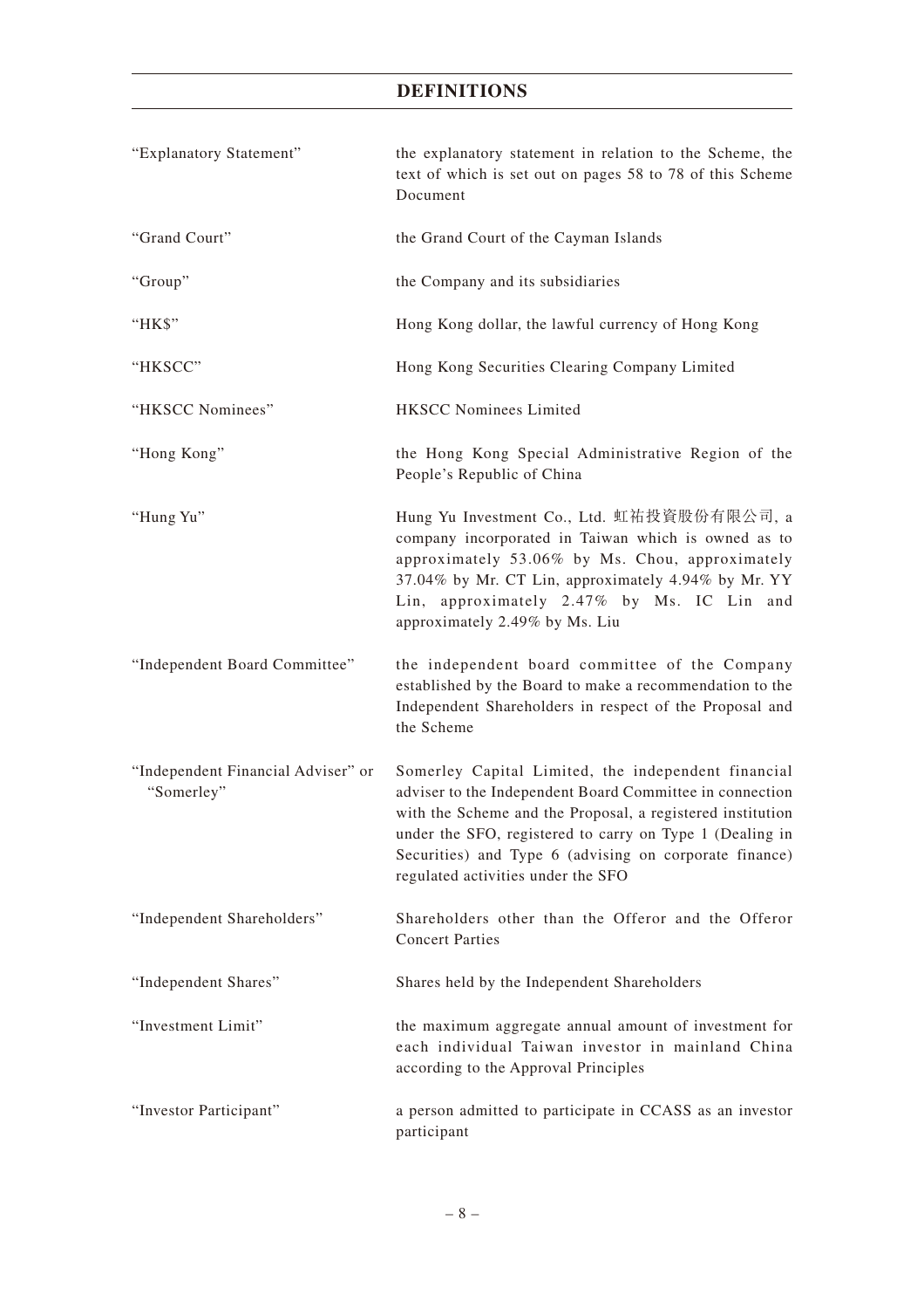## DEFINITIONS

| | |
|---|---|
| "Explanatory Statement" | the explanatory statement in relation to the Scheme, the text of which is set out on pages 58 to 78 of this Scheme Document |
| "Grand Court" | the Grand Court of the Cayman Islands |
| "Group" | the Company and its subsidiaries |
| "HK$" | Hong Kong dollar, the lawful currency of Hong Kong |
| "HKSCC" | Hong Kong Securities Clearing Company Limited |
| "HKSCC Nominees" | HKSCC Nominees Limited |
| "Hong Kong" | the Hong Kong Special Administrative Region of the People's Republic of China |
| "Hung Yu" | Hung Yu Investment Co., Ltd. 虹祐投資股份有限公司, a company incorporated in Taiwan which is owned as to approximately 53.06% by Ms. Chou, approximately 37.04% by Mr. CT Lin, approximately 4.94% by Mr. YY Lin, approximately 2.47% by Ms. IC Lin and approximately 2.49% by Ms. Liu |
| "Independent Board Committee" | the independent board committee of the Company established by the Board to make a recommendation to the Independent Shareholders in respect of the Proposal and the Scheme |
| "Independent Financial Adviser" or "Somerley" | Somerley Capital Limited, the independent financial adviser to the Independent Board Committee in connection with the Scheme and the Proposal, a registered institution under the SFO, registered to carry on Type 1 (Dealing in Securities) and Type 6 (advising on corporate finance) regulated activities under the SFO |
| "Independent Shareholders" | Shareholders other than the Offeror and the Offeror Concert Parties |
| "Independent Shares" | Shares held by the Independent Shareholders |
| "Investment Limit" | the maximum aggregate annual amount of investment for each individual Taiwan investor in mainland China according to the Approval Principles |
| "Investor Participant" | a person admitted to participate in CCASS as an investor participant |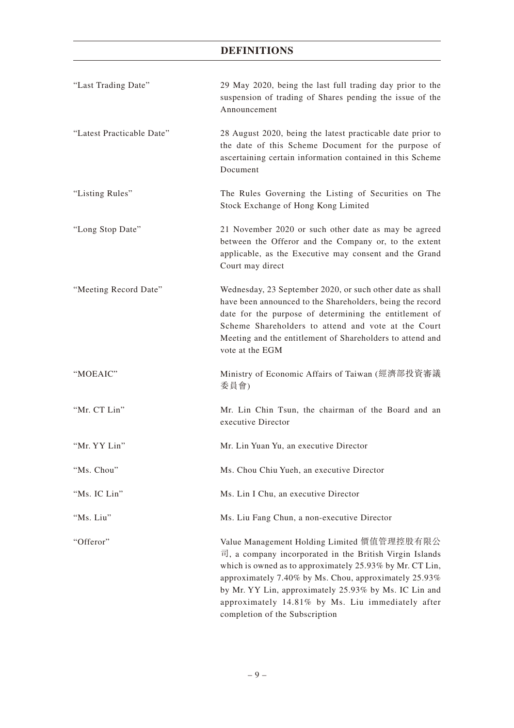## DEFINITIONS

| | |
|---|---|
| "Last Trading Date" | 29 May 2020, being the last full trading day prior to the suspension of trading of Shares pending the issue of the Announcement |
| "Latest Practicable Date" | 28 August 2020, being the latest practicable date prior to the date of this Scheme Document for the purpose of ascertaining certain information contained in this Scheme Document |
| "Listing Rules" | The Rules Governing the Listing of Securities on The Stock Exchange of Hong Kong Limited |
| "Long Stop Date" | 21 November 2020 or such other date as may be agreed between the Offeror and the Company or, to the extent applicable, as the Executive may consent and the Grand Court may direct |
| "Meeting Record Date" | Wednesday, 23 September 2020, or such other date as shall have been announced to the Shareholders, being the record date for the purpose of determining the entitlement of Scheme Shareholders to attend and vote at the Court Meeting and the entitlement of Shareholders to attend and vote at the EGM |
| "MOEAIC" | Ministry of Economic Affairs of Taiwan (經濟部投資審議委員會) |
| "Mr. CT Lin" | Mr. Lin Chin Tsun, the chairman of the Board and an executive Director |
| "Mr. YY Lin" | Mr. Lin Yuan Yu, an executive Director |
| "Ms. Chou" | Ms. Chou Chiu Yueh, an executive Director |
| "Ms. IC Lin" | Ms. Lin I Chu, an executive Director |
| "Ms. Liu" | Ms. Liu Fang Chun, a non-executive Director |
| "Offeror" | Value Management Holding Limited 價值管理控股有限公司, a company incorporated in the British Virgin Islands which is owned as to approximately 25.93% by Mr. CT Lin, approximately 7.40% by Ms. Chou, approximately 25.93% by Mr. YY Lin, approximately 25.93% by Ms. IC Lin and approximately 14.81% by Ms. Liu immediately after completion of the Subscription |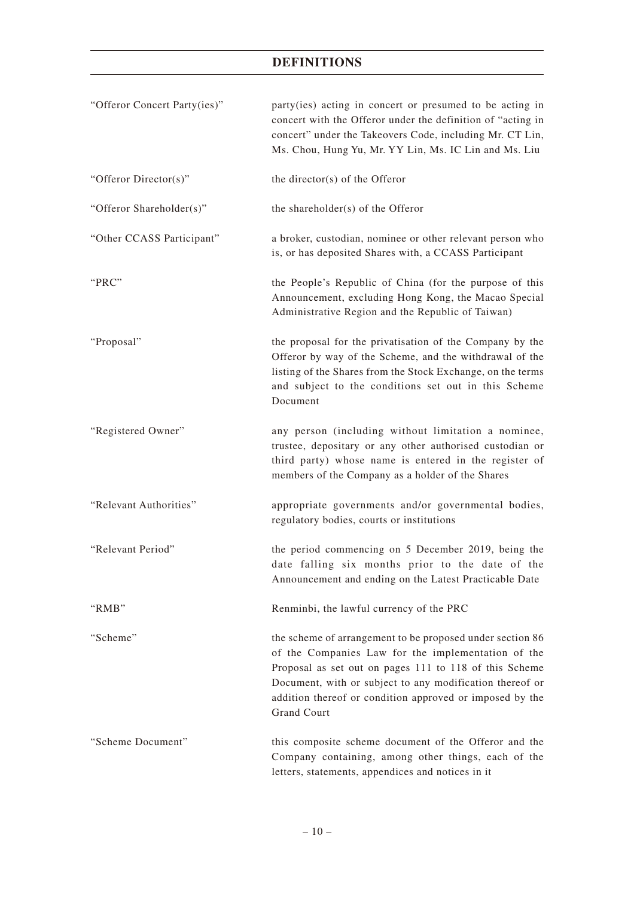# DEFINITIONS

| | |
|---|---|
| "Offeror Concert Party(ies)" | party(ies) acting in concert or presumed to be acting in concert with the Offeror under the definition of "acting in concert" under the Takeovers Code, including Mr. CT Lin, Ms. Chou, Hung Yu, Mr. YY Lin, Ms. IC Lin and Ms. Liu |
| "Offeror Director(s)" | the director(s) of the Offeror |
| "Offeror Shareholder(s)" | the shareholder(s) of the Offeror |
| "Other CCASS Participant" | a broker, custodian, nominee or other relevant person who is, or has deposited Shares with, a CCASS Participant |
| "PRC" | the People's Republic of China (for the purpose of this Announcement, excluding Hong Kong, the Macao Special Administrative Region and the Republic of Taiwan) |
| "Proposal" | the proposal for the privatisation of the Company by the Offeror by way of the Scheme, and the withdrawal of the listing of the Shares from the Stock Exchange, on the terms and subject to the conditions set out in this Scheme Document |
| "Registered Owner" | any person (including without limitation a nominee, trustee, depositary or any other authorised custodian or third party) whose name is entered in the register of members of the Company as a holder of the Shares |
| "Relevant Authorities" | appropriate governments and/or governmental bodies, regulatory bodies, courts or institutions |
| "Relevant Period" | the period commencing on 5 December 2019, being the date falling six months prior to the date of the Announcement and ending on the Latest Practicable Date |
| "RMB" | Renminbi, the lawful currency of the PRC |
| "Scheme" | the scheme of arrangement to be proposed under section 86 of the Companies Law for the implementation of the Proposal as set out on pages 111 to 118 of this Scheme Document, with or subject to any modification thereof or addition thereof or condition approved or imposed by the Grand Court |
| "Scheme Document" | this composite scheme document of the Offeror and the Company containing, among other things, each of the letters, statements, appendices and notices in it |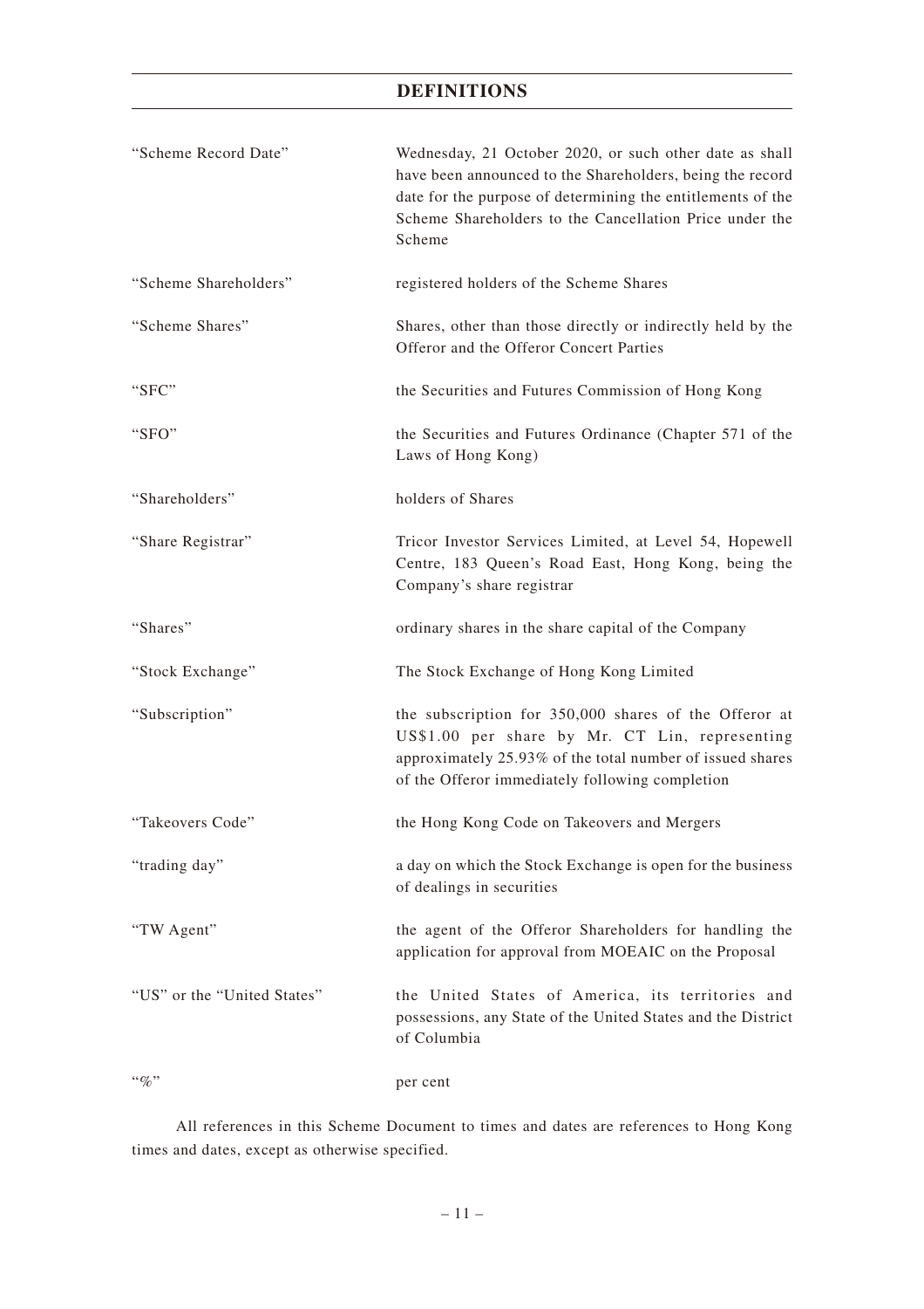## DEFINITIONS

| | |
|---|---|
| "Scheme Record Date" | Wednesday, 21 October 2020, or such other date as shall have been announced to the Shareholders, being the record date for the purpose of determining the entitlements of the Scheme Shareholders to the Cancellation Price under the Scheme |
| "Scheme Shareholders" | registered holders of the Scheme Shares |
| "Scheme Shares" | Shares, other than those directly or indirectly held by the Offeror and the Offeror Concert Parties |
| "SFC" | the Securities and Futures Commission of Hong Kong |
| "SFO" | the Securities and Futures Ordinance (Chapter 571 of the Laws of Hong Kong) |
| "Shareholders" | holders of Shares |
| "Share Registrar" | Tricor Investor Services Limited, at Level 54, Hopewell Centre, 183 Queen's Road East, Hong Kong, being the Company's share registrar |
| "Shares" | ordinary shares in the share capital of the Company |
| "Stock Exchange" | The Stock Exchange of Hong Kong Limited |
| "Subscription" | the subscription for 350,000 shares of the Offeror at US$1.00 per share by Mr. CT Lin, representing approximately 25.93% of the total number of issued shares of the Offeror immediately following completion |
| "Takeovers Code" | the Hong Kong Code on Takeovers and Mergers |
| "trading day" | a day on which the Stock Exchange is open for the business of dealings in securities |
| "TW Agent" | the agent of the Offeror Shareholders for handling the application for approval from MOEAIC on the Proposal |
| "US" or the "United States" | the United States of America, its territories and possessions, any State of the United States and the District of Columbia |
| "%" | per cent |

All references in this Scheme Document to times and dates are references to Hong Kong times and dates, except as otherwise specified.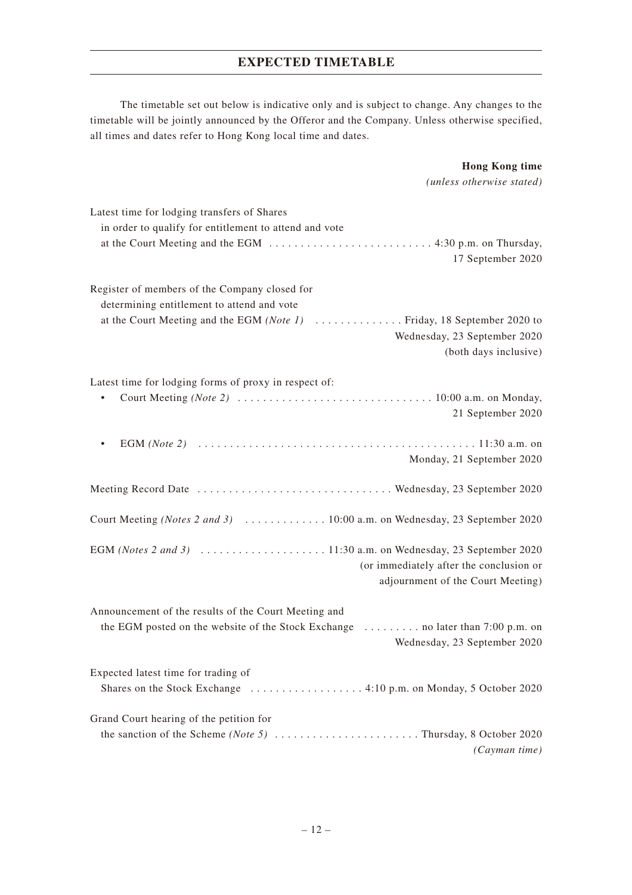## EXPECTED TIMETABLE

The timetable set out below is indicative only and is subject to change. Any changes to the timetable will be jointly announced by the Offeror and the Company. Unless otherwise specified, all times and dates refer to Hong Kong local time and dates.

| | **Hong Kong time** *(unless otherwise stated)* |
|---|---|
| Latest time for lodging transfers of Shares in order to qualify for entitlement to attend and vote at the Court Meeting and the EGM | 4:30 p.m. on Thursday, 17 September 2020 |
| Register of members of the Company closed for determining entitlement to attend and vote at the Court Meeting and the EGM *(Note 1)* | Friday, 18 September 2020 to Wednesday, 23 September 2020 (both days inclusive) |
| Latest time for lodging forms of proxy in respect of: | |
| • Court Meeting *(Note 2)* | 10:00 a.m. on Monday, 21 September 2020 |
| • EGM *(Note 2)* | 11:30 a.m. on Monday, 21 September 2020 |
| Meeting Record Date | Wednesday, 23 September 2020 |
| Court Meeting *(Notes 2 and 3)* | 10:00 a.m. on Wednesday, 23 September 2020 |
| EGM *(Notes 2 and 3)* | 11:30 a.m. on Wednesday, 23 September 2020 (or immediately after the conclusion or adjournment of the Court Meeting) |
| Announcement of the results of the Court Meeting and the EGM posted on the website of the Stock Exchange | no later than 7:00 p.m. on Wednesday, 23 September 2020 |
| Expected latest time for trading of Shares on the Stock Exchange | 4:10 p.m. on Monday, 5 October 2020 |
| Grand Court hearing of the petition for the sanction of the Scheme *(Note 5)* | Thursday, 8 October 2020 *(Cayman time)* |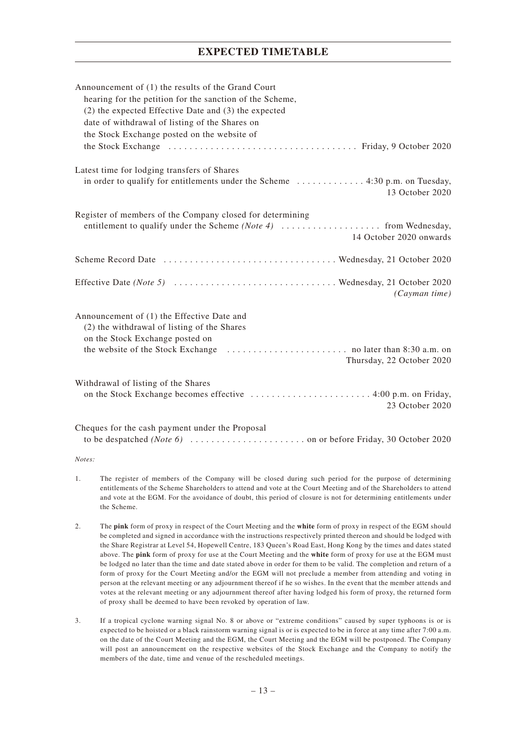# EXPECTED TIMETABLE

| | |
|---|---|
| Announcement of (1) the results of the Grand Court hearing for the petition for the sanction of the Scheme, (2) the expected Effective Date and (3) the expected date of withdrawal of listing of the Shares on the Stock Exchange posted on the website of the Stock Exchange | Friday, 9 October 2020 |
| Latest time for lodging transfers of Shares in order to qualify for entitlements under the Scheme | 4:30 p.m. on Tuesday, 13 October 2020 |
| Register of members of the Company closed for determining entitlement to qualify under the Scheme *(Note 4)* | from Wednesday, 14 October 2020 onwards |
| Scheme Record Date | Wednesday, 21 October 2020 |
| Effective Date *(Note 5)* | Wednesday, 21 October 2020 *(Cayman time)* |
| Announcement of (1) the Effective Date and (2) the withdrawal of listing of the Shares on the Stock Exchange posted on the website of the Stock Exchange | no later than 8:30 a.m. on Thursday, 22 October 2020 |
| Withdrawal of listing of the Shares on the Stock Exchange becomes effective | 4:00 p.m. on Friday, 23 October 2020 |
| Cheques for the cash payment under the Proposal to be despatched *(Note 6)* | on or before Friday, 30 October 2020 |

*Notes:*

1. The register of members of the Company will be closed during such period for the purpose of determining entitlements of the Scheme Shareholders to attend and vote at the Court Meeting and of the Shareholders to attend and vote at the EGM. For the avoidance of doubt, this period of closure is not for determining entitlements under the Scheme.

2. The **pink** form of proxy in respect of the Court Meeting and the **white** form of proxy in respect of the EGM should be completed and signed in accordance with the instructions respectively printed thereon and should be lodged with the Share Registrar at Level 54, Hopewell Centre, 183 Queen's Road East, Hong Kong by the times and dates stated above. The **pink** form of proxy for use at the Court Meeting and the **white** form of proxy for use at the EGM must be lodged no later than the time and date stated above in order for them to be valid. The completion and return of a form of proxy for the Court Meeting and/or the EGM will not preclude a member from attending and voting in person at the relevant meeting or any adjournment thereof if he so wishes. In the event that the member attends and votes at the relevant meeting or any adjournment thereof after having lodged his form of proxy, the returned form of proxy shall be deemed to have been revoked by operation of law.

3. If a tropical cyclone warning signal No. 8 or above or "extreme conditions" caused by super typhoons is or is expected to be hoisted or a black rainstorm warning signal is or is expected to be in force at any time after 7:00 a.m. on the date of the Court Meeting and the EGM, the Court Meeting and the EGM will be postponed. The Company will post an announcement on the respective websites of the Stock Exchange and the Company to notify the members of the date, time and venue of the rescheduled meetings.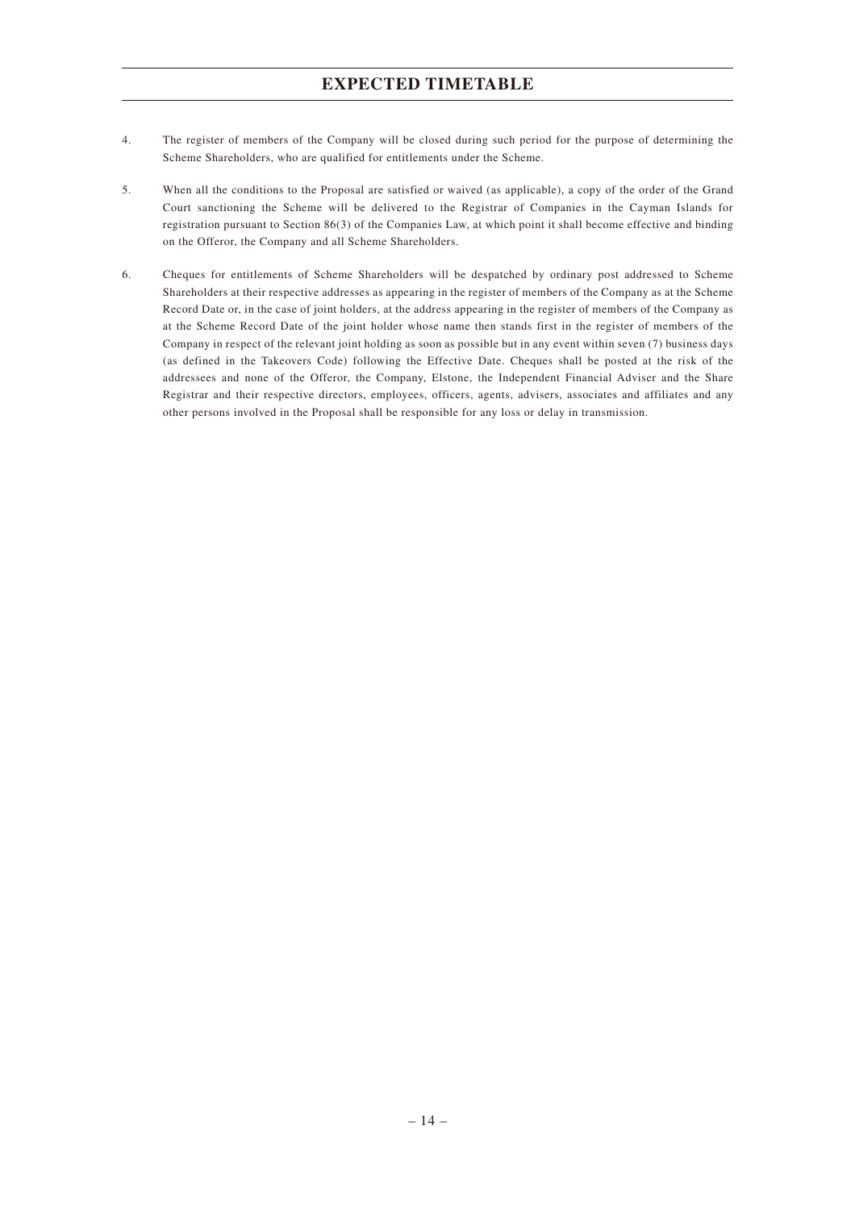4. The register of members of the Company will be closed during such period for the purpose of determining the Scheme Shareholders, who are qualified for entitlements under the Scheme.

5. When all the conditions to the Proposal are satisfied or waived (as applicable), a copy of the order of the Grand Court sanctioning the Scheme will be delivered to the Registrar of Companies in the Cayman Islands for registration pursuant to Section 86(3) of the Companies Law, at which point it shall become effective and binding on the Offeror, the Company and all Scheme Shareholders.

6. Cheques for entitlements of Scheme Shareholders will be despatched by ordinary post addressed to Scheme Shareholders at their respective addresses as appearing in the register of members of the Company as at the Scheme Record Date or, in the case of joint holders, at the address appearing in the register of members of the Company as at the Scheme Record Date of the joint holder whose name then stands first in the register of members of the Company in respect of the relevant joint holding as soon as possible but in any event within seven (7) business days (as defined in the Takeovers Code) following the Effective Date. Cheques shall be posted at the risk of the addressees and none of the Offeror, the Company, Elstone, the Independent Financial Adviser and the Share Registrar and their respective directors, employees, officers, agents, advisers, associates and affiliates and any other persons involved in the Proposal shall be responsible for any loss or delay in transmission.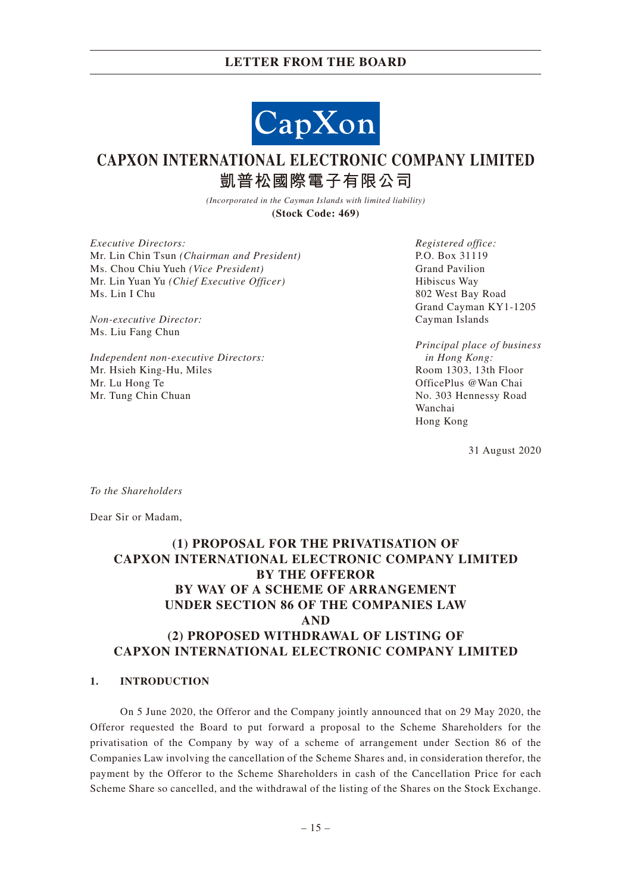**LETTER FROM THE BOARD**

CapXon

# CAPXON INTERNATIONAL ELECTRONIC COMPANY LIMITED
# 凱普松國際電子有限公司

*(Incorporated in the Cayman Islands with limited liability)*
**(Stock Code: 469)**

*Executive Directors:*
Mr. Lin Chin Tsun *(Chairman and President)*
Ms. Chou Chiu Yueh *(Vice President)*
Mr. Lin Yuan Yu *(Chief Executive Officer)*
Ms. Lin I Chu

*Non-executive Director:*
Ms. Liu Fang Chun

*Independent non-executive Directors:*
Mr. Hsieh King-Hu, Miles
Mr. Lu Hong Te
Mr. Tung Chin Chuan

*Registered office:*
P.O. Box 31119
Grand Pavilion
Hibiscus Way
802 West Bay Road
Grand Cayman KY1-1205
Cayman Islands

*Principal place of business in Hong Kong:*
Room 1303, 13th Floor
OfficePlus @Wan Chai
No. 303 Hennessy Road
Wanchai
Hong Kong

31 August 2020

*To the Shareholders*

Dear Sir or Madam,

## (1) PROPOSAL FOR THE PRIVATISATION OF CAPXON INTERNATIONAL ELECTRONIC COMPANY LIMITED BY THE OFFEROR BY WAY OF A SCHEME OF ARRANGEMENT UNDER SECTION 86 OF THE COMPANIES LAW AND (2) PROPOSED WITHDRAWAL OF LISTING OF CAPXON INTERNATIONAL ELECTRONIC COMPANY LIMITED

### 1. INTRODUCTION

On 5 June 2020, the Offeror and the Company jointly announced that on 29 May 2020, the Offeror requested the Board to put forward a proposal to the Scheme Shareholders for the privatisation of the Company by way of a scheme of arrangement under Section 86 of the Companies Law involving the cancellation of the Scheme Shares and, in consideration therefor, the payment by the Offeror to the Scheme Shareholders in cash of the Cancellation Price for each Scheme Share so cancelled, and the withdrawal of the listing of the Shares on the Stock Exchange.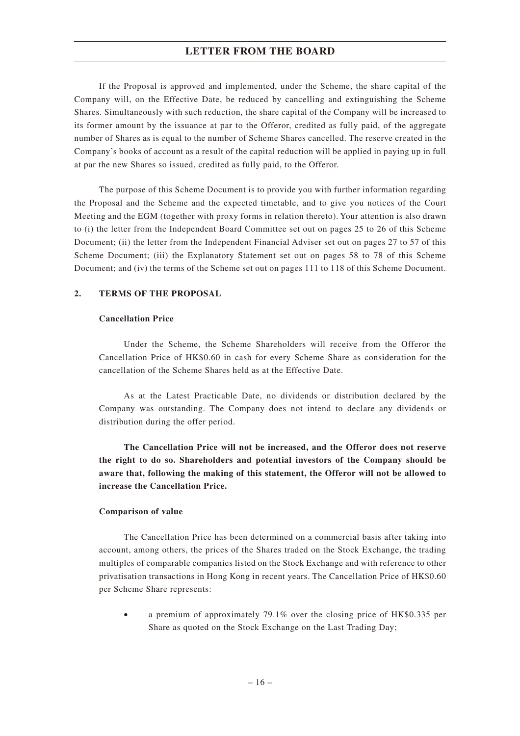If the Proposal is approved and implemented, under the Scheme, the share capital of the Company will, on the Effective Date, be reduced by cancelling and extinguishing the Scheme Shares. Simultaneously with such reduction, the share capital of the Company will be increased to its former amount by the issuance at par to the Offeror, credited as fully paid, of the aggregate number of Shares as is equal to the number of Scheme Shares cancelled. The reserve created in the Company's books of account as a result of the capital reduction will be applied in paying up in full at par the new Shares so issued, credited as fully paid, to the Offeror.

The purpose of this Scheme Document is to provide you with further information regarding the Proposal and the Scheme and the expected timetable, and to give you notices of the Court Meeting and the EGM (together with proxy forms in relation thereto). Your attention is also drawn to (i) the letter from the Independent Board Committee set out on pages 25 to 26 of this Scheme Document; (ii) the letter from the Independent Financial Adviser set out on pages 27 to 57 of this Scheme Document; (iii) the Explanatory Statement set out on pages 58 to 78 of this Scheme Document; and (iv) the terms of the Scheme set out on pages 111 to 118 of this Scheme Document.

## 2. TERMS OF THE PROPOSAL

### Cancellation Price

Under the Scheme, the Scheme Shareholders will receive from the Offeror the Cancellation Price of HK$0.60 in cash for every Scheme Share as consideration for the cancellation of the Scheme Shares held as at the Effective Date.

As at the Latest Practicable Date, no dividends or distribution declared by the Company was outstanding. The Company does not intend to declare any dividends or distribution during the offer period.

**The Cancellation Price will not be increased, and the Offeror does not reserve the right to do so. Shareholders and potential investors of the Company should be aware that, following the making of this statement, the Offeror will not be allowed to increase the Cancellation Price.**

### Comparison of value

The Cancellation Price has been determined on a commercial basis after taking into account, among others, the prices of the Shares traded on the Stock Exchange, the trading multiples of comparable companies listed on the Stock Exchange and with reference to other privatisation transactions in Hong Kong in recent years. The Cancellation Price of HK$0.60 per Scheme Share represents:

- a premium of approximately 79.1% over the closing price of HK$0.335 per Share as quoted on the Stock Exchange on the Last Trading Day;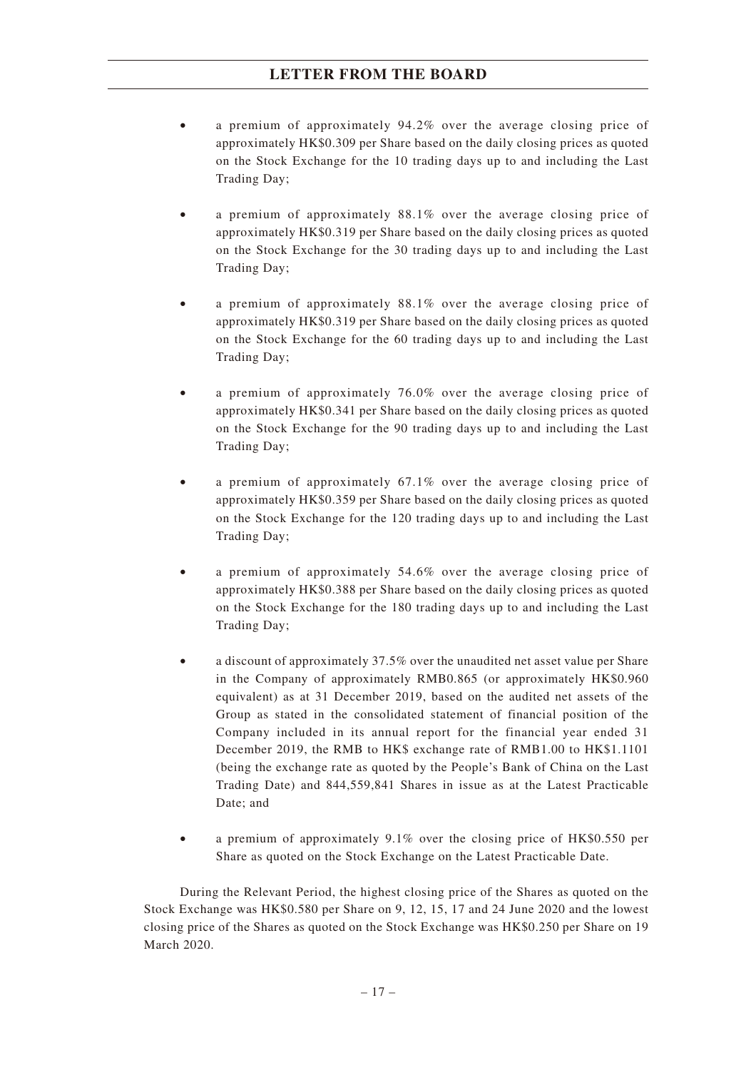- a premium of approximately 94.2% over the average closing price of approximately HK$0.309 per Share based on the daily closing prices as quoted on the Stock Exchange for the 10 trading days up to and including the Last Trading Day;

- a premium of approximately 88.1% over the average closing price of approximately HK$0.319 per Share based on the daily closing prices as quoted on the Stock Exchange for the 30 trading days up to and including the Last Trading Day;

- a premium of approximately 88.1% over the average closing price of approximately HK$0.319 per Share based on the daily closing prices as quoted on the Stock Exchange for the 60 trading days up to and including the Last Trading Day;

- a premium of approximately 76.0% over the average closing price of approximately HK$0.341 per Share based on the daily closing prices as quoted on the Stock Exchange for the 90 trading days up to and including the Last Trading Day;

- a premium of approximately 67.1% over the average closing price of approximately HK$0.359 per Share based on the daily closing prices as quoted on the Stock Exchange for the 120 trading days up to and including the Last Trading Day;

- a premium of approximately 54.6% over the average closing price of approximately HK$0.388 per Share based on the daily closing prices as quoted on the Stock Exchange for the 180 trading days up to and including the Last Trading Day;

- a discount of approximately 37.5% over the unaudited net asset value per Share in the Company of approximately RMB0.865 (or approximately HK$0.960 equivalent) as at 31 December 2019, based on the audited net assets of the Group as stated in the consolidated statement of financial position of the Company included in its annual report for the financial year ended 31 December 2019, the RMB to HK$ exchange rate of RMB1.00 to HK$1.1101 (being the exchange rate as quoted by the People's Bank of China on the Last Trading Date) and 844,559,841 Shares in issue as at the Latest Practicable Date; and

- a premium of approximately 9.1% over the closing price of HK$0.550 per Share as quoted on the Stock Exchange on the Latest Practicable Date.

During the Relevant Period, the highest closing price of the Shares as quoted on the Stock Exchange was HK$0.580 per Share on 9, 12, 15, 17 and 24 June 2020 and the lowest closing price of the Shares as quoted on the Stock Exchange was HK$0.250 per Share on 19 March 2020.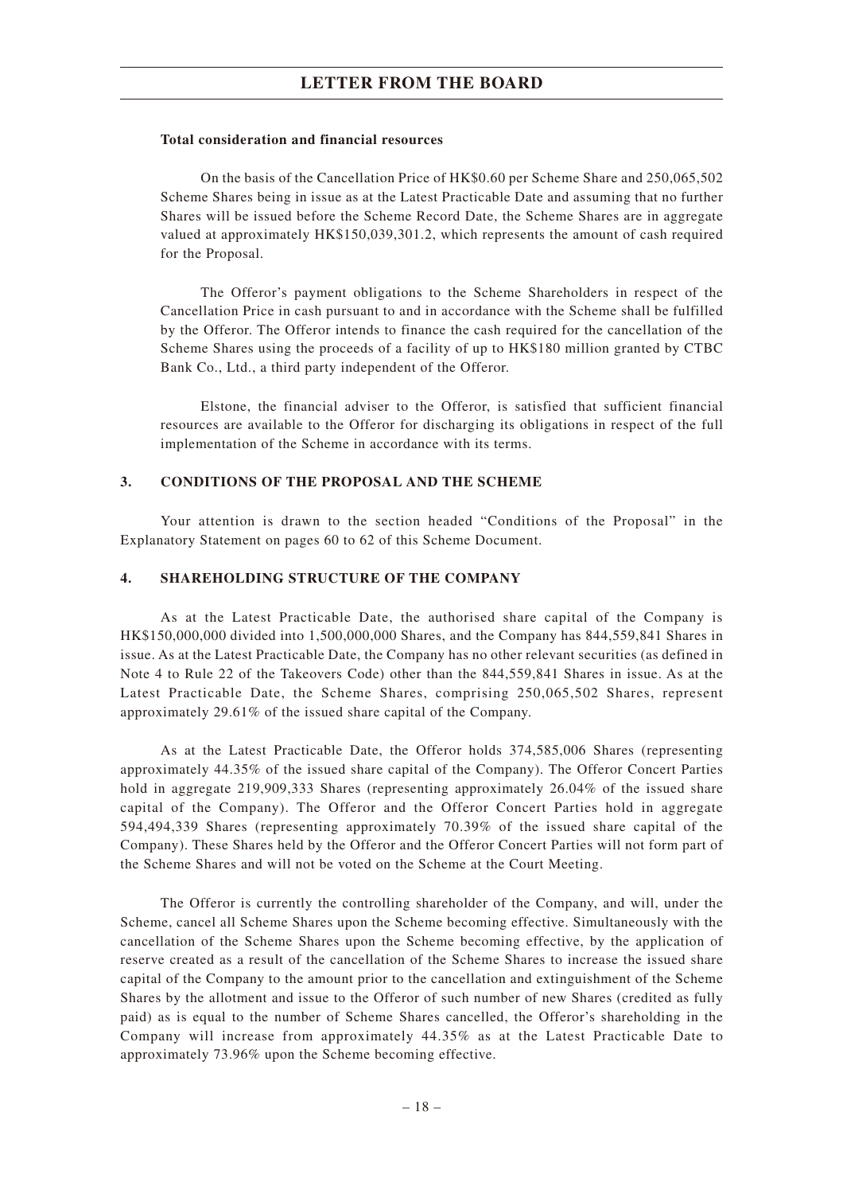**Total consideration and financial resources**

On the basis of the Cancellation Price of HK$0.60 per Scheme Share and 250,065,502 Scheme Shares being in issue as at the Latest Practicable Date and assuming that no further Shares will be issued before the Scheme Record Date, the Scheme Shares are in aggregate valued at approximately HK$150,039,301.2, which represents the amount of cash required for the Proposal.

The Offeror's payment obligations to the Scheme Shareholders in respect of the Cancellation Price in cash pursuant to and in accordance with the Scheme shall be fulfilled by the Offeror. The Offeror intends to finance the cash required for the cancellation of the Scheme Shares using the proceeds of a facility of up to HK$180 million granted by CTBC Bank Co., Ltd., a third party independent of the Offeror.

Elstone, the financial adviser to the Offeror, is satisfied that sufficient financial resources are available to the Offeror for discharging its obligations in respect of the full implementation of the Scheme in accordance with its terms.

## 3. CONDITIONS OF THE PROPOSAL AND THE SCHEME

Your attention is drawn to the section headed "Conditions of the Proposal" in the Explanatory Statement on pages 60 to 62 of this Scheme Document.

## 4. SHAREHOLDING STRUCTURE OF THE COMPANY

As at the Latest Practicable Date, the authorised share capital of the Company is HK$150,000,000 divided into 1,500,000,000 Shares, and the Company has 844,559,841 Shares in issue. As at the Latest Practicable Date, the Company has no other relevant securities (as defined in Note 4 to Rule 22 of the Takeovers Code) other than the 844,559,841 Shares in issue. As at the Latest Practicable Date, the Scheme Shares, comprising 250,065,502 Shares, represent approximately 29.61% of the issued share capital of the Company.

As at the Latest Practicable Date, the Offeror holds 374,585,006 Shares (representing approximately 44.35% of the issued share capital of the Company). The Offeror Concert Parties hold in aggregate 219,909,333 Shares (representing approximately 26.04% of the issued share capital of the Company). The Offeror and the Offeror Concert Parties hold in aggregate 594,494,339 Shares (representing approximately 70.39% of the issued share capital of the Company). These Shares held by the Offeror and the Offeror Concert Parties will not form part of the Scheme Shares and will not be voted on the Scheme at the Court Meeting.

The Offeror is currently the controlling shareholder of the Company, and will, under the Scheme, cancel all Scheme Shares upon the Scheme becoming effective. Simultaneously with the cancellation of the Scheme Shares upon the Scheme becoming effective, by the application of reserve created as a result of the cancellation of the Scheme Shares to increase the issued share capital of the Company to the amount prior to the cancellation and extinguishment of the Scheme Shares by the allotment and issue to the Offeror of such number of new Shares (credited as fully paid) as is equal to the number of Scheme Shares cancelled, the Offeror's shareholding in the Company will increase from approximately 44.35% as at the Latest Practicable Date to approximately 73.96% upon the Scheme becoming effective.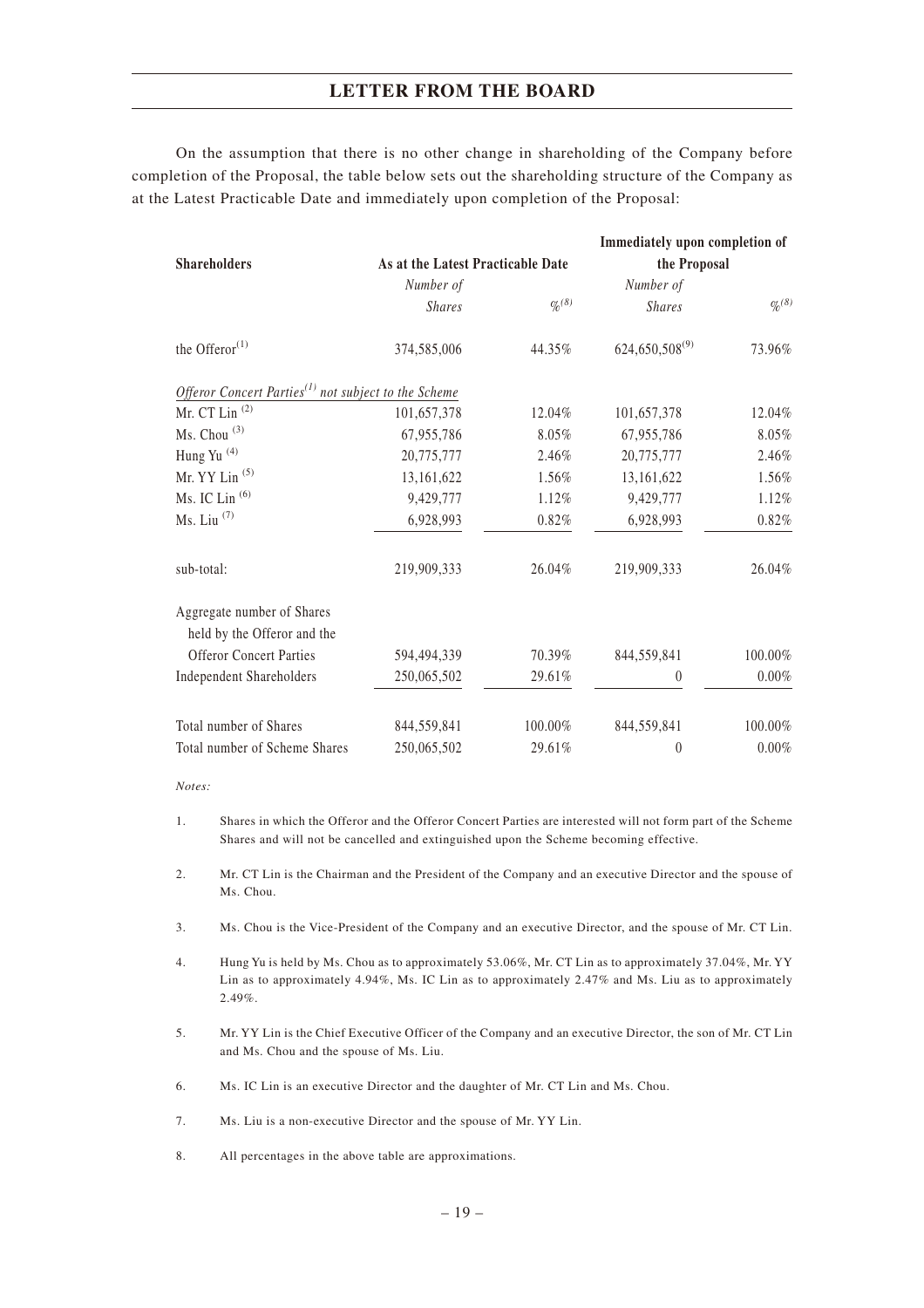On the assumption that there is no other change in shareholding of the Company before completion of the Proposal, the table below sets out the shareholding structure of the Company as at the Latest Practicable Date and immediately upon completion of the Proposal:

| Shareholders | As at the Latest Practicable Date | | Immediately upon completion of the Proposal | |
|---|---|---|---|---|
| | *Number of Shares* | *%*[(8)] | *Number of Shares* | *%*[(8)] |
| the Offeror[(1)] | 374,585,006 | 44.35% | 624,650,508[(9)] | 73.96% |
| *Offeror Concert Parties*[(1)] *not subject to the Scheme* | | | | |
| Mr. CT Lin [(2)] | 101,657,378 | 12.04% | 101,657,378 | 12.04% |
| Ms. Chou [(3)] | 67,955,786 | 8.05% | 67,955,786 | 8.05% |
| Hung Yu [(4)] | 20,775,777 | 2.46% | 20,775,777 | 2.46% |
| Mr. YY Lin [(5)] | 13,161,622 | 1.56% | 13,161,622 | 1.56% |
| Ms. IC Lin [(6)] | 9,429,777 | 1.12% | 9,429,777 | 1.12% |
| Ms. Liu [(7)] | 6,928,993 | 0.82% | 6,928,993 | 0.82% |
| sub-total: | 219,909,333 | 26.04% | 219,909,333 | 26.04% |
| Aggregate number of Shares held by the Offeror and the Offeror Concert Parties | 594,494,339 | 70.39% | 844,559,841 | 100.00% |
| Independent Shareholders | 250,065,502 | 29.61% | 0 | 0.00% |
| Total number of Shares | 844,559,841 | 100.00% | 844,559,841 | 100.00% |
| Total number of Scheme Shares | 250,065,502 | 29.61% | 0 | 0.00% |

*Notes:*

1. Shares in which the Offeror and the Offeror Concert Parties are interested will not form part of the Scheme Shares and will not be cancelled and extinguished upon the Scheme becoming effective.

2. Mr. CT Lin is the Chairman and the President of the Company and an executive Director and the spouse of Ms. Chou.

3. Ms. Chou is the Vice-President of the Company and an executive Director, and the spouse of Mr. CT Lin.

4. Hung Yu is held by Ms. Chou as to approximately 53.06%, Mr. CT Lin as to approximately 37.04%, Mr. YY Lin as to approximately 4.94%, Ms. IC Lin as to approximately 2.47% and Ms. Liu as to approximately 2.49%.

5. Mr. YY Lin is the Chief Executive Officer of the Company and an executive Director, the son of Mr. CT Lin and Ms. Chou and the spouse of Ms. Liu.

6. Ms. IC Lin is an executive Director and the daughter of Mr. CT Lin and Ms. Chou.

7. Ms. Liu is a non-executive Director and the spouse of Mr. YY Lin.

8. All percentages in the above table are approximations.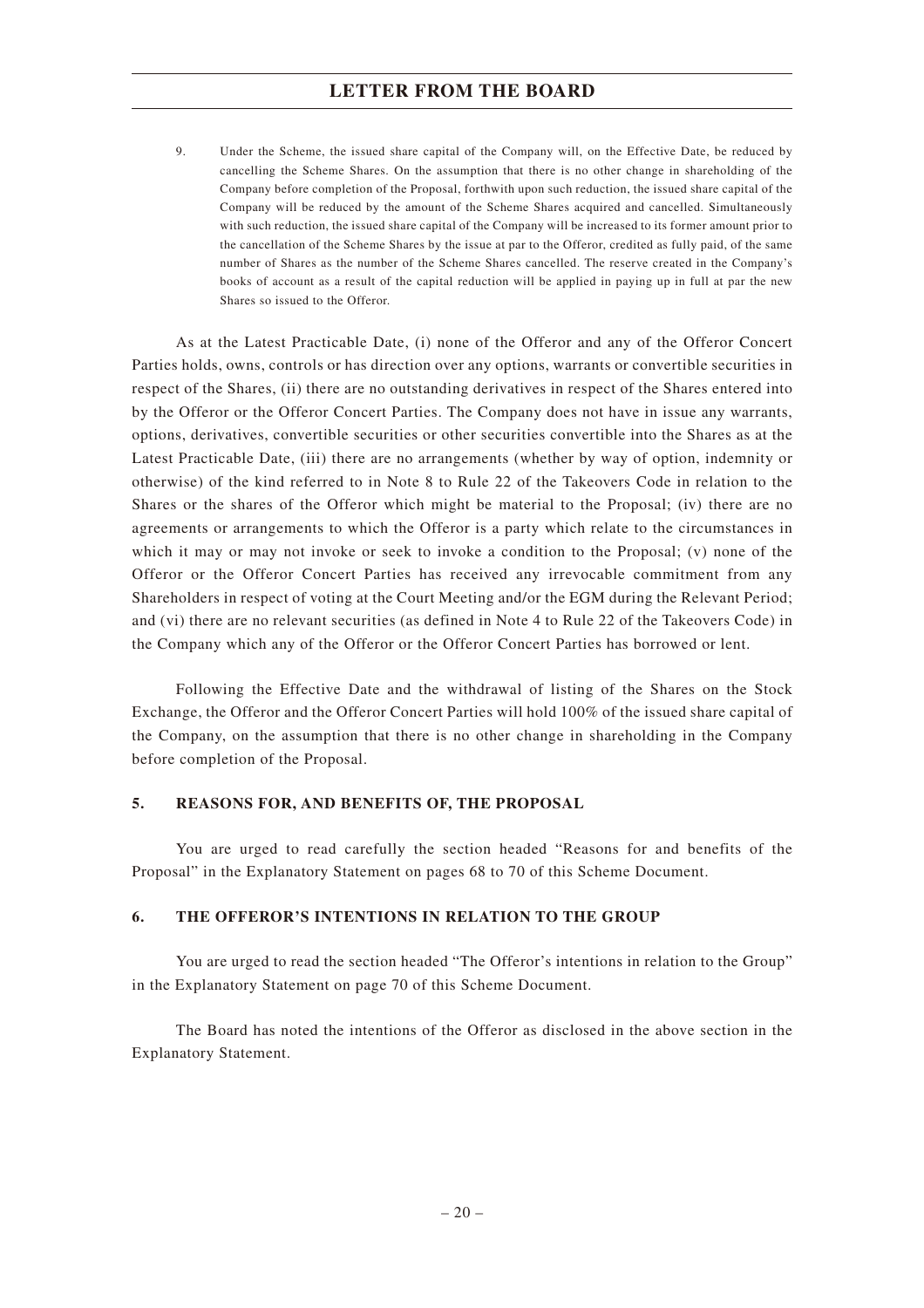9. Under the Scheme, the issued share capital of the Company will, on the Effective Date, be reduced by cancelling the Scheme Shares. On the assumption that there is no other change in shareholding of the Company before completion of the Proposal, forthwith upon such reduction, the issued share capital of the Company will be reduced by the amount of the Scheme Shares acquired and cancelled. Simultaneously with such reduction, the issued share capital of the Company will be increased to its former amount prior to the cancellation of the Scheme Shares by the issue at par to the Offeror, credited as fully paid, of the same number of Shares as the number of the Scheme Shares cancelled. The reserve created in the Company's books of account as a result of the capital reduction will be applied in paying up in full at par the new Shares so issued to the Offeror.

As at the Latest Practicable Date, (i) none of the Offeror and any of the Offeror Concert Parties holds, owns, controls or has direction over any options, warrants or convertible securities in respect of the Shares, (ii) there are no outstanding derivatives in respect of the Shares entered into by the Offeror or the Offeror Concert Parties. The Company does not have in issue any warrants, options, derivatives, convertible securities or other securities convertible into the Shares as at the Latest Practicable Date, (iii) there are no arrangements (whether by way of option, indemnity or otherwise) of the kind referred to in Note 8 to Rule 22 of the Takeovers Code in relation to the Shares or the shares of the Offeror which might be material to the Proposal; (iv) there are no agreements or arrangements to which the Offeror is a party which relate to the circumstances in which it may or may not invoke or seek to invoke a condition to the Proposal; (v) none of the Offeror or the Offeror Concert Parties has received any irrevocable commitment from any Shareholders in respect of voting at the Court Meeting and/or the EGM during the Relevant Period; and (vi) there are no relevant securities (as defined in Note 4 to Rule 22 of the Takeovers Code) in the Company which any of the Offeror or the Offeror Concert Parties has borrowed or lent.

Following the Effective Date and the withdrawal of listing of the Shares on the Stock Exchange, the Offeror and the Offeror Concert Parties will hold 100% of the issued share capital of the Company, on the assumption that there is no other change in shareholding in the Company before completion of the Proposal.

## 5. REASONS FOR, AND BENEFITS OF, THE PROPOSAL

You are urged to read carefully the section headed "Reasons for and benefits of the Proposal" in the Explanatory Statement on pages 68 to 70 of this Scheme Document.

## 6. THE OFFEROR'S INTENTIONS IN RELATION TO THE GROUP

You are urged to read the section headed "The Offeror's intentions in relation to the Group" in the Explanatory Statement on page 70 of this Scheme Document.

The Board has noted the intentions of the Offeror as disclosed in the above section in the Explanatory Statement.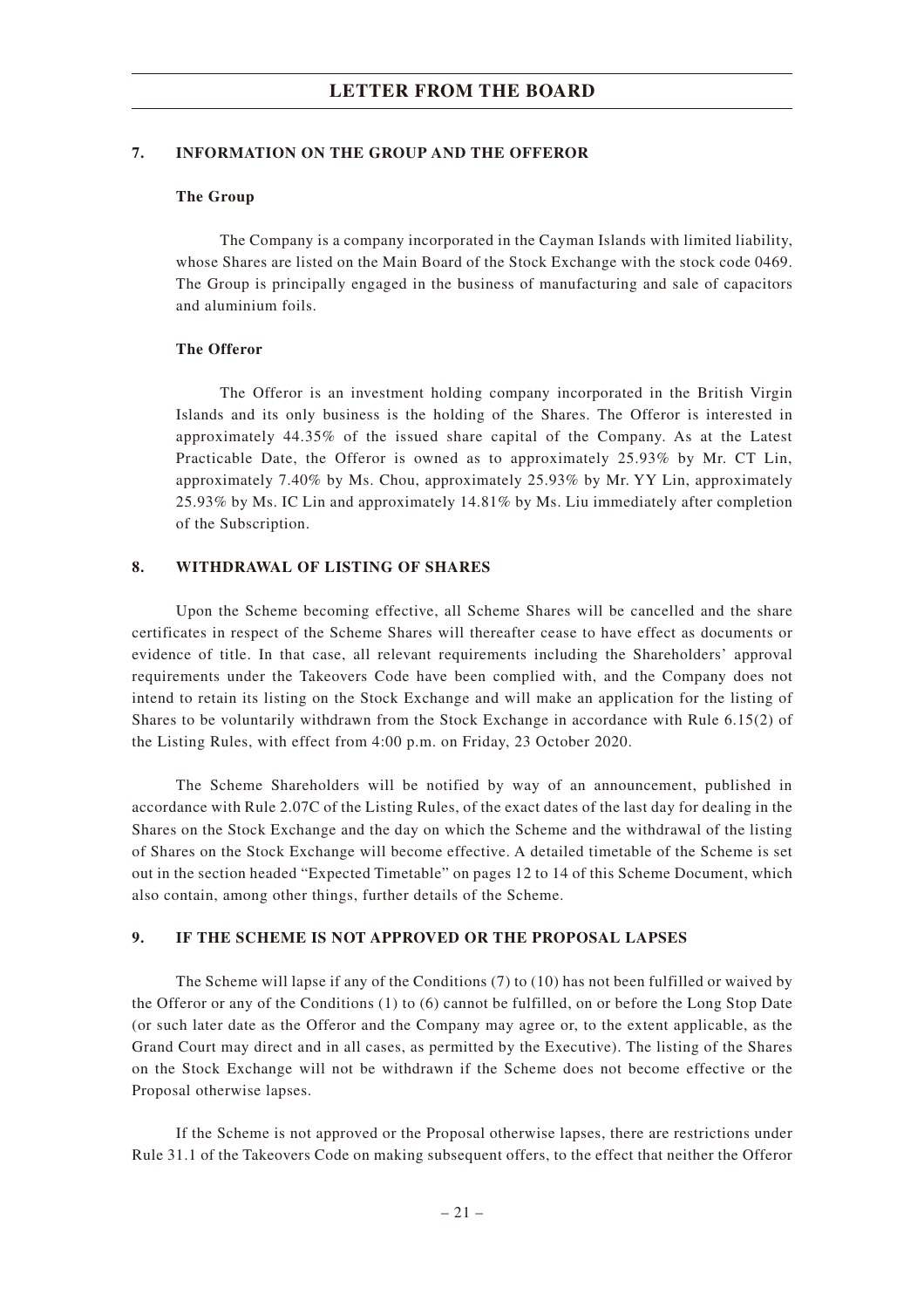## 7. INFORMATION ON THE GROUP AND THE OFFEROR

### The Group

The Company is a company incorporated in the Cayman Islands with limited liability, whose Shares are listed on the Main Board of the Stock Exchange with the stock code 0469. The Group is principally engaged in the business of manufacturing and sale of capacitors and aluminium foils.

### The Offeror

The Offeror is an investment holding company incorporated in the British Virgin Islands and its only business is the holding of the Shares. The Offeror is interested in approximately 44.35% of the issued share capital of the Company. As at the Latest Practicable Date, the Offeror is owned as to approximately 25.93% by Mr. CT Lin, approximately 7.40% by Ms. Chou, approximately 25.93% by Mr. YY Lin, approximately 25.93% by Ms. IC Lin and approximately 14.81% by Ms. Liu immediately after completion of the Subscription.

## 8. WITHDRAWAL OF LISTING OF SHARES

Upon the Scheme becoming effective, all Scheme Shares will be cancelled and the share certificates in respect of the Scheme Shares will thereafter cease to have effect as documents or evidence of title. In that case, all relevant requirements including the Shareholders' approval requirements under the Takeovers Code have been complied with, and the Company does not intend to retain its listing on the Stock Exchange and will make an application for the listing of Shares to be voluntarily withdrawn from the Stock Exchange in accordance with Rule 6.15(2) of the Listing Rules, with effect from 4:00 p.m. on Friday, 23 October 2020.

The Scheme Shareholders will be notified by way of an announcement, published in accordance with Rule 2.07C of the Listing Rules, of the exact dates of the last day for dealing in the Shares on the Stock Exchange and the day on which the Scheme and the withdrawal of the listing of Shares on the Stock Exchange will become effective. A detailed timetable of the Scheme is set out in the section headed "Expected Timetable" on pages 12 to 14 of this Scheme Document, which also contain, among other things, further details of the Scheme.

## 9. IF THE SCHEME IS NOT APPROVED OR THE PROPOSAL LAPSES

The Scheme will lapse if any of the Conditions (7) to (10) has not been fulfilled or waived by the Offeror or any of the Conditions (1) to (6) cannot be fulfilled, on or before the Long Stop Date (or such later date as the Offeror and the Company may agree or, to the extent applicable, as the Grand Court may direct and in all cases, as permitted by the Executive). The listing of the Shares on the Stock Exchange will not be withdrawn if the Scheme does not become effective or the Proposal otherwise lapses.

If the Scheme is not approved or the Proposal otherwise lapses, there are restrictions under Rule 31.1 of the Takeovers Code on making subsequent offers, to the effect that neither the Offeror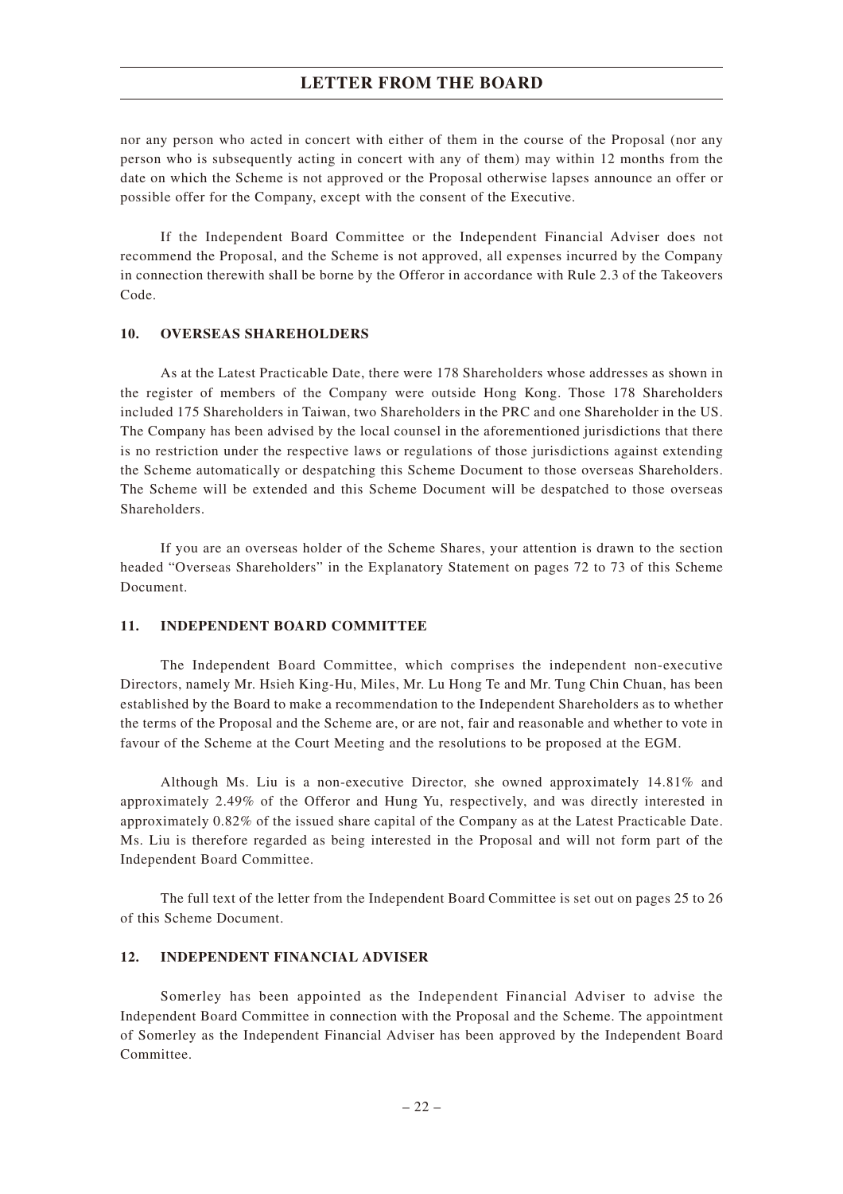nor any person who acted in concert with either of them in the course of the Proposal (nor any person who is subsequently acting in concert with any of them) may within 12 months from the date on which the Scheme is not approved or the Proposal otherwise lapses announce an offer or possible offer for the Company, except with the consent of the Executive.

If the Independent Board Committee or the Independent Financial Adviser does not recommend the Proposal, and the Scheme is not approved, all expenses incurred by the Company in connection therewith shall be borne by the Offeror in accordance with Rule 2.3 of the Takeovers Code.

## 10. OVERSEAS SHAREHOLDERS

As at the Latest Practicable Date, there were 178 Shareholders whose addresses as shown in the register of members of the Company were outside Hong Kong. Those 178 Shareholders included 175 Shareholders in Taiwan, two Shareholders in the PRC and one Shareholder in the US. The Company has been advised by the local counsel in the aforementioned jurisdictions that there is no restriction under the respective laws or regulations of those jurisdictions against extending the Scheme automatically or despatching this Scheme Document to those overseas Shareholders. The Scheme will be extended and this Scheme Document will be despatched to those overseas Shareholders.

If you are an overseas holder of the Scheme Shares, your attention is drawn to the section headed "Overseas Shareholders" in the Explanatory Statement on pages 72 to 73 of this Scheme Document.

## 11. INDEPENDENT BOARD COMMITTEE

The Independent Board Committee, which comprises the independent non-executive Directors, namely Mr. Hsieh King-Hu, Miles, Mr. Lu Hong Te and Mr. Tung Chin Chuan, has been established by the Board to make a recommendation to the Independent Shareholders as to whether the terms of the Proposal and the Scheme are, or are not, fair and reasonable and whether to vote in favour of the Scheme at the Court Meeting and the resolutions to be proposed at the EGM.

Although Ms. Liu is a non-executive Director, she owned approximately 14.81% and approximately 2.49% of the Offeror and Hung Yu, respectively, and was directly interested in approximately 0.82% of the issued share capital of the Company as at the Latest Practicable Date. Ms. Liu is therefore regarded as being interested in the Proposal and will not form part of the Independent Board Committee.

The full text of the letter from the Independent Board Committee is set out on pages 25 to 26 of this Scheme Document.

## 12. INDEPENDENT FINANCIAL ADVISER

Somerley has been appointed as the Independent Financial Adviser to advise the Independent Board Committee in connection with the Proposal and the Scheme. The appointment of Somerley as the Independent Financial Adviser has been approved by the Independent Board Committee.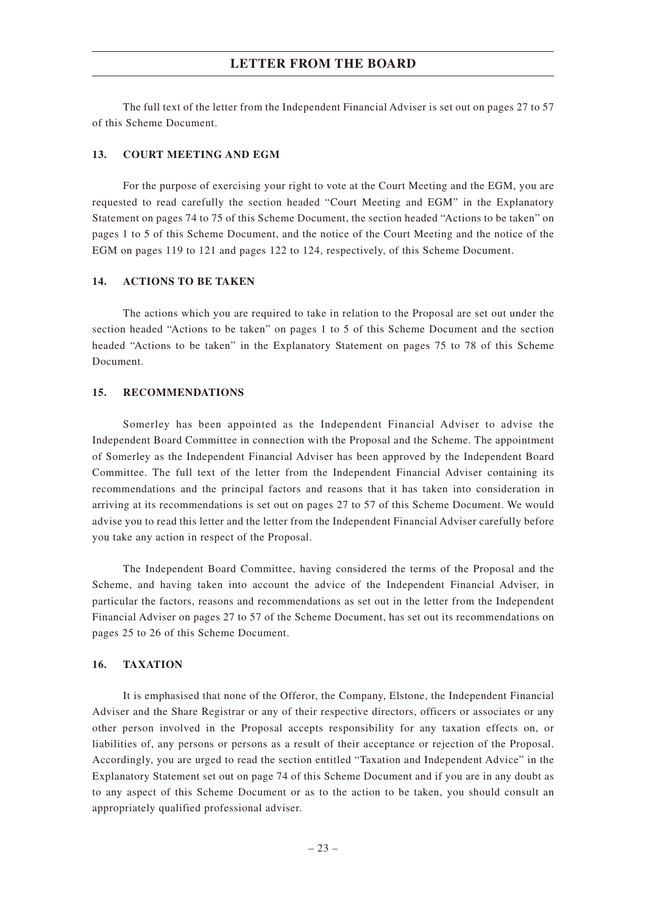The full text of the letter from the Independent Financial Adviser is set out on pages 27 to 57 of this Scheme Document.

## 13. COURT MEETING AND EGM

For the purpose of exercising your right to vote at the Court Meeting and the EGM, you are requested to read carefully the section headed "Court Meeting and EGM" in the Explanatory Statement on pages 74 to 75 of this Scheme Document, the section headed "Actions to be taken" on pages 1 to 5 of this Scheme Document, and the notice of the Court Meeting and the notice of the EGM on pages 119 to 121 and pages 122 to 124, respectively, of this Scheme Document.

## 14. ACTIONS TO BE TAKEN

The actions which you are required to take in relation to the Proposal are set out under the section headed "Actions to be taken" on pages 1 to 5 of this Scheme Document and the section headed "Actions to be taken" in the Explanatory Statement on pages 75 to 78 of this Scheme Document.

## 15. RECOMMENDATIONS

Somerley has been appointed as the Independent Financial Adviser to advise the Independent Board Committee in connection with the Proposal and the Scheme. The appointment of Somerley as the Independent Financial Adviser has been approved by the Independent Board Committee. The full text of the letter from the Independent Financial Adviser containing its recommendations and the principal factors and reasons that it has taken into consideration in arriving at its recommendations is set out on pages 27 to 57 of this Scheme Document. We would advise you to read this letter and the letter from the Independent Financial Adviser carefully before you take any action in respect of the Proposal.

The Independent Board Committee, having considered the terms of the Proposal and the Scheme, and having taken into account the advice of the Independent Financial Adviser, in particular the factors, reasons and recommendations as set out in the letter from the Independent Financial Adviser on pages 27 to 57 of the Scheme Document, has set out its recommendations on pages 25 to 26 of this Scheme Document.

## 16. TAXATION

It is emphasised that none of the Offeror, the Company, Elstone, the Independent Financial Adviser and the Share Registrar or any of their respective directors, officers or associates or any other person involved in the Proposal accepts responsibility for any taxation effects on, or liabilities of, any persons or persons as a result of their acceptance or rejection of the Proposal. Accordingly, you are urged to read the section entitled "Taxation and Independent Advice" in the Explanatory Statement set out on page 74 of this Scheme Document and if you are in any doubt as to any aspect of this Scheme Document or as to the action to be taken, you should consult an appropriately qualified professional adviser.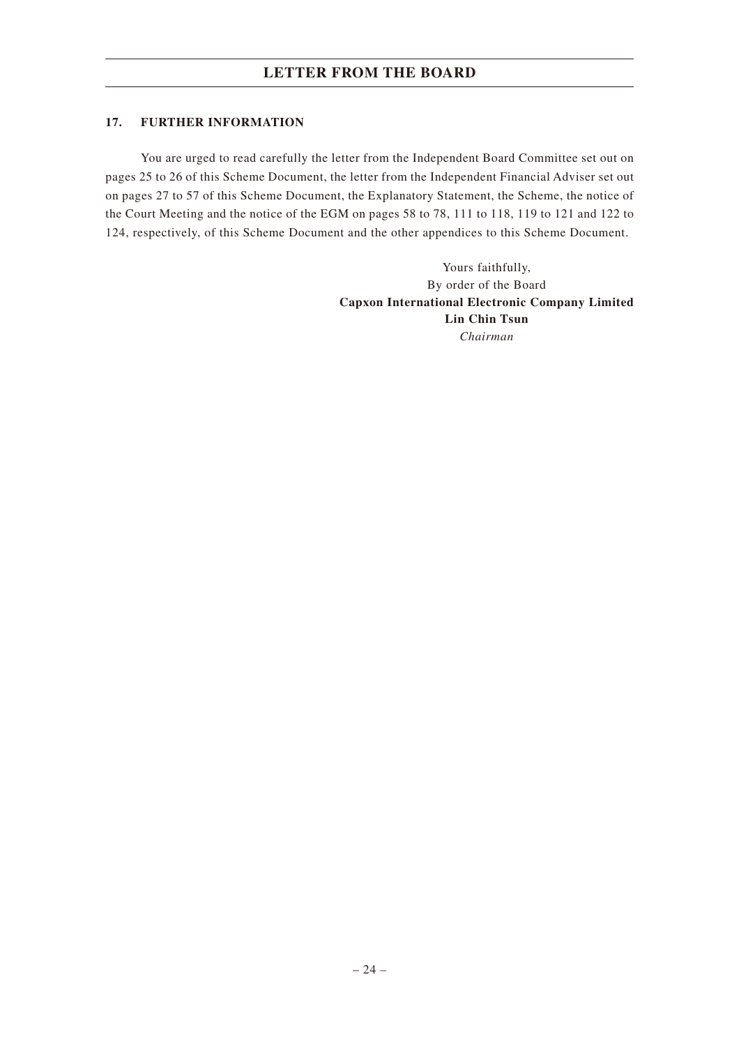## 17. FURTHER INFORMATION

You are urged to read carefully the letter from the Independent Board Committee set out on pages 25 to 26 of this Scheme Document, the letter from the Independent Financial Adviser set out on pages 27 to 57 of this Scheme Document, the Explanatory Statement, the Scheme, the notice of the Court Meeting and the notice of the EGM on pages 58 to 78, 111 to 118, 119 to 121 and 122 to 124, respectively, of this Scheme Document and the other appendices to this Scheme Document.

Yours faithfully,
By order of the Board
**Capxon International Electronic Company Limited**
**Lin Chin Tsun**
*Chairman*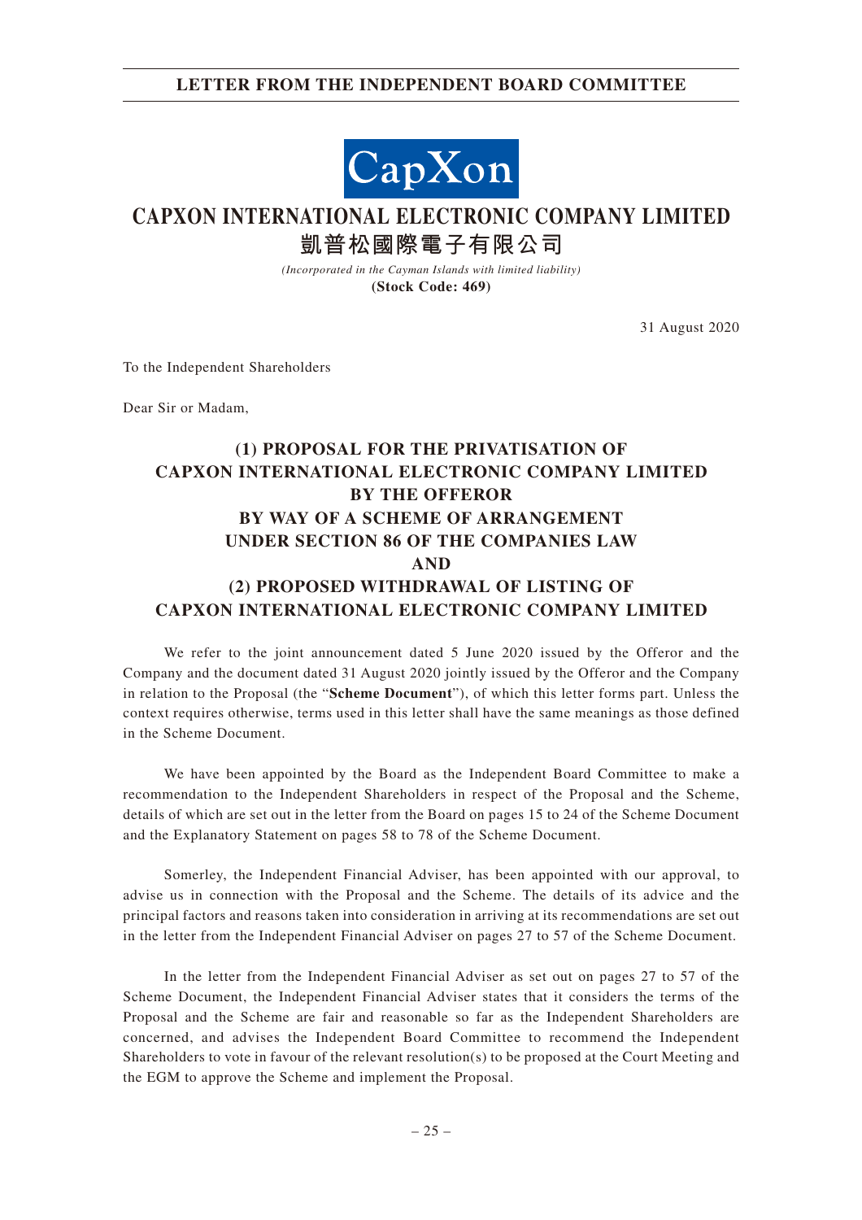CapXon

# CAPXON INTERNATIONAL ELECTRONIC COMPANY LIMITED
# 凱普松國際電子有限公司

*(Incorporated in the Cayman Islands with limited liability)*
**(Stock Code: 469)**

31 August 2020

To the Independent Shareholders

Dear Sir or Madam,

## (1) PROPOSAL FOR THE PRIVATISATION OF CAPXON INTERNATIONAL ELECTRONIC COMPANY LIMITED BY THE OFFEROR BY WAY OF A SCHEME OF ARRANGEMENT UNDER SECTION 86 OF THE COMPANIES LAW AND (2) PROPOSED WITHDRAWAL OF LISTING OF CAPXON INTERNATIONAL ELECTRONIC COMPANY LIMITED

We refer to the joint announcement dated 5 June 2020 issued by the Offeror and the Company and the document dated 31 August 2020 jointly issued by the Offeror and the Company in relation to the Proposal (the "**Scheme Document**"), of which this letter forms part. Unless the context requires otherwise, terms used in this letter shall have the same meanings as those defined in the Scheme Document.

We have been appointed by the Board as the Independent Board Committee to make a recommendation to the Independent Shareholders in respect of the Proposal and the Scheme, details of which are set out in the letter from the Board on pages 15 to 24 of the Scheme Document and the Explanatory Statement on pages 58 to 78 of the Scheme Document.

Somerley, the Independent Financial Adviser, has been appointed with our approval, to advise us in connection with the Proposal and the Scheme. The details of its advice and the principal factors and reasons taken into consideration in arriving at its recommendations are set out in the letter from the Independent Financial Adviser on pages 27 to 57 of the Scheme Document.

In the letter from the Independent Financial Adviser as set out on pages 27 to 57 of the Scheme Document, the Independent Financial Adviser states that it considers the terms of the Proposal and the Scheme are fair and reasonable so far as the Independent Shareholders are concerned, and advises the Independent Board Committee to recommend the Independent Shareholders to vote in favour of the relevant resolution(s) to be proposed at the Court Meeting and the EGM to approve the Scheme and implement the Proposal.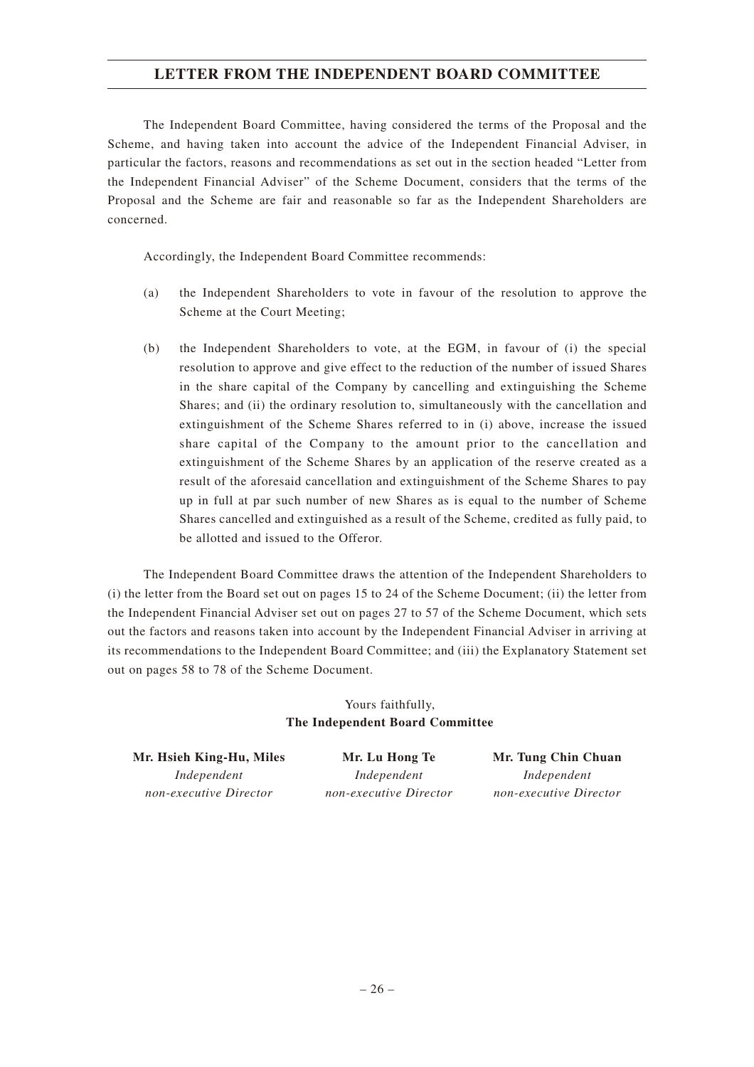## LETTER FROM THE INDEPENDENT BOARD COMMITTEE

The Independent Board Committee, having considered the terms of the Proposal and the Scheme, and having taken into account the advice of the Independent Financial Adviser, in particular the factors, reasons and recommendations as set out in the section headed "Letter from the Independent Financial Adviser" of the Scheme Document, considers that the terms of the Proposal and the Scheme are fair and reasonable so far as the Independent Shareholders are concerned.

Accordingly, the Independent Board Committee recommends:

(a) the Independent Shareholders to vote in favour of the resolution to approve the Scheme at the Court Meeting;

(b) the Independent Shareholders to vote, at the EGM, in favour of (i) the special resolution to approve and give effect to the reduction of the number of issued Shares in the share capital of the Company by cancelling and extinguishing the Scheme Shares; and (ii) the ordinary resolution to, simultaneously with the cancellation and extinguishment of the Scheme Shares referred to in (i) above, increase the issued share capital of the Company to the amount prior to the cancellation and extinguishment of the Scheme Shares by an application of the reserve created as a result of the aforesaid cancellation and extinguishment of the Scheme Shares to pay up in full at par such number of new Shares as is equal to the number of Scheme Shares cancelled and extinguished as a result of the Scheme, credited as fully paid, to be allotted and issued to the Offeror.

The Independent Board Committee draws the attention of the Independent Shareholders to (i) the letter from the Board set out on pages 15 to 24 of the Scheme Document; (ii) the letter from the Independent Financial Adviser set out on pages 27 to 57 of the Scheme Document, which sets out the factors and reasons taken into account by the Independent Financial Adviser in arriving at its recommendations to the Independent Board Committee; and (iii) the Explanatory Statement set out on pages 58 to 78 of the Scheme Document.

Yours faithfully,
**The Independent Board Committee**

**Mr. Hsieh King-Hu, Miles**
*Independent non-executive Director*

**Mr. Lu Hong Te**
*Independent non-executive Director*

**Mr. Tung Chin Chuan**
*Independent non-executive Director*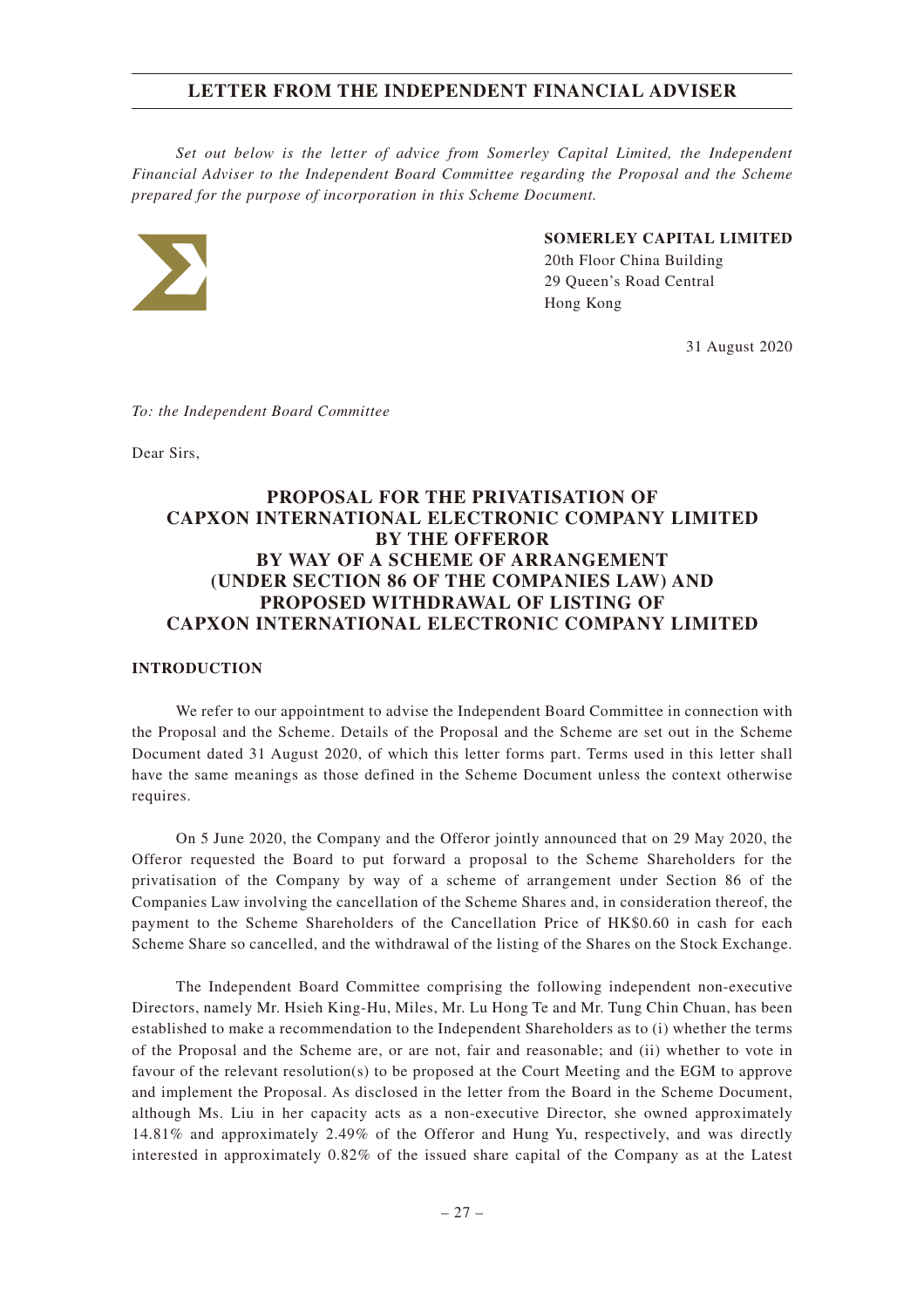## LETTER FROM THE INDEPENDENT FINANCIAL ADVISER

*Set out below is the letter of advice from Somerley Capital Limited, the Independent Financial Adviser to the Independent Board Committee regarding the Proposal and the Scheme prepared for the purpose of incorporation in this Scheme Document.*

**SOMERLEY CAPITAL LIMITED**
20th Floor China Building
29 Queen's Road Central
Hong Kong

31 August 2020

*To: the Independent Board Committee*

Dear Sirs,

### PROPOSAL FOR THE PRIVATISATION OF CAPXON INTERNATIONAL ELECTRONIC COMPANY LIMITED BY THE OFFEROR BY WAY OF A SCHEME OF ARRANGEMENT (UNDER SECTION 86 OF THE COMPANIES LAW) AND PROPOSED WITHDRAWAL OF LISTING OF CAPXON INTERNATIONAL ELECTRONIC COMPANY LIMITED

#### INTRODUCTION

We refer to our appointment to advise the Independent Board Committee in connection with the Proposal and the Scheme. Details of the Proposal and the Scheme are set out in the Scheme Document dated 31 August 2020, of which this letter forms part. Terms used in this letter shall have the same meanings as those defined in the Scheme Document unless the context otherwise requires.

On 5 June 2020, the Company and the Offeror jointly announced that on 29 May 2020, the Offeror requested the Board to put forward a proposal to the Scheme Shareholders for the privatisation of the Company by way of a scheme of arrangement under Section 86 of the Companies Law involving the cancellation of the Scheme Shares and, in consideration thereof, the payment to the Scheme Shareholders of the Cancellation Price of HK$0.60 in cash for each Scheme Share so cancelled, and the withdrawal of the listing of the Shares on the Stock Exchange.

The Independent Board Committee comprising the following independent non-executive Directors, namely Mr. Hsieh King-Hu, Miles, Mr. Lu Hong Te and Mr. Tung Chin Chuan, has been established to make a recommendation to the Independent Shareholders as to (i) whether the terms of the Proposal and the Scheme are, or are not, fair and reasonable; and (ii) whether to vote in favour of the relevant resolution(s) to be proposed at the Court Meeting and the EGM to approve and implement the Proposal. As disclosed in the letter from the Board in the Scheme Document, although Ms. Liu in her capacity acts as a non-executive Director, she owned approximately 14.81% and approximately 2.49% of the Offeror and Hung Yu, respectively, and was directly interested in approximately 0.82% of the issued share capital of the Company as at the Latest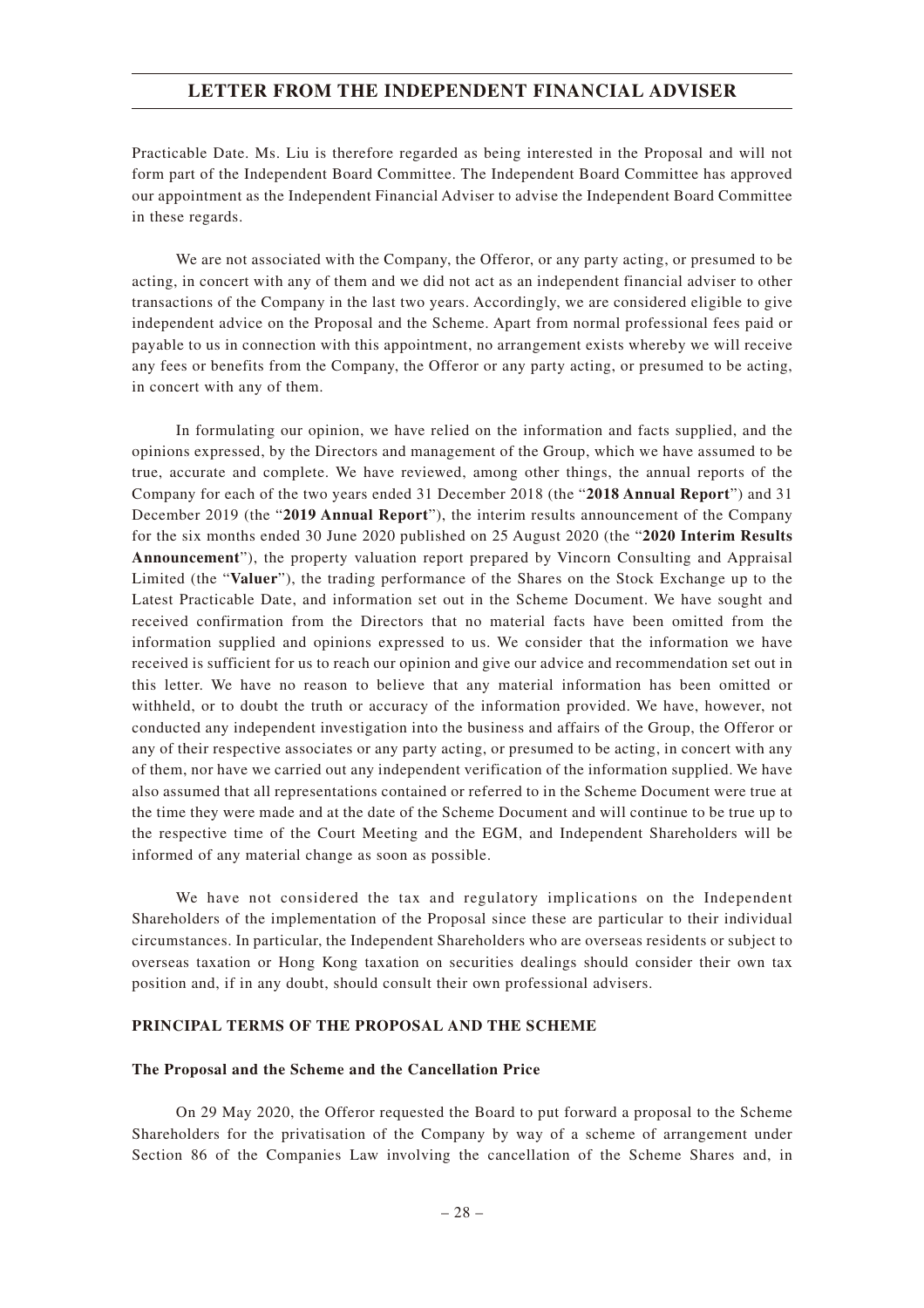Practicable Date. Ms. Liu is therefore regarded as being interested in the Proposal and will not form part of the Independent Board Committee. The Independent Board Committee has approved our appointment as the Independent Financial Adviser to advise the Independent Board Committee in these regards.

We are not associated with the Company, the Offeror, or any party acting, or presumed to be acting, in concert with any of them and we did not act as an independent financial adviser to other transactions of the Company in the last two years. Accordingly, we are considered eligible to give independent advice on the Proposal and the Scheme. Apart from normal professional fees paid or payable to us in connection with this appointment, no arrangement exists whereby we will receive any fees or benefits from the Company, the Offeror or any party acting, or presumed to be acting, in concert with any of them.

In formulating our opinion, we have relied on the information and facts supplied, and the opinions expressed, by the Directors and management of the Group, which we have assumed to be true, accurate and complete. We have reviewed, among other things, the annual reports of the Company for each of the two years ended 31 December 2018 (the "**2018 Annual Report**") and 31 December 2019 (the "**2019 Annual Report**"), the interim results announcement of the Company for the six months ended 30 June 2020 published on 25 August 2020 (the "**2020 Interim Results Announcement**"), the property valuation report prepared by Vincorn Consulting and Appraisal Limited (the "**Valuer**"), the trading performance of the Shares on the Stock Exchange up to the Latest Practicable Date, and information set out in the Scheme Document. We have sought and received confirmation from the Directors that no material facts have been omitted from the information supplied and opinions expressed to us. We consider that the information we have received is sufficient for us to reach our opinion and give our advice and recommendation set out in this letter. We have no reason to believe that any material information has been omitted or withheld, or to doubt the truth or accuracy of the information provided. We have, however, not conducted any independent investigation into the business and affairs of the Group, the Offeror or any of their respective associates or any party acting, or presumed to be acting, in concert with any of them, nor have we carried out any independent verification of the information supplied. We have also assumed that all representations contained or referred to in the Scheme Document were true at the time they were made and at the date of the Scheme Document and will continue to be true up to the respective time of the Court Meeting and the EGM, and Independent Shareholders will be informed of any material change as soon as possible.

We have not considered the tax and regulatory implications on the Independent Shareholders of the implementation of the Proposal since these are particular to their individual circumstances. In particular, the Independent Shareholders who are overseas residents or subject to overseas taxation or Hong Kong taxation on securities dealings should consider their own tax position and, if in any doubt, should consult their own professional advisers.

## PRINCIPAL TERMS OF THE PROPOSAL AND THE SCHEME

### The Proposal and the Scheme and the Cancellation Price

On 29 May 2020, the Offeror requested the Board to put forward a proposal to the Scheme Shareholders for the privatisation of the Company by way of a scheme of arrangement under Section 86 of the Companies Law involving the cancellation of the Scheme Shares and, in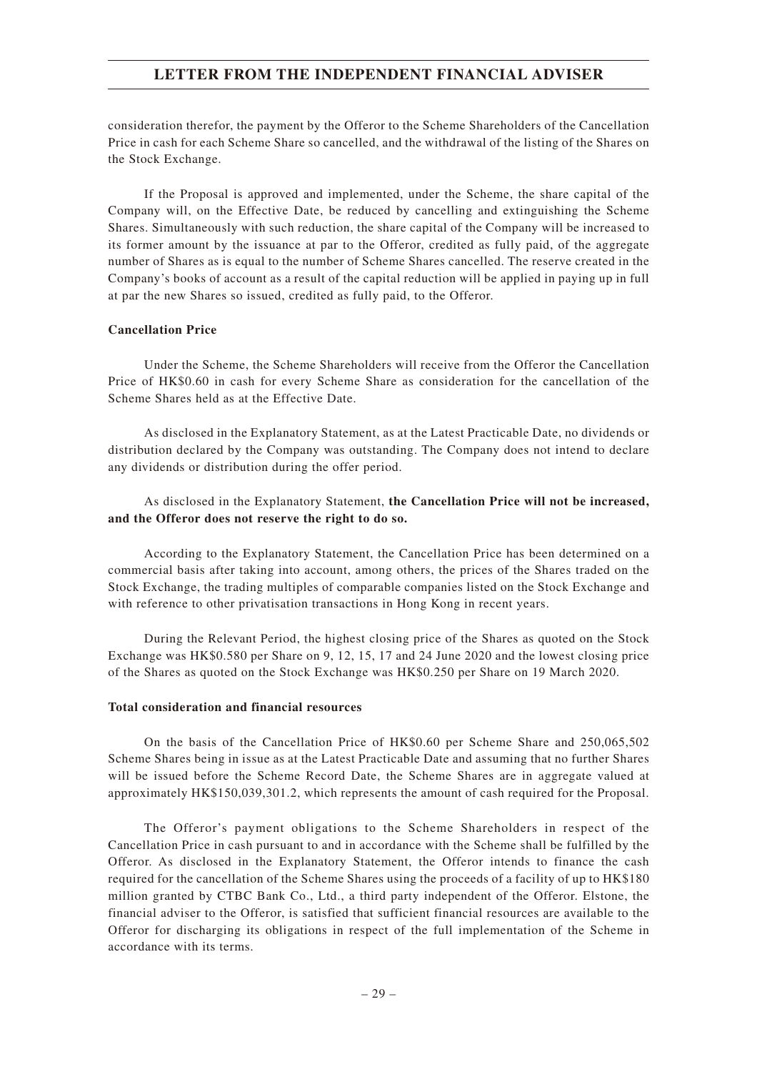consideration therefor, the payment by the Offeror to the Scheme Shareholders of the Cancellation Price in cash for each Scheme Share so cancelled, and the withdrawal of the listing of the Shares on the Stock Exchange.

If the Proposal is approved and implemented, under the Scheme, the share capital of the Company will, on the Effective Date, be reduced by cancelling and extinguishing the Scheme Shares. Simultaneously with such reduction, the share capital of the Company will be increased to its former amount by the issuance at par to the Offeror, credited as fully paid, of the aggregate number of Shares as is equal to the number of Scheme Shares cancelled. The reserve created in the Company's books of account as a result of the capital reduction will be applied in paying up in full at par the new Shares so issued, credited as fully paid, to the Offeror.

**Cancellation Price**

Under the Scheme, the Scheme Shareholders will receive from the Offeror the Cancellation Price of HK$0.60 in cash for every Scheme Share as consideration for the cancellation of the Scheme Shares held as at the Effective Date.

As disclosed in the Explanatory Statement, as at the Latest Practicable Date, no dividends or distribution declared by the Company was outstanding. The Company does not intend to declare any dividends or distribution during the offer period.

As disclosed in the Explanatory Statement, **the Cancellation Price will not be increased, and the Offeror does not reserve the right to do so.**

According to the Explanatory Statement, the Cancellation Price has been determined on a commercial basis after taking into account, among others, the prices of the Shares traded on the Stock Exchange, the trading multiples of comparable companies listed on the Stock Exchange and with reference to other privatisation transactions in Hong Kong in recent years.

During the Relevant Period, the highest closing price of the Shares as quoted on the Stock Exchange was HK$0.580 per Share on 9, 12, 15, 17 and 24 June 2020 and the lowest closing price of the Shares as quoted on the Stock Exchange was HK$0.250 per Share on 19 March 2020.

**Total consideration and financial resources**

On the basis of the Cancellation Price of HK$0.60 per Scheme Share and 250,065,502 Scheme Shares being in issue as at the Latest Practicable Date and assuming that no further Shares will be issued before the Scheme Record Date, the Scheme Shares are in aggregate valued at approximately HK$150,039,301.2, which represents the amount of cash required for the Proposal.

The Offeror's payment obligations to the Scheme Shareholders in respect of the Cancellation Price in cash pursuant to and in accordance with the Scheme shall be fulfilled by the Offeror. As disclosed in the Explanatory Statement, the Offeror intends to finance the cash required for the cancellation of the Scheme Shares using the proceeds of a facility of up to HK$180 million granted by CTBC Bank Co., Ltd., a third party independent of the Offeror. Elstone, the financial adviser to the Offeror, is satisfied that sufficient financial resources are available to the Offeror for discharging its obligations in respect of the full implementation of the Scheme in accordance with its terms.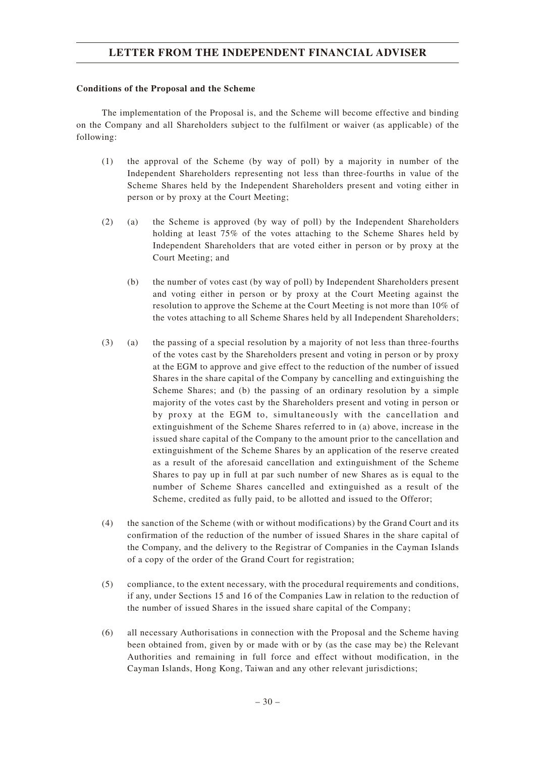**Conditions of the Proposal and the Scheme**

The implementation of the Proposal is, and the Scheme will become effective and binding on the Company and all Shareholders subject to the fulfilment or waiver (as applicable) of the following:

(1) the approval of the Scheme (by way of poll) by a majority in number of the Independent Shareholders representing not less than three-fourths in value of the Scheme Shares held by the Independent Shareholders present and voting either in person or by proxy at the Court Meeting;

(2) (a) the Scheme is approved (by way of poll) by the Independent Shareholders holding at least 75% of the votes attaching to the Scheme Shares held by Independent Shareholders that are voted either in person or by proxy at the Court Meeting; and

(b) the number of votes cast (by way of poll) by Independent Shareholders present and voting either in person or by proxy at the Court Meeting against the resolution to approve the Scheme at the Court Meeting is not more than 10% of the votes attaching to all Scheme Shares held by all Independent Shareholders;

(3) (a) the passing of a special resolution by a majority of not less than three-fourths of the votes cast by the Shareholders present and voting in person or by proxy at the EGM to approve and give effect to the reduction of the number of issued Shares in the share capital of the Company by cancelling and extinguishing the Scheme Shares; and (b) the passing of an ordinary resolution by a simple majority of the votes cast by the Shareholders present and voting in person or by proxy at the EGM to, simultaneously with the cancellation and extinguishment of the Scheme Shares referred to in (a) above, increase in the issued share capital of the Company to the amount prior to the cancellation and extinguishment of the Scheme Shares by an application of the reserve created as a result of the aforesaid cancellation and extinguishment of the Scheme Shares to pay up in full at par such number of new Shares as is equal to the number of Scheme Shares cancelled and extinguished as a result of the Scheme, credited as fully paid, to be allotted and issued to the Offeror;

(4) the sanction of the Scheme (with or without modifications) by the Grand Court and its confirmation of the reduction of the number of issued Shares in the share capital of the Company, and the delivery to the Registrar of Companies in the Cayman Islands of a copy of the order of the Grand Court for registration;

(5) compliance, to the extent necessary, with the procedural requirements and conditions, if any, under Sections 15 and 16 of the Companies Law in relation to the reduction of the number of issued Shares in the issued share capital of the Company;

(6) all necessary Authorisations in connection with the Proposal and the Scheme having been obtained from, given by or made with or by (as the case may be) the Relevant Authorities and remaining in full force and effect without modification, in the Cayman Islands, Hong Kong, Taiwan and any other relevant jurisdictions;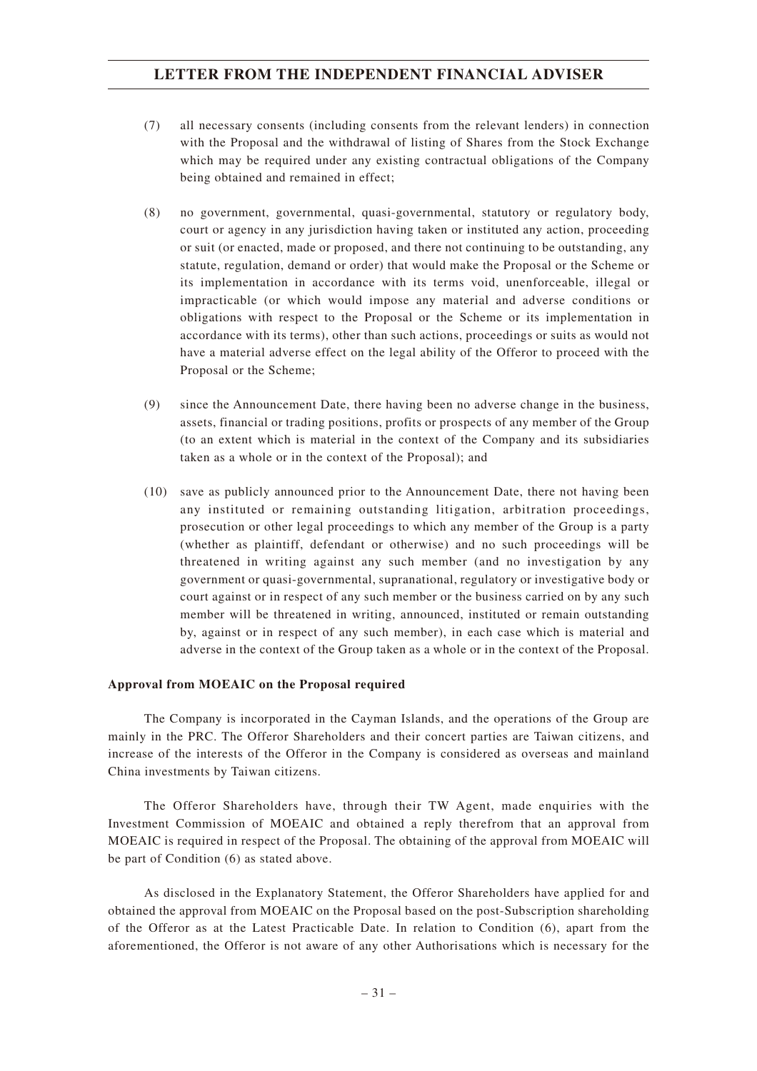(7) all necessary consents (including consents from the relevant lenders) in connection with the Proposal and the withdrawal of listing of Shares from the Stock Exchange which may be required under any existing contractual obligations of the Company being obtained and remained in effect;

(8) no government, governmental, quasi-governmental, statutory or regulatory body, court or agency in any jurisdiction having taken or instituted any action, proceeding or suit (or enacted, made or proposed, and there not continuing to be outstanding, any statute, regulation, demand or order) that would make the Proposal or the Scheme or its implementation in accordance with its terms void, unenforceable, illegal or impracticable (or which would impose any material and adverse conditions or obligations with respect to the Proposal or the Scheme or its implementation in accordance with its terms), other than such actions, proceedings or suits as would not have a material adverse effect on the legal ability of the Offeror to proceed with the Proposal or the Scheme;

(9) since the Announcement Date, there having been no adverse change in the business, assets, financial or trading positions, profits or prospects of any member of the Group (to an extent which is material in the context of the Company and its subsidiaries taken as a whole or in the context of the Proposal); and

(10) save as publicly announced prior to the Announcement Date, there not having been any instituted or remaining outstanding litigation, arbitration proceedings, prosecution or other legal proceedings to which any member of the Group is a party (whether as plaintiff, defendant or otherwise) and no such proceedings will be threatened in writing against any such member (and no investigation by any government or quasi-governmental, supranational, regulatory or investigative body or court against or in respect of any such member or the business carried on by any such member will be threatened in writing, announced, instituted or remain outstanding by, against or in respect of any such member), in each case which is material and adverse in the context of the Group taken as a whole or in the context of the Proposal.

**Approval from MOEAIC on the Proposal required**

The Company is incorporated in the Cayman Islands, and the operations of the Group are mainly in the PRC. The Offeror Shareholders and their concert parties are Taiwan citizens, and increase of the interests of the Offeror in the Company is considered as overseas and mainland China investments by Taiwan citizens.

The Offeror Shareholders have, through their TW Agent, made enquiries with the Investment Commission of MOEAIC and obtained a reply therefrom that an approval from MOEAIC is required in respect of the Proposal. The obtaining of the approval from MOEAIC will be part of Condition (6) as stated above.

As disclosed in the Explanatory Statement, the Offeror Shareholders have applied for and obtained the approval from MOEAIC on the Proposal based on the post-Subscription shareholding of the Offeror as at the Latest Practicable Date. In relation to Condition (6), apart from the aforementioned, the Offeror is not aware of any other Authorisations which is necessary for the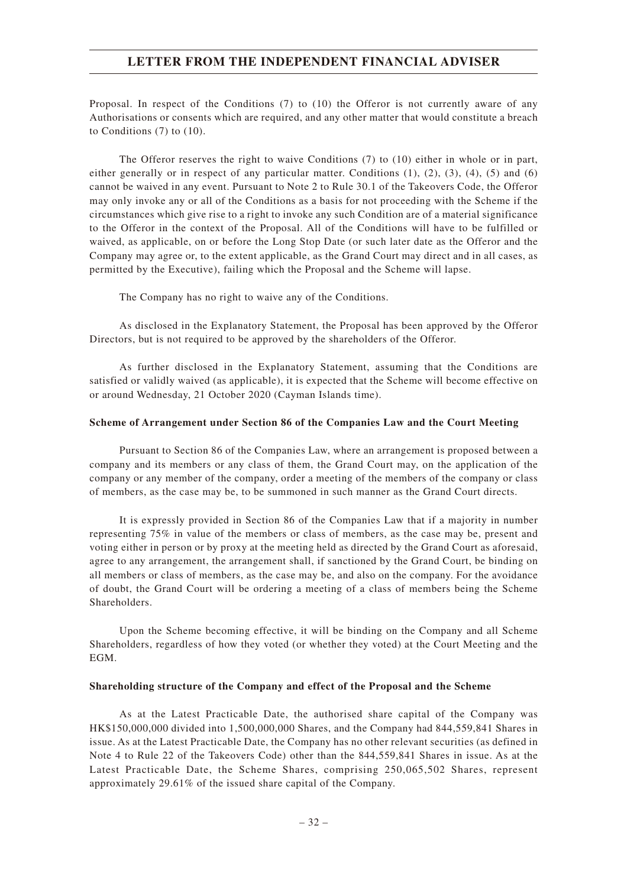Proposal. In respect of the Conditions (7) to (10) the Offeror is not currently aware of any Authorisations or consents which are required, and any other matter that would constitute a breach to Conditions (7) to (10).

The Offeror reserves the right to waive Conditions (7) to (10) either in whole or in part, either generally or in respect of any particular matter. Conditions (1), (2), (3), (4), (5) and (6) cannot be waived in any event. Pursuant to Note 2 to Rule 30.1 of the Takeovers Code, the Offeror may only invoke any or all of the Conditions as a basis for not proceeding with the Scheme if the circumstances which give rise to a right to invoke any such Condition are of a material significance to the Offeror in the context of the Proposal. All of the Conditions will have to be fulfilled or waived, as applicable, on or before the Long Stop Date (or such later date as the Offeror and the Company may agree or, to the extent applicable, as the Grand Court may direct and in all cases, as permitted by the Executive), failing which the Proposal and the Scheme will lapse.

The Company has no right to waive any of the Conditions.

As disclosed in the Explanatory Statement, the Proposal has been approved by the Offeror Directors, but is not required to be approved by the shareholders of the Offeror.

As further disclosed in the Explanatory Statement, assuming that the Conditions are satisfied or validly waived (as applicable), it is expected that the Scheme will become effective on or around Wednesday, 21 October 2020 (Cayman Islands time).

**Scheme of Arrangement under Section 86 of the Companies Law and the Court Meeting**

Pursuant to Section 86 of the Companies Law, where an arrangement is proposed between a company and its members or any class of them, the Grand Court may, on the application of the company or any member of the company, order a meeting of the members of the company or class of members, as the case may be, to be summoned in such manner as the Grand Court directs.

It is expressly provided in Section 86 of the Companies Law that if a majority in number representing 75% in value of the members or class of members, as the case may be, present and voting either in person or by proxy at the meeting held as directed by the Grand Court as aforesaid, agree to any arrangement, the arrangement shall, if sanctioned by the Grand Court, be binding on all members or class of members, as the case may be, and also on the company. For the avoidance of doubt, the Grand Court will be ordering a meeting of a class of members being the Scheme Shareholders.

Upon the Scheme becoming effective, it will be binding on the Company and all Scheme Shareholders, regardless of how they voted (or whether they voted) at the Court Meeting and the EGM.

**Shareholding structure of the Company and effect of the Proposal and the Scheme**

As at the Latest Practicable Date, the authorised share capital of the Company was HK$150,000,000 divided into 1,500,000,000 Shares, and the Company had 844,559,841 Shares in issue. As at the Latest Practicable Date, the Company has no other relevant securities (as defined in Note 4 to Rule 22 of the Takeovers Code) other than the 844,559,841 Shares in issue. As at the Latest Practicable Date, the Scheme Shares, comprising 250,065,502 Shares, represent approximately 29.61% of the issued share capital of the Company.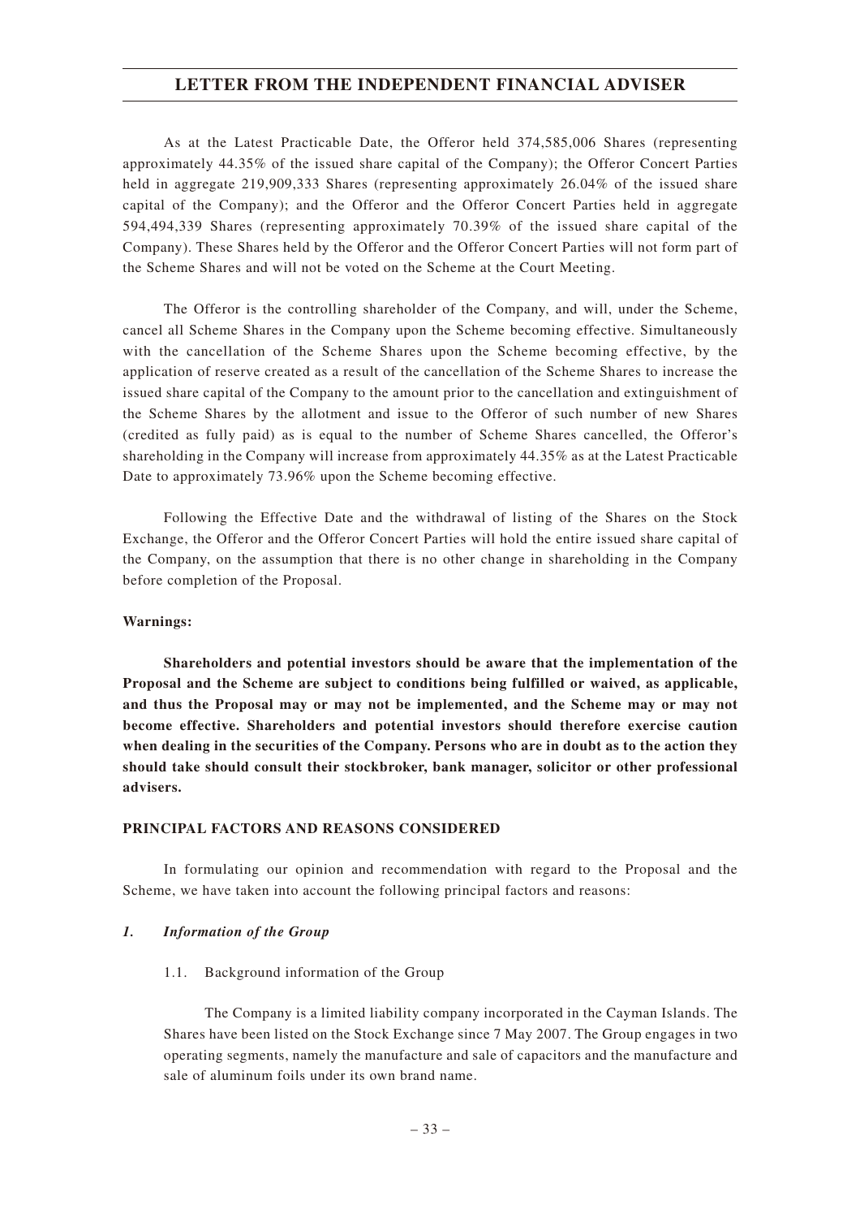As at the Latest Practicable Date, the Offeror held 374,585,006 Shares (representing approximately 44.35% of the issued share capital of the Company); the Offeror Concert Parties held in aggregate 219,909,333 Shares (representing approximately 26.04% of the issued share capital of the Company); and the Offeror and the Offeror Concert Parties held in aggregate 594,494,339 Shares (representing approximately 70.39% of the issued share capital of the Company). These Shares held by the Offeror and the Offeror Concert Parties will not form part of the Scheme Shares and will not be voted on the Scheme at the Court Meeting.

The Offeror is the controlling shareholder of the Company, and will, under the Scheme, cancel all Scheme Shares in the Company upon the Scheme becoming effective. Simultaneously with the cancellation of the Scheme Shares upon the Scheme becoming effective, by the application of reserve created as a result of the cancellation of the Scheme Shares to increase the issued share capital of the Company to the amount prior to the cancellation and extinguishment of the Scheme Shares by the allotment and issue to the Offeror of such number of new Shares (credited as fully paid) as is equal to the number of Scheme Shares cancelled, the Offeror's shareholding in the Company will increase from approximately 44.35% as at the Latest Practicable Date to approximately 73.96% upon the Scheme becoming effective.

Following the Effective Date and the withdrawal of listing of the Shares on the Stock Exchange, the Offeror and the Offeror Concert Parties will hold the entire issued share capital of the Company, on the assumption that there is no other change in shareholding in the Company before completion of the Proposal.

**Warnings:**

**Shareholders and potential investors should be aware that the implementation of the Proposal and the Scheme are subject to conditions being fulfilled or waived, as applicable, and thus the Proposal may or may not be implemented, and the Scheme may or may not become effective. Shareholders and potential investors should therefore exercise caution when dealing in the securities of the Company. Persons who are in doubt as to the action they should take should consult their stockbroker, bank manager, solicitor or other professional advisers.**

**PRINCIPAL FACTORS AND REASONS CONSIDERED**

In formulating our opinion and recommendation with regard to the Proposal and the Scheme, we have taken into account the following principal factors and reasons:

***1. Information of the Group***

1.1. Background information of the Group

The Company is a limited liability company incorporated in the Cayman Islands. The Shares have been listed on the Stock Exchange since 7 May 2007. The Group engages in two operating segments, namely the manufacture and sale of capacitors and the manufacture and sale of aluminum foils under its own brand name.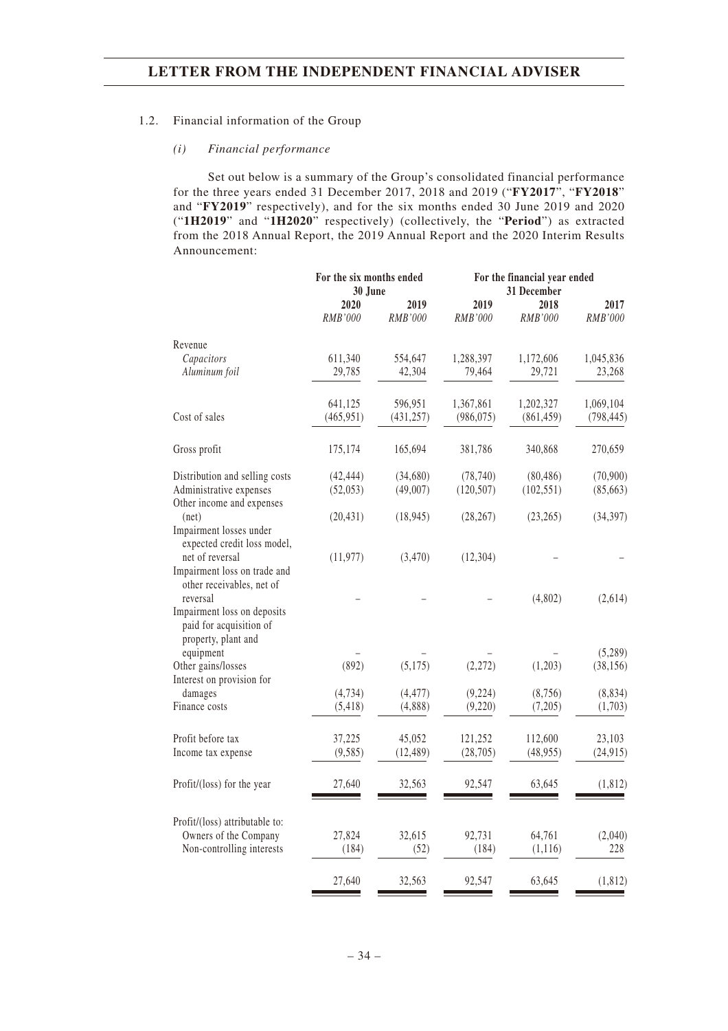### 1.2. Financial information of the Group

#### *(i) Financial performance*

Set out below is a summary of the Group's consolidated financial performance for the three years ended 31 December 2017, 2018 and 2019 ("**FY2017**", "**FY2018**" and "**FY2019**" respectively), and for the six months ended 30 June 2019 and 2020 ("**1H2019**" and "**1H2020**" respectively) (collectively, the "**Period**") as extracted from the 2018 Annual Report, the 2019 Annual Report and the 2020 Interim Results Announcement:

| | For the six months ended 30 June | | For the financial year ended 31 December | | |
|---|---|---|---|---|---|
| | 2020 | 2019 | 2019 | 2018 | 2017 |
| | *RMB'000* | *RMB'000* | *RMB'000* | *RMB'000* | *RMB'000* |
| Revenue | | | | | |
| *Capacitors* | 611,340 | 554,647 | 1,288,397 | 1,172,606 | 1,045,836 |
| *Aluminum foil* | 29,785 | 42,304 | 79,464 | 29,721 | 23,268 |
| | 641,125 | 596,951 | 1,367,861 | 1,202,327 | 1,069,104 |
| Cost of sales | (465,951) | (431,257) | (986,075) | (861,459) | (798,445) |
| Gross profit | 175,174 | 165,694 | 381,786 | 340,868 | 270,659 |
| Distribution and selling costs | (42,444) | (34,680) | (78,740) | (80,486) | (70,900) |
| Administrative expenses | (52,053) | (49,007) | (120,507) | (102,551) | (85,663) |
| Other income and expenses (net) | (20,431) | (18,945) | (28,267) | (23,265) | (34,397) |
| Impairment losses under expected credit loss model, net of reversal | (11,977) | (3,470) | (12,304) | – | – |
| Impairment loss on trade and other receivables, net of reversal | – | – | – | (4,802) | (2,614) |
| Impairment loss on deposits paid for acquisition of property, plant and equipment | – | – | – | – | (5,289) |
| Other gains/losses | (892) | (5,175) | (2,272) | (1,203) | (38,156) |
| Interest on provision for damages | (4,734) | (4,477) | (9,224) | (8,756) | (8,834) |
| Finance costs | (5,418) | (4,888) | (9,220) | (7,205) | (1,703) |
| Profit before tax | 37,225 | 45,052 | 121,252 | 112,600 | 23,103 |
| Income tax expense | (9,585) | (12,489) | (28,705) | (48,955) | (24,915) |
| Profit/(loss) for the year | 27,640 | 32,563 | 92,547 | 63,645 | (1,812) |
| Profit/(loss) attributable to: | | | | | |
| Owners of the Company | 27,824 | 32,615 | 92,731 | 64,761 | (2,040) |
| Non-controlling interests | (184) | (52) | (184) | (1,116) | 228 |
| | 27,640 | 32,563 | 92,547 | 63,645 | (1,812) |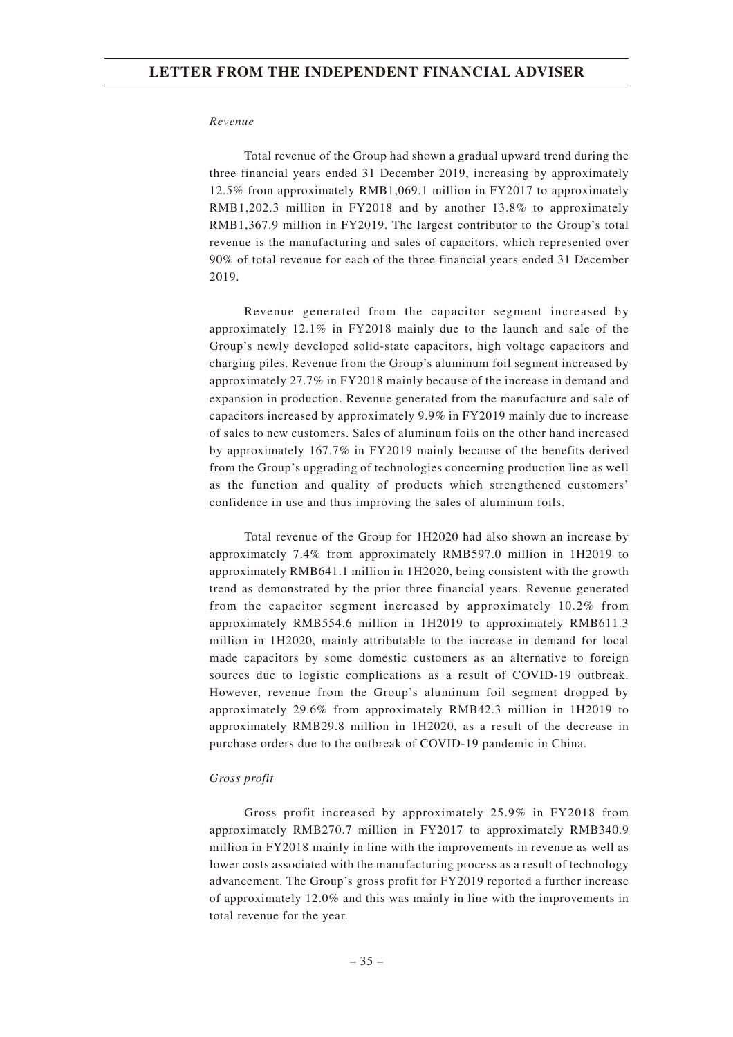*Revenue*

Total revenue of the Group had shown a gradual upward trend during the three financial years ended 31 December 2019, increasing by approximately 12.5% from approximately RMB1,069.1 million in FY2017 to approximately RMB1,202.3 million in FY2018 and by another 13.8% to approximately RMB1,367.9 million in FY2019. The largest contributor to the Group's total revenue is the manufacturing and sales of capacitors, which represented over 90% of total revenue for each of the three financial years ended 31 December 2019.

Revenue generated from the capacitor segment increased by approximately 12.1% in FY2018 mainly due to the launch and sale of the Group's newly developed solid-state capacitors, high voltage capacitors and charging piles. Revenue from the Group's aluminum foil segment increased by approximately 27.7% in FY2018 mainly because of the increase in demand and expansion in production. Revenue generated from the manufacture and sale of capacitors increased by approximately 9.9% in FY2019 mainly due to increase of sales to new customers. Sales of aluminum foils on the other hand increased by approximately 167.7% in FY2019 mainly because of the benefits derived from the Group's upgrading of technologies concerning production line as well as the function and quality of products which strengthened customers' confidence in use and thus improving the sales of aluminum foils.

Total revenue of the Group for 1H2020 had also shown an increase by approximately 7.4% from approximately RMB597.0 million in 1H2019 to approximately RMB641.1 million in 1H2020, being consistent with the growth trend as demonstrated by the prior three financial years. Revenue generated from the capacitor segment increased by approximately 10.2% from approximately RMB554.6 million in 1H2019 to approximately RMB611.3 million in 1H2020, mainly attributable to the increase in demand for local made capacitors by some domestic customers as an alternative to foreign sources due to logistic complications as a result of COVID-19 outbreak. However, revenue from the Group's aluminum foil segment dropped by approximately 29.6% from approximately RMB42.3 million in 1H2019 to approximately RMB29.8 million in 1H2020, as a result of the decrease in purchase orders due to the outbreak of COVID-19 pandemic in China.

*Gross profit*

Gross profit increased by approximately 25.9% in FY2018 from approximately RMB270.7 million in FY2017 to approximately RMB340.9 million in FY2018 mainly in line with the improvements in revenue as well as lower costs associated with the manufacturing process as a result of technology advancement. The Group's gross profit for FY2019 reported a further increase of approximately 12.0% and this was mainly in line with the improvements in total revenue for the year.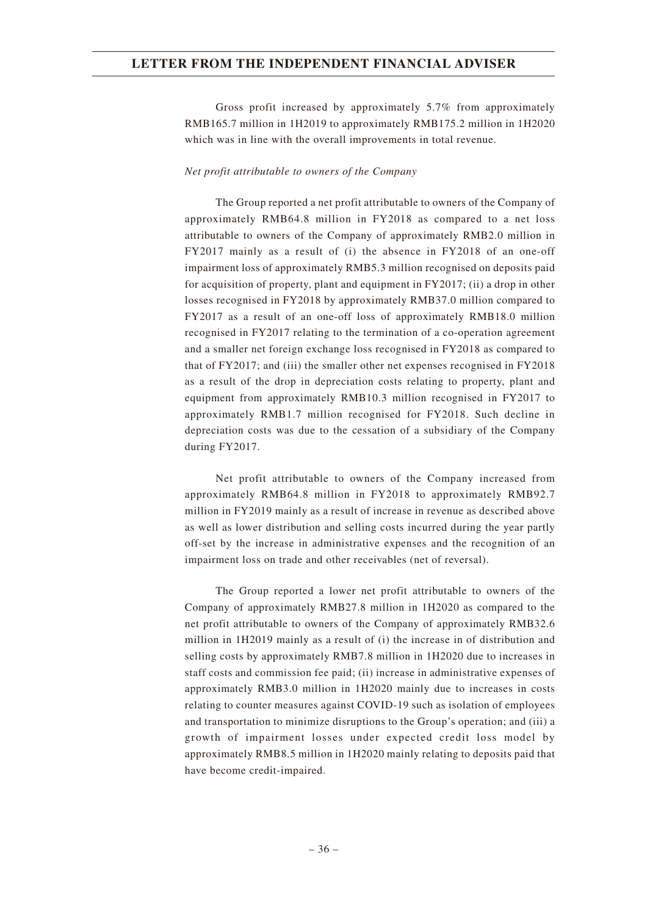Gross profit increased by approximately 5.7% from approximately RMB165.7 million in 1H2019 to approximately RMB175.2 million in 1H2020 which was in line with the overall improvements in total revenue.

*Net profit attributable to owners of the Company*

The Group reported a net profit attributable to owners of the Company of approximately RMB64.8 million in FY2018 as compared to a net loss attributable to owners of the Company of approximately RMB2.0 million in FY2017 mainly as a result of (i) the absence in FY2018 of an one-off impairment loss of approximately RMB5.3 million recognised on deposits paid for acquisition of property, plant and equipment in FY2017; (ii) a drop in other losses recognised in FY2018 by approximately RMB37.0 million compared to FY2017 as a result of an one-off loss of approximately RMB18.0 million recognised in FY2017 relating to the termination of a co-operation agreement and a smaller net foreign exchange loss recognised in FY2018 as compared to that of FY2017; and (iii) the smaller other net expenses recognised in FY2018 as a result of the drop in depreciation costs relating to property, plant and equipment from approximately RMB10.3 million recognised in FY2017 to approximately RMB1.7 million recognised for FY2018. Such decline in depreciation costs was due to the cessation of a subsidiary of the Company during FY2017.

Net profit attributable to owners of the Company increased from approximately RMB64.8 million in FY2018 to approximately RMB92.7 million in FY2019 mainly as a result of increase in revenue as described above as well as lower distribution and selling costs incurred during the year partly off-set by the increase in administrative expenses and the recognition of an impairment loss on trade and other receivables (net of reversal).

The Group reported a lower net profit attributable to owners of the Company of approximately RMB27.8 million in 1H2020 as compared to the net profit attributable to owners of the Company of approximately RMB32.6 million in 1H2019 mainly as a result of (i) the increase in of distribution and selling costs by approximately RMB7.8 million in 1H2020 due to increases in staff costs and commission fee paid; (ii) increase in administrative expenses of approximately RMB3.0 million in 1H2020 mainly due to increases in costs relating to counter measures against COVID-19 such as isolation of employees and transportation to minimize disruptions to the Group's operation; and (iii) a growth of impairment losses under expected credit loss model by approximately RMB8.5 million in 1H2020 mainly relating to deposits paid that have become credit-impaired.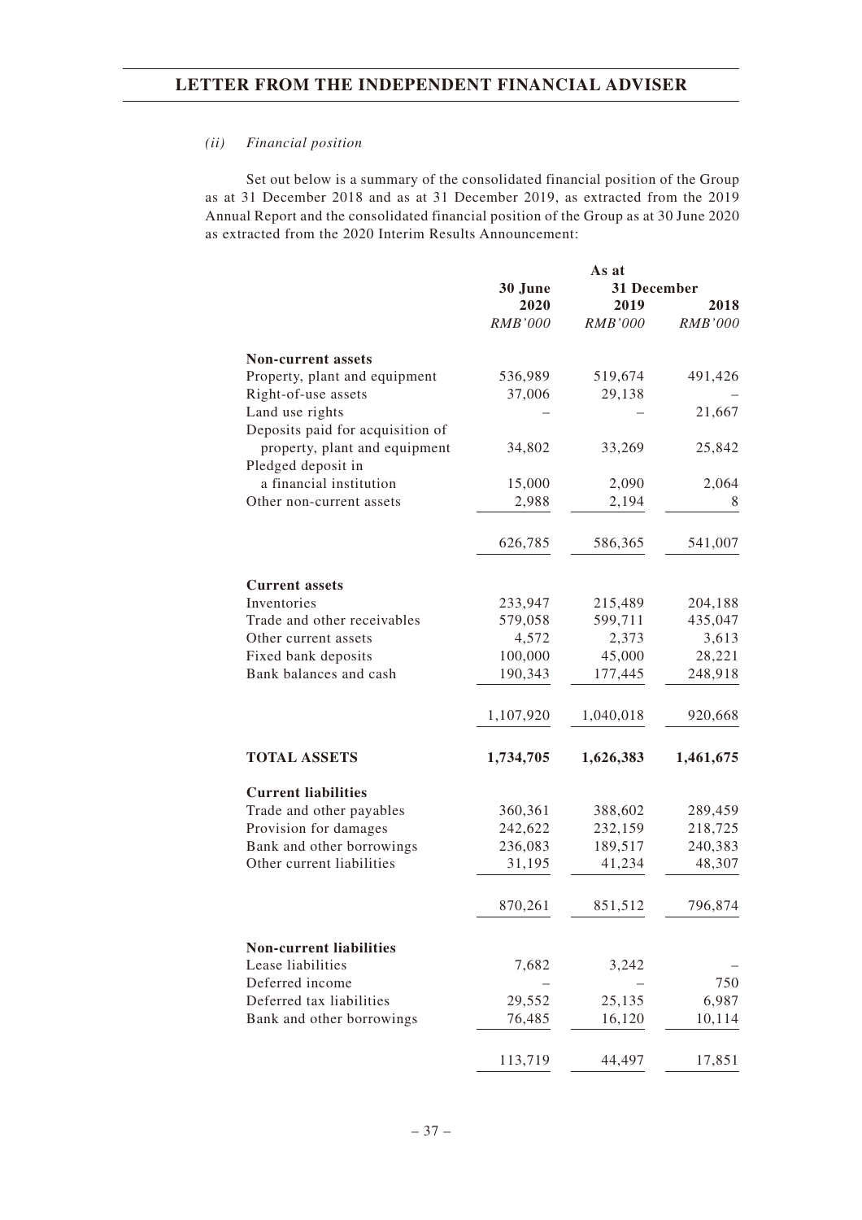*(ii) Financial position*

Set out below is a summary of the consolidated financial position of the Group as at 31 December 2018 and as at 31 December 2019, as extracted from the 2019 Annual Report and the consolidated financial position of the Group as at 30 June 2020 as extracted from the 2020 Interim Results Announcement:

| | As at | | |
|---|---|---|---|
| | **30 June** | **31 December** | |
| | **2020** | **2019** | **2018** |
| | *RMB'000* | *RMB'000* | *RMB'000* |
| **Non-current assets** | | | |
| Property, plant and equipment | 536,989 | 519,674 | 491,426 |
| Right-of-use assets | 37,006 | 29,138 | – |
| Land use rights | – | – | 21,667 |
| Deposits paid for acquisition of property, plant and equipment | 34,802 | 33,269 | 25,842 |
| Pledged deposit in a financial institution | 15,000 | 2,090 | 2,064 |
| Other non-current assets | 2,988 | 2,194 | 8 |
| | 626,785 | 586,365 | 541,007 |
| **Current assets** | | | |
| Inventories | 233,947 | 215,489 | 204,188 |
| Trade and other receivables | 579,058 | 599,711 | 435,047 |
| Other current assets | 4,572 | 2,373 | 3,613 |
| Fixed bank deposits | 100,000 | 45,000 | 28,221 |
| Bank balances and cash | 190,343 | 177,445 | 248,918 |
| | 1,107,920 | 1,040,018 | 920,668 |
| **TOTAL ASSETS** | **1,734,705** | **1,626,383** | **1,461,675** |
| **Current liabilities** | | | |
| Trade and other payables | 360,361 | 388,602 | 289,459 |
| Provision for damages | 242,622 | 232,159 | 218,725 |
| Bank and other borrowings | 236,083 | 189,517 | 240,383 |
| Other current liabilities | 31,195 | 41,234 | 48,307 |
| | 870,261 | 851,512 | 796,874 |
| **Non-current liabilities** | | | |
| Lease liabilities | 7,682 | 3,242 | – |
| Deferred income | – | – | 750 |
| Deferred tax liabilities | 29,552 | 25,135 | 6,987 |
| Bank and other borrowings | 76,485 | 16,120 | 10,114 |
| | 113,719 | 44,497 | 17,851 |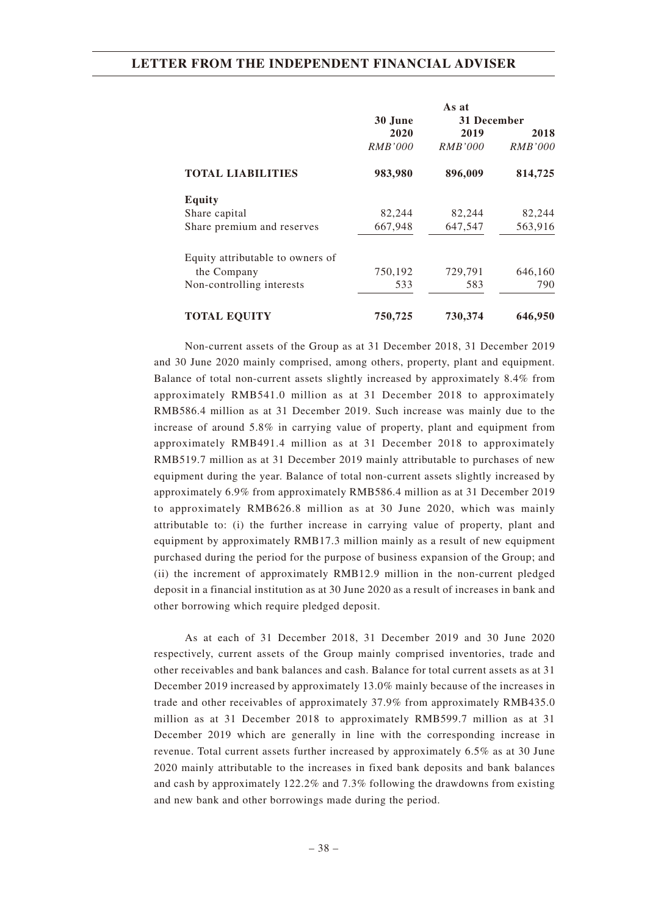| | As at 30 June 2020 | As at 31 December 2019 | 2018 |
|---|---|---|---|
| | *RMB'000* | *RMB'000* | *RMB'000* |
| **TOTAL LIABILITIES** | **983,980** | **896,009** | **814,725** |
| **Equity** | | | |
| Share capital | 82,244 | 82,244 | 82,244 |
| Share premium and reserves | 667,948 | 647,547 | 563,916 |
| Equity attributable to owners of the Company | 750,192 | 729,791 | 646,160 |
| Non-controlling interests | 533 | 583 | 790 |
| **TOTAL EQUITY** | **750,725** | **730,374** | **646,950** |

Non-current assets of the Group as at 31 December 2018, 31 December 2019 and 30 June 2020 mainly comprised, among others, property, plant and equipment. Balance of total non-current assets slightly increased by approximately 8.4% from approximately RMB541.0 million as at 31 December 2018 to approximately RMB586.4 million as at 31 December 2019. Such increase was mainly due to the increase of around 5.8% in carrying value of property, plant and equipment from approximately RMB491.4 million as at 31 December 2018 to approximately RMB519.7 million as at 31 December 2019 mainly attributable to purchases of new equipment during the year. Balance of total non-current assets slightly increased by approximately 6.9% from approximately RMB586.4 million as at 31 December 2019 to approximately RMB626.8 million as at 30 June 2020, which was mainly attributable to: (i) the further increase in carrying value of property, plant and equipment by approximately RMB17.3 million mainly as a result of new equipment purchased during the period for the purpose of business expansion of the Group; and (ii) the increment of approximately RMB12.9 million in the non-current pledged deposit in a financial institution as at 30 June 2020 as a result of increases in bank and other borrowing which require pledged deposit.

As at each of 31 December 2018, 31 December 2019 and 30 June 2020 respectively, current assets of the Group mainly comprised inventories, trade and other receivables and bank balances and cash. Balance for total current assets as at 31 December 2019 increased by approximately 13.0% mainly because of the increases in trade and other receivables of approximately 37.9% from approximately RMB435.0 million as at 31 December 2018 to approximately RMB599.7 million as at 31 December 2019 which are generally in line with the corresponding increase in revenue. Total current assets further increased by approximately 6.5% as at 30 June 2020 mainly attributable to the increases in fixed bank deposits and bank balances and cash by approximately 122.2% and 7.3% following the drawdowns from existing and new bank and other borrowings made during the period.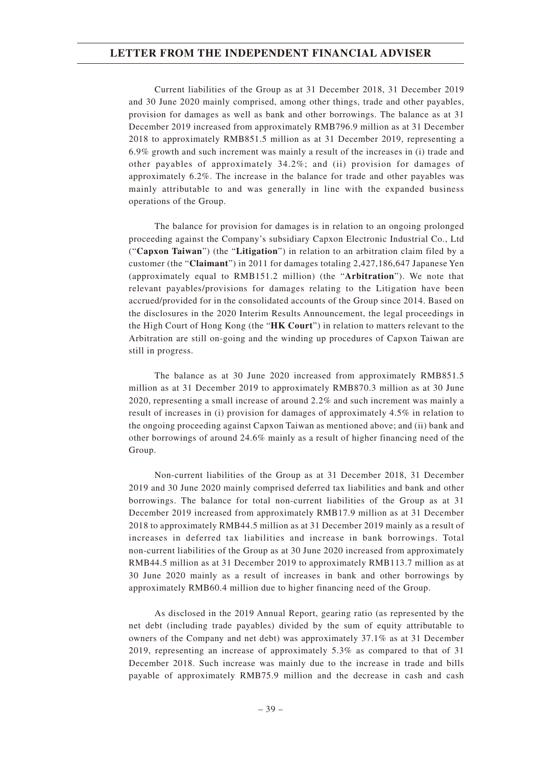Current liabilities of the Group as at 31 December 2018, 31 December 2019 and 30 June 2020 mainly comprised, among other things, trade and other payables, provision for damages as well as bank and other borrowings. The balance as at 31 December 2019 increased from approximately RMB796.9 million as at 31 December 2018 to approximately RMB851.5 million as at 31 December 2019, representing a 6.9% growth and such increment was mainly a result of the increases in (i) trade and other payables of approximately 34.2%; and (ii) provision for damages of approximately 6.2%. The increase in the balance for trade and other payables was mainly attributable to and was generally in line with the expanded business operations of the Group.

The balance for provision for damages is in relation to an ongoing prolonged proceeding against the Company's subsidiary Capxon Electronic Industrial Co., Ltd ("**Capxon Taiwan**") (the "**Litigation**") in relation to an arbitration claim filed by a customer (the "**Claimant**") in 2011 for damages totaling 2,427,186,647 Japanese Yen (approximately equal to RMB151.2 million) (the "**Arbitration**"). We note that relevant payables/provisions for damages relating to the Litigation have been accrued/provided for in the consolidated accounts of the Group since 2014. Based on the disclosures in the 2020 Interim Results Announcement, the legal proceedings in the High Court of Hong Kong (the "**HK Court**") in relation to matters relevant to the Arbitration are still on-going and the winding up procedures of Capxon Taiwan are still in progress.

The balance as at 30 June 2020 increased from approximately RMB851.5 million as at 31 December 2019 to approximately RMB870.3 million as at 30 June 2020, representing a small increase of around 2.2% and such increment was mainly a result of increases in (i) provision for damages of approximately 4.5% in relation to the ongoing proceeding against Capxon Taiwan as mentioned above; and (ii) bank and other borrowings of around 24.6% mainly as a result of higher financing need of the Group.

Non-current liabilities of the Group as at 31 December 2018, 31 December 2019 and 30 June 2020 mainly comprised deferred tax liabilities and bank and other borrowings. The balance for total non-current liabilities of the Group as at 31 December 2019 increased from approximately RMB17.9 million as at 31 December 2018 to approximately RMB44.5 million as at 31 December 2019 mainly as a result of increases in deferred tax liabilities and increase in bank borrowings. Total non-current liabilities of the Group as at 30 June 2020 increased from approximately RMB44.5 million as at 31 December 2019 to approximately RMB113.7 million as at 30 June 2020 mainly as a result of increases in bank and other borrowings by approximately RMB60.4 million due to higher financing need of the Group.

As disclosed in the 2019 Annual Report, gearing ratio (as represented by the net debt (including trade payables) divided by the sum of equity attributable to owners of the Company and net debt) was approximately 37.1% as at 31 December 2019, representing an increase of approximately 5.3% as compared to that of 31 December 2018. Such increase was mainly due to the increase in trade and bills payable of approximately RMB75.9 million and the decrease in cash and cash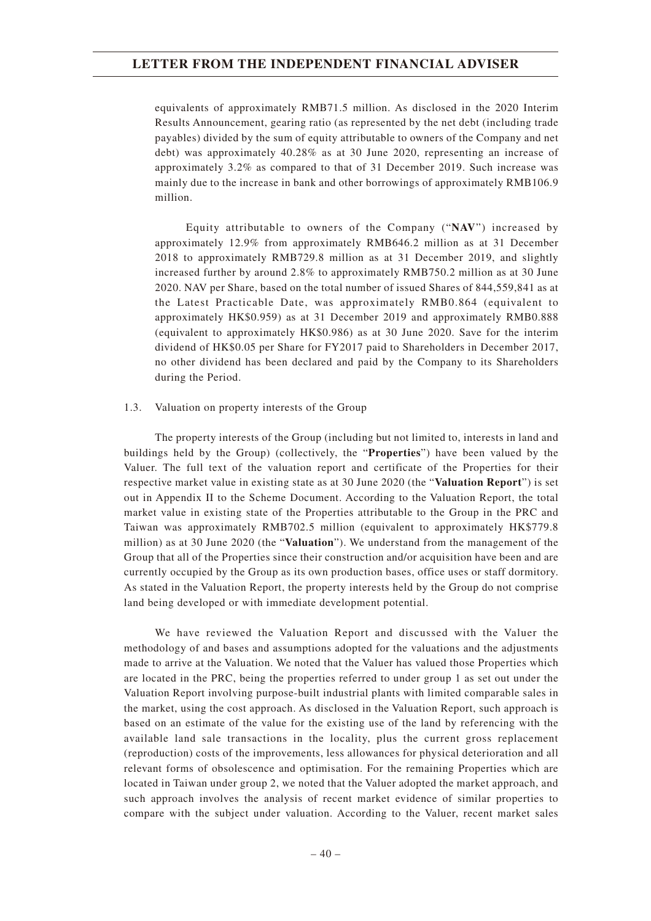equivalents of approximately RMB71.5 million. As disclosed in the 2020 Interim Results Announcement, gearing ratio (as represented by the net debt (including trade payables) divided by the sum of equity attributable to owners of the Company and net debt) was approximately 40.28% as at 30 June 2020, representing an increase of approximately 3.2% as compared to that of 31 December 2019. Such increase was mainly due to the increase in bank and other borrowings of approximately RMB106.9 million.

Equity attributable to owners of the Company ("**NAV**") increased by approximately 12.9% from approximately RMB646.2 million as at 31 December 2018 to approximately RMB729.8 million as at 31 December 2019, and slightly increased further by around 2.8% to approximately RMB750.2 million as at 30 June 2020. NAV per Share, based on the total number of issued Shares of 844,559,841 as at the Latest Practicable Date, was approximately RMB0.864 (equivalent to approximately HK$0.959) as at 31 December 2019 and approximately RMB0.888 (equivalent to approximately HK$0.986) as at 30 June 2020. Save for the interim dividend of HK$0.05 per Share for FY2017 paid to Shareholders in December 2017, no other dividend has been declared and paid by the Company to its Shareholders during the Period.

1.3. Valuation on property interests of the Group

The property interests of the Group (including but not limited to, interests in land and buildings held by the Group) (collectively, the "**Properties**") have been valued by the Valuer. The full text of the valuation report and certificate of the Properties for their respective market value in existing state as at 30 June 2020 (the "**Valuation Report**") is set out in Appendix II to the Scheme Document. According to the Valuation Report, the total market value in existing state of the Properties attributable to the Group in the PRC and Taiwan was approximately RMB702.5 million (equivalent to approximately HK$779.8 million) as at 30 June 2020 (the "**Valuation**"). We understand from the management of the Group that all of the Properties since their construction and/or acquisition have been and are currently occupied by the Group as its own production bases, office uses or staff dormitory. As stated in the Valuation Report, the property interests held by the Group do not comprise land being developed or with immediate development potential.

We have reviewed the Valuation Report and discussed with the Valuer the methodology of and bases and assumptions adopted for the valuations and the adjustments made to arrive at the Valuation. We noted that the Valuer has valued those Properties which are located in the PRC, being the properties referred to under group 1 as set out under the Valuation Report involving purpose-built industrial plants with limited comparable sales in the market, using the cost approach. As disclosed in the Valuation Report, such approach is based on an estimate of the value for the existing use of the land by referencing with the available land sale transactions in the locality, plus the current gross replacement (reproduction) costs of the improvements, less allowances for physical deterioration and all relevant forms of obsolescence and optimisation. For the remaining Properties which are located in Taiwan under group 2, we noted that the Valuer adopted the market approach, and such approach involves the analysis of recent market evidence of similar properties to compare with the subject under valuation. According to the Valuer, recent market sales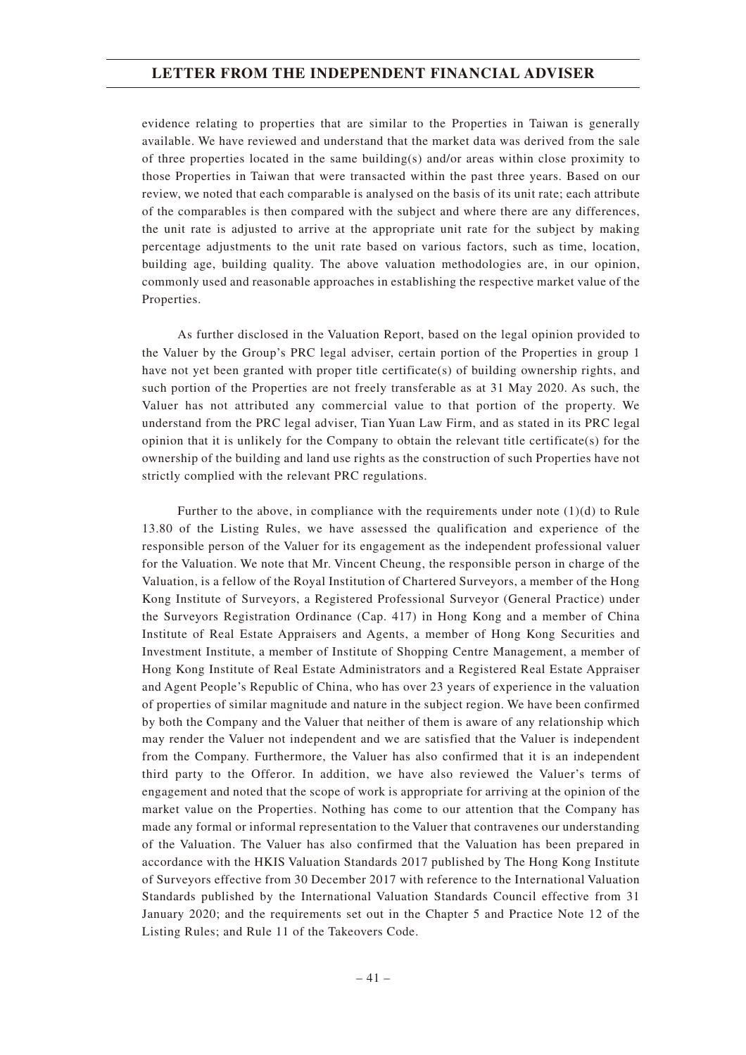evidence relating to properties that are similar to the Properties in Taiwan is generally available. We have reviewed and understand that the market data was derived from the sale of three properties located in the same building(s) and/or areas within close proximity to those Properties in Taiwan that were transacted within the past three years. Based on our review, we noted that each comparable is analysed on the basis of its unit rate; each attribute of the comparables is then compared with the subject and where there are any differences, the unit rate is adjusted to arrive at the appropriate unit rate for the subject by making percentage adjustments to the unit rate based on various factors, such as time, location, building age, building quality. The above valuation methodologies are, in our opinion, commonly used and reasonable approaches in establishing the respective market value of the Properties.

As further disclosed in the Valuation Report, based on the legal opinion provided to the Valuer by the Group's PRC legal adviser, certain portion of the Properties in group 1 have not yet been granted with proper title certificate(s) of building ownership rights, and such portion of the Properties are not freely transferable as at 31 May 2020. As such, the Valuer has not attributed any commercial value to that portion of the property. We understand from the PRC legal adviser, Tian Yuan Law Firm, and as stated in its PRC legal opinion that it is unlikely for the Company to obtain the relevant title certificate(s) for the ownership of the building and land use rights as the construction of such Properties have not strictly complied with the relevant PRC regulations.

Further to the above, in compliance with the requirements under note (1)(d) to Rule 13.80 of the Listing Rules, we have assessed the qualification and experience of the responsible person of the Valuer for its engagement as the independent professional valuer for the Valuation. We note that Mr. Vincent Cheung, the responsible person in charge of the Valuation, is a fellow of the Royal Institution of Chartered Surveyors, a member of the Hong Kong Institute of Surveyors, a Registered Professional Surveyor (General Practice) under the Surveyors Registration Ordinance (Cap. 417) in Hong Kong and a member of China Institute of Real Estate Appraisers and Agents, a member of Hong Kong Securities and Investment Institute, a member of Institute of Shopping Centre Management, a member of Hong Kong Institute of Real Estate Administrators and a Registered Real Estate Appraiser and Agent People's Republic of China, who has over 23 years of experience in the valuation of properties of similar magnitude and nature in the subject region. We have been confirmed by both the Company and the Valuer that neither of them is aware of any relationship which may render the Valuer not independent and we are satisfied that the Valuer is independent from the Company. Furthermore, the Valuer has also confirmed that it is an independent third party to the Offeror. In addition, we have also reviewed the Valuer's terms of engagement and noted that the scope of work is appropriate for arriving at the opinion of the market value on the Properties. Nothing has come to our attention that the Company has made any formal or informal representation to the Valuer that contravenes our understanding of the Valuation. The Valuer has also confirmed that the Valuation has been prepared in accordance with the HKIS Valuation Standards 2017 published by The Hong Kong Institute of Surveyors effective from 30 December 2017 with reference to the International Valuation Standards published by the International Valuation Standards Council effective from 31 January 2020; and the requirements set out in the Chapter 5 and Practice Note 12 of the Listing Rules; and Rule 11 of the Takeovers Code.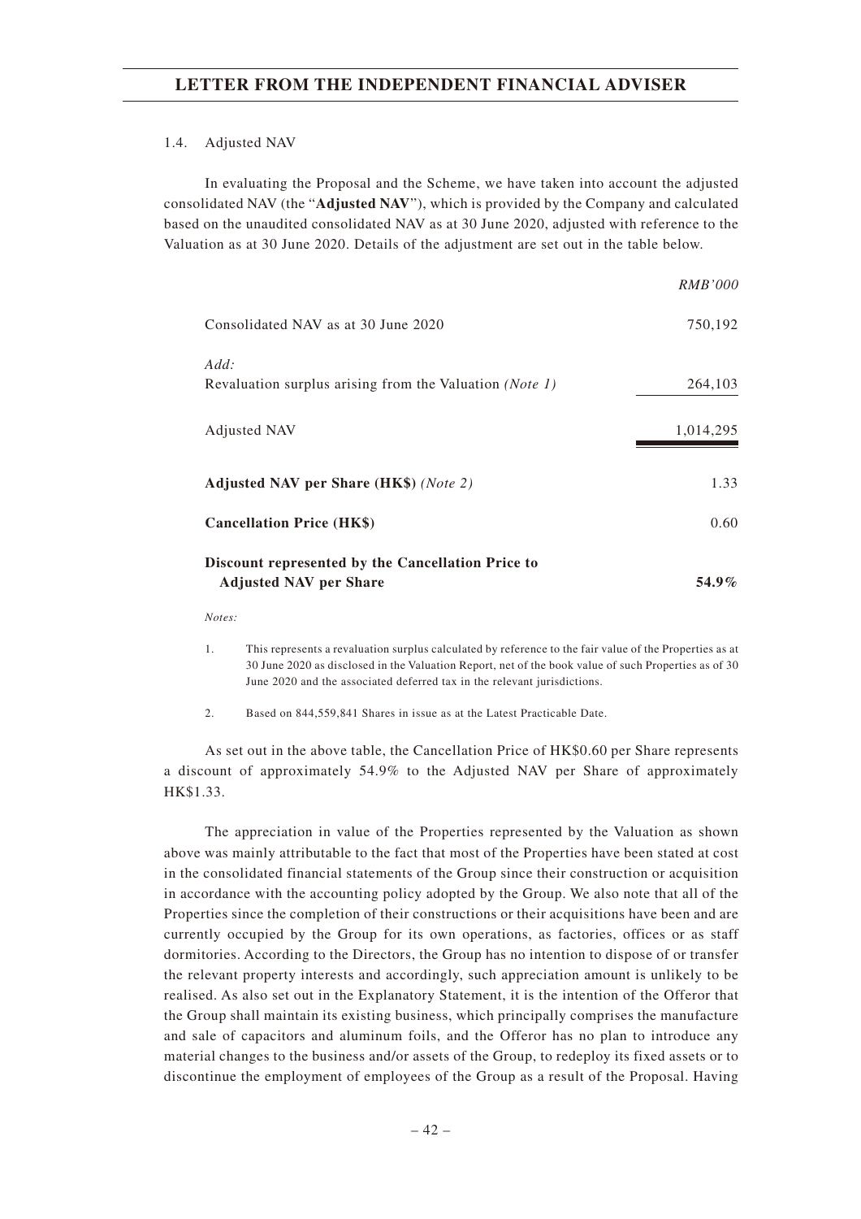1.4. Adjusted NAV

In evaluating the Proposal and the Scheme, we have taken into account the adjusted consolidated NAV (the "**Adjusted NAV**"), which is provided by the Company and calculated based on the unaudited consolidated NAV as at 30 June 2020, adjusted with reference to the Valuation as at 30 June 2020. Details of the adjustment are set out in the table below.

| | *RMB'000* |
|---|---|
| Consolidated NAV as at 30 June 2020 | 750,192 |
| *Add:* | |
| Revaluation surplus arising from the Valuation *(Note 1)* | 264,103 |
| Adjusted NAV | 1,014,295 |
| **Adjusted NAV per Share (HK$)** *(Note 2)* | 1.33 |
| **Cancellation Price (HK$)** | 0.60 |
| **Discount represented by the Cancellation Price to Adjusted NAV per Share** | **54.9%** |

*Notes:*

1. This represents a revaluation surplus calculated by reference to the fair value of the Properties as at 30 June 2020 as disclosed in the Valuation Report, net of the book value of such Properties as of 30 June 2020 and the associated deferred tax in the relevant jurisdictions.

2. Based on 844,559,841 Shares in issue as at the Latest Practicable Date.

As set out in the above table, the Cancellation Price of HK$0.60 per Share represents a discount of approximately 54.9% to the Adjusted NAV per Share of approximately HK$1.33.

The appreciation in value of the Properties represented by the Valuation as shown above was mainly attributable to the fact that most of the Properties have been stated at cost in the consolidated financial statements of the Group since their construction or acquisition in accordance with the accounting policy adopted by the Group. We also note that all of the Properties since the completion of their constructions or their acquisitions have been and are currently occupied by the Group for its own operations, as factories, offices or as staff dormitories. According to the Directors, the Group has no intention to dispose of or transfer the relevant property interests and accordingly, such appreciation amount is unlikely to be realised. As also set out in the Explanatory Statement, it is the intention of the Offeror that the Group shall maintain its existing business, which principally comprises the manufacture and sale of capacitors and aluminum foils, and the Offeror has no plan to introduce any material changes to the business and/or assets of the Group, to redeploy its fixed assets or to discontinue the employment of employees of the Group as a result of the Proposal. Having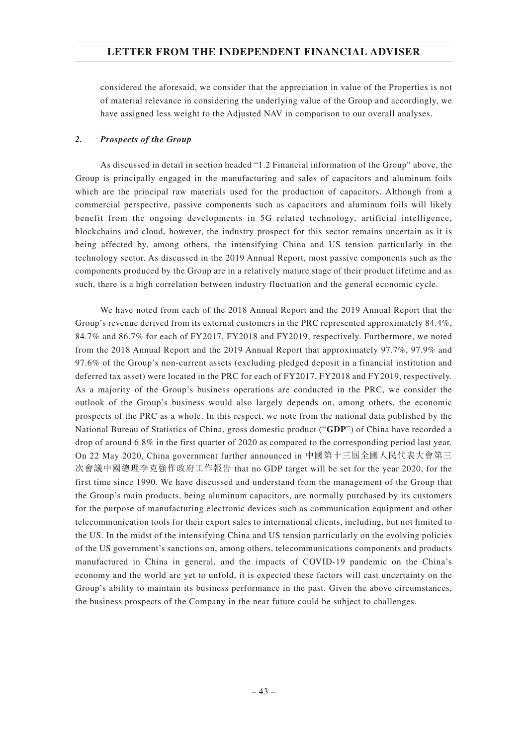considered the aforesaid, we consider that the appreciation in value of the Properties is not of material relevance in considering the underlying value of the Group and accordingly, we have assigned less weight to the Adjusted NAV in comparison to our overall analyses.

### *2. Prospects of the Group*

As discussed in detail in section headed "1.2 Financial information of the Group" above, the Group is principally engaged in the manufacturing and sales of capacitors and aluminum foils which are the principal raw materials used for the production of capacitors. Although from a commercial perspective, passive components such as capacitors and aluminum foils will likely benefit from the ongoing developments in 5G related technology, artificial intelligence, blockchains and cloud, however, the industry prospect for this sector remains uncertain as it is being affected by, among others, the intensifying China and US tension particularly in the technology sector. As discussed in the 2019 Annual Report, most passive components such as the components produced by the Group are in a relatively mature stage of their product lifetime and as such, there is a high correlation between industry fluctuation and the general economic cycle.

We have noted from each of the 2018 Annual Report and the 2019 Annual Report that the Group's revenue derived from its external customers in the PRC represented approximately 84.4%, 84.7% and 86.7% for each of FY2017, FY2018 and FY2019, respectively. Furthermore, we noted from the 2018 Annual Report and the 2019 Annual Report that approximately 97.7%, 97.9% and 97.6% of the Group's non-current assets (excluding pledged deposit in a financial institution and deferred tax asset) were located in the PRC for each of FY2017, FY2018 and FY2019, respectively. As a majority of the Group's business operations are conducted in the PRC, we consider the outlook of the Group's business would also largely depends on, among others, the economic prospects of the PRC as a whole. In this respect, we note from the national data published by the National Bureau of Statistics of China, gross domestic product ("**GDP**") of China have recorded a drop of around 6.8% in the first quarter of 2020 as compared to the corresponding period last year. On 22 May 2020, China government further announced in 中國第十三屆全國人民代表大會第三次會議中國總理李克強作政府工作報告 that no GDP target will be set for the year 2020, for the first time since 1990. We have discussed and understand from the management of the Group that the Group's main products, being aluminum capacitors, are normally purchased by its customers for the purpose of manufacturing electronic devices such as communication equipment and other telecommunication tools for their export sales to international clients, including, but not limited to the US. In the midst of the intensifying China and US tension particularly on the evolving policies of the US government's sanctions on, among others, telecommunications components and products manufactured in China in general, and the impacts of COVID-19 pandemic on the China's economy and the world are yet to unfold, it is expected these factors will cast uncertainty on the Group's ability to maintain its business performance in the past. Given the above circumstances, the business prospects of the Company in the near future could be subject to challenges.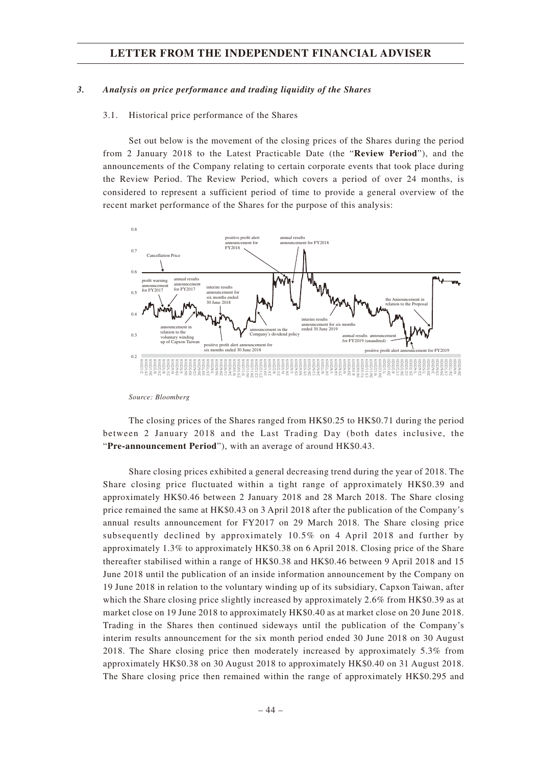### *3. Analysis on price performance and trading liquidity of the Shares*

3.1. Historical price performance of the Shares

Set out below is the movement of the closing prices of the Shares during the period from 2 January 2018 to the Latest Practicable Date (the "**Review Period**"), and the announcements of the Company relating to certain corporate events that took place during the Review Period. The Review Period, which covers a period of over 24 months, is considered to represent a sufficient period of time to provide a general overview of the recent market performance of the Shares for the purpose of this analysis:

*Source: Bloomberg*

The closing prices of the Shares ranged from HK$0.25 to HK$0.71 during the period between 2 January 2018 and the Last Trading Day (both dates inclusive, the "**Pre-announcement Period**"), with an average of around HK$0.43.

Share closing prices exhibited a general decreasing trend during the year of 2018. The Share closing price fluctuated within a tight range of approximately HK$0.39 and approximately HK$0.46 between 2 January 2018 and 28 March 2018. The Share closing price remained the same at HK$0.43 on 3 April 2018 after the publication of the Company's annual results announcement for FY2017 on 29 March 2018. The Share closing price subsequently declined by approximately 10.5% on 4 April 2018 and further by approximately 1.3% to approximately HK$0.38 on 6 April 2018. Closing price of the Share thereafter stabilised within a range of HK$0.38 and HK$0.46 between 9 April 2018 and 15 June 2018 until the publication of an inside information announcement by the Company on 19 June 2018 in relation to the voluntary winding up of its subsidiary, Capxon Taiwan, after which the Share closing price slightly increased by approximately 2.6% from HK$0.39 as at market close on 19 June 2018 to approximately HK$0.40 as at market close on 20 June 2018. Trading in the Shares then continued sideways until the publication of the Company's interim results announcement for the six month period ended 30 June 2018 on 30 August 2018. The Share closing price then moderately increased by approximately 5.3% from approximately HK$0.38 on 30 August 2018 to approximately HK$0.40 on 31 August 2018. The Share closing price then remained within the range of approximately HK$0.295 and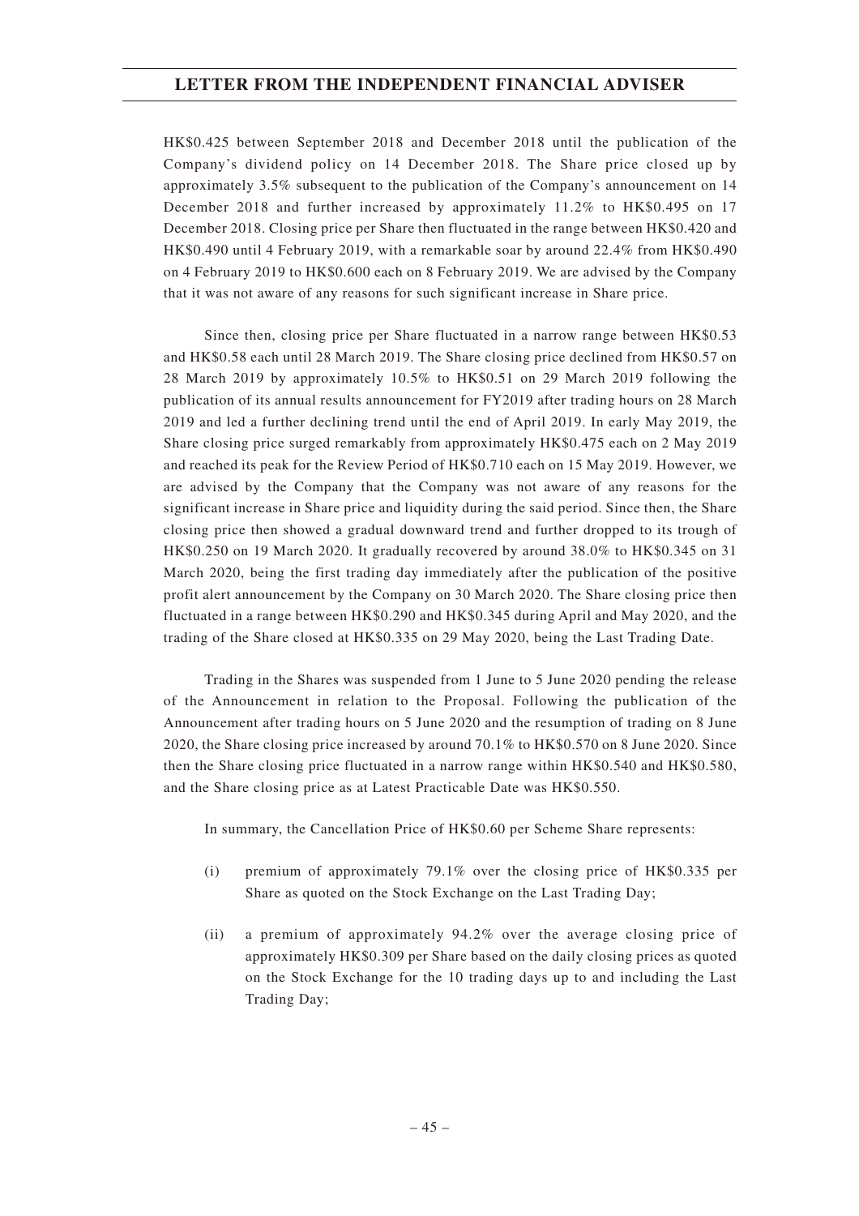HK$0.425 between September 2018 and December 2018 until the publication of the Company's dividend policy on 14 December 2018. The Share price closed up by approximately 3.5% subsequent to the publication of the Company's announcement on 14 December 2018 and further increased by approximately 11.2% to HK$0.495 on 17 December 2018. Closing price per Share then fluctuated in the range between HK$0.420 and HK$0.490 until 4 February 2019, with a remarkable soar by around 22.4% from HK$0.490 on 4 February 2019 to HK$0.600 each on 8 February 2019. We are advised by the Company that it was not aware of any reasons for such significant increase in Share price.

Since then, closing price per Share fluctuated in a narrow range between HK$0.53 and HK$0.58 each until 28 March 2019. The Share closing price declined from HK$0.57 on 28 March 2019 by approximately 10.5% to HK$0.51 on 29 March 2019 following the publication of its annual results announcement for FY2019 after trading hours on 28 March 2019 and led a further declining trend until the end of April 2019. In early May 2019, the Share closing price surged remarkably from approximately HK$0.475 each on 2 May 2019 and reached its peak for the Review Period of HK$0.710 each on 15 May 2019. However, we are advised by the Company that the Company was not aware of any reasons for the significant increase in Share price and liquidity during the said period. Since then, the Share closing price then showed a gradual downward trend and further dropped to its trough of HK$0.250 on 19 March 2020. It gradually recovered by around 38.0% to HK$0.345 on 31 March 2020, being the first trading day immediately after the publication of the positive profit alert announcement by the Company on 30 March 2020. The Share closing price then fluctuated in a range between HK$0.290 and HK$0.345 during April and May 2020, and the trading of the Share closed at HK$0.335 on 29 May 2020, being the Last Trading Date.

Trading in the Shares was suspended from 1 June to 5 June 2020 pending the release of the Announcement in relation to the Proposal. Following the publication of the Announcement after trading hours on 5 June 2020 and the resumption of trading on 8 June 2020, the Share closing price increased by around 70.1% to HK$0.570 on 8 June 2020. Since then the Share closing price fluctuated in a narrow range within HK$0.540 and HK$0.580, and the Share closing price as at Latest Practicable Date was HK$0.550.

In summary, the Cancellation Price of HK$0.60 per Scheme Share represents:

(i) premium of approximately 79.1% over the closing price of HK$0.335 per Share as quoted on the Stock Exchange on the Last Trading Day;

(ii) a premium of approximately 94.2% over the average closing price of approximately HK$0.309 per Share based on the daily closing prices as quoted on the Stock Exchange for the 10 trading days up to and including the Last Trading Day;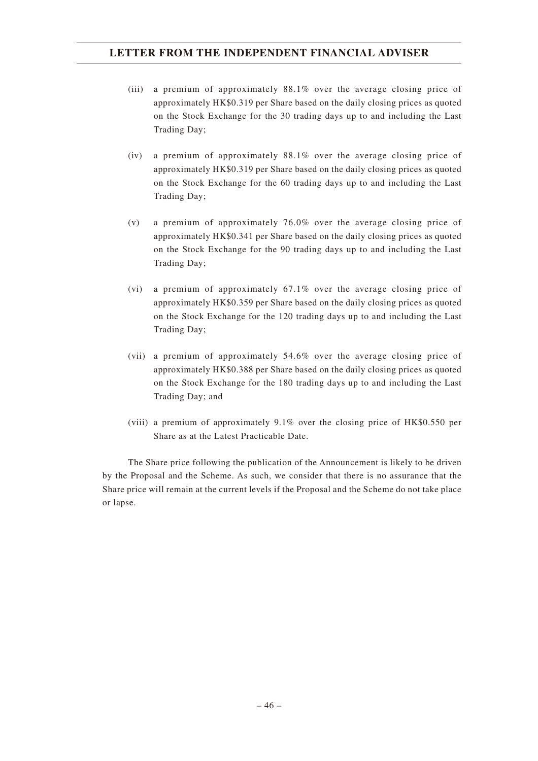(iii) a premium of approximately 88.1% over the average closing price of approximately HK$0.319 per Share based on the daily closing prices as quoted on the Stock Exchange for the 30 trading days up to and including the Last Trading Day;

(iv) a premium of approximately 88.1% over the average closing price of approximately HK$0.319 per Share based on the daily closing prices as quoted on the Stock Exchange for the 60 trading days up to and including the Last Trading Day;

(v) a premium of approximately 76.0% over the average closing price of approximately HK$0.341 per Share based on the daily closing prices as quoted on the Stock Exchange for the 90 trading days up to and including the Last Trading Day;

(vi) a premium of approximately 67.1% over the average closing price of approximately HK$0.359 per Share based on the daily closing prices as quoted on the Stock Exchange for the 120 trading days up to and including the Last Trading Day;

(vii) a premium of approximately 54.6% over the average closing price of approximately HK$0.388 per Share based on the daily closing prices as quoted on the Stock Exchange for the 180 trading days up to and including the Last Trading Day; and

(viii) a premium of approximately 9.1% over the closing price of HK$0.550 per Share as at the Latest Practicable Date.

The Share price following the publication of the Announcement is likely to be driven by the Proposal and the Scheme. As such, we consider that there is no assurance that the Share price will remain at the current levels if the Proposal and the Scheme do not take place or lapse.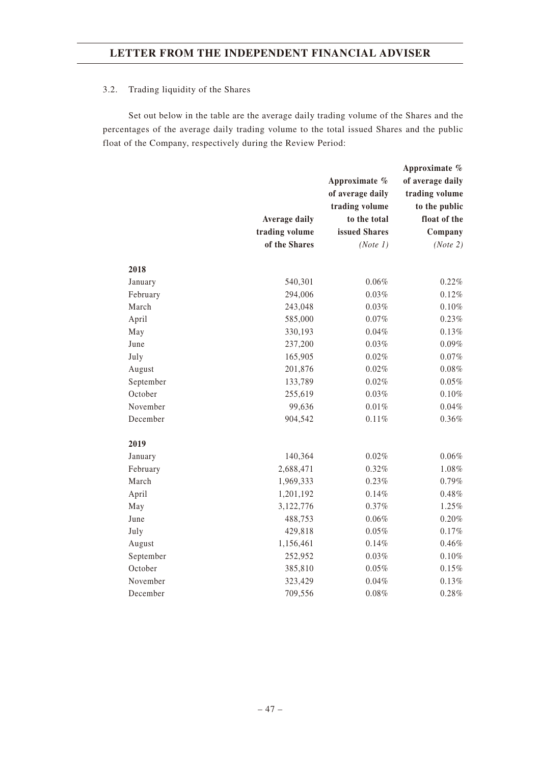### 3.2. Trading liquidity of the Shares

Set out below in the table are the average daily trading volume of the Shares and the percentages of the average daily trading volume to the total issued Shares and the public float of the Company, respectively during the Review Period:

| | Average daily trading volume of the Shares | Approximate % of average daily trading volume to the total issued Shares *(Note 1)* | Approximate % of average daily trading volume to the public float of the Company *(Note 2)* |
|---|---|---|---|
| **2018** | | | |
| January | 540,301 | 0.06% | 0.22% |
| February | 294,006 | 0.03% | 0.12% |
| March | 243,048 | 0.03% | 0.10% |
| April | 585,000 | 0.07% | 0.23% |
| May | 330,193 | 0.04% | 0.13% |
| June | 237,200 | 0.03% | 0.09% |
| July | 165,905 | 0.02% | 0.07% |
| August | 201,876 | 0.02% | 0.08% |
| September | 133,789 | 0.02% | 0.05% |
| October | 255,619 | 0.03% | 0.10% |
| November | 99,636 | 0.01% | 0.04% |
| December | 904,542 | 0.11% | 0.36% |
| **2019** | | | |
| January | 140,364 | 0.02% | 0.06% |
| February | 2,688,471 | 0.32% | 1.08% |
| March | 1,969,333 | 0.23% | 0.79% |
| April | 1,201,192 | 0.14% | 0.48% |
| May | 3,122,776 | 0.37% | 1.25% |
| June | 488,753 | 0.06% | 0.20% |
| July | 429,818 | 0.05% | 0.17% |
| August | 1,156,461 | 0.14% | 0.46% |
| September | 252,952 | 0.03% | 0.10% |
| October | 385,810 | 0.05% | 0.15% |
| November | 323,429 | 0.04% | 0.13% |
| December | 709,556 | 0.08% | 0.28% |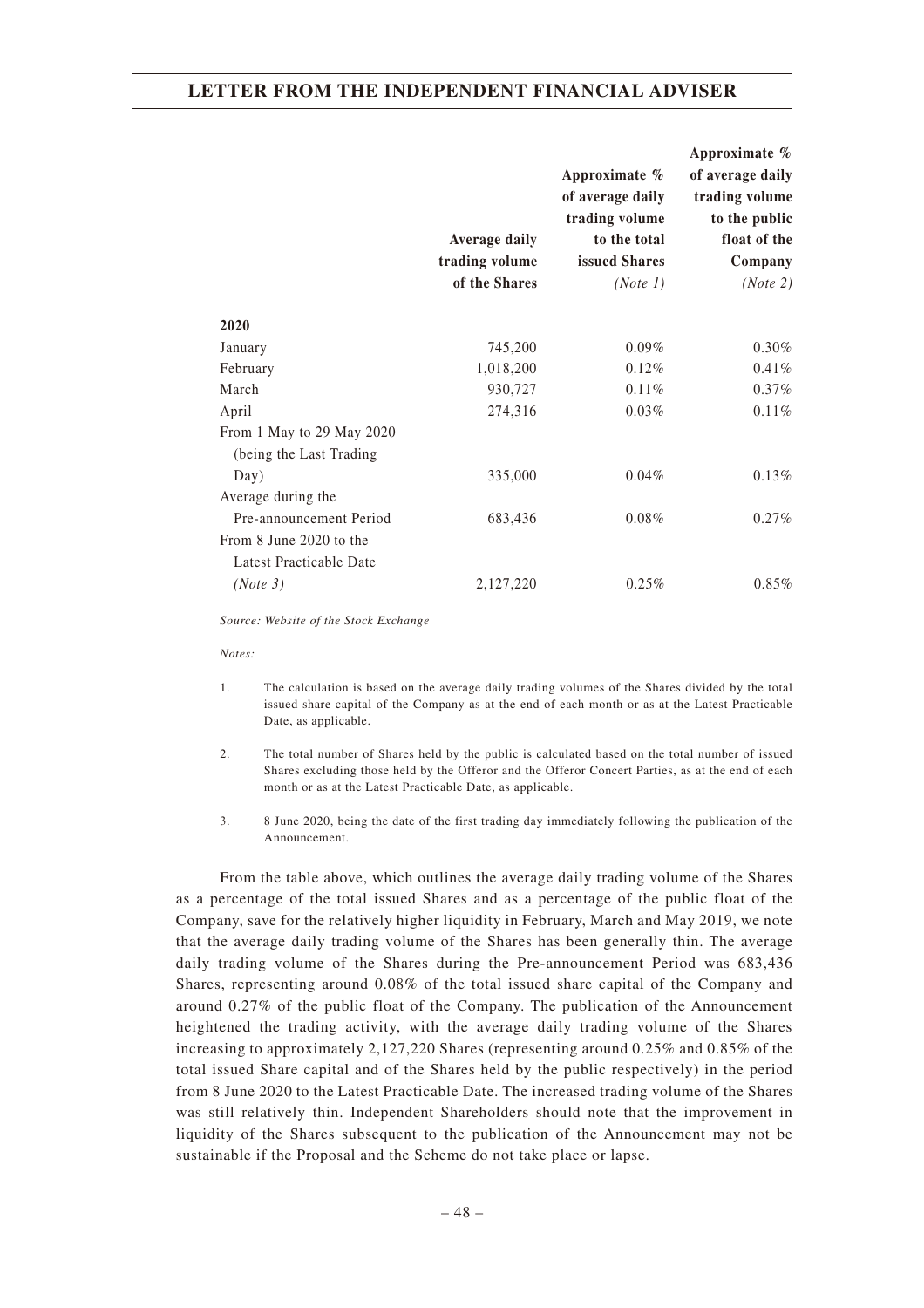| | Average daily trading volume of the Shares | Approximate % of average daily trading volume to the total issued Shares *(Note 1)* | Approximate % of average daily trading volume to the public float of the Company *(Note 2)* |
|---|---|---|---|
| **2020** | | | |
| January | 745,200 | 0.09% | 0.30% |
| February | 1,018,200 | 0.12% | 0.41% |
| March | 930,727 | 0.11% | 0.37% |
| April | 274,316 | 0.03% | 0.11% |
| From 1 May to 29 May 2020 (being the Last Trading Day) | 335,000 | 0.04% | 0.13% |
| Average during the Pre-announcement Period | 683,436 | 0.08% | 0.27% |
| From 8 June 2020 to the Latest Practicable Date *(Note 3)* | 2,127,220 | 0.25% | 0.85% |

*Source: Website of the Stock Exchange*

*Notes:*

1. The calculation is based on the average daily trading volumes of the Shares divided by the total issued share capital of the Company as at the end of each month or as at the Latest Practicable Date, as applicable.

2. The total number of Shares held by the public is calculated based on the total number of issued Shares excluding those held by the Offeror and the Offeror Concert Parties, as at the end of each month or as at the Latest Practicable Date, as applicable.

3. 8 June 2020, being the date of the first trading day immediately following the publication of the Announcement.

From the table above, which outlines the average daily trading volume of the Shares as a percentage of the total issued Shares and as a percentage of the public float of the Company, save for the relatively higher liquidity in February, March and May 2019, we note that the average daily trading volume of the Shares has been generally thin. The average daily trading volume of the Shares during the Pre-announcement Period was 683,436 Shares, representing around 0.08% of the total issued share capital of the Company and around 0.27% of the public float of the Company. The publication of the Announcement heightened the trading activity, with the average daily trading volume of the Shares increasing to approximately 2,127,220 Shares (representing around 0.25% and 0.85% of the total issued Share capital and of the Shares held by the public respectively) in the period from 8 June 2020 to the Latest Practicable Date. The increased trading volume of the Shares was still relatively thin. Independent Shareholders should note that the improvement in liquidity of the Shares subsequent to the publication of the Announcement may not be sustainable if the Proposal and the Scheme do not take place or lapse.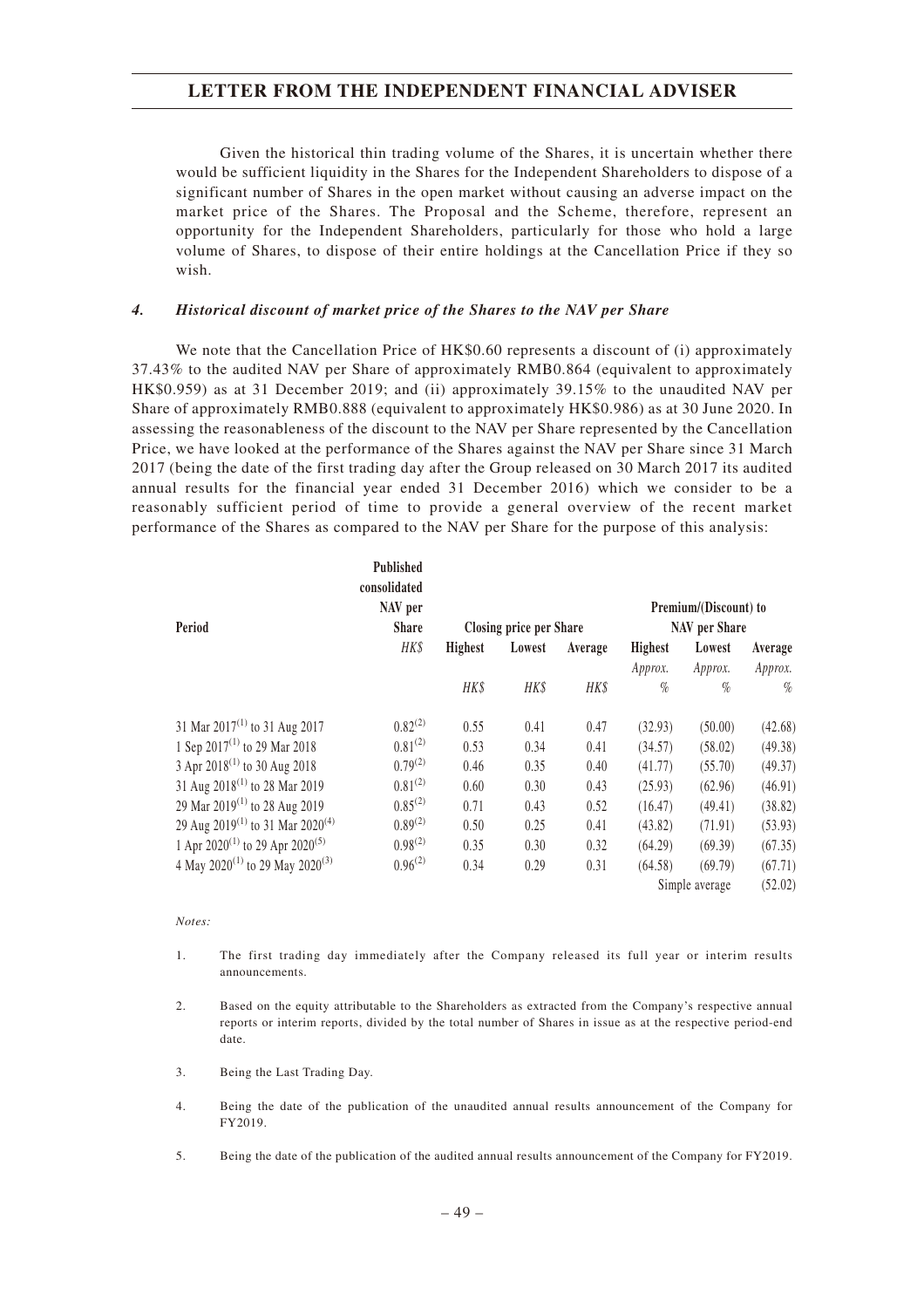Given the historical thin trading volume of the Shares, it is uncertain whether there would be sufficient liquidity in the Shares for the Independent Shareholders to dispose of a significant number of Shares in the open market without causing an adverse impact on the market price of the Shares. The Proposal and the Scheme, therefore, represent an opportunity for the Independent Shareholders, particularly for those who hold a large volume of Shares, to dispose of their entire holdings at the Cancellation Price if they so wish.

### *4. Historical discount of market price of the Shares to the NAV per Share*

We note that the Cancellation Price of HK$0.60 represents a discount of (i) approximately 37.43% to the audited NAV per Share of approximately RMB0.864 (equivalent to approximately HK$0.959) as at 31 December 2019; and (ii) approximately 39.15% to the unaudited NAV per Share of approximately RMB0.888 (equivalent to approximately HK$0.986) as at 30 June 2020. In assessing the reasonableness of the discount to the NAV per Share represented by the Cancellation Price, we have looked at the performance of the Shares against the NAV per Share since 31 March 2017 (being the date of the first trading day after the Group released on 30 March 2017 its audited annual results for the financial year ended 31 December 2016) which we consider to be a reasonably sufficient period of time to provide a general overview of the recent market performance of the Shares as compared to the NAV per Share for the purpose of this analysis:

| Period | Published consolidated NAV per Share | Closing price per Share | | | Premium/(Discount) to NAV per Share | | |
|---|---|---|---|---|---|---|---|
| | HK$ | Highest | Lowest | Average | Highest | Lowest | Average |
| | | | | | Approx. | Approx. | Approx. |
| | | HK$ | HK$ | HK$ | % | % | % |
| 31 Mar 2017[(1)] to 31 Aug 2017 | 0.82[(2)] | 0.55 | 0.41 | 0.47 | (32.93) | (50.00) | (42.68) |
| 1 Sep 2017[(1)] to 29 Mar 2018 | 0.81[(2)] | 0.53 | 0.34 | 0.41 | (34.57) | (58.02) | (49.38) |
| 3 Apr 2018[(1)] to 30 Aug 2018 | 0.79[(2)] | 0.46 | 0.35 | 0.40 | (41.77) | (55.70) | (49.37) |
| 31 Aug 2018[(1)] to 28 Mar 2019 | 0.81[(2)] | 0.60 | 0.30 | 0.43 | (25.93) | (62.96) | (46.91) |
| 29 Mar 2019[(1)] to 28 Aug 2019 | 0.85[(2)] | 0.71 | 0.43 | 0.52 | (16.47) | (49.41) | (38.82) |
| 29 Aug 2019[(1)] to 31 Mar 2020[(4)] | 0.89[(2)] | 0.50 | 0.25 | 0.41 | (43.82) | (71.91) | (53.93) |
| 1 Apr 2020[(1)] to 29 Apr 2020[(5)] | 0.98[(2)] | 0.35 | 0.30 | 0.32 | (64.29) | (69.39) | (67.35) |
| 4 May 2020[(1)] to 29 May 2020[(3)] | 0.96[(2)] | 0.34 | 0.29 | 0.31 | (64.58) | (69.79) | (67.71) |
| | | | | | | Simple average | (52.02) |

*Notes:*

1. The first trading day immediately after the Company released its full year or interim results announcements.

2. Based on the equity attributable to the Shareholders as extracted from the Company's respective annual reports or interim reports, divided by the total number of Shares in issue as at the respective period-end date.

3. Being the Last Trading Day.

4. Being the date of the publication of the unaudited annual results announcement of the Company for FY2019.

5. Being the date of the publication of the audited annual results announcement of the Company for FY2019.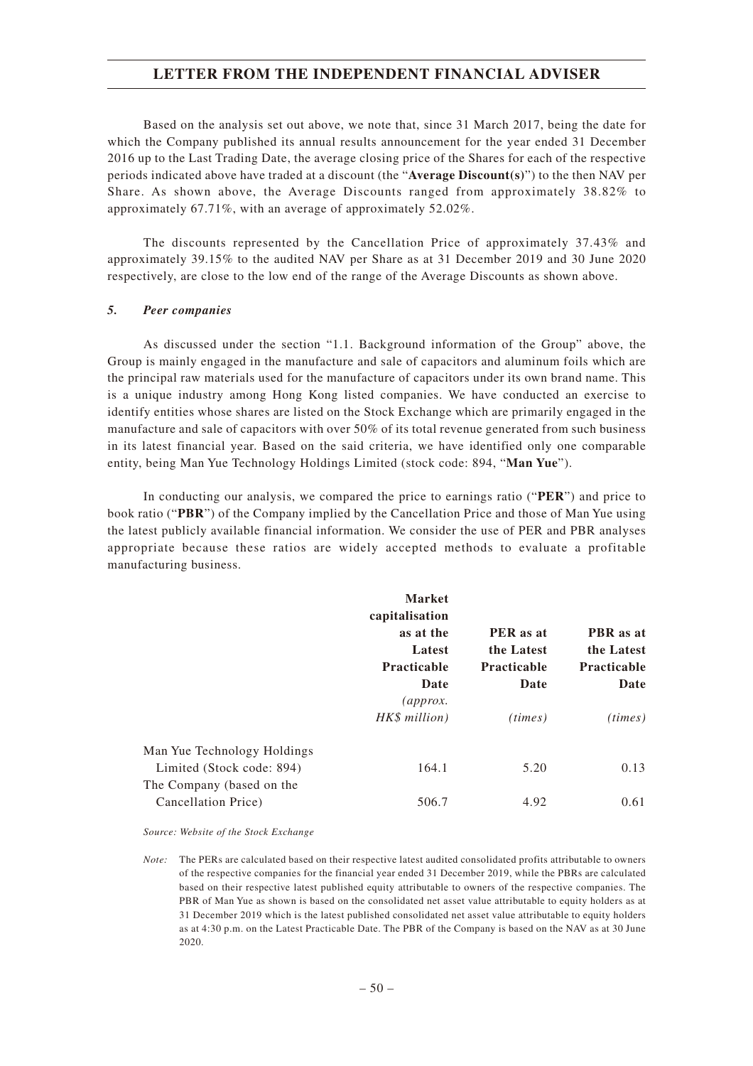Based on the analysis set out above, we note that, since 31 March 2017, being the date for which the Company published its annual results announcement for the year ended 31 December 2016 up to the Last Trading Date, the average closing price of the Shares for each of the respective periods indicated above have traded at a discount (the "**Average Discount(s)**") to the then NAV per Share. As shown above, the Average Discounts ranged from approximately 38.82% to approximately 67.71%, with an average of approximately 52.02%.

The discounts represented by the Cancellation Price of approximately 37.43% and approximately 39.15% to the audited NAV per Share as at 31 December 2019 and 30 June 2020 respectively, are close to the low end of the range of the Average Discounts as shown above.

### *5. Peer companies*

As discussed under the section "1.1. Background information of the Group" above, the Group is mainly engaged in the manufacture and sale of capacitors and aluminum foils which are the principal raw materials used for the manufacture of capacitors under its own brand name. This is a unique industry among Hong Kong listed companies. We have conducted an exercise to identify entities whose shares are listed on the Stock Exchange which are primarily engaged in the manufacture and sale of capacitors with over 50% of its total revenue generated from such business in its latest financial year. Based on the said criteria, we have identified only one comparable entity, being Man Yue Technology Holdings Limited (stock code: 894, "**Man Yue**").

In conducting our analysis, we compared the price to earnings ratio ("**PER**") and price to book ratio ("**PBR**") of the Company implied by the Cancellation Price and those of Man Yue using the latest publicly available financial information. We consider the use of PER and PBR analyses appropriate because these ratios are widely accepted methods to evaluate a profitable manufacturing business.

| | **Market capitalisation as at the Latest Practicable Date** *(approx. HK$ million)* | **PER as at the Latest Practicable Date** *(times)* | **PBR as at the Latest Practicable Date** *(times)* |
|---|---|---|---|
| Man Yue Technology Holdings Limited (Stock code: 894) | 164.1 | 5.20 | 0.13 |
| The Company (based on the Cancellation Price) | 506.7 | 4.92 | 0.61 |

*Source: Website of the Stock Exchange*

*Note:* The PERs are calculated based on their respective latest audited consolidated profits attributable to owners of the respective companies for the financial year ended 31 December 2019, while the PBRs are calculated based on their respective latest published equity attributable to owners of the respective companies. The PBR of Man Yue as shown is based on the consolidated net asset value attributable to equity holders as at 31 December 2019 which is the latest published consolidated net asset value attributable to equity holders as at 4:30 p.m. on the Latest Practicable Date. The PBR of the Company is based on the NAV as at 30 June 2020.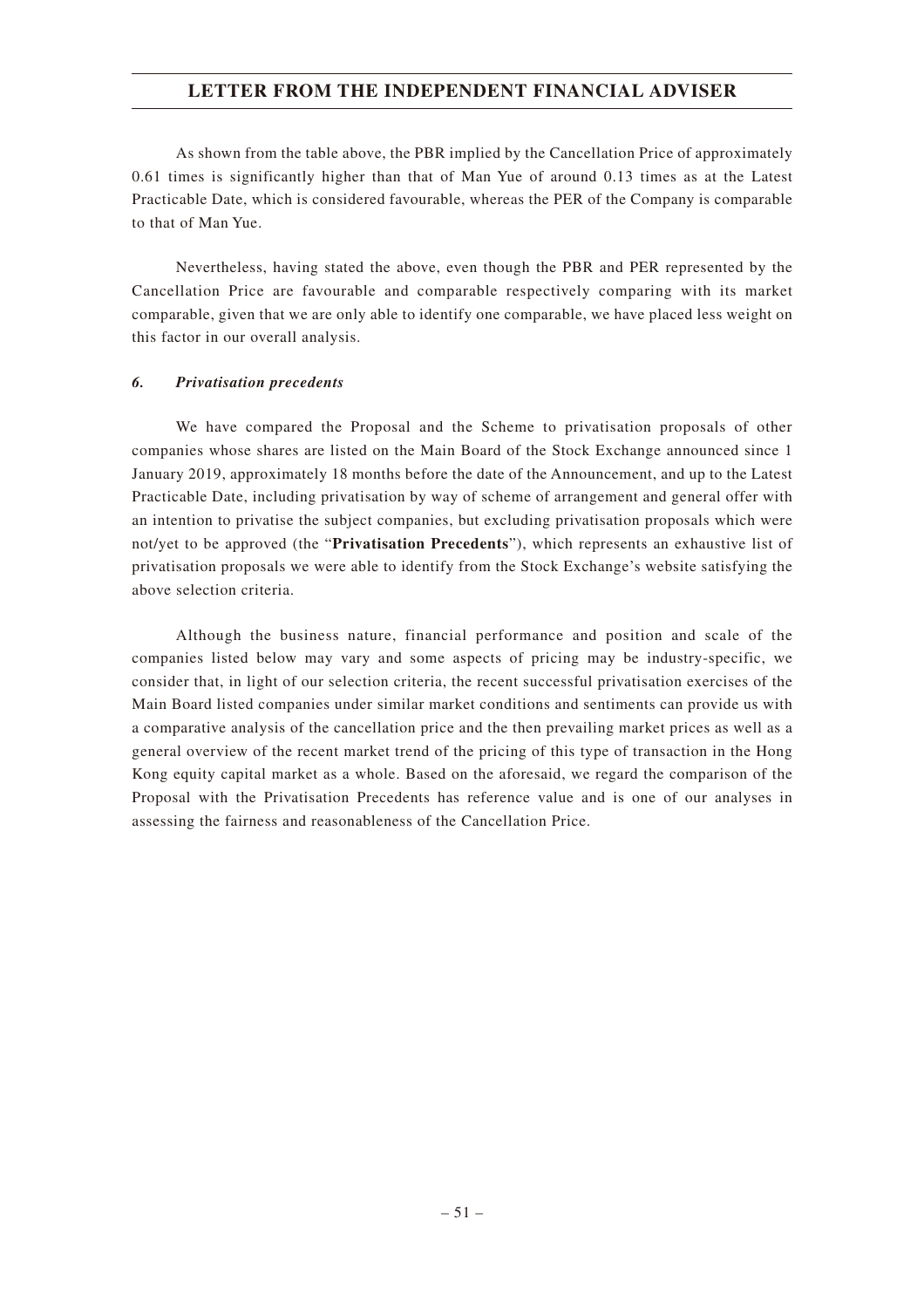As shown from the table above, the PBR implied by the Cancellation Price of approximately 0.61 times is significantly higher than that of Man Yue of around 0.13 times as at the Latest Practicable Date, which is considered favourable, whereas the PER of the Company is comparable to that of Man Yue.

Nevertheless, having stated the above, even though the PBR and PER represented by the Cancellation Price are favourable and comparable respectively comparing with its market comparable, given that we are only able to identify one comparable, we have placed less weight on this factor in our overall analysis.

### *6. Privatisation precedents*

We have compared the Proposal and the Scheme to privatisation proposals of other companies whose shares are listed on the Main Board of the Stock Exchange announced since 1 January 2019, approximately 18 months before the date of the Announcement, and up to the Latest Practicable Date, including privatisation by way of scheme of arrangement and general offer with an intention to privatise the subject companies, but excluding privatisation proposals which were not/yet to be approved (the "**Privatisation Precedents**"), which represents an exhaustive list of privatisation proposals we were able to identify from the Stock Exchange's website satisfying the above selection criteria.

Although the business nature, financial performance and position and scale of the companies listed below may vary and some aspects of pricing may be industry-specific, we consider that, in light of our selection criteria, the recent successful privatisation exercises of the Main Board listed companies under similar market conditions and sentiments can provide us with a comparative analysis of the cancellation price and the then prevailing market prices as well as a general overview of the recent market trend of the pricing of this type of transaction in the Hong Kong equity capital market as a whole. Based on the aforesaid, we regard the comparison of the Proposal with the Privatisation Precedents has reference value and is one of our analyses in assessing the fairness and reasonableness of the Cancellation Price.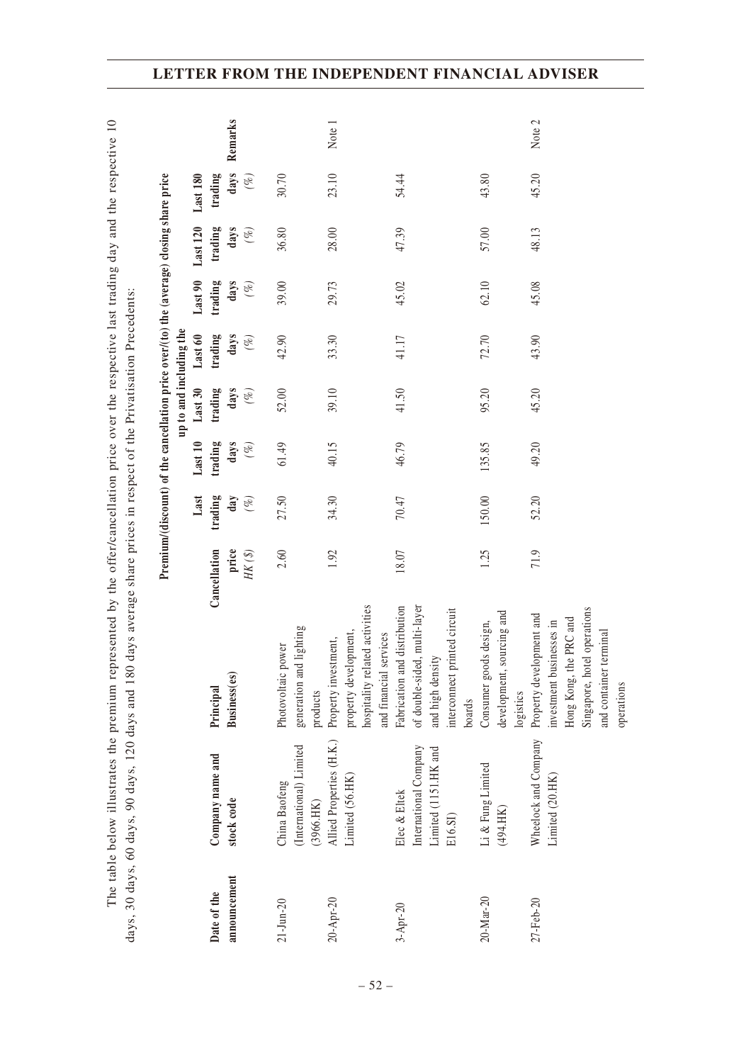The table below illustrates the premium represented by the offer/cancellation price over the respective last trading day and the respective 10 days, 30 days, 60 days, 90 days, 120 days and 180 days average share prices in respect of the Privatisation Precedents:

| Date of the announcement | Company name and stock code | Principal Business(es) | Cancellation price HK ($) | Premium/(discount) of the cancellation price over/(to) the (average) closing share price up to and including the Last trading day (%) | Last 10 trading days (%) | Last 30 trading days (%) | Last 60 trading days (%) | Last 90 trading days (%) | Last 120 trading days (%) | Last 180 trading days (%) | Remarks |
|---|---|---|---|---|---|---|---|---|---|---|---|
| 21-Jun-20 | China Baofeng (International) Limited (3966.HK) | Photovoltaic power generation and lighting products | 2.60 | 27.50 | 61.49 | 52.00 | 42.90 | 39.00 | 36.80 | 30.70 | |
| 20-Apr-20 | Allied Properties (H.K.) Limited (56.HK) | Property investment, property development, hospitality related activities and financial services | 1.92 | 34.30 | 40.15 | 39.10 | 33.30 | 29.73 | 28.00 | 23.10 | Note 1 |
| 3-Apr-20 | Elec & Eltek International Company Limited (1151.HK and E16.SI) | Fabrication and distribution of double-sided, multi-layer and high density interconnect printed circuit boards | 18.07 | 70.47 | 46.79 | 41.50 | 41.17 | 45.02 | 47.39 | 54.44 | |
| 20-Mar-20 | Li & Fung Limited (494.HK) | Consumer goods design, development, sourcing and logistics | 1.25 | 150.00 | 135.85 | 95.20 | 72.70 | 62.10 | 57.00 | 43.80 | |
| 27-Feb-20 | Wheelock and Company Limited (20.HK) | Property development and investment businesses in Hong Kong, the PRC and Singapore, hotel operations and container terminal operations | 71.9 | 52.20 | 49.20 | 45.20 | 43.90 | 45.08 | 48.13 | 45.20 | Note 2 |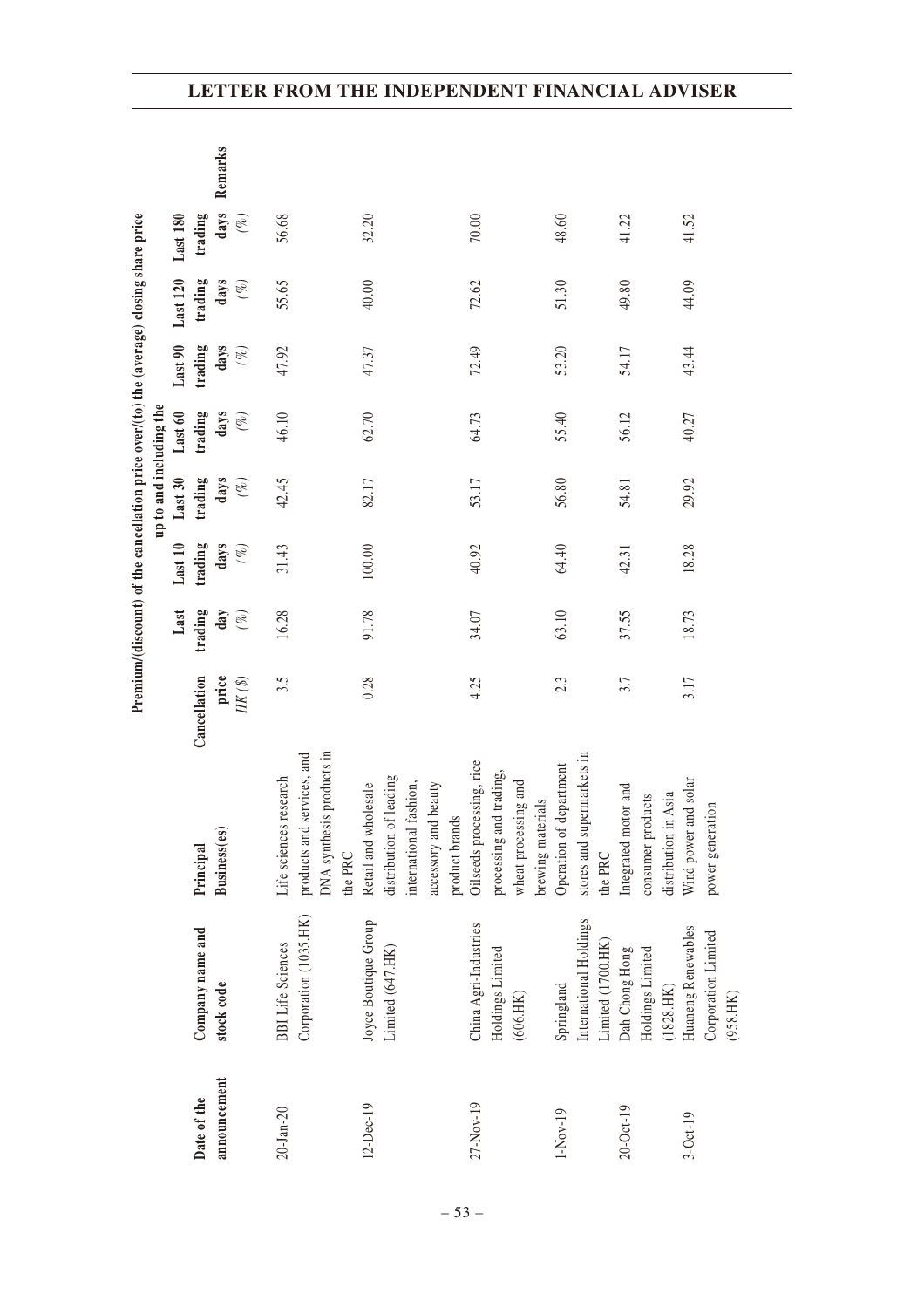| Date of the announcement | Company name and stock code | Principal Business(es) | Cancellation price | Premium/(discount) of the cancellation price over/(to) the (average) closing share price up to and including the | | | | | | | Remarks |
|---|---|---|---|---|---|---|---|---|---|---|---|
| | | | | Last trading day | Last 10 trading days | Last 30 trading days | Last 60 trading days | Last 90 trading days | Last 120 trading days | Last 180 trading days | |
| | | | *HK($)* | *(%)* | *(%)* | *(%)* | *(%)* | *(%)* | *(%)* | *(%)* | |
| 20-Jan-20 | BBI Life Sciences Corporation (1035.HK) | Life sciences research products and services, and DNA synthesis products in the PRC | 3.5 | 16.28 | 31.43 | 42.45 | 46.10 | 47.92 | 55.65 | 56.68 | |
| 12-Dec-19 | Joyce Boutique Group Limited (647.HK) | Retail and wholesale distribution of leading international fashion, accessory and beauty product brands | 0.28 | 91.78 | 100.00 | 82.17 | 62.70 | 47.37 | 40.00 | 32.20 | |
| 27-Nov-19 | China Agri-Industries Holdings Limited (606.HK) | Oilseeds processing, rice processing and trading, wheat processing and brewing materials | 4.25 | 34.07 | 40.92 | 53.17 | 64.73 | 72.49 | 72.62 | 70.00 | |
| 1-Nov-19 | Springland International Holdings Limited (1700.HK) | Operation of department stores and supermarkets in the PRC | 2.3 | 63.10 | 64.40 | 56.80 | 55.40 | 53.20 | 51.30 | 48.60 | |
| 20-Oct-19 | Dah Chong Hong Holdings Limited (1828.HK) | Integrated motor and consumer products distribution in Asia | 3.7 | 37.55 | 42.31 | 54.81 | 56.12 | 54.17 | 49.80 | 41.22 | |
| 3-Oct-19 | Huaneng Renewables Corporation Limited (958.HK) | Wind power and solar power generation | 3.17 | 18.73 | 18.28 | 29.92 | 40.27 | 43.44 | 44.09 | 41.52 | |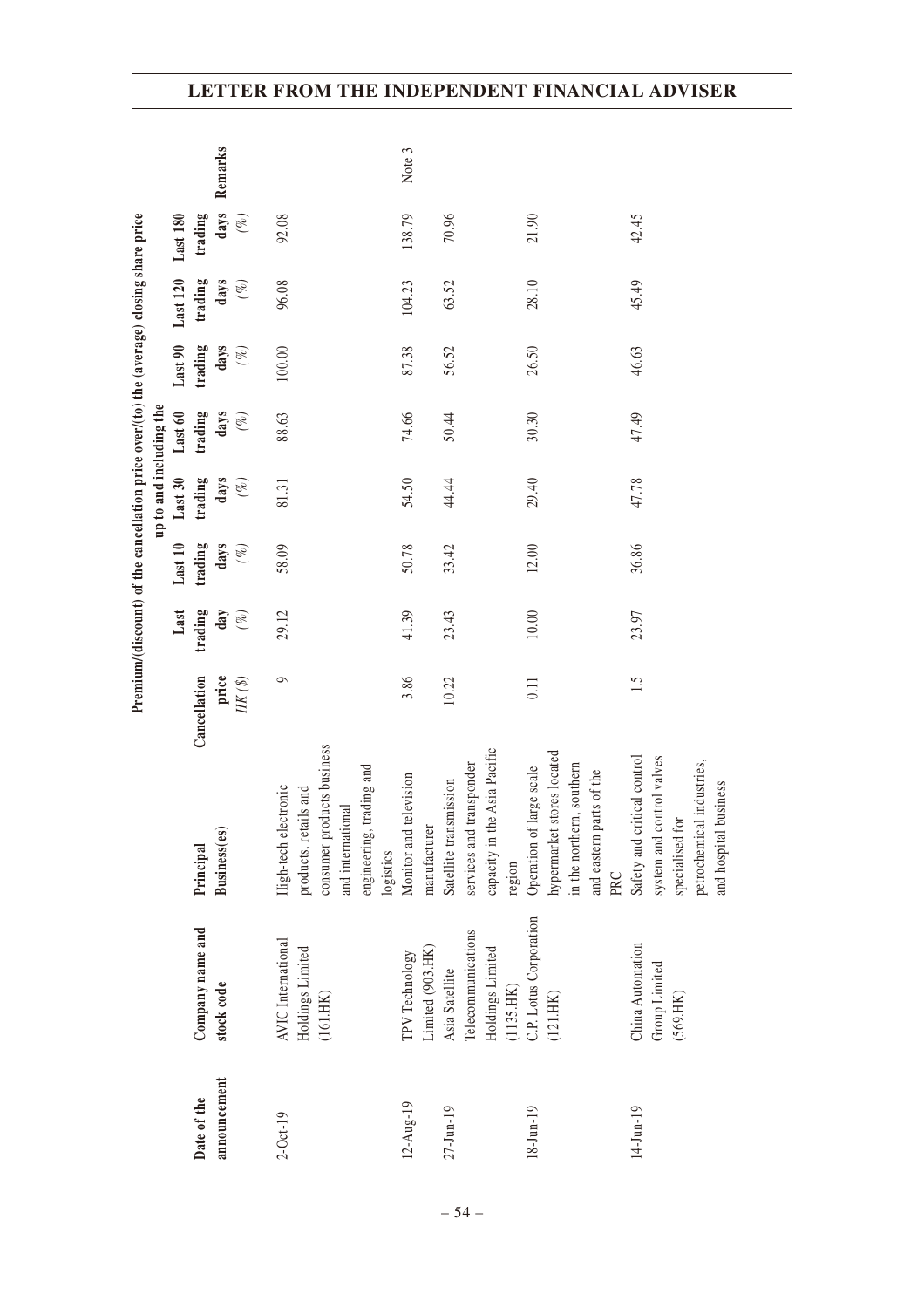## LETTER FROM THE INDEPENDENT FINANCIAL ADVISER

| Date of the announcement | Company name and stock code | Principal Business(es) | Cancellation price | Premium/(discount) of the cancellation price over/(to) the (average) closing share price up to and including the | | | | | | | Remarks |
|---|---|---|---|---|---|---|---|---|---|---|---|
| | | | | Last trading day | Last 10 trading days | Last 30 trading days | Last 60 trading days | Last 90 trading days | Last 120 trading days | Last 180 trading days | |
| | | | *HK ($)* | *(%)* | *(%)* | *(%)* | *(%)* | *(%)* | *(%)* | *(%)* | |
| 2-Oct-19 | AVIC International Holdings Limited (161.HK) | High-tech electronic products, retails and consumer products business and international engineering, trading and logistics | 9 | 29.12 | 58.09 | 81.31 | 88.63 | 100.00 | 96.08 | 92.08 | |
| 12-Aug-19 | TPV Technology Limited (903.HK) | Monitor and television manufacturer | 3.86 | 41.39 | 50.78 | 54.50 | 74.66 | 87.38 | 104.23 | 138.79 | Note 3 |
| 27-Jun-19 | Asia Satellite Telecommunications Holdings Limited (1135.HK) | Satellite transmission services and transponder capacity in the Asia Pacific region | 10.22 | 23.43 | 33.42 | 44.44 | 50.44 | 56.52 | 63.52 | 70.96 | |
| 18-Jun-19 | C.P. Lotus Corporation (121.HK) | Operation of large scale hypermarket stores located in the northern, southern and eastern parts of the PRC | 0.11 | 10.00 | 12.00 | 29.40 | 30.30 | 26.50 | 28.10 | 21.90 | |
| 14-Jun-19 | China Automation Group Limited (569.HK) | Safety and critical control system and control valves specialised for petrochemical industries, and hospital business | 1.5 | 23.97 | 36.86 | 47.78 | 47.49 | 46.63 | 45.49 | 42.45 | |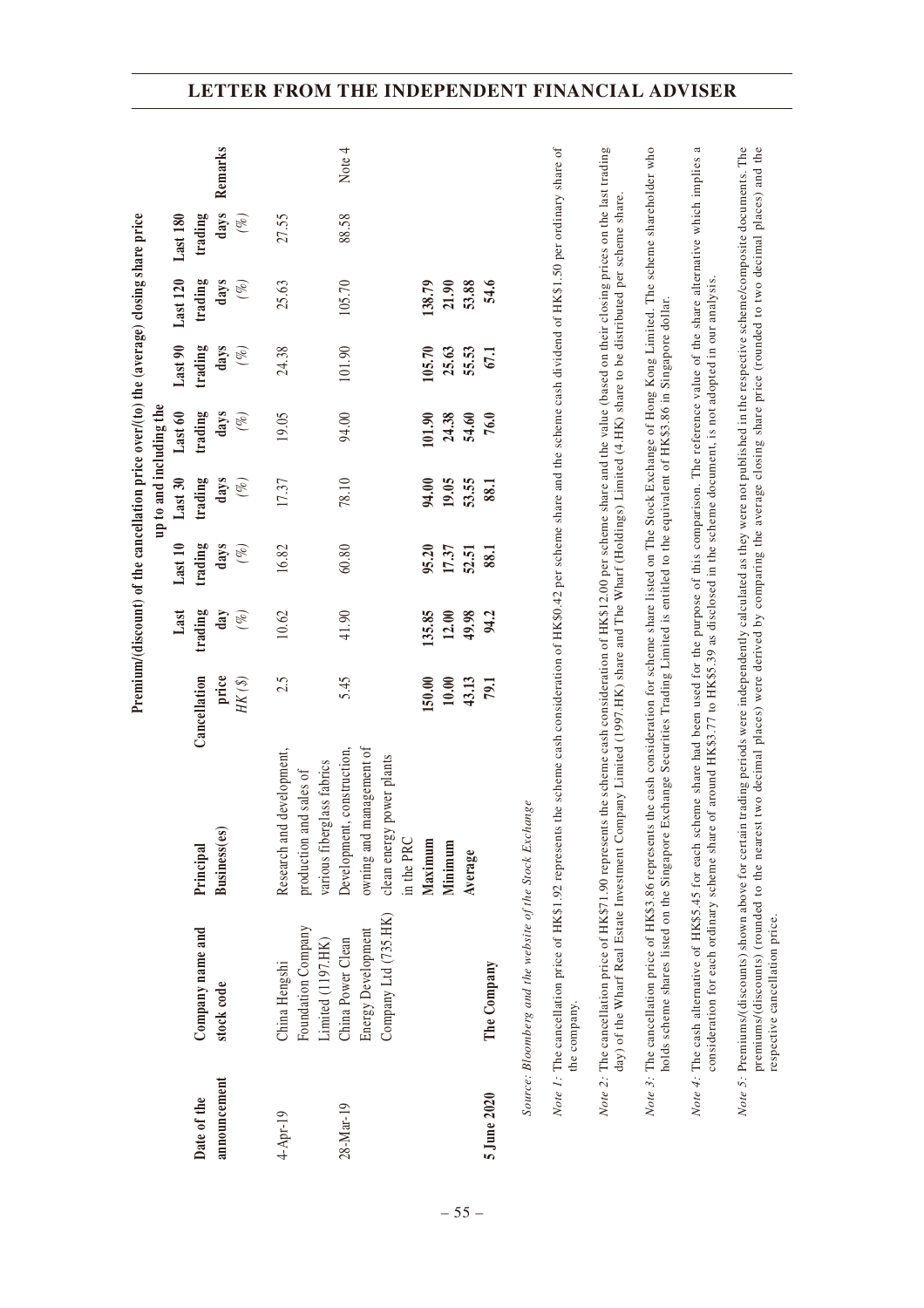| Date of the announcement | Company name and stock code | Principal Business(es) | Cancellation price HK($) | Premium/(discount) of the cancellation price over/(to) the (average) closing share price up to and including the Last trading day (%) | Last 10 trading days (%) | Last 30 trading days (%) | Last 60 trading days (%) | Last 90 trading days (%) | Last 120 trading days (%) | Last 180 trading days (%) | Remarks |
|---|---|---|---|---|---|---|---|---|---|---|---|
| 4-Apr-19 | China Hengshi Foundation Company Limited (1197.HK) | Research and development, production and sales of various fiberglass fabrics | 2.5 | 10.62 | 16.82 | 17.37 | 19.05 | 24.38 | 25.63 | 27.55 | |
| 28-Mar-19 | China Power Clean Energy Development Company Ltd (735.HK) | Development, construction, owning and management of clean energy power plants in the PRC | 5.45 | 41.90 | 60.80 | 78.10 | 94.00 | 101.90 | 105.70 | 88.58 | Note 4 |
| | | **Maximum** | **150.00** | **135.85** | **95.20** | **94.00** | **101.90** | **105.70** | **138.79** | | |
| | | **Minimum** | **10.00** | **12.00** | **17.37** | **19.05** | **24.38** | **25.63** | **21.90** | | |
| | | **Average** | **43.13** | **49.98** | **52.51** | **53.55** | **54.60** | **55.53** | **53.88** | | |
| **5 June 2020** | **The Company** | | **79.1** | **94.2** | **88.1** | **88.1** | **76.0** | **67.1** | **54.6** | | |

*Source: Bloomberg and the website of the Stock Exchange*

*Note 1:* The cancellation price of HK$1.92 represents the scheme cash consideration of HK$0.42 per scheme share and the scheme cash dividend of HK$1.50 per ordinary share of the company.

*Note 2:* The cancellation price of HK$71.90 represents the scheme cash consideration of HK$12.00 per scheme share and the value (based on their closing prices on the last trading day) of the Wharf Real Estate Investment Company Limited (1997.HK) share and The Wharf (Holdings) Limited (4.HK) share to be distributed per scheme share.

*Note 3:* The cancellation price of HK$3.86 represents the cash consideration for scheme share listed on The Stock Exchange of Hong Kong Limited. The scheme shareholder who holds scheme shares listed on the Singapore Exchange Securities Trading Limited is entitled to the equivalent of HK$3.86 in Singapore dollar.

*Note 4:* The cash alternative of HK$5.45 for each scheme share had been used for the purpose of this comparison. The reference value of the share alternative which implies a consideration for each ordinary scheme share of around HK$3.77 to HK$5.39 as disclosed in the scheme document, is not adopted in our analysis.

*Note 5:* Premiums/(discounts) shown above for certain trading periods were independently calculated as they were not published in the respective scheme/composite documents. The premiums/(discounts) (rounded to the nearest two decimal places) were derived by comparing the average closing share price (rounded to two decimal places) and the respective cancellation price.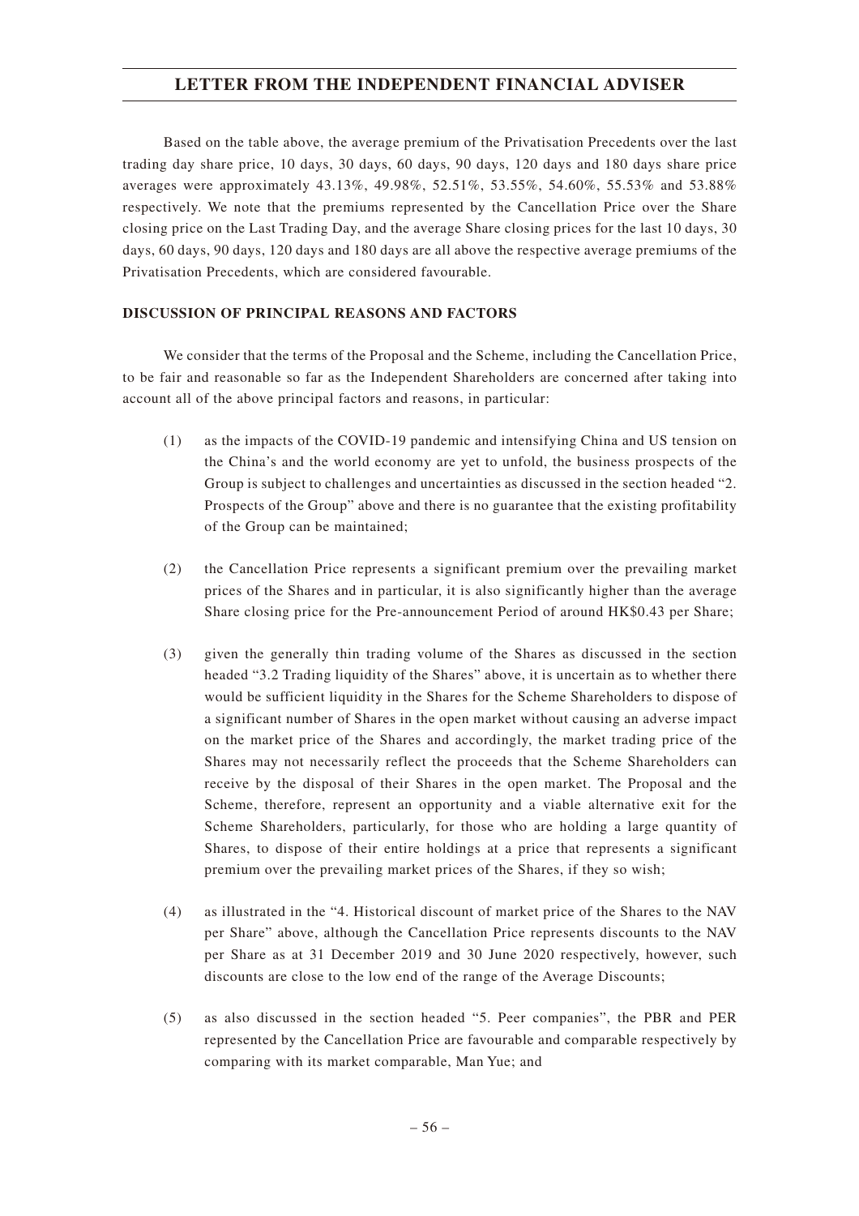Based on the table above, the average premium of the Privatisation Precedents over the last trading day share price, 10 days, 30 days, 60 days, 90 days, 120 days and 180 days share price averages were approximately 43.13%, 49.98%, 52.51%, 53.55%, 54.60%, 55.53% and 53.88% respectively. We note that the premiums represented by the Cancellation Price over the Share closing price on the Last Trading Day, and the average Share closing prices for the last 10 days, 30 days, 60 days, 90 days, 120 days and 180 days are all above the respective average premiums of the Privatisation Precedents, which are considered favourable.

**DISCUSSION OF PRINCIPAL REASONS AND FACTORS**

We consider that the terms of the Proposal and the Scheme, including the Cancellation Price, to be fair and reasonable so far as the Independent Shareholders are concerned after taking into account all of the above principal factors and reasons, in particular:

(1) as the impacts of the COVID-19 pandemic and intensifying China and US tension on the China's and the world economy are yet to unfold, the business prospects of the Group is subject to challenges and uncertainties as discussed in the section headed "2. Prospects of the Group" above and there is no guarantee that the existing profitability of the Group can be maintained;

(2) the Cancellation Price represents a significant premium over the prevailing market prices of the Shares and in particular, it is also significantly higher than the average Share closing price for the Pre-announcement Period of around HK$0.43 per Share;

(3) given the generally thin trading volume of the Shares as discussed in the section headed "3.2 Trading liquidity of the Shares" above, it is uncertain as to whether there would be sufficient liquidity in the Shares for the Scheme Shareholders to dispose of a significant number of Shares in the open market without causing an adverse impact on the market price of the Shares and accordingly, the market trading price of the Shares may not necessarily reflect the proceeds that the Scheme Shareholders can receive by the disposal of their Shares in the open market. The Proposal and the Scheme, therefore, represent an opportunity and a viable alternative exit for the Scheme Shareholders, particularly, for those who are holding a large quantity of Shares, to dispose of their entire holdings at a price that represents a significant premium over the prevailing market prices of the Shares, if they so wish;

(4) as illustrated in the "4. Historical discount of market price of the Shares to the NAV per Share" above, although the Cancellation Price represents discounts to the NAV per Share as at 31 December 2019 and 30 June 2020 respectively, however, such discounts are close to the low end of the range of the Average Discounts;

(5) as also discussed in the section headed "5. Peer companies", the PBR and PER represented by the Cancellation Price are favourable and comparable respectively by comparing with its market comparable, Man Yue; and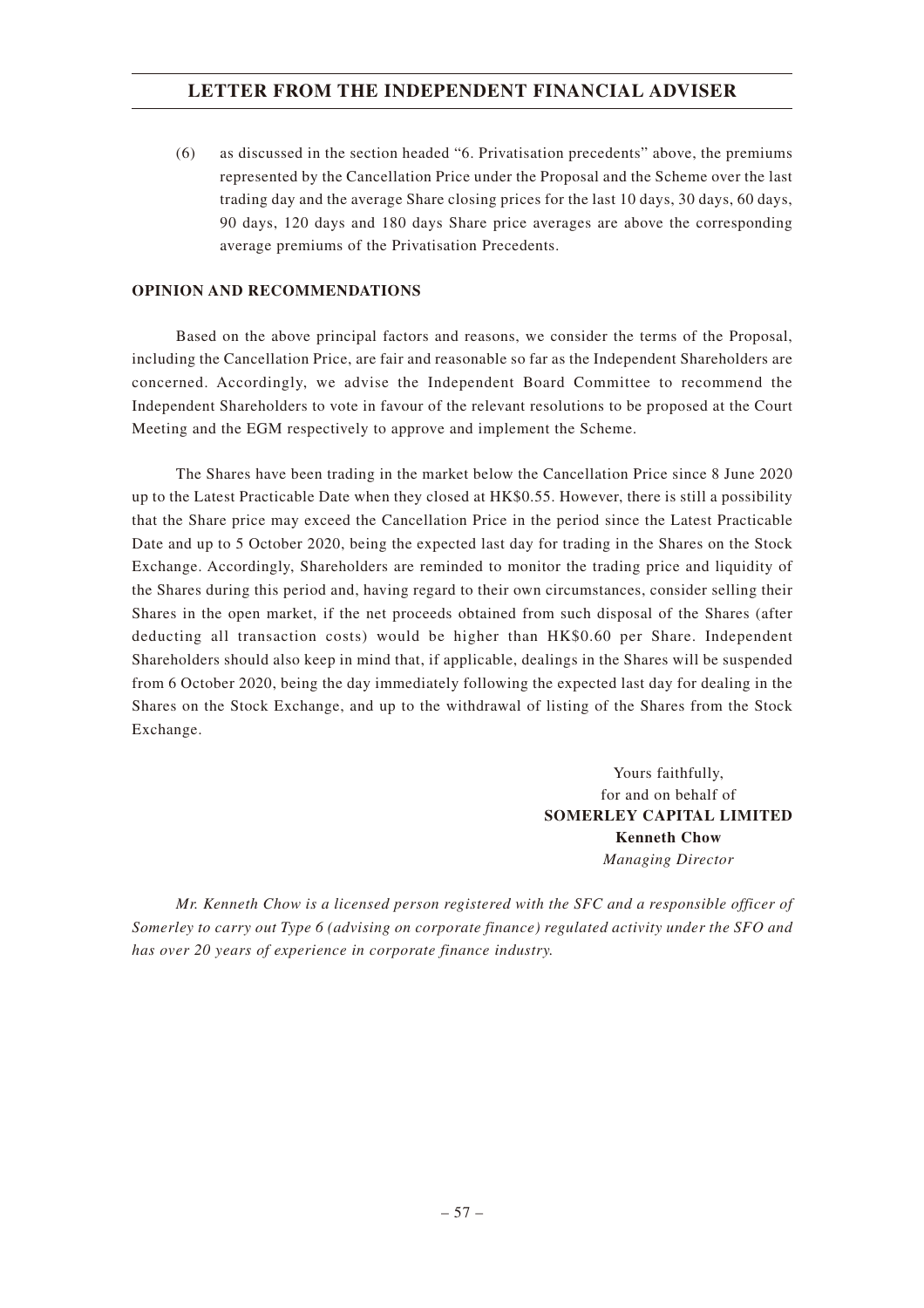(6) as discussed in the section headed "6. Privatisation precedents" above, the premiums represented by the Cancellation Price under the Proposal and the Scheme over the last trading day and the average Share closing prices for the last 10 days, 30 days, 60 days, 90 days, 120 days and 180 days Share price averages are above the corresponding average premiums of the Privatisation Precedents.

**OPINION AND RECOMMENDATIONS**

Based on the above principal factors and reasons, we consider the terms of the Proposal, including the Cancellation Price, are fair and reasonable so far as the Independent Shareholders are concerned. Accordingly, we advise the Independent Board Committee to recommend the Independent Shareholders to vote in favour of the relevant resolutions to be proposed at the Court Meeting and the EGM respectively to approve and implement the Scheme.

The Shares have been trading in the market below the Cancellation Price since 8 June 2020 up to the Latest Practicable Date when they closed at HK$0.55. However, there is still a possibility that the Share price may exceed the Cancellation Price in the period since the Latest Practicable Date and up to 5 October 2020, being the expected last day for trading in the Shares on the Stock Exchange. Accordingly, Shareholders are reminded to monitor the trading price and liquidity of the Shares during this period and, having regard to their own circumstances, consider selling their Shares in the open market, if the net proceeds obtained from such disposal of the Shares (after deducting all transaction costs) would be higher than HK$0.60 per Share. Independent Shareholders should also keep in mind that, if applicable, dealings in the Shares will be suspended from 6 October 2020, being the day immediately following the expected last day for dealing in the Shares on the Stock Exchange, and up to the withdrawal of listing of the Shares from the Stock Exchange.

Yours faithfully,
for and on behalf of
**SOMERLEY CAPITAL LIMITED**
**Kenneth Chow**
*Managing Director*

*Mr. Kenneth Chow is a licensed person registered with the SFC and a responsible officer of Somerley to carry out Type 6 (advising on corporate finance) regulated activity under the SFO and has over 20 years of experience in corporate finance industry.*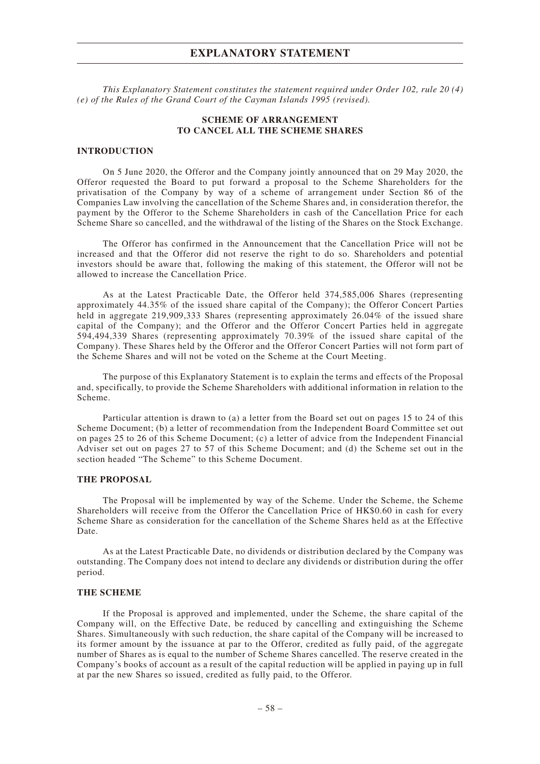# EXPLANATORY STATEMENT

*This Explanatory Statement constitutes the statement required under Order 102, rule 20 (4) (e) of the Rules of the Grand Court of the Cayman Islands 1995 (revised).*

## SCHEME OF ARRANGEMENT TO CANCEL ALL THE SCHEME SHARES

### INTRODUCTION

On 5 June 2020, the Offeror and the Company jointly announced that on 29 May 2020, the Offeror requested the Board to put forward a proposal to the Scheme Shareholders for the privatisation of the Company by way of a scheme of arrangement under Section 86 of the Companies Law involving the cancellation of the Scheme Shares and, in consideration therefor, the payment by the Offeror to the Scheme Shareholders in cash of the Cancellation Price for each Scheme Share so cancelled, and the withdrawal of the listing of the Shares on the Stock Exchange.

The Offeror has confirmed in the Announcement that the Cancellation Price will not be increased and that the Offeror did not reserve the right to do so. Shareholders and potential investors should be aware that, following the making of this statement, the Offeror will not be allowed to increase the Cancellation Price.

As at the Latest Practicable Date, the Offeror held 374,585,006 Shares (representing approximately 44.35% of the issued share capital of the Company); the Offeror Concert Parties held in aggregate 219,909,333 Shares (representing approximately 26.04% of the issued share capital of the Company); and the Offeror and the Offeror Concert Parties held in aggregate 594,494,339 Shares (representing approximately 70.39% of the issued share capital of the Company). These Shares held by the Offeror and the Offeror Concert Parties will not form part of the Scheme Shares and will not be voted on the Scheme at the Court Meeting.

The purpose of this Explanatory Statement is to explain the terms and effects of the Proposal and, specifically, to provide the Scheme Shareholders with additional information in relation to the Scheme.

Particular attention is drawn to (a) a letter from the Board set out on pages 15 to 24 of this Scheme Document; (b) a letter of recommendation from the Independent Board Committee set out on pages 25 to 26 of this Scheme Document; (c) a letter of advice from the Independent Financial Adviser set out on pages 27 to 57 of this Scheme Document; and (d) the Scheme set out in the section headed "The Scheme" to this Scheme Document.

### THE PROPOSAL

The Proposal will be implemented by way of the Scheme. Under the Scheme, the Scheme Shareholders will receive from the Offeror the Cancellation Price of HK$0.60 in cash for every Scheme Share as consideration for the cancellation of the Scheme Shares held as at the Effective Date.

As at the Latest Practicable Date, no dividends or distribution declared by the Company was outstanding. The Company does not intend to declare any dividends or distribution during the offer period.

### THE SCHEME

If the Proposal is approved and implemented, under the Scheme, the share capital of the Company will, on the Effective Date, be reduced by cancelling and extinguishing the Scheme Shares. Simultaneously with such reduction, the share capital of the Company will be increased to its former amount by the issuance at par to the Offeror, credited as fully paid, of the aggregate number of Shares as is equal to the number of Scheme Shares cancelled. The reserve created in the Company's books of account as a result of the capital reduction will be applied in paying up in full at par the new Shares so issued, credited as fully paid, to the Offeror.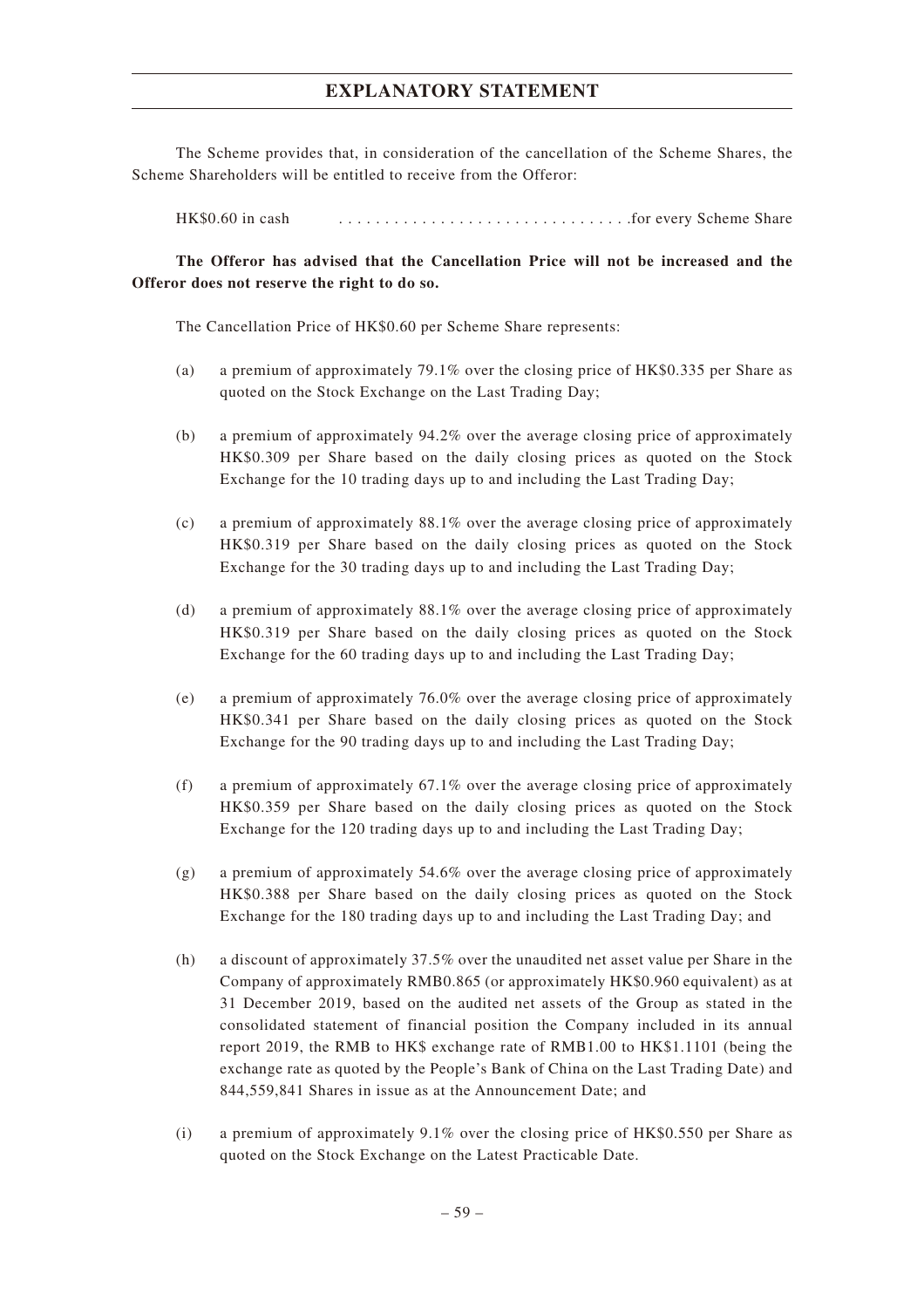The Scheme provides that, in consideration of the cancellation of the Scheme Shares, the Scheme Shareholders will be entitled to receive from the Offeror:

HK$0.60 in cash . . . . . . . . . . . . . . . . . . . . . . . . . . . . . . . .for every Scheme Share

**The Offeror has advised that the Cancellation Price will not be increased and the Offeror does not reserve the right to do so.**

The Cancellation Price of HK$0.60 per Scheme Share represents:

(a) a premium of approximately 79.1% over the closing price of HK$0.335 per Share as quoted on the Stock Exchange on the Last Trading Day;

(b) a premium of approximately 94.2% over the average closing price of approximately HK$0.309 per Share based on the daily closing prices as quoted on the Stock Exchange for the 10 trading days up to and including the Last Trading Day;

(c) a premium of approximately 88.1% over the average closing price of approximately HK$0.319 per Share based on the daily closing prices as quoted on the Stock Exchange for the 30 trading days up to and including the Last Trading Day;

(d) a premium of approximately 88.1% over the average closing price of approximately HK$0.319 per Share based on the daily closing prices as quoted on the Stock Exchange for the 60 trading days up to and including the Last Trading Day;

(e) a premium of approximately 76.0% over the average closing price of approximately HK$0.341 per Share based on the daily closing prices as quoted on the Stock Exchange for the 90 trading days up to and including the Last Trading Day;

(f) a premium of approximately 67.1% over the average closing price of approximately HK$0.359 per Share based on the daily closing prices as quoted on the Stock Exchange for the 120 trading days up to and including the Last Trading Day;

(g) a premium of approximately 54.6% over the average closing price of approximately HK$0.388 per Share based on the daily closing prices as quoted on the Stock Exchange for the 180 trading days up to and including the Last Trading Day; and

(h) a discount of approximately 37.5% over the unaudited net asset value per Share in the Company of approximately RMB0.865 (or approximately HK$0.960 equivalent) as at 31 December 2019, based on the audited net assets of the Group as stated in the consolidated statement of financial position the Company included in its annual report 2019, the RMB to HK$ exchange rate of RMB1.00 to HK$1.1101 (being the exchange rate as quoted by the People's Bank of China on the Last Trading Date) and 844,559,841 Shares in issue as at the Announcement Date; and

(i) a premium of approximately 9.1% over the closing price of HK$0.550 per Share as quoted on the Stock Exchange on the Latest Practicable Date.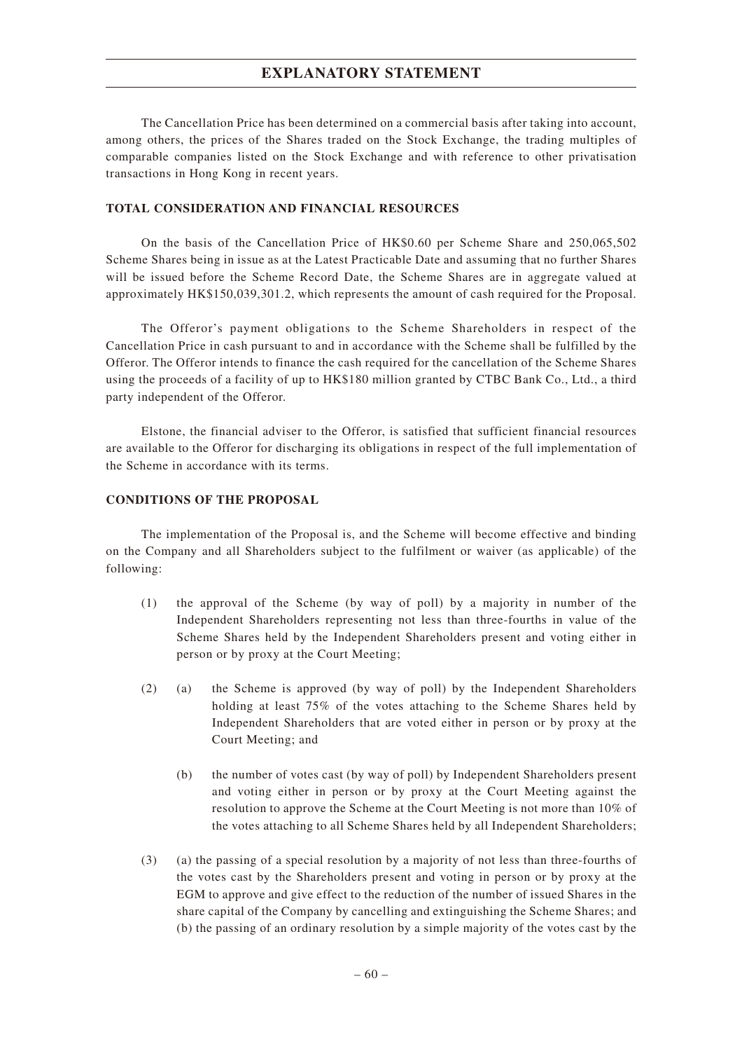The Cancellation Price has been determined on a commercial basis after taking into account, among others, the prices of the Shares traded on the Stock Exchange, the trading multiples of comparable companies listed on the Stock Exchange and with reference to other privatisation transactions in Hong Kong in recent years.

## TOTAL CONSIDERATION AND FINANCIAL RESOURCES

On the basis of the Cancellation Price of HK$0.60 per Scheme Share and 250,065,502 Scheme Shares being in issue as at the Latest Practicable Date and assuming that no further Shares will be issued before the Scheme Record Date, the Scheme Shares are in aggregate valued at approximately HK$150,039,301.2, which represents the amount of cash required for the Proposal.

The Offeror's payment obligations to the Scheme Shareholders in respect of the Cancellation Price in cash pursuant to and in accordance with the Scheme shall be fulfilled by the Offeror. The Offeror intends to finance the cash required for the cancellation of the Scheme Shares using the proceeds of a facility of up to HK$180 million granted by CTBC Bank Co., Ltd., a third party independent of the Offeror.

Elstone, the financial adviser to the Offeror, is satisfied that sufficient financial resources are available to the Offeror for discharging its obligations in respect of the full implementation of the Scheme in accordance with its terms.

## CONDITIONS OF THE PROPOSAL

The implementation of the Proposal is, and the Scheme will become effective and binding on the Company and all Shareholders subject to the fulfilment or waiver (as applicable) of the following:

(1) the approval of the Scheme (by way of poll) by a majority in number of the Independent Shareholders representing not less than three-fourths in value of the Scheme Shares held by the Independent Shareholders present and voting either in person or by proxy at the Court Meeting;

(2) (a) the Scheme is approved (by way of poll) by the Independent Shareholders holding at least 75% of the votes attaching to the Scheme Shares held by Independent Shareholders that are voted either in person or by proxy at the Court Meeting; and

(b) the number of votes cast (by way of poll) by Independent Shareholders present and voting either in person or by proxy at the Court Meeting against the resolution to approve the Scheme at the Court Meeting is not more than 10% of the votes attaching to all Scheme Shares held by all Independent Shareholders;

(3) (a) the passing of a special resolution by a majority of not less than three-fourths of the votes cast by the Shareholders present and voting in person or by proxy at the EGM to approve and give effect to the reduction of the number of issued Shares in the share capital of the Company by cancelling and extinguishing the Scheme Shares; and (b) the passing of an ordinary resolution by a simple majority of the votes cast by the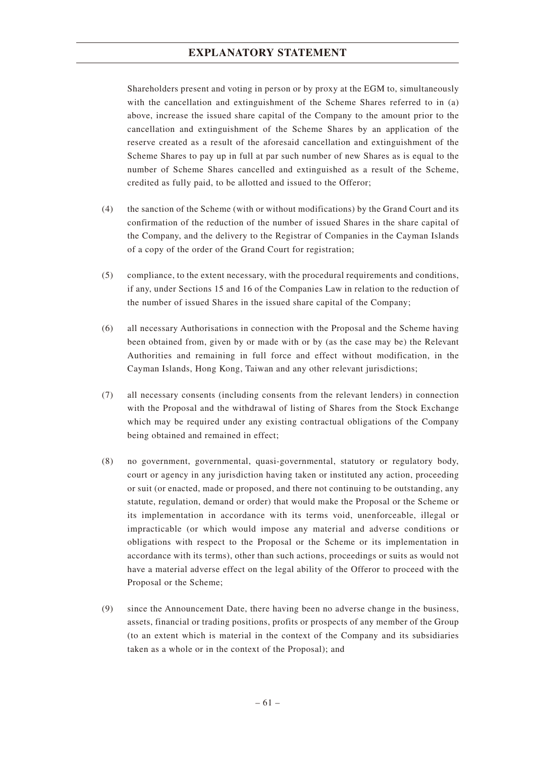Shareholders present and voting in person or by proxy at the EGM to, simultaneously with the cancellation and extinguishment of the Scheme Shares referred to in (a) above, increase the issued share capital of the Company to the amount prior to the cancellation and extinguishment of the Scheme Shares by an application of the reserve created as a result of the aforesaid cancellation and extinguishment of the Scheme Shares to pay up in full at par such number of new Shares as is equal to the number of Scheme Shares cancelled and extinguished as a result of the Scheme, credited as fully paid, to be allotted and issued to the Offeror;

(4) the sanction of the Scheme (with or without modifications) by the Grand Court and its confirmation of the reduction of the number of issued Shares in the share capital of the Company, and the delivery to the Registrar of Companies in the Cayman Islands of a copy of the order of the Grand Court for registration;

(5) compliance, to the extent necessary, with the procedural requirements and conditions, if any, under Sections 15 and 16 of the Companies Law in relation to the reduction of the number of issued Shares in the issued share capital of the Company;

(6) all necessary Authorisations in connection with the Proposal and the Scheme having been obtained from, given by or made with or by (as the case may be) the Relevant Authorities and remaining in full force and effect without modification, in the Cayman Islands, Hong Kong, Taiwan and any other relevant jurisdictions;

(7) all necessary consents (including consents from the relevant lenders) in connection with the Proposal and the withdrawal of listing of Shares from the Stock Exchange which may be required under any existing contractual obligations of the Company being obtained and remained in effect;

(8) no government, governmental, quasi-governmental, statutory or regulatory body, court or agency in any jurisdiction having taken or instituted any action, proceeding or suit (or enacted, made or proposed, and there not continuing to be outstanding, any statute, regulation, demand or order) that would make the Proposal or the Scheme or its implementation in accordance with its terms void, unenforceable, illegal or impracticable (or which would impose any material and adverse conditions or obligations with respect to the Proposal or the Scheme or its implementation in accordance with its terms), other than such actions, proceedings or suits as would not have a material adverse effect on the legal ability of the Offeror to proceed with the Proposal or the Scheme;

(9) since the Announcement Date, there having been no adverse change in the business, assets, financial or trading positions, profits or prospects of any member of the Group (to an extent which is material in the context of the Company and its subsidiaries taken as a whole or in the context of the Proposal); and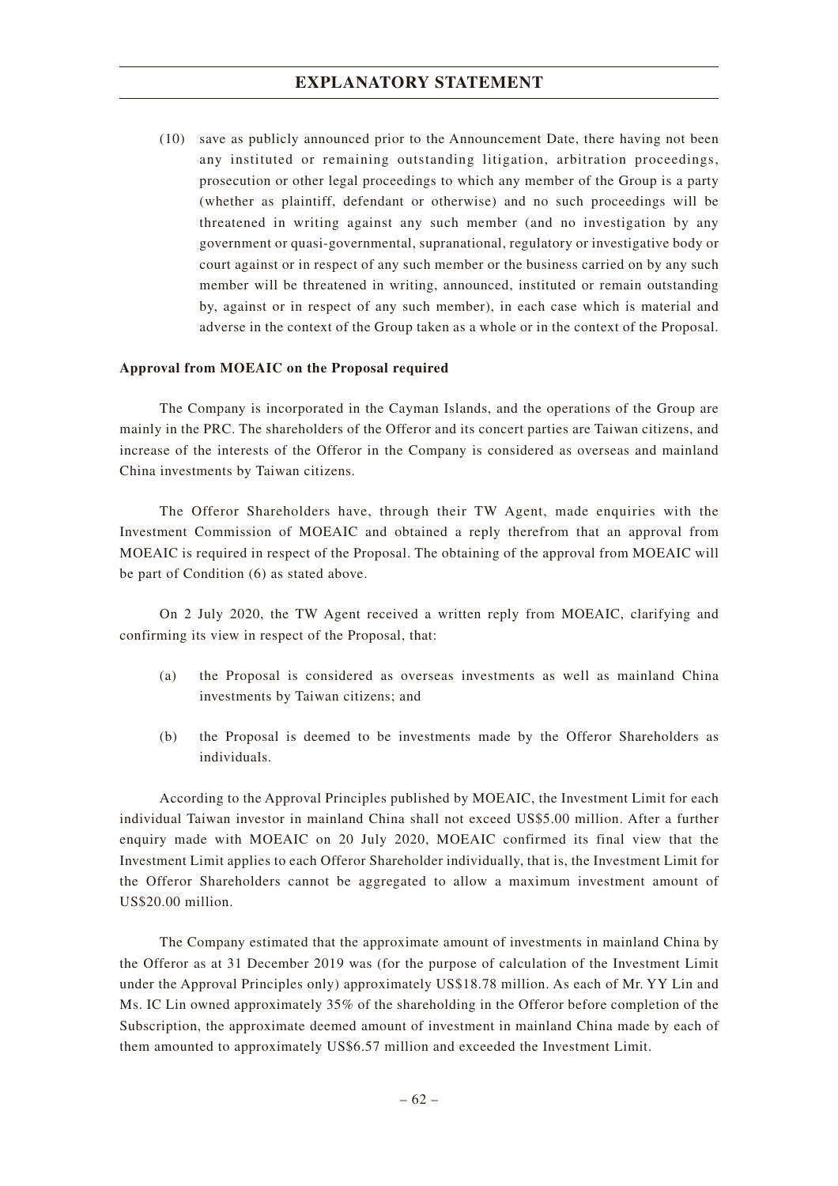(10) save as publicly announced prior to the Announcement Date, there having not been any instituted or remaining outstanding litigation, arbitration proceedings, prosecution or other legal proceedings to which any member of the Group is a party (whether as plaintiff, defendant or otherwise) and no such proceedings will be threatened in writing against any such member (and no investigation by any government or quasi-governmental, supranational, regulatory or investigative body or court against or in respect of any such member or the business carried on by any such member will be threatened in writing, announced, instituted or remain outstanding by, against or in respect of any such member), in each case which is material and adverse in the context of the Group taken as a whole or in the context of the Proposal.

**Approval from MOEAIC on the Proposal required**

The Company is incorporated in the Cayman Islands, and the operations of the Group are mainly in the PRC. The shareholders of the Offeror and its concert parties are Taiwan citizens, and increase of the interests of the Offeror in the Company is considered as overseas and mainland China investments by Taiwan citizens.

The Offeror Shareholders have, through their TW Agent, made enquiries with the Investment Commission of MOEAIC and obtained a reply therefrom that an approval from MOEAIC is required in respect of the Proposal. The obtaining of the approval from MOEAIC will be part of Condition (6) as stated above.

On 2 July 2020, the TW Agent received a written reply from MOEAIC, clarifying and confirming its view in respect of the Proposal, that:

(a) the Proposal is considered as overseas investments as well as mainland China investments by Taiwan citizens; and

(b) the Proposal is deemed to be investments made by the Offeror Shareholders as individuals.

According to the Approval Principles published by MOEAIC, the Investment Limit for each individual Taiwan investor in mainland China shall not exceed US$5.00 million. After a further enquiry made with MOEAIC on 20 July 2020, MOEAIC confirmed its final view that the Investment Limit applies to each Offeror Shareholder individually, that is, the Investment Limit for the Offeror Shareholders cannot be aggregated to allow a maximum investment amount of US$20.00 million.

The Company estimated that the approximate amount of investments in mainland China by the Offeror as at 31 December 2019 was (for the purpose of calculation of the Investment Limit under the Approval Principles only) approximately US$18.78 million. As each of Mr. YY Lin and Ms. IC Lin owned approximately 35% of the shareholding in the Offeror before completion of the Subscription, the approximate deemed amount of investment in mainland China made by each of them amounted to approximately US$6.57 million and exceeded the Investment Limit.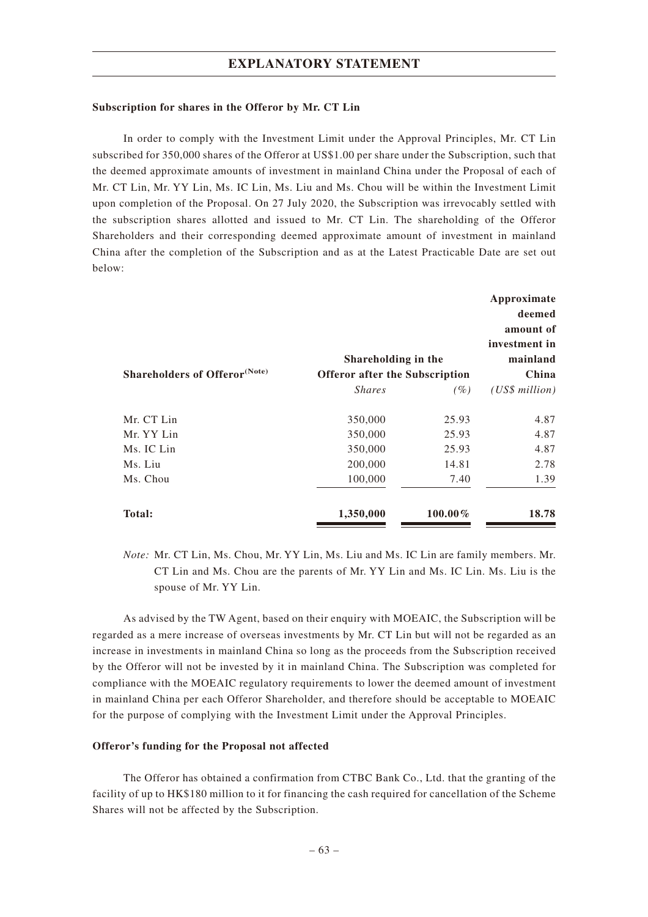**Subscription for shares in the Offeror by Mr. CT Lin**

In order to comply with the Investment Limit under the Approval Principles, Mr. CT Lin subscribed for 350,000 shares of the Offeror at US$1.00 per share under the Subscription, such that the deemed approximate amounts of investment in mainland China under the Proposal of each of Mr. CT Lin, Mr. YY Lin, Ms. IC Lin, Ms. Liu and Ms. Chou will be within the Investment Limit upon completion of the Proposal. On 27 July 2020, the Subscription was irrevocably settled with the subscription shares allotted and issued to Mr. CT Lin. The shareholding of the Offeror Shareholders and their corresponding deemed approximate amount of investment in mainland China after the completion of the Subscription and as at the Latest Practicable Date are set out below:

| Shareholders of Offeror(Note) | Shareholding in the Offeror after the Subscription | | Approximate deemed amount of investment in mainland China |
|---|---|---|---|
| | *Shares* | *(%)* | *(US$ million)* |
| Mr. CT Lin | 350,000 | 25.93 | 4.87 |
| Mr. YY Lin | 350,000 | 25.93 | 4.87 |
| Ms. IC Lin | 350,000 | 25.93 | 4.87 |
| Ms. Liu | 200,000 | 14.81 | 2.78 |
| Ms. Chou | 100,000 | 7.40 | 1.39 |
| **Total:** | **1,350,000** | **100.00%** | **18.78** |

*Note:* Mr. CT Lin, Ms. Chou, Mr. YY Lin, Ms. Liu and Ms. IC Lin are family members. Mr. CT Lin and Ms. Chou are the parents of Mr. YY Lin and Ms. IC Lin. Ms. Liu is the spouse of Mr. YY Lin.

As advised by the TW Agent, based on their enquiry with MOEAIC, the Subscription will be regarded as a mere increase of overseas investments by Mr. CT Lin but will not be regarded as an increase in investments in mainland China so long as the proceeds from the Subscription received by the Offeror will not be invested by it in mainland China. The Subscription was completed for compliance with the MOEAIC regulatory requirements to lower the deemed amount of investment in mainland China per each Offeror Shareholder, and therefore should be acceptable to MOEAIC for the purpose of complying with the Investment Limit under the Approval Principles.

**Offeror's funding for the Proposal not affected**

The Offeror has obtained a confirmation from CTBC Bank Co., Ltd. that the granting of the facility of up to HK$180 million to it for financing the cash required for cancellation of the Scheme Shares will not be affected by the Subscription.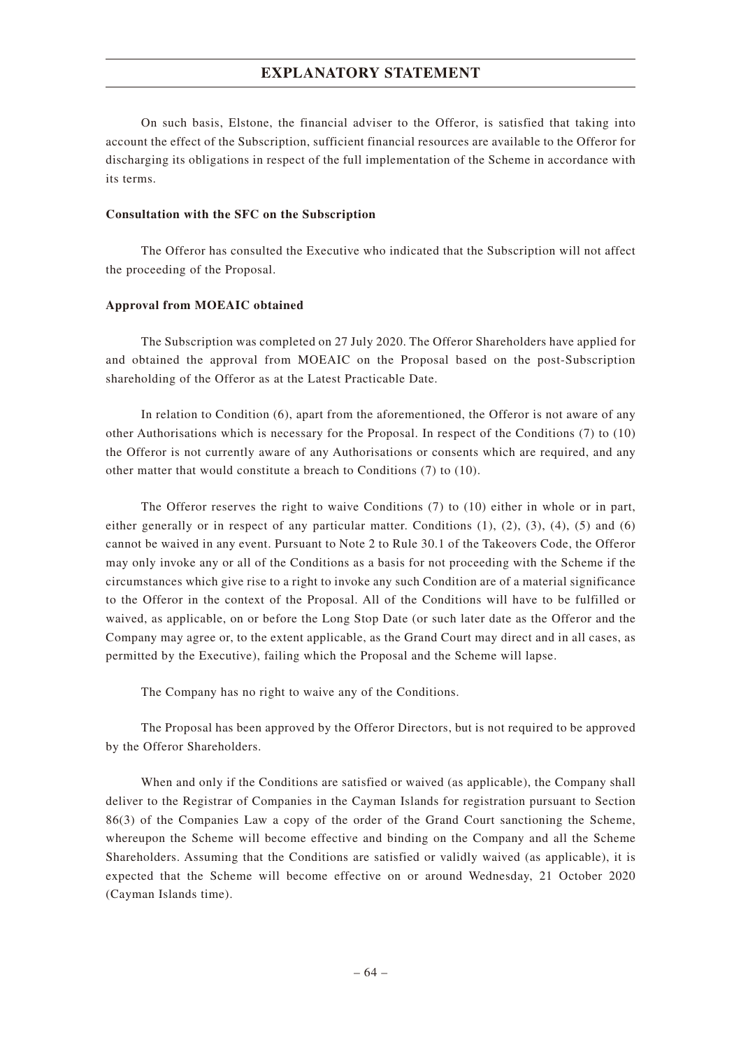On such basis, Elstone, the financial adviser to the Offeror, is satisfied that taking into account the effect of the Subscription, sufficient financial resources are available to the Offeror for discharging its obligations in respect of the full implementation of the Scheme in accordance with its terms.

**Consultation with the SFC on the Subscription**

The Offeror has consulted the Executive who indicated that the Subscription will not affect the proceeding of the Proposal.

**Approval from MOEAIC obtained**

The Subscription was completed on 27 July 2020. The Offeror Shareholders have applied for and obtained the approval from MOEAIC on the Proposal based on the post-Subscription shareholding of the Offeror as at the Latest Practicable Date.

In relation to Condition (6), apart from the aforementioned, the Offeror is not aware of any other Authorisations which is necessary for the Proposal. In respect of the Conditions (7) to (10) the Offeror is not currently aware of any Authorisations or consents which are required, and any other matter that would constitute a breach to Conditions (7) to (10).

The Offeror reserves the right to waive Conditions (7) to (10) either in whole or in part, either generally or in respect of any particular matter. Conditions (1), (2), (3), (4), (5) and (6) cannot be waived in any event. Pursuant to Note 2 to Rule 30.1 of the Takeovers Code, the Offeror may only invoke any or all of the Conditions as a basis for not proceeding with the Scheme if the circumstances which give rise to a right to invoke any such Condition are of a material significance to the Offeror in the context of the Proposal. All of the Conditions will have to be fulfilled or waived, as applicable, on or before the Long Stop Date (or such later date as the Offeror and the Company may agree or, to the extent applicable, as the Grand Court may direct and in all cases, as permitted by the Executive), failing which the Proposal and the Scheme will lapse.

The Company has no right to waive any of the Conditions.

The Proposal has been approved by the Offeror Directors, but is not required to be approved by the Offeror Shareholders.

When and only if the Conditions are satisfied or waived (as applicable), the Company shall deliver to the Registrar of Companies in the Cayman Islands for registration pursuant to Section 86(3) of the Companies Law a copy of the order of the Grand Court sanctioning the Scheme, whereupon the Scheme will become effective and binding on the Company and all the Scheme Shareholders. Assuming that the Conditions are satisfied or validly waived (as applicable), it is expected that the Scheme will become effective on or around Wednesday, 21 October 2020 (Cayman Islands time).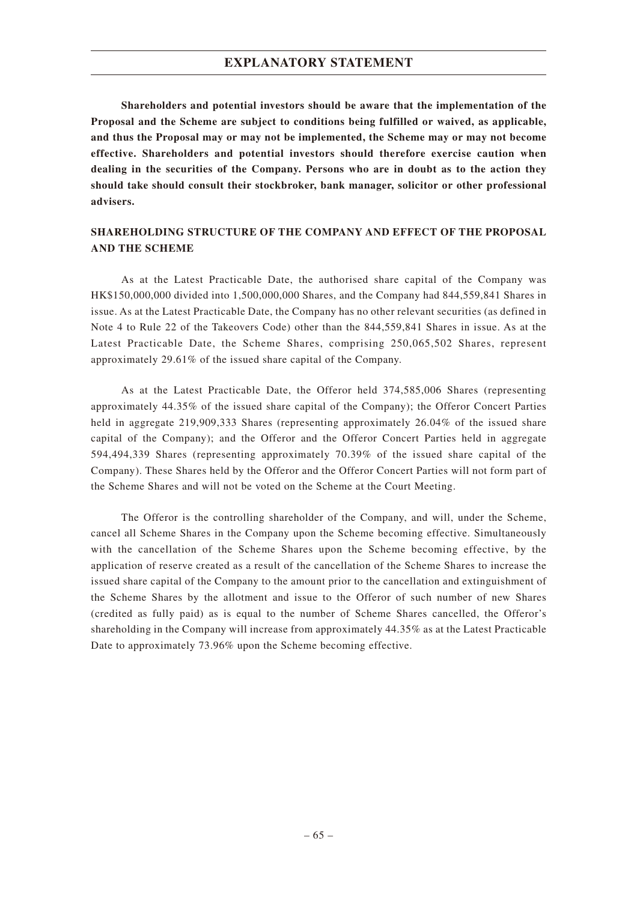**Shareholders and potential investors should be aware that the implementation of the Proposal and the Scheme are subject to conditions being fulfilled or waived, as applicable, and thus the Proposal may or may not be implemented, the Scheme may or may not become effective. Shareholders and potential investors should therefore exercise caution when dealing in the securities of the Company. Persons who are in doubt as to the action they should take should consult their stockbroker, bank manager, solicitor or other professional advisers.**

## SHAREHOLDING STRUCTURE OF THE COMPANY AND EFFECT OF THE PROPOSAL AND THE SCHEME

As at the Latest Practicable Date, the authorised share capital of the Company was HK$150,000,000 divided into 1,500,000,000 Shares, and the Company had 844,559,841 Shares in issue. As at the Latest Practicable Date, the Company has no other relevant securities (as defined in Note 4 to Rule 22 of the Takeovers Code) other than the 844,559,841 Shares in issue. As at the Latest Practicable Date, the Scheme Shares, comprising 250,065,502 Shares, represent approximately 29.61% of the issued share capital of the Company.

As at the Latest Practicable Date, the Offeror held 374,585,006 Shares (representing approximately 44.35% of the issued share capital of the Company); the Offeror Concert Parties held in aggregate 219,909,333 Shares (representing approximately 26.04% of the issued share capital of the Company); and the Offeror and the Offeror Concert Parties held in aggregate 594,494,339 Shares (representing approximately 70.39% of the issued share capital of the Company). These Shares held by the Offeror and the Offeror Concert Parties will not form part of the Scheme Shares and will not be voted on the Scheme at the Court Meeting.

The Offeror is the controlling shareholder of the Company, and will, under the Scheme, cancel all Scheme Shares in the Company upon the Scheme becoming effective. Simultaneously with the cancellation of the Scheme Shares upon the Scheme becoming effective, by the application of reserve created as a result of the cancellation of the Scheme Shares to increase the issued share capital of the Company to the amount prior to the cancellation and extinguishment of the Scheme Shares by the allotment and issue to the Offeror of such number of new Shares (credited as fully paid) as is equal to the number of Scheme Shares cancelled, the Offeror's shareholding in the Company will increase from approximately 44.35% as at the Latest Practicable Date to approximately 73.96% upon the Scheme becoming effective.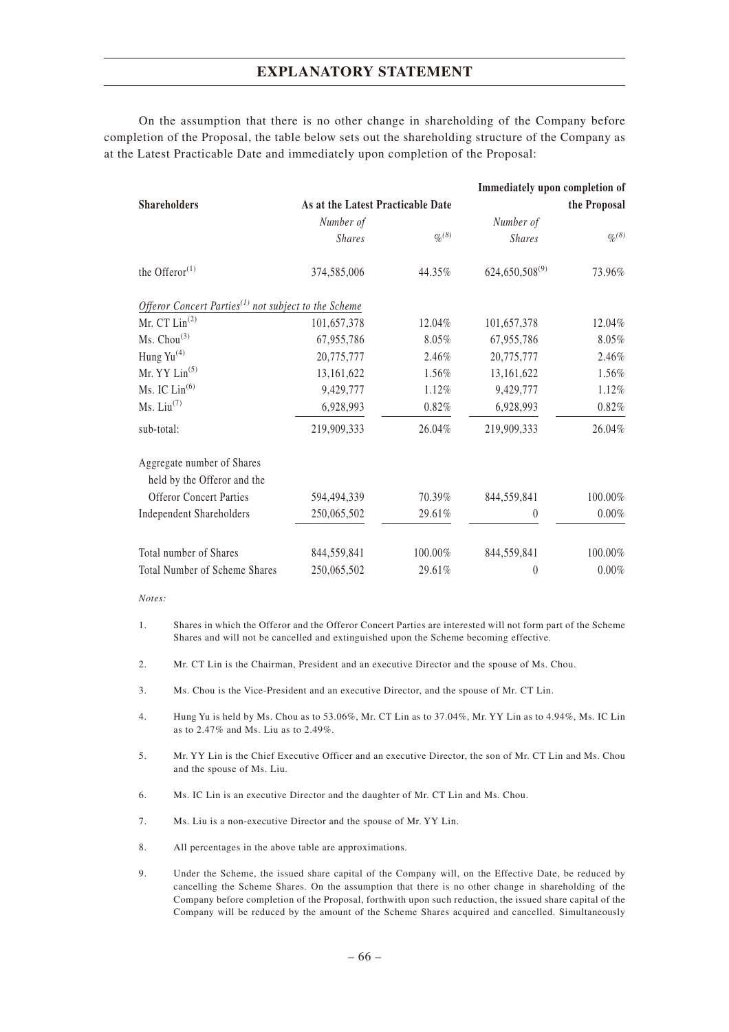On the assumption that there is no other change in shareholding of the Company before completion of the Proposal, the table below sets out the shareholding structure of the Company as at the Latest Practicable Date and immediately upon completion of the Proposal:

| Shareholders | As at the Latest Practicable Date | | Immediately upon completion of the Proposal | |
|---|---|---|---|---|
| | *Number of Shares* | *%*[8] | *Number of Shares* | *%*[8] |
| the Offeror[1] | 374,585,006 | 44.35% | 624,650,508[9] | 73.96% |
| *Offeror Concert Parties*[1] *not subject to the Scheme* | | | | |
| Mr. CT Lin[2] | 101,657,378 | 12.04% | 101,657,378 | 12.04% |
| Ms. Chou[3] | 67,955,786 | 8.05% | 67,955,786 | 8.05% |
| Hung Yu[4] | 20,775,777 | 2.46% | 20,775,777 | 2.46% |
| Mr. YY Lin[5] | 13,161,622 | 1.56% | 13,161,622 | 1.56% |
| Ms. IC Lin[6] | 9,429,777 | 1.12% | 9,429,777 | 1.12% |
| Ms. Liu[7] | 6,928,993 | 0.82% | 6,928,993 | 0.82% |
| sub-total: | 219,909,333 | 26.04% | 219,909,333 | 26.04% |
| Aggregate number of Shares held by the Offeror and the Offeror Concert Parties | 594,494,339 | 70.39% | 844,559,841 | 100.00% |
| Independent Shareholders | 250,065,502 | 29.61% | 0 | 0.00% |
| Total number of Shares | 844,559,841 | 100.00% | 844,559,841 | 100.00% |
| Total Number of Scheme Shares | 250,065,502 | 29.61% | 0 | 0.00% |

*Notes:*

1. Shares in which the Offeror and the Offeror Concert Parties are interested will not form part of the Scheme Shares and will not be cancelled and extinguished upon the Scheme becoming effective.

2. Mr. CT Lin is the Chairman, President and an executive Director and the spouse of Ms. Chou.

3. Ms. Chou is the Vice-President and an executive Director, and the spouse of Mr. CT Lin.

4. Hung Yu is held by Ms. Chou as to 53.06%, Mr. CT Lin as to 37.04%, Mr. YY Lin as to 4.94%, Ms. IC Lin as to 2.47% and Ms. Liu as to 2.49%.

5. Mr. YY Lin is the Chief Executive Officer and an executive Director, the son of Mr. CT Lin and Ms. Chou and the spouse of Ms. Liu.

6. Ms. IC Lin is an executive Director and the daughter of Mr. CT Lin and Ms. Chou.

7. Ms. Liu is a non-executive Director and the spouse of Mr. YY Lin.

8. All percentages in the above table are approximations.

9. Under the Scheme, the issued share capital of the Company will, on the Effective Date, be reduced by cancelling the Scheme Shares. On the assumption that there is no other change in shareholding of the Company before completion of the Proposal, forthwith upon such reduction, the issued share capital of the Company will be reduced by the amount of the Scheme Shares acquired and cancelled. Simultaneously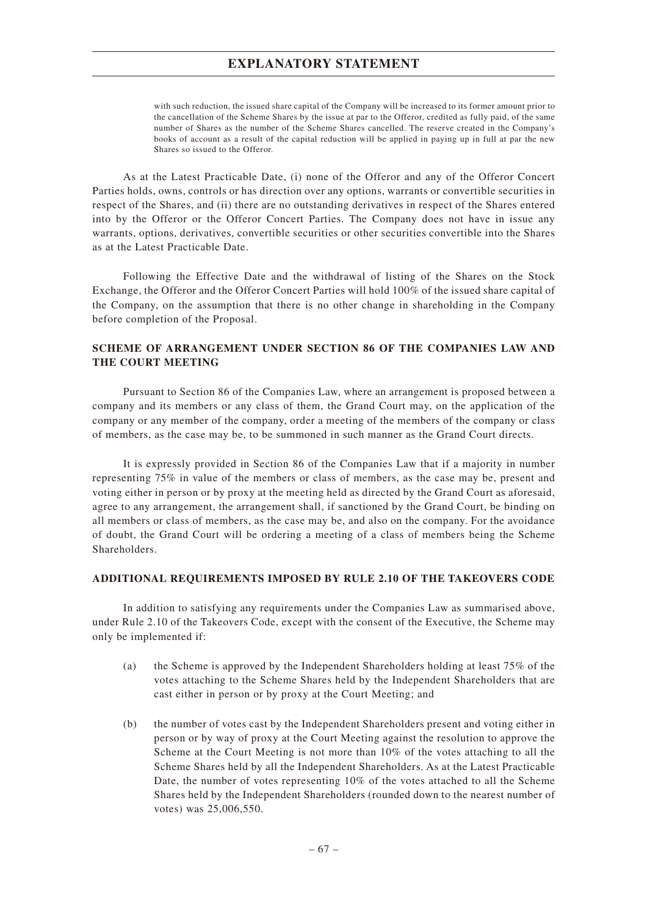with such reduction, the issued share capital of the Company will be increased to its former amount prior to the cancellation of the Scheme Shares by the issue at par to the Offeror, credited as fully paid, of the same number of Shares as the number of the Scheme Shares cancelled. The reserve created in the Company's books of account as a result of the capital reduction will be applied in paying up in full at par the new Shares so issued to the Offeror.

As at the Latest Practicable Date, (i) none of the Offeror and any of the Offeror Concert Parties holds, owns, controls or has direction over any options, warrants or convertible securities in respect of the Shares, and (ii) there are no outstanding derivatives in respect of the Shares entered into by the Offeror or the Offeror Concert Parties. The Company does not have in issue any warrants, options, derivatives, convertible securities or other securities convertible into the Shares as at the Latest Practicable Date.

Following the Effective Date and the withdrawal of listing of the Shares on the Stock Exchange, the Offeror and the Offeror Concert Parties will hold 100% of the issued share capital of the Company, on the assumption that there is no other change in shareholding in the Company before completion of the Proposal.

## SCHEME OF ARRANGEMENT UNDER SECTION 86 OF THE COMPANIES LAW AND THE COURT MEETING

Pursuant to Section 86 of the Companies Law, where an arrangement is proposed between a company and its members or any class of them, the Grand Court may, on the application of the company or any member of the company, order a meeting of the members of the company or class of members, as the case may be, to be summoned in such manner as the Grand Court directs.

It is expressly provided in Section 86 of the Companies Law that if a majority in number representing 75% in value of the members or class of members, as the case may be, present and voting either in person or by proxy at the meeting held as directed by the Grand Court as aforesaid, agree to any arrangement, the arrangement shall, if sanctioned by the Grand Court, be binding on all members or class of members, as the case may be, and also on the company. For the avoidance of doubt, the Grand Court will be ordering a meeting of a class of members being the Scheme Shareholders.

## ADDITIONAL REQUIREMENTS IMPOSED BY RULE 2.10 OF THE TAKEOVERS CODE

In addition to satisfying any requirements under the Companies Law as summarised above, under Rule 2.10 of the Takeovers Code, except with the consent of the Executive, the Scheme may only be implemented if:

(a) the Scheme is approved by the Independent Shareholders holding at least 75% of the votes attaching to the Scheme Shares held by the Independent Shareholders that are cast either in person or by proxy at the Court Meeting; and

(b) the number of votes cast by the Independent Shareholders present and voting either in person or by way of proxy at the Court Meeting against the resolution to approve the Scheme at the Court Meeting is not more than 10% of the votes attaching to all the Scheme Shares held by all the Independent Shareholders. As at the Latest Practicable Date, the number of votes representing 10% of the votes attached to all the Scheme Shares held by the Independent Shareholders (rounded down to the nearest number of votes) was 25,006,550.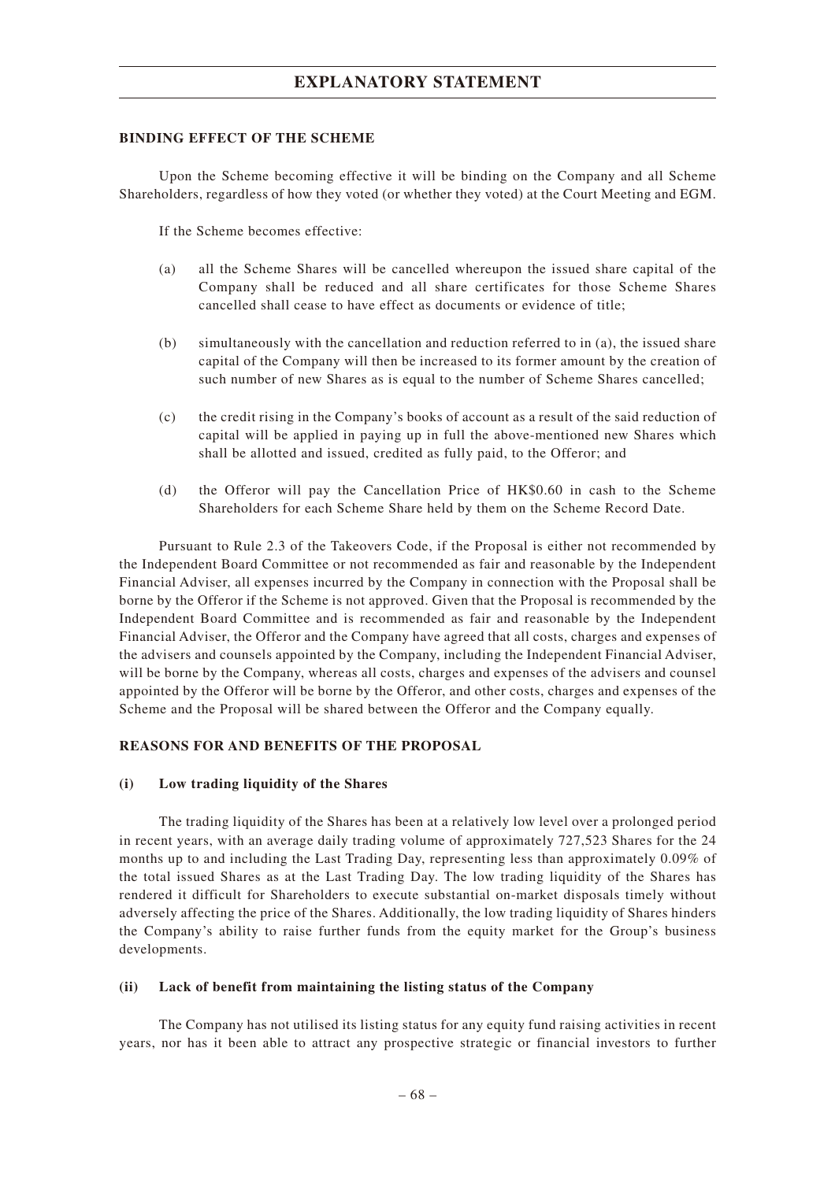**BINDING EFFECT OF THE SCHEME**

Upon the Scheme becoming effective it will be binding on the Company and all Scheme Shareholders, regardless of how they voted (or whether they voted) at the Court Meeting and EGM.

If the Scheme becomes effective:

(a) all the Scheme Shares will be cancelled whereupon the issued share capital of the Company shall be reduced and all share certificates for those Scheme Shares cancelled shall cease to have effect as documents or evidence of title;

(b) simultaneously with the cancellation and reduction referred to in (a), the issued share capital of the Company will then be increased to its former amount by the creation of such number of new Shares as is equal to the number of Scheme Shares cancelled;

(c) the credit rising in the Company's books of account as a result of the said reduction of capital will be applied in paying up in full the above-mentioned new Shares which shall be allotted and issued, credited as fully paid, to the Offeror; and

(d) the Offeror will pay the Cancellation Price of HK$0.60 in cash to the Scheme Shareholders for each Scheme Share held by them on the Scheme Record Date.

Pursuant to Rule 2.3 of the Takeovers Code, if the Proposal is either not recommended by the Independent Board Committee or not recommended as fair and reasonable by the Independent Financial Adviser, all expenses incurred by the Company in connection with the Proposal shall be borne by the Offeror if the Scheme is not approved. Given that the Proposal is recommended by the Independent Board Committee and is recommended as fair and reasonable by the Independent Financial Adviser, the Offeror and the Company have agreed that all costs, charges and expenses of the advisers and counsels appointed by the Company, including the Independent Financial Adviser, will be borne by the Company, whereas all costs, charges and expenses of the advisers and counsel appointed by the Offeror will be borne by the Offeror, and other costs, charges and expenses of the Scheme and the Proposal will be shared between the Offeror and the Company equally.

**REASONS FOR AND BENEFITS OF THE PROPOSAL**

**(i) Low trading liquidity of the Shares**

The trading liquidity of the Shares has been at a relatively low level over a prolonged period in recent years, with an average daily trading volume of approximately 727,523 Shares for the 24 months up to and including the Last Trading Day, representing less than approximately 0.09% of the total issued Shares as at the Last Trading Day. The low trading liquidity of the Shares has rendered it difficult for Shareholders to execute substantial on-market disposals timely without adversely affecting the price of the Shares. Additionally, the low trading liquidity of Shares hinders the Company's ability to raise further funds from the equity market for the Group's business developments.

**(ii) Lack of benefit from maintaining the listing status of the Company**

The Company has not utilised its listing status for any equity fund raising activities in recent years, nor has it been able to attract any prospective strategic or financial investors to further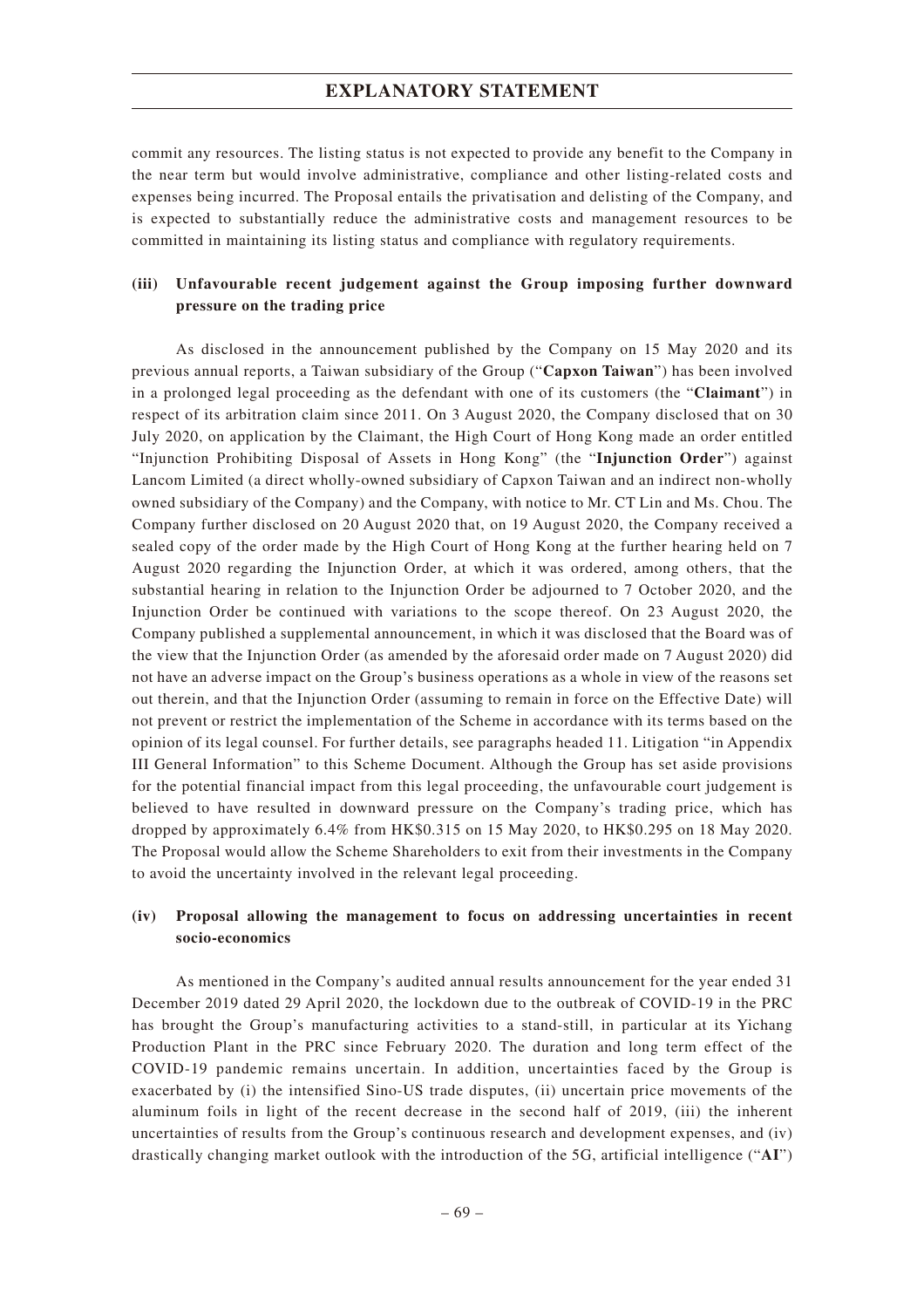commit any resources. The listing status is not expected to provide any benefit to the Company in the near term but would involve administrative, compliance and other listing-related costs and expenses being incurred. The Proposal entails the privatisation and delisting of the Company, and is expected to substantially reduce the administrative costs and management resources to be committed in maintaining its listing status and compliance with regulatory requirements.

**(iii) Unfavourable recent judgement against the Group imposing further downward pressure on the trading price**

As disclosed in the announcement published by the Company on 15 May 2020 and its previous annual reports, a Taiwan subsidiary of the Group ("**Capxon Taiwan**") has been involved in a prolonged legal proceeding as the defendant with one of its customers (the "**Claimant**") in respect of its arbitration claim since 2011. On 3 August 2020, the Company disclosed that on 30 July 2020, on application by the Claimant, the High Court of Hong Kong made an order entitled "Injunction Prohibiting Disposal of Assets in Hong Kong" (the "**Injunction Order**") against Lancom Limited (a direct wholly-owned subsidiary of Capxon Taiwan and an indirect non-wholly owned subsidiary of the Company) and the Company, with notice to Mr. CT Lin and Ms. Chou. The Company further disclosed on 20 August 2020 that, on 19 August 2020, the Company received a sealed copy of the order made by the High Court of Hong Kong at the further hearing held on 7 August 2020 regarding the Injunction Order, at which it was ordered, among others, that the substantial hearing in relation to the Injunction Order be adjourned to 7 October 2020, and the Injunction Order be continued with variations to the scope thereof. On 23 August 2020, the Company published a supplemental announcement, in which it was disclosed that the Board was of the view that the Injunction Order (as amended by the aforesaid order made on 7 August 2020) did not have an adverse impact on the Group's business operations as a whole in view of the reasons set out therein, and that the Injunction Order (assuming to remain in force on the Effective Date) will not prevent or restrict the implementation of the Scheme in accordance with its terms based on the opinion of its legal counsel. For further details, see paragraphs headed 11. Litigation "in Appendix III General Information" to this Scheme Document. Although the Group has set aside provisions for the potential financial impact from this legal proceeding, the unfavourable court judgement is believed to have resulted in downward pressure on the Company's trading price, which has dropped by approximately 6.4% from HK$0.315 on 15 May 2020, to HK$0.295 on 18 May 2020. The Proposal would allow the Scheme Shareholders to exit from their investments in the Company to avoid the uncertainty involved in the relevant legal proceeding.

**(iv) Proposal allowing the management to focus on addressing uncertainties in recent socio-economics**

As mentioned in the Company's audited annual results announcement for the year ended 31 December 2019 dated 29 April 2020, the lockdown due to the outbreak of COVID-19 in the PRC has brought the Group's manufacturing activities to a stand-still, in particular at its Yichang Production Plant in the PRC since February 2020. The duration and long term effect of the COVID-19 pandemic remains uncertain. In addition, uncertainties faced by the Group is exacerbated by (i) the intensified Sino-US trade disputes, (ii) uncertain price movements of the aluminum foils in light of the recent decrease in the second half of 2019, (iii) the inherent uncertainties of results from the Group's continuous research and development expenses, and (iv) drastically changing market outlook with the introduction of the 5G, artificial intelligence ("**AI**")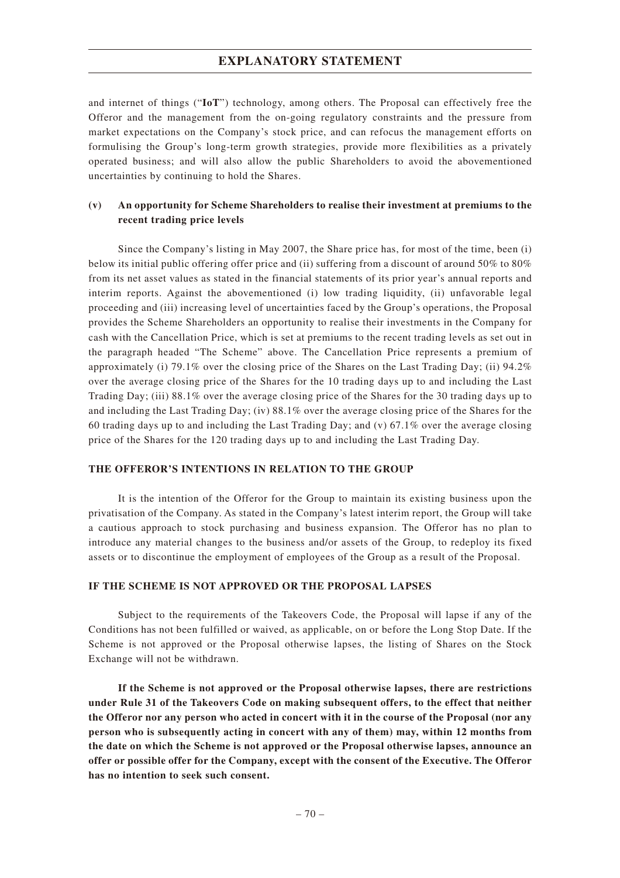and internet of things ("**IoT**") technology, among others. The Proposal can effectively free the Offeror and the management from the on-going regulatory constraints and the pressure from market expectations on the Company's stock price, and can refocus the management efforts on formulising the Group's long-term growth strategies, provide more flexibilities as a privately operated business; and will also allow the public Shareholders to avoid the abovementioned uncertainties by continuing to hold the Shares.

### (v) An opportunity for Scheme Shareholders to realise their investment at premiums to the recent trading price levels

Since the Company's listing in May 2007, the Share price has, for most of the time, been (i) below its initial public offering offer price and (ii) suffering from a discount of around 50% to 80% from its net asset values as stated in the financial statements of its prior year's annual reports and interim reports. Against the abovementioned (i) low trading liquidity, (ii) unfavorable legal proceeding and (iii) increasing level of uncertainties faced by the Group's operations, the Proposal provides the Scheme Shareholders an opportunity to realise their investments in the Company for cash with the Cancellation Price, which is set at premiums to the recent trading levels as set out in the paragraph headed "The Scheme" above. The Cancellation Price represents a premium of approximately (i) 79.1% over the closing price of the Shares on the Last Trading Day; (ii) 94.2% over the average closing price of the Shares for the 10 trading days up to and including the Last Trading Day; (iii) 88.1% over the average closing price of the Shares for the 30 trading days up to and including the Last Trading Day; (iv) 88.1% over the average closing price of the Shares for the 60 trading days up to and including the Last Trading Day; and (v) 67.1% over the average closing price of the Shares for the 120 trading days up to and including the Last Trading Day.

## THE OFFEROR'S INTENTIONS IN RELATION TO THE GROUP

It is the intention of the Offeror for the Group to maintain its existing business upon the privatisation of the Company. As stated in the Company's latest interim report, the Group will take a cautious approach to stock purchasing and business expansion. The Offeror has no plan to introduce any material changes to the business and/or assets of the Group, to redeploy its fixed assets or to discontinue the employment of employees of the Group as a result of the Proposal.

## IF THE SCHEME IS NOT APPROVED OR THE PROPOSAL LAPSES

Subject to the requirements of the Takeovers Code, the Proposal will lapse if any of the Conditions has not been fulfilled or waived, as applicable, on or before the Long Stop Date. If the Scheme is not approved or the Proposal otherwise lapses, the listing of Shares on the Stock Exchange will not be withdrawn.

**If the Scheme is not approved or the Proposal otherwise lapses, there are restrictions under Rule 31 of the Takeovers Code on making subsequent offers, to the effect that neither the Offeror nor any person who acted in concert with it in the course of the Proposal (nor any person who is subsequently acting in concert with any of them) may, within 12 months from the date on which the Scheme is not approved or the Proposal otherwise lapses, announce an offer or possible offer for the Company, except with the consent of the Executive. The Offeror has no intention to seek such consent.**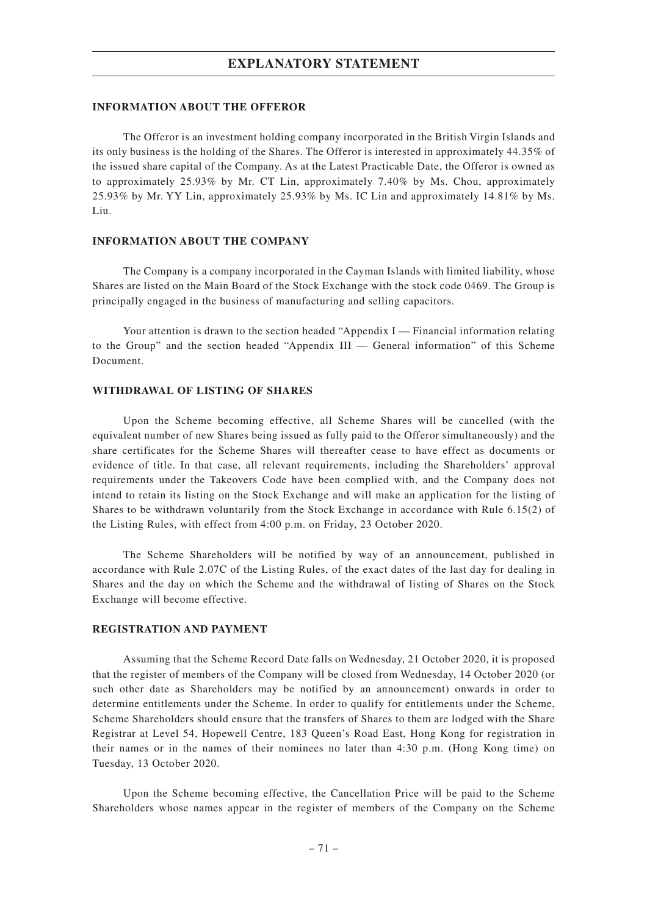## INFORMATION ABOUT THE OFFEROR

The Offeror is an investment holding company incorporated in the British Virgin Islands and its only business is the holding of the Shares. The Offeror is interested in approximately 44.35% of the issued share capital of the Company. As at the Latest Practicable Date, the Offeror is owned as to approximately 25.93% by Mr. CT Lin, approximately 7.40% by Ms. Chou, approximately 25.93% by Mr. YY Lin, approximately 25.93% by Ms. IC Lin and approximately 14.81% by Ms. Liu.

## INFORMATION ABOUT THE COMPANY

The Company is a company incorporated in the Cayman Islands with limited liability, whose Shares are listed on the Main Board of the Stock Exchange with the stock code 0469. The Group is principally engaged in the business of manufacturing and selling capacitors.

Your attention is drawn to the section headed "Appendix I — Financial information relating to the Group" and the section headed "Appendix III — General information" of this Scheme Document.

## WITHDRAWAL OF LISTING OF SHARES

Upon the Scheme becoming effective, all Scheme Shares will be cancelled (with the equivalent number of new Shares being issued as fully paid to the Offeror simultaneously) and the share certificates for the Scheme Shares will thereafter cease to have effect as documents or evidence of title. In that case, all relevant requirements, including the Shareholders' approval requirements under the Takeovers Code have been complied with, and the Company does not intend to retain its listing on the Stock Exchange and will make an application for the listing of Shares to be withdrawn voluntarily from the Stock Exchange in accordance with Rule 6.15(2) of the Listing Rules, with effect from 4:00 p.m. on Friday, 23 October 2020.

The Scheme Shareholders will be notified by way of an announcement, published in accordance with Rule 2.07C of the Listing Rules, of the exact dates of the last day for dealing in Shares and the day on which the Scheme and the withdrawal of listing of Shares on the Stock Exchange will become effective.

## REGISTRATION AND PAYMENT

Assuming that the Scheme Record Date falls on Wednesday, 21 October 2020, it is proposed that the register of members of the Company will be closed from Wednesday, 14 October 2020 (or such other date as Shareholders may be notified by an announcement) onwards in order to determine entitlements under the Scheme. In order to qualify for entitlements under the Scheme, Scheme Shareholders should ensure that the transfers of Shares to them are lodged with the Share Registrar at Level 54, Hopewell Centre, 183 Queen's Road East, Hong Kong for registration in their names or in the names of their nominees no later than 4:30 p.m. (Hong Kong time) on Tuesday, 13 October 2020.

Upon the Scheme becoming effective, the Cancellation Price will be paid to the Scheme Shareholders whose names appear in the register of members of the Company on the Scheme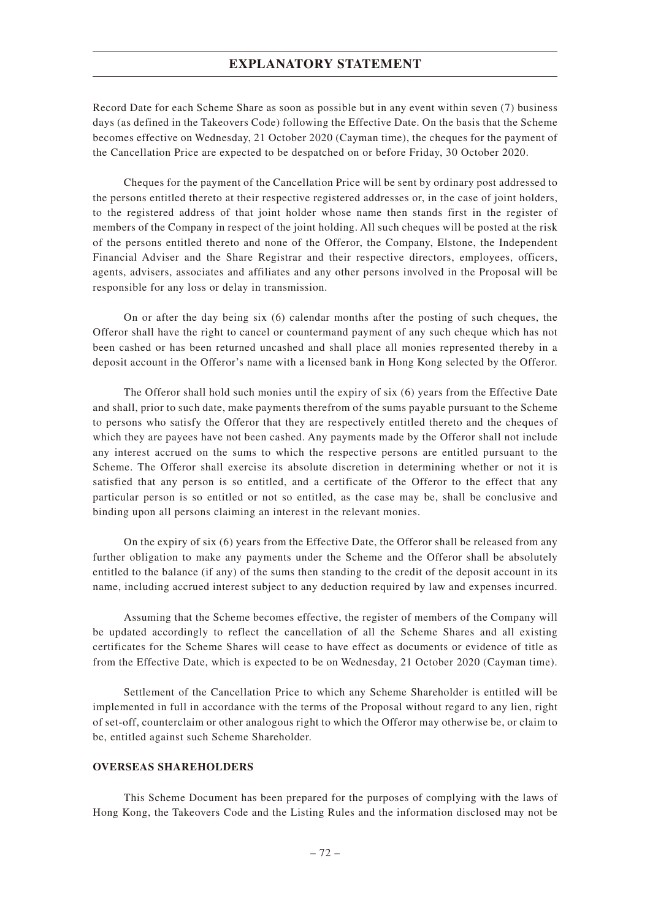Record Date for each Scheme Share as soon as possible but in any event within seven (7) business days (as defined in the Takeovers Code) following the Effective Date. On the basis that the Scheme becomes effective on Wednesday, 21 October 2020 (Cayman time), the cheques for the payment of the Cancellation Price are expected to be despatched on or before Friday, 30 October 2020.

Cheques for the payment of the Cancellation Price will be sent by ordinary post addressed to the persons entitled thereto at their respective registered addresses or, in the case of joint holders, to the registered address of that joint holder whose name then stands first in the register of members of the Company in respect of the joint holding. All such cheques will be posted at the risk of the persons entitled thereto and none of the Offeror, the Company, Elstone, the Independent Financial Adviser and the Share Registrar and their respective directors, employees, officers, agents, advisers, associates and affiliates and any other persons involved in the Proposal will be responsible for any loss or delay in transmission.

On or after the day being six (6) calendar months after the posting of such cheques, the Offeror shall have the right to cancel or countermand payment of any such cheque which has not been cashed or has been returned uncashed and shall place all monies represented thereby in a deposit account in the Offeror's name with a licensed bank in Hong Kong selected by the Offeror.

The Offeror shall hold such monies until the expiry of six (6) years from the Effective Date and shall, prior to such date, make payments therefrom of the sums payable pursuant to the Scheme to persons who satisfy the Offeror that they are respectively entitled thereto and the cheques of which they are payees have not been cashed. Any payments made by the Offeror shall not include any interest accrued on the sums to which the respective persons are entitled pursuant to the Scheme. The Offeror shall exercise its absolute discretion in determining whether or not it is satisfied that any person is so entitled, and a certificate of the Offeror to the effect that any particular person is so entitled or not so entitled, as the case may be, shall be conclusive and binding upon all persons claiming an interest in the relevant monies.

On the expiry of six (6) years from the Effective Date, the Offeror shall be released from any further obligation to make any payments under the Scheme and the Offeror shall be absolutely entitled to the balance (if any) of the sums then standing to the credit of the deposit account in its name, including accrued interest subject to any deduction required by law and expenses incurred.

Assuming that the Scheme becomes effective, the register of members of the Company will be updated accordingly to reflect the cancellation of all the Scheme Shares and all existing certificates for the Scheme Shares will cease to have effect as documents or evidence of title as from the Effective Date, which is expected to be on Wednesday, 21 October 2020 (Cayman time).

Settlement of the Cancellation Price to which any Scheme Shareholder is entitled will be implemented in full in accordance with the terms of the Proposal without regard to any lien, right of set-off, counterclaim or other analogous right to which the Offeror may otherwise be, or claim to be, entitled against such Scheme Shareholder.

**OVERSEAS SHAREHOLDERS**

This Scheme Document has been prepared for the purposes of complying with the laws of Hong Kong, the Takeovers Code and the Listing Rules and the information disclosed may not be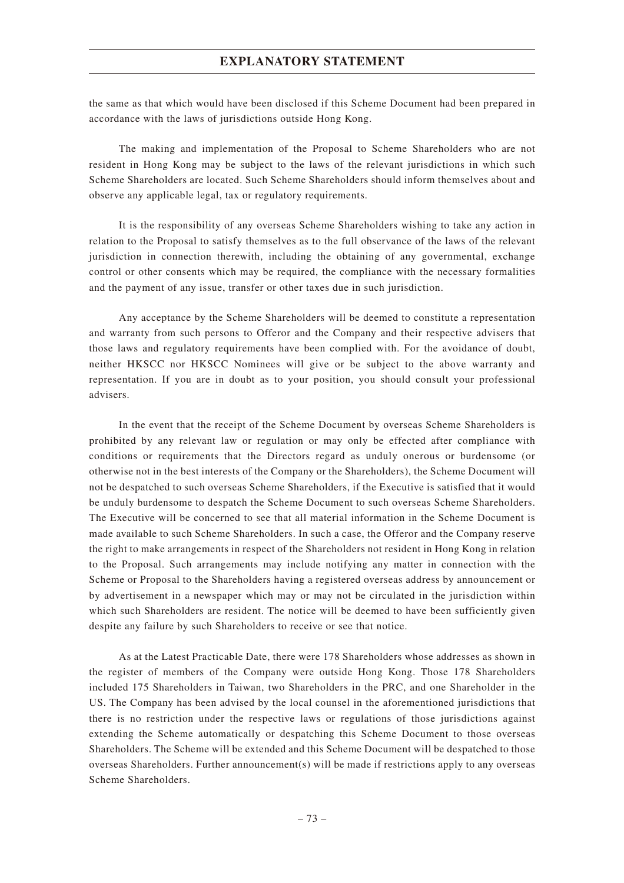the same as that which would have been disclosed if this Scheme Document had been prepared in accordance with the laws of jurisdictions outside Hong Kong.

The making and implementation of the Proposal to Scheme Shareholders who are not resident in Hong Kong may be subject to the laws of the relevant jurisdictions in which such Scheme Shareholders are located. Such Scheme Shareholders should inform themselves about and observe any applicable legal, tax or regulatory requirements.

It is the responsibility of any overseas Scheme Shareholders wishing to take any action in relation to the Proposal to satisfy themselves as to the full observance of the laws of the relevant jurisdiction in connection therewith, including the obtaining of any governmental, exchange control or other consents which may be required, the compliance with the necessary formalities and the payment of any issue, transfer or other taxes due in such jurisdiction.

Any acceptance by the Scheme Shareholders will be deemed to constitute a representation and warranty from such persons to Offeror and the Company and their respective advisers that those laws and regulatory requirements have been complied with. For the avoidance of doubt, neither HKSCC nor HKSCC Nominees will give or be subject to the above warranty and representation. If you are in doubt as to your position, you should consult your professional advisers.

In the event that the receipt of the Scheme Document by overseas Scheme Shareholders is prohibited by any relevant law or regulation or may only be effected after compliance with conditions or requirements that the Directors regard as unduly onerous or burdensome (or otherwise not in the best interests of the Company or the Shareholders), the Scheme Document will not be despatched to such overseas Scheme Shareholders, if the Executive is satisfied that it would be unduly burdensome to despatch the Scheme Document to such overseas Scheme Shareholders. The Executive will be concerned to see that all material information in the Scheme Document is made available to such Scheme Shareholders. In such a case, the Offeror and the Company reserve the right to make arrangements in respect of the Shareholders not resident in Hong Kong in relation to the Proposal. Such arrangements may include notifying any matter in connection with the Scheme or Proposal to the Shareholders having a registered overseas address by announcement or by advertisement in a newspaper which may or may not be circulated in the jurisdiction within which such Shareholders are resident. The notice will be deemed to have been sufficiently given despite any failure by such Shareholders to receive or see that notice.

As at the Latest Practicable Date, there were 178 Shareholders whose addresses as shown in the register of members of the Company were outside Hong Kong. Those 178 Shareholders included 175 Shareholders in Taiwan, two Shareholders in the PRC, and one Shareholder in the US. The Company has been advised by the local counsel in the aforementioned jurisdictions that there is no restriction under the respective laws or regulations of those jurisdictions against extending the Scheme automatically or despatching this Scheme Document to those overseas Shareholders. The Scheme will be extended and this Scheme Document will be despatched to those overseas Shareholders. Further announcement(s) will be made if restrictions apply to any overseas Scheme Shareholders.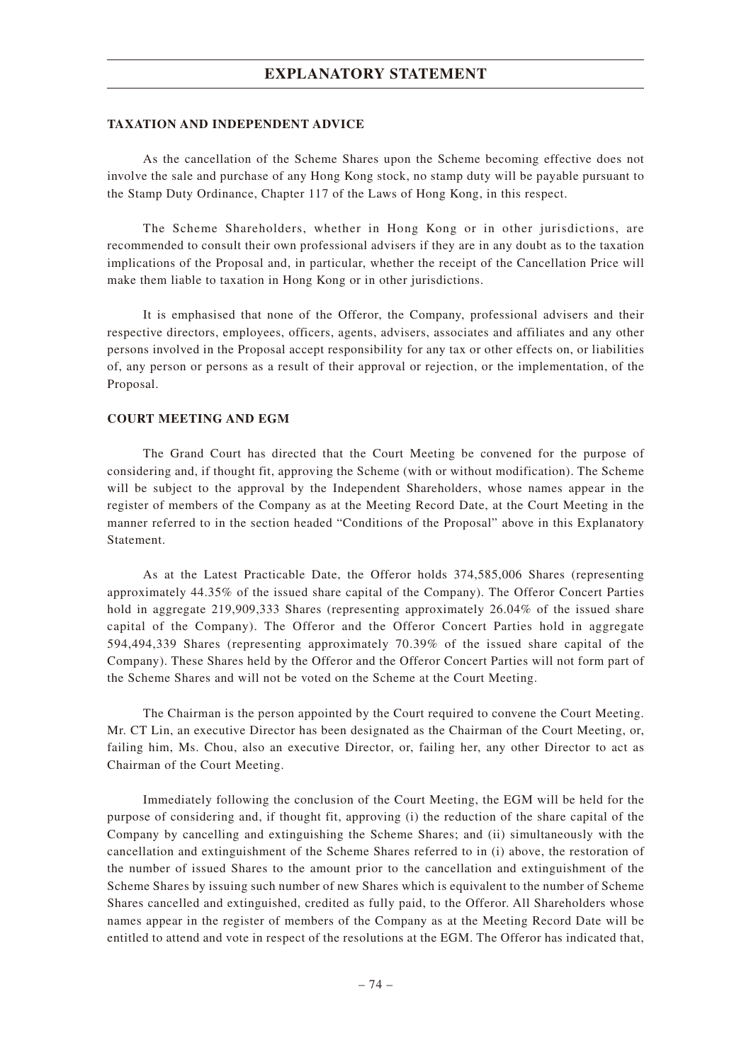## TAXATION AND INDEPENDENT ADVICE

As the cancellation of the Scheme Shares upon the Scheme becoming effective does not involve the sale and purchase of any Hong Kong stock, no stamp duty will be payable pursuant to the Stamp Duty Ordinance, Chapter 117 of the Laws of Hong Kong, in this respect.

The Scheme Shareholders, whether in Hong Kong or in other jurisdictions, are recommended to consult their own professional advisers if they are in any doubt as to the taxation implications of the Proposal and, in particular, whether the receipt of the Cancellation Price will make them liable to taxation in Hong Kong or in other jurisdictions.

It is emphasised that none of the Offeror, the Company, professional advisers and their respective directors, employees, officers, agents, advisers, associates and affiliates and any other persons involved in the Proposal accept responsibility for any tax or other effects on, or liabilities of, any person or persons as a result of their approval or rejection, or the implementation, of the Proposal.

## COURT MEETING AND EGM

The Grand Court has directed that the Court Meeting be convened for the purpose of considering and, if thought fit, approving the Scheme (with or without modification). The Scheme will be subject to the approval by the Independent Shareholders, whose names appear in the register of members of the Company as at the Meeting Record Date, at the Court Meeting in the manner referred to in the section headed "Conditions of the Proposal" above in this Explanatory Statement.

As at the Latest Practicable Date, the Offeror holds 374,585,006 Shares (representing approximately 44.35% of the issued share capital of the Company). The Offeror Concert Parties hold in aggregate 219,909,333 Shares (representing approximately 26.04% of the issued share capital of the Company). The Offeror and the Offeror Concert Parties hold in aggregate 594,494,339 Shares (representing approximately 70.39% of the issued share capital of the Company). These Shares held by the Offeror and the Offeror Concert Parties will not form part of the Scheme Shares and will not be voted on the Scheme at the Court Meeting.

The Chairman is the person appointed by the Court required to convene the Court Meeting. Mr. CT Lin, an executive Director has been designated as the Chairman of the Court Meeting, or, failing him, Ms. Chou, also an executive Director, or, failing her, any other Director to act as Chairman of the Court Meeting.

Immediately following the conclusion of the Court Meeting, the EGM will be held for the purpose of considering and, if thought fit, approving (i) the reduction of the share capital of the Company by cancelling and extinguishing the Scheme Shares; and (ii) simultaneously with the cancellation and extinguishment of the Scheme Shares referred to in (i) above, the restoration of the number of issued Shares to the amount prior to the cancellation and extinguishment of the Scheme Shares by issuing such number of new Shares which is equivalent to the number of Scheme Shares cancelled and extinguished, credited as fully paid, to the Offeror. All Shareholders whose names appear in the register of members of the Company as at the Meeting Record Date will be entitled to attend and vote in respect of the resolutions at the EGM. The Offeror has indicated that,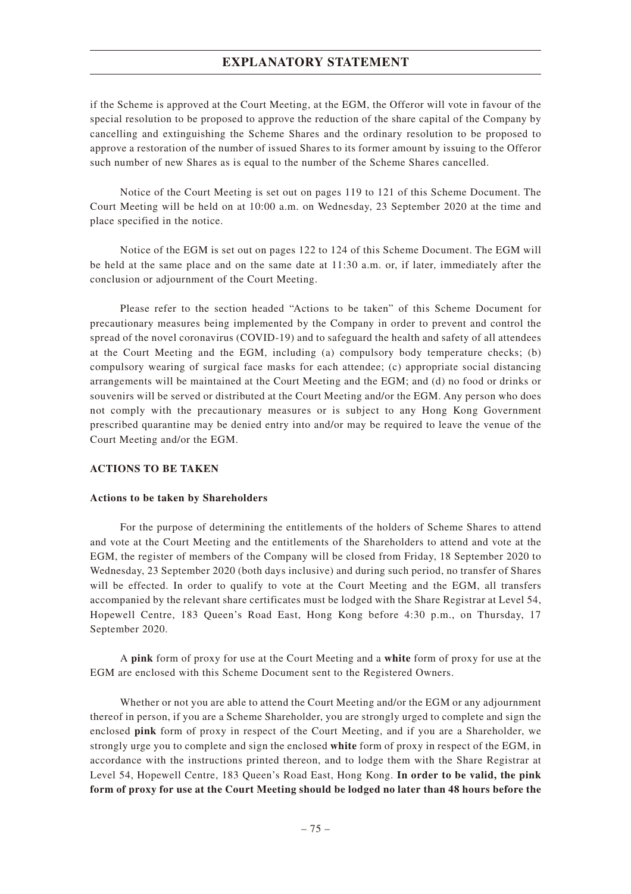if the Scheme is approved at the Court Meeting, at the EGM, the Offeror will vote in favour of the special resolution to be proposed to approve the reduction of the share capital of the Company by cancelling and extinguishing the Scheme Shares and the ordinary resolution to be proposed to approve a restoration of the number of issued Shares to its former amount by issuing to the Offeror such number of new Shares as is equal to the number of the Scheme Shares cancelled.

Notice of the Court Meeting is set out on pages 119 to 121 of this Scheme Document. The Court Meeting will be held on at 10:00 a.m. on Wednesday, 23 September 2020 at the time and place specified in the notice.

Notice of the EGM is set out on pages 122 to 124 of this Scheme Document. The EGM will be held at the same place and on the same date at 11:30 a.m. or, if later, immediately after the conclusion or adjournment of the Court Meeting.

Please refer to the section headed "Actions to be taken" of this Scheme Document for precautionary measures being implemented by the Company in order to prevent and control the spread of the novel coronavirus (COVID-19) and to safeguard the health and safety of all attendees at the Court Meeting and the EGM, including (a) compulsory body temperature checks; (b) compulsory wearing of surgical face masks for each attendee; (c) appropriate social distancing arrangements will be maintained at the Court Meeting and the EGM; and (d) no food or drinks or souvenirs will be served or distributed at the Court Meeting and/or the EGM. Any person who does not comply with the precautionary measures or is subject to any Hong Kong Government prescribed quarantine may be denied entry into and/or may be required to leave the venue of the Court Meeting and/or the EGM.

## ACTIONS TO BE TAKEN

### Actions to be taken by Shareholders

For the purpose of determining the entitlements of the holders of Scheme Shares to attend and vote at the Court Meeting and the entitlements of the Shareholders to attend and vote at the EGM, the register of members of the Company will be closed from Friday, 18 September 2020 to Wednesday, 23 September 2020 (both days inclusive) and during such period, no transfer of Shares will be effected. In order to qualify to vote at the Court Meeting and the EGM, all transfers accompanied by the relevant share certificates must be lodged with the Share Registrar at Level 54, Hopewell Centre, 183 Queen's Road East, Hong Kong before 4:30 p.m., on Thursday, 17 September 2020.

A **pink** form of proxy for use at the Court Meeting and a **white** form of proxy for use at the EGM are enclosed with this Scheme Document sent to the Registered Owners.

Whether or not you are able to attend the Court Meeting and/or the EGM or any adjournment thereof in person, if you are a Scheme Shareholder, you are strongly urged to complete and sign the enclosed **pink** form of proxy in respect of the Court Meeting, and if you are a Shareholder, we strongly urge you to complete and sign the enclosed **white** form of proxy in respect of the EGM, in accordance with the instructions printed thereon, and to lodge them with the Share Registrar at Level 54, Hopewell Centre, 183 Queen's Road East, Hong Kong. **In order to be valid, the pink form of proxy for use at the Court Meeting should be lodged no later than 48 hours before the**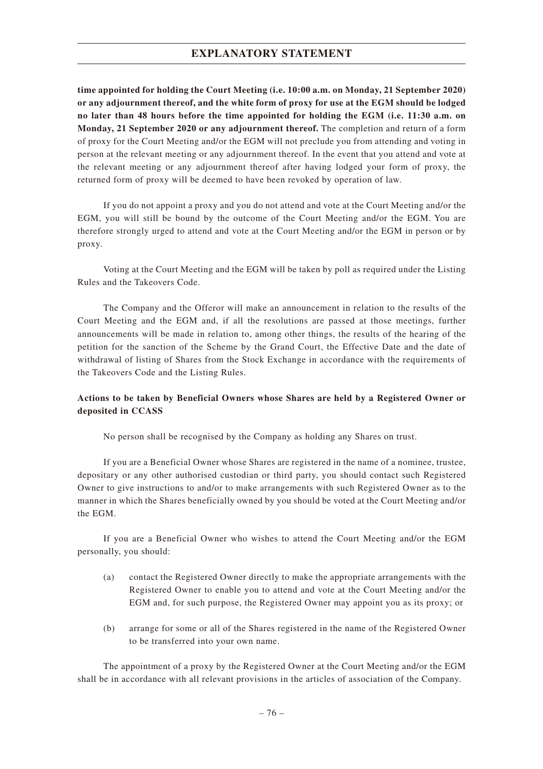**time appointed for holding the Court Meeting (i.e. 10:00 a.m. on Monday, 21 September 2020) or any adjournment thereof, and the white form of proxy for use at the EGM should be lodged no later than 48 hours before the time appointed for holding the EGM (i.e. 11:30 a.m. on Monday, 21 September 2020 or any adjournment thereof.** The completion and return of a form of proxy for the Court Meeting and/or the EGM will not preclude you from attending and voting in person at the relevant meeting or any adjournment thereof. In the event that you attend and vote at the relevant meeting or any adjournment thereof after having lodged your form of proxy, the returned form of proxy will be deemed to have been revoked by operation of law.

If you do not appoint a proxy and you do not attend and vote at the Court Meeting and/or the EGM, you will still be bound by the outcome of the Court Meeting and/or the EGM. You are therefore strongly urged to attend and vote at the Court Meeting and/or the EGM in person or by proxy.

Voting at the Court Meeting and the EGM will be taken by poll as required under the Listing Rules and the Takeovers Code.

The Company and the Offeror will make an announcement in relation to the results of the Court Meeting and the EGM and, if all the resolutions are passed at those meetings, further announcements will be made in relation to, among other things, the results of the hearing of the petition for the sanction of the Scheme by the Grand Court, the Effective Date and the date of withdrawal of listing of Shares from the Stock Exchange in accordance with the requirements of the Takeovers Code and the Listing Rules.

**Actions to be taken by Beneficial Owners whose Shares are held by a Registered Owner or deposited in CCASS**

No person shall be recognised by the Company as holding any Shares on trust.

If you are a Beneficial Owner whose Shares are registered in the name of a nominee, trustee, depositary or any other authorised custodian or third party, you should contact such Registered Owner to give instructions to and/or to make arrangements with such Registered Owner as to the manner in which the Shares beneficially owned by you should be voted at the Court Meeting and/or the EGM.

If you are a Beneficial Owner who wishes to attend the Court Meeting and/or the EGM personally, you should:

(a) contact the Registered Owner directly to make the appropriate arrangements with the Registered Owner to enable you to attend and vote at the Court Meeting and/or the EGM and, for such purpose, the Registered Owner may appoint you as its proxy; or

(b) arrange for some or all of the Shares registered in the name of the Registered Owner to be transferred into your own name.

The appointment of a proxy by the Registered Owner at the Court Meeting and/or the EGM shall be in accordance with all relevant provisions in the articles of association of the Company.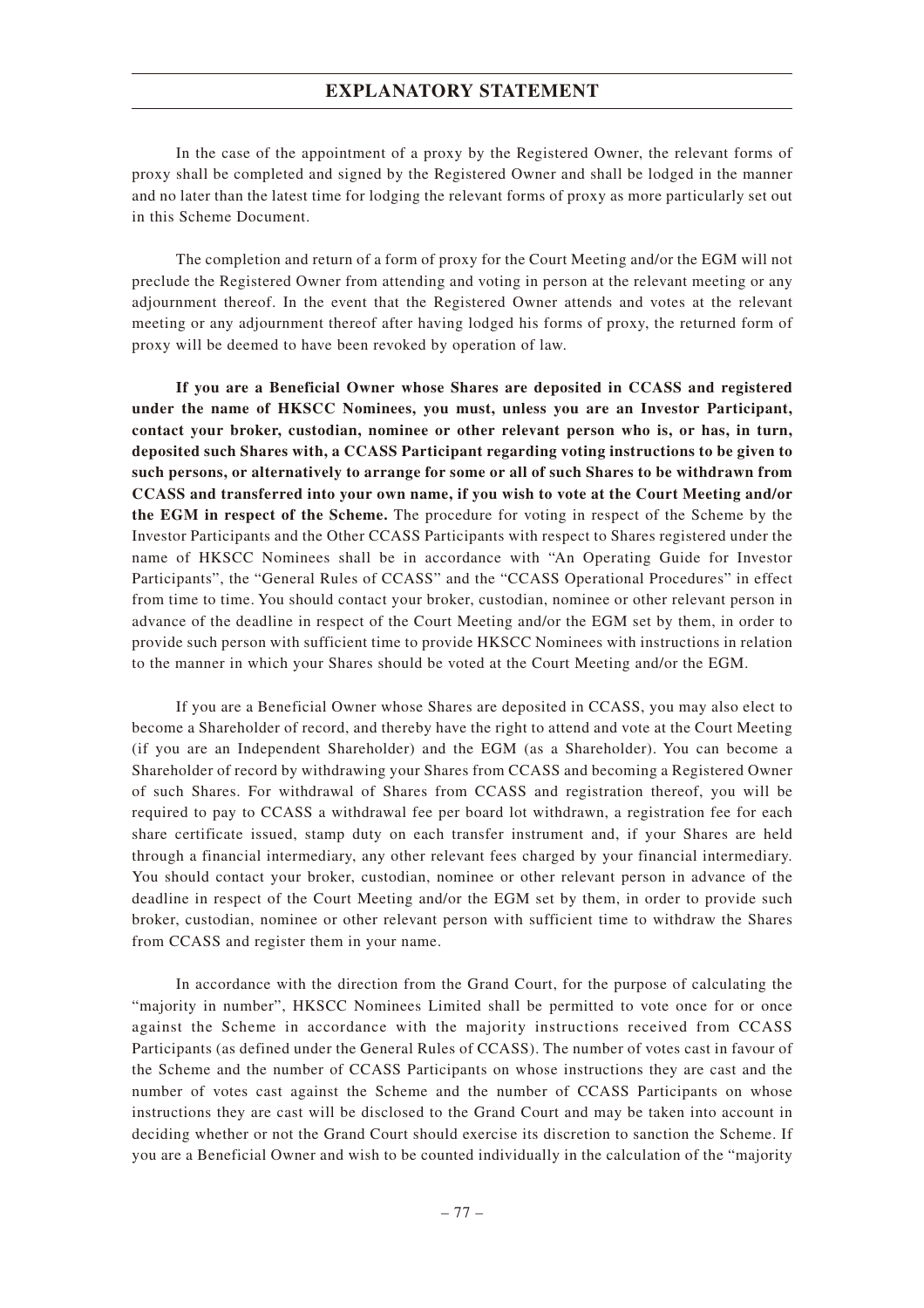In the case of the appointment of a proxy by the Registered Owner, the relevant forms of proxy shall be completed and signed by the Registered Owner and shall be lodged in the manner and no later than the latest time for lodging the relevant forms of proxy as more particularly set out in this Scheme Document.

The completion and return of a form of proxy for the Court Meeting and/or the EGM will not preclude the Registered Owner from attending and voting in person at the relevant meeting or any adjournment thereof. In the event that the Registered Owner attends and votes at the relevant meeting or any adjournment thereof after having lodged his forms of proxy, the returned form of proxy will be deemed to have been revoked by operation of law.

**If you are a Beneficial Owner whose Shares are deposited in CCASS and registered under the name of HKSCC Nominees, you must, unless you are an Investor Participant, contact your broker, custodian, nominee or other relevant person who is, or has, in turn, deposited such Shares with, a CCASS Participant regarding voting instructions to be given to such persons, or alternatively to arrange for some or all of such Shares to be withdrawn from CCASS and transferred into your own name, if you wish to vote at the Court Meeting and/or the EGM in respect of the Scheme.** The procedure for voting in respect of the Scheme by the Investor Participants and the Other CCASS Participants with respect to Shares registered under the name of HKSCC Nominees shall be in accordance with "An Operating Guide for Investor Participants", the "General Rules of CCASS" and the "CCASS Operational Procedures" in effect from time to time. You should contact your broker, custodian, nominee or other relevant person in advance of the deadline in respect of the Court Meeting and/or the EGM set by them, in order to provide such person with sufficient time to provide HKSCC Nominees with instructions in relation to the manner in which your Shares should be voted at the Court Meeting and/or the EGM.

If you are a Beneficial Owner whose Shares are deposited in CCASS, you may also elect to become a Shareholder of record, and thereby have the right to attend and vote at the Court Meeting (if you are an Independent Shareholder) and the EGM (as a Shareholder). You can become a Shareholder of record by withdrawing your Shares from CCASS and becoming a Registered Owner of such Shares. For withdrawal of Shares from CCASS and registration thereof, you will be required to pay to CCASS a withdrawal fee per board lot withdrawn, a registration fee for each share certificate issued, stamp duty on each transfer instrument and, if your Shares are held through a financial intermediary, any other relevant fees charged by your financial intermediary. You should contact your broker, custodian, nominee or other relevant person in advance of the deadline in respect of the Court Meeting and/or the EGM set by them, in order to provide such broker, custodian, nominee or other relevant person with sufficient time to withdraw the Shares from CCASS and register them in your name.

In accordance with the direction from the Grand Court, for the purpose of calculating the "majority in number", HKSCC Nominees Limited shall be permitted to vote once for or once against the Scheme in accordance with the majority instructions received from CCASS Participants (as defined under the General Rules of CCASS). The number of votes cast in favour of the Scheme and the number of CCASS Participants on whose instructions they are cast and the number of votes cast against the Scheme and the number of CCASS Participants on whose instructions they are cast will be disclosed to the Grand Court and may be taken into account in deciding whether or not the Grand Court should exercise its discretion to sanction the Scheme. If you are a Beneficial Owner and wish to be counted individually in the calculation of the "majority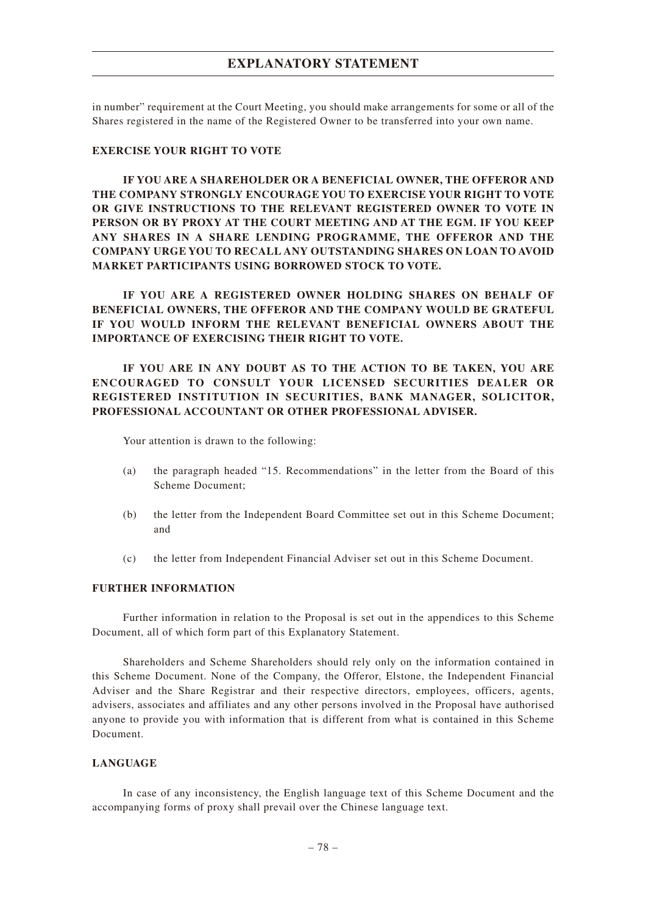in number" requirement at the Court Meeting, you should make arrangements for some or all of the Shares registered in the name of the Registered Owner to be transferred into your own name.

**EXERCISE YOUR RIGHT TO VOTE**

**IF YOU ARE A SHAREHOLDER OR A BENEFICIAL OWNER, THE OFFEROR AND THE COMPANY STRONGLY ENCOURAGE YOU TO EXERCISE YOUR RIGHT TO VOTE OR GIVE INSTRUCTIONS TO THE RELEVANT REGISTERED OWNER TO VOTE IN PERSON OR BY PROXY AT THE COURT MEETING AND AT THE EGM. IF YOU KEEP ANY SHARES IN A SHARE LENDING PROGRAMME, THE OFFEROR AND THE COMPANY URGE YOU TO RECALL ANY OUTSTANDING SHARES ON LOAN TO AVOID MARKET PARTICIPANTS USING BORROWED STOCK TO VOTE.**

**IF YOU ARE A REGISTERED OWNER HOLDING SHARES ON BEHALF OF BENEFICIAL OWNERS, THE OFFEROR AND THE COMPANY WOULD BE GRATEFUL IF YOU WOULD INFORM THE RELEVANT BENEFICIAL OWNERS ABOUT THE IMPORTANCE OF EXERCISING THEIR RIGHT TO VOTE.**

**IF YOU ARE IN ANY DOUBT AS TO THE ACTION TO BE TAKEN, YOU ARE ENCOURAGED TO CONSULT YOUR LICENSED SECURITIES DEALER OR REGISTERED INSTITUTION IN SECURITIES, BANK MANAGER, SOLICITOR, PROFESSIONAL ACCOUNTANT OR OTHER PROFESSIONAL ADVISER.**

Your attention is drawn to the following:

(a) the paragraph headed "15. Recommendations" in the letter from the Board of this Scheme Document;

(b) the letter from the Independent Board Committee set out in this Scheme Document; and

(c) the letter from Independent Financial Adviser set out in this Scheme Document.

**FURTHER INFORMATION**

Further information in relation to the Proposal is set out in the appendices to this Scheme Document, all of which form part of this Explanatory Statement.

Shareholders and Scheme Shareholders should rely only on the information contained in this Scheme Document. None of the Company, the Offeror, Elstone, the Independent Financial Adviser and the Share Registrar and their respective directors, employees, officers, agents, advisers, associates and affiliates and any other persons involved in the Proposal have authorised anyone to provide you with information that is different from what is contained in this Scheme Document.

**LANGUAGE**

In case of any inconsistency, the English language text of this Scheme Document and the accompanying forms of proxy shall prevail over the Chinese language text.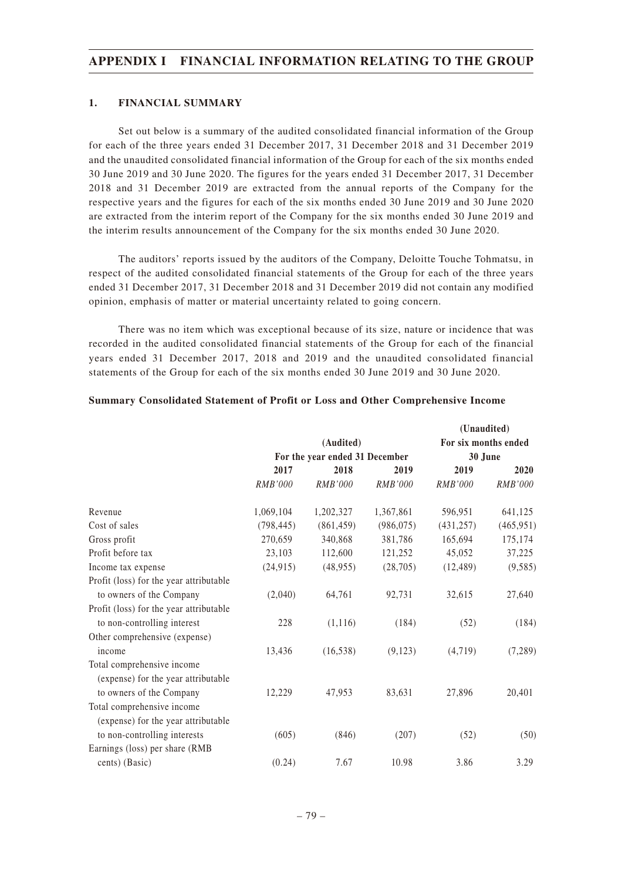# APPENDIX I FINANCIAL INFORMATION RELATING TO THE GROUP

## 1. FINANCIAL SUMMARY

Set out below is a summary of the audited consolidated financial information of the Group for each of the three years ended 31 December 2017, 31 December 2018 and 31 December 2019 and the unaudited consolidated financial information of the Group for each of the six months ended 30 June 2019 and 30 June 2020. The figures for the years ended 31 December 2017, 31 December 2018 and 31 December 2019 are extracted from the annual reports of the Company for the respective years and the figures for each of the six months ended 30 June 2019 and 30 June 2020 are extracted from the interim report of the Company for the six months ended 30 June 2019 and the interim results announcement of the Company for the six months ended 30 June 2020.

The auditors' reports issued by the auditors of the Company, Deloitte Touche Tohmatsu, in respect of the audited consolidated financial statements of the Group for each of the three years ended 31 December 2017, 31 December 2018 and 31 December 2019 did not contain any modified opinion, emphasis of matter or material uncertainty related to going concern.

There was no item which was exceptional because of its size, nature or incidence that was recorded in the audited consolidated financial statements of the Group for each of the financial years ended 31 December 2017, 2018 and 2019 and the unaudited consolidated financial statements of the Group for each of the six months ended 30 June 2019 and 30 June 2020.

### Summary Consolidated Statement of Profit or Loss and Other Comprehensive Income

| | (Audited) For the year ended 31 December | | | (Unaudited) For six months ended 30 June | |
|---|---|---|---|---|---|
| | 2017 | 2018 | 2019 | 2019 | 2020 |
| | *RMB'000* | *RMB'000* | *RMB'000* | *RMB'000* | *RMB'000* |
| Revenue | 1,069,104 | 1,202,327 | 1,367,861 | 596,951 | 641,125 |
| Cost of sales | (798,445) | (861,459) | (986,075) | (431,257) | (465,951) |
| Gross profit | 270,659 | 340,868 | 381,786 | 165,694 | 175,174 |
| Profit before tax | 23,103 | 112,600 | 121,252 | 45,052 | 37,225 |
| Income tax expense | (24,915) | (48,955) | (28,705) | (12,489) | (9,585) |
| Profit (loss) for the year attributable to owners of the Company | (2,040) | 64,761 | 92,731 | 32,615 | 27,640 |
| Profit (loss) for the year attributable to non-controlling interest | 228 | (1,116) | (184) | (52) | (184) |
| Other comprehensive (expense) income | 13,436 | (16,538) | (9,123) | (4,719) | (7,289) |
| Total comprehensive income (expense) for the year attributable to owners of the Company | 12,229 | 47,953 | 83,631 | 27,896 | 20,401 |
| Total comprehensive income (expense) for the year attributable to non-controlling interests | (605) | (846) | (207) | (52) | (50) |
| Earnings (loss) per share (RMB cents) (Basic) | (0.24) | 7.67 | 10.98 | 3.86 | 3.29 |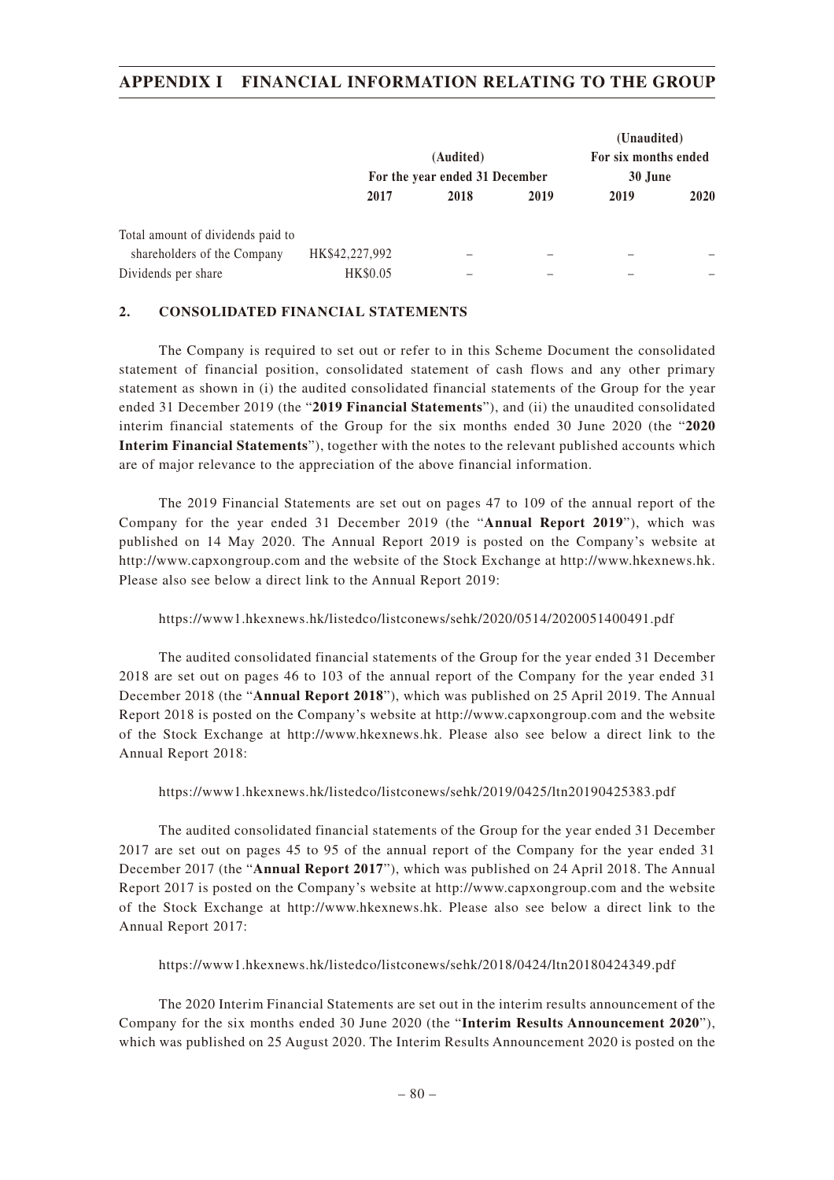| | (Audited) For the year ended 31 December | | | (Unaudited) For six months ended 30 June | |
|---|---|---|---|---|---|
| | 2017 | 2018 | 2019 | 2019 | 2020 |
| Total amount of dividends paid to shareholders of the Company | HK$42,227,992 | – | – | – | – |
| Dividends per share | HK$0.05 | – | – | – | – |

## 2. CONSOLIDATED FINANCIAL STATEMENTS

The Company is required to set out or refer to in this Scheme Document the consolidated statement of financial position, consolidated statement of cash flows and any other primary statement as shown in (i) the audited consolidated financial statements of the Group for the year ended 31 December 2019 (the "**2019 Financial Statements**"), and (ii) the unaudited consolidated interim financial statements of the Group for the six months ended 30 June 2020 (the "**2020 Interim Financial Statements**"), together with the notes to the relevant published accounts which are of major relevance to the appreciation of the above financial information.

The 2019 Financial Statements are set out on pages 47 to 109 of the annual report of the Company for the year ended 31 December 2019 (the "**Annual Report 2019**"), which was published on 14 May 2020. The Annual Report 2019 is posted on the Company's website at http://www.capxongroup.com and the website of the Stock Exchange at http://www.hkexnews.hk. Please also see below a direct link to the Annual Report 2019:

https://www1.hkexnews.hk/listedco/listconews/sehk/2020/0514/2020051400491.pdf

The audited consolidated financial statements of the Group for the year ended 31 December 2018 are set out on pages 46 to 103 of the annual report of the Company for the year ended 31 December 2018 (the "**Annual Report 2018**"), which was published on 25 April 2019. The Annual Report 2018 is posted on the Company's website at http://www.capxongroup.com and the website of the Stock Exchange at http://www.hkexnews.hk. Please also see below a direct link to the Annual Report 2018:

https://www1.hkexnews.hk/listedco/listconews/sehk/2019/0425/ltn20190425383.pdf

The audited consolidated financial statements of the Group for the year ended 31 December 2017 are set out on pages 45 to 95 of the annual report of the Company for the year ended 31 December 2017 (the "**Annual Report 2017**"), which was published on 24 April 2018. The Annual Report 2017 is posted on the Company's website at http://www.capxongroup.com and the website of the Stock Exchange at http://www.hkexnews.hk. Please also see below a direct link to the Annual Report 2017:

https://www1.hkexnews.hk/listedco/listconews/sehk/2018/0424/ltn20180424349.pdf

The 2020 Interim Financial Statements are set out in the interim results announcement of the Company for the six months ended 30 June 2020 (the "**Interim Results Announcement 2020**"), which was published on 25 August 2020. The Interim Results Announcement 2020 is posted on the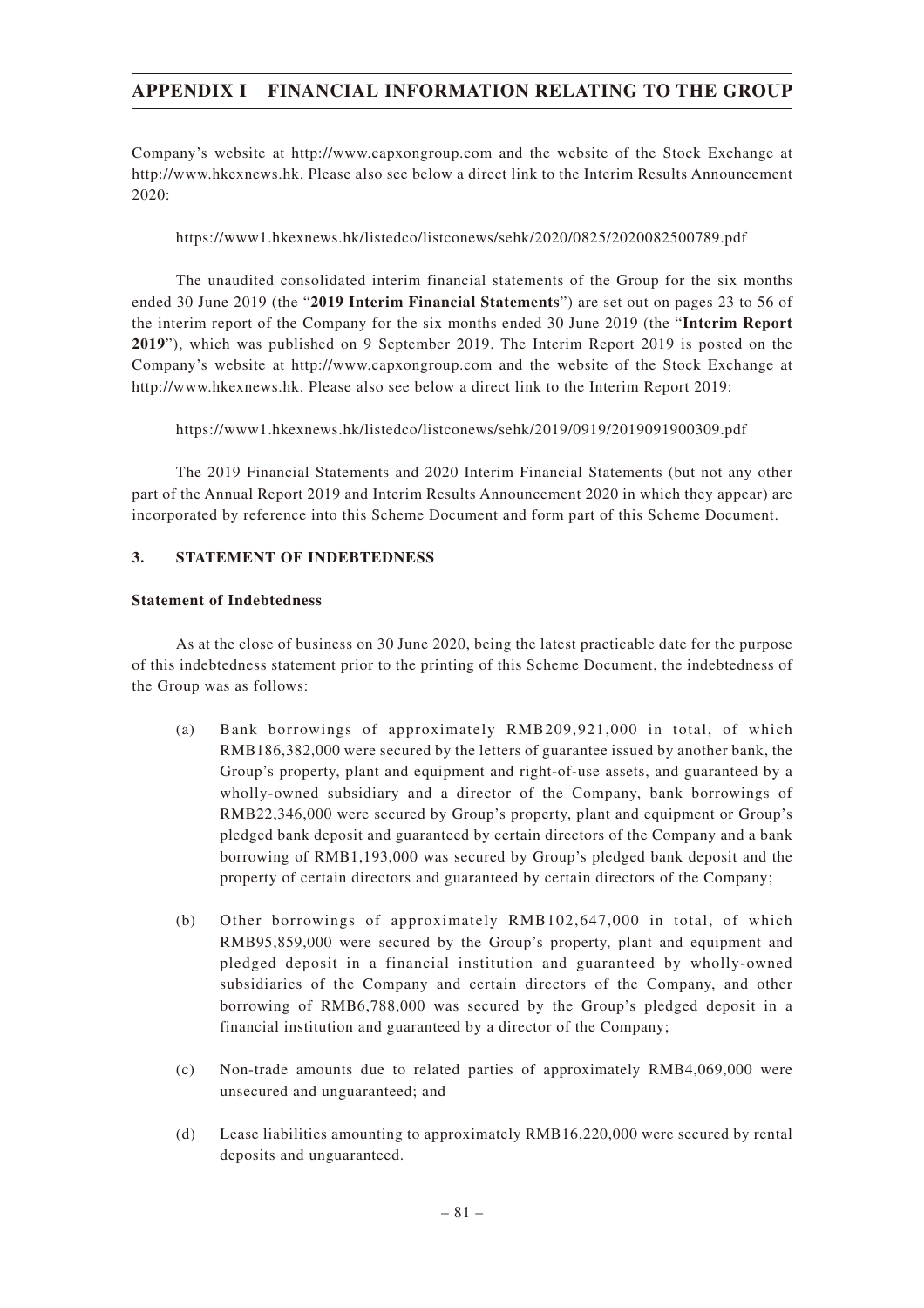Company's website at http://www.capxongroup.com and the website of the Stock Exchange at http://www.hkexnews.hk. Please also see below a direct link to the Interim Results Announcement 2020:

https://www1.hkexnews.hk/listedco/listconews/sehk/2020/0825/2020082500789.pdf

The unaudited consolidated interim financial statements of the Group for the six months ended 30 June 2019 (the "**2019 Interim Financial Statements**") are set out on pages 23 to 56 of the interim report of the Company for the six months ended 30 June 2019 (the "**Interim Report 2019**"), which was published on 9 September 2019. The Interim Report 2019 is posted on the Company's website at http://www.capxongroup.com and the website of the Stock Exchange at http://www.hkexnews.hk. Please also see below a direct link to the Interim Report 2019:

https://www1.hkexnews.hk/listedco/listconews/sehk/2019/0919/2019091900309.pdf

The 2019 Financial Statements and 2020 Interim Financial Statements (but not any other part of the Annual Report 2019 and Interim Results Announcement 2020 in which they appear) are incorporated by reference into this Scheme Document and form part of this Scheme Document.

## 3. STATEMENT OF INDEBTEDNESS

### Statement of Indebtedness

As at the close of business on 30 June 2020, being the latest practicable date for the purpose of this indebtedness statement prior to the printing of this Scheme Document, the indebtedness of the Group was as follows:

(a) Bank borrowings of approximately RMB209,921,000 in total, of which RMB186,382,000 were secured by the letters of guarantee issued by another bank, the Group's property, plant and equipment and right-of-use assets, and guaranteed by a wholly-owned subsidiary and a director of the Company, bank borrowings of RMB22,346,000 were secured by Group's property, plant and equipment or Group's pledged bank deposit and guaranteed by certain directors of the Company and a bank borrowing of RMB1,193,000 was secured by Group's pledged bank deposit and the property of certain directors and guaranteed by certain directors of the Company;

(b) Other borrowings of approximately RMB102,647,000 in total, of which RMB95,859,000 were secured by the Group's property, plant and equipment and pledged deposit in a financial institution and guaranteed by wholly-owned subsidiaries of the Company and certain directors of the Company, and other borrowing of RMB6,788,000 was secured by the Group's pledged deposit in a financial institution and guaranteed by a director of the Company;

(c) Non-trade amounts due to related parties of approximately RMB4,069,000 were unsecured and unguaranteed; and

(d) Lease liabilities amounting to approximately RMB16,220,000 were secured by rental deposits and unguaranteed.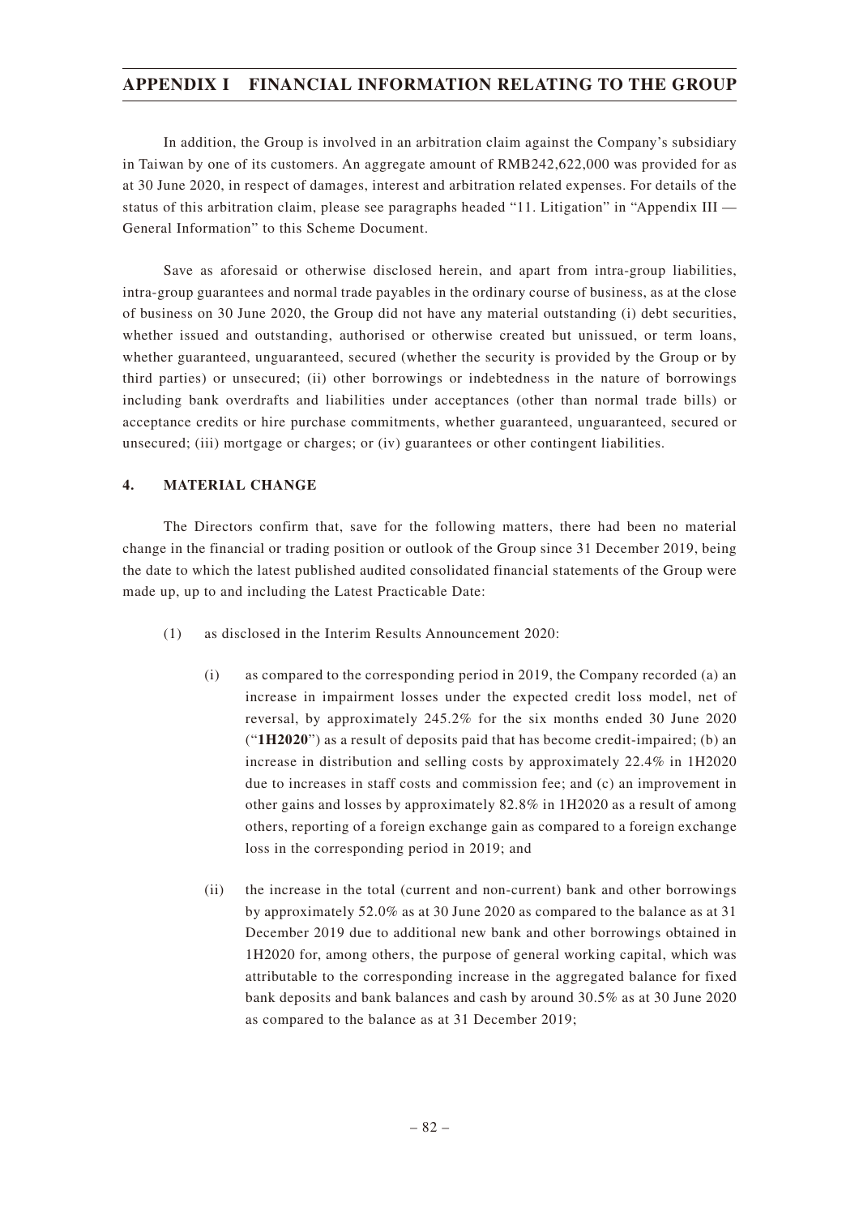In addition, the Group is involved in an arbitration claim against the Company's subsidiary in Taiwan by one of its customers. An aggregate amount of RMB242,622,000 was provided for as at 30 June 2020, in respect of damages, interest and arbitration related expenses. For details of the status of this arbitration claim, please see paragraphs headed "11. Litigation" in "Appendix III — General Information" to this Scheme Document.

Save as aforesaid or otherwise disclosed herein, and apart from intra-group liabilities, intra-group guarantees and normal trade payables in the ordinary course of business, as at the close of business on 30 June 2020, the Group did not have any material outstanding (i) debt securities, whether issued and outstanding, authorised or otherwise created but unissued, or term loans, whether guaranteed, unguaranteed, secured (whether the security is provided by the Group or by third parties) or unsecured; (ii) other borrowings or indebtedness in the nature of borrowings including bank overdrafts and liabilities under acceptances (other than normal trade bills) or acceptance credits or hire purchase commitments, whether guaranteed, unguaranteed, secured or unsecured; (iii) mortgage or charges; or (iv) guarantees or other contingent liabilities.

### 4. MATERIAL CHANGE

The Directors confirm that, save for the following matters, there had been no material change in the financial or trading position or outlook of the Group since 31 December 2019, being the date to which the latest published audited consolidated financial statements of the Group were made up, up to and including the Latest Practicable Date:

(1) as disclosed in the Interim Results Announcement 2020:

(i) as compared to the corresponding period in 2019, the Company recorded (a) an increase in impairment losses under the expected credit loss model, net of reversal, by approximately 245.2% for the six months ended 30 June 2020 ("**1H2020**") as a result of deposits paid that has become credit-impaired; (b) an increase in distribution and selling costs by approximately 22.4% in 1H2020 due to increases in staff costs and commission fee; and (c) an improvement in other gains and losses by approximately 82.8% in 1H2020 as a result of among others, reporting of a foreign exchange gain as compared to a foreign exchange loss in the corresponding period in 2019; and

(ii) the increase in the total (current and non-current) bank and other borrowings by approximately 52.0% as at 30 June 2020 as compared to the balance as at 31 December 2019 due to additional new bank and other borrowings obtained in 1H2020 for, among others, the purpose of general working capital, which was attributable to the corresponding increase in the aggregated balance for fixed bank deposits and bank balances and cash by around 30.5% as at 30 June 2020 as compared to the balance as at 31 December 2019;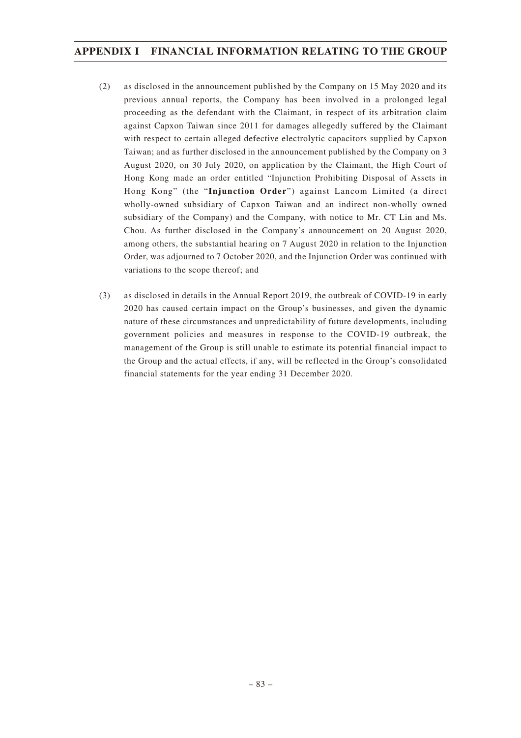(2) as disclosed in the announcement published by the Company on 15 May 2020 and its previous annual reports, the Company has been involved in a prolonged legal proceeding as the defendant with the Claimant, in respect of its arbitration claim against Capxon Taiwan since 2011 for damages allegedly suffered by the Claimant with respect to certain alleged defective electrolytic capacitors supplied by Capxon Taiwan; and as further disclosed in the announcement published by the Company on 3 August 2020, on 30 July 2020, on application by the Claimant, the High Court of Hong Kong made an order entitled "Injunction Prohibiting Disposal of Assets in Hong Kong" (the "**Injunction Order**") against Lancom Limited (a direct wholly-owned subsidiary of Capxon Taiwan and an indirect non-wholly owned subsidiary of the Company) and the Company, with notice to Mr. CT Lin and Ms. Chou. As further disclosed in the Company's announcement on 20 August 2020, among others, the substantial hearing on 7 August 2020 in relation to the Injunction Order, was adjourned to 7 October 2020, and the Injunction Order was continued with variations to the scope thereof; and

(3) as disclosed in details in the Annual Report 2019, the outbreak of COVID-19 in early 2020 has caused certain impact on the Group's businesses, and given the dynamic nature of these circumstances and unpredictability of future developments, including government policies and measures in response to the COVID-19 outbreak, the management of the Group is still unable to estimate its potential financial impact to the Group and the actual effects, if any, will be reflected in the Group's consolidated financial statements for the year ending 31 December 2020.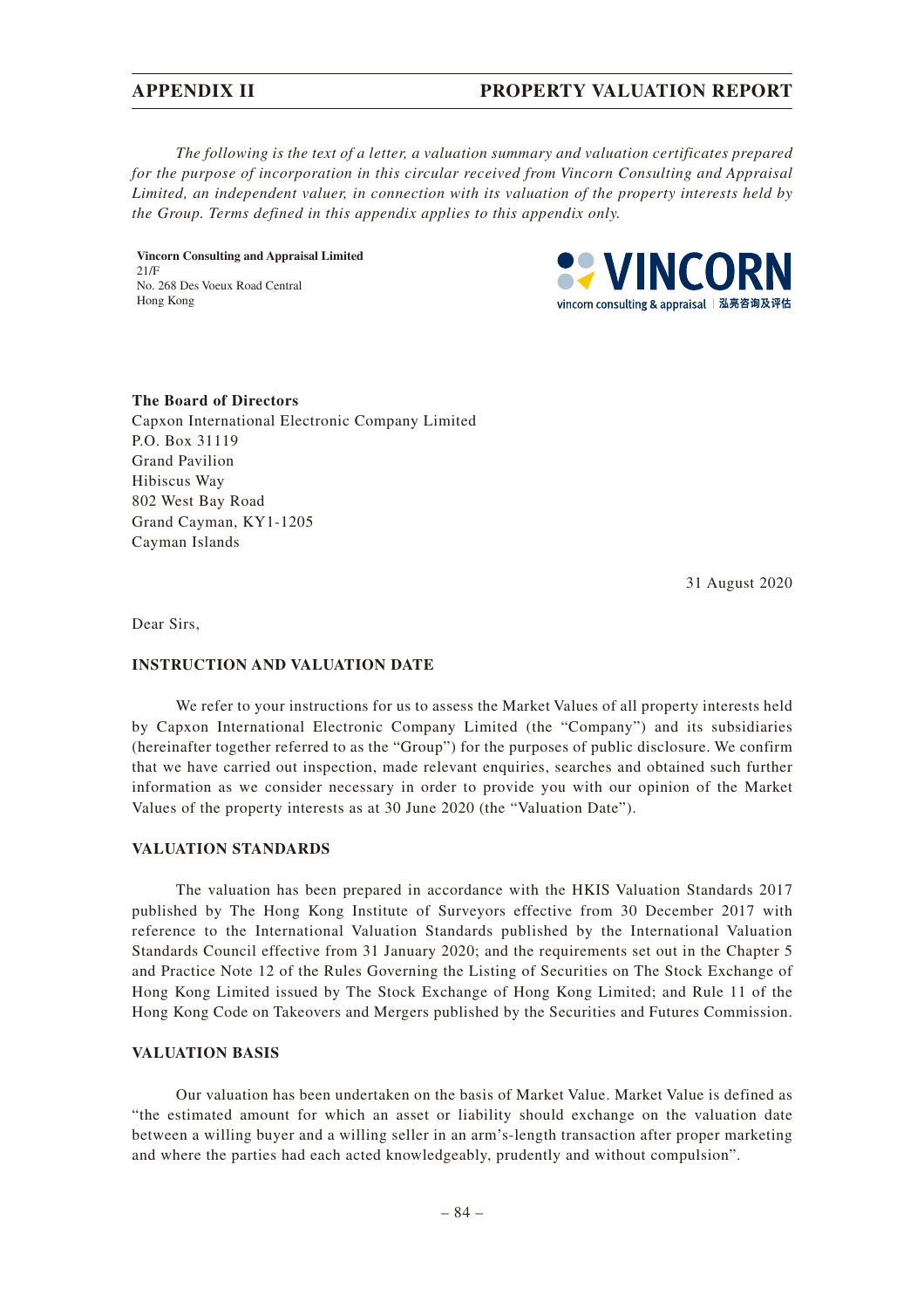*The following is the text of a letter, a valuation summary and valuation certificates prepared for the purpose of incorporation in this circular received from Vincorn Consulting and Appraisal Limited, an independent valuer, in connection with its valuation of the property interests held by the Group. Terms defined in this appendix applies to this appendix only.*

**Vincorn Consulting and Appraisal Limited**
21/F
No. 268 Des Voeux Road Central
Hong Kong

VINCORN
vincorn consulting & appraisal | 泓亮咨询及评估

**The Board of Directors**
Capxon International Electronic Company Limited
P.O. Box 31119
Grand Pavilion
Hibiscus Way
802 West Bay Road
Grand Cayman, KY1-1205
Cayman Islands

31 August 2020

Dear Sirs,

## INSTRUCTION AND VALUATION DATE

We refer to your instructions for us to assess the Market Values of all property interests held by Capxon International Electronic Company Limited (the "Company") and its subsidiaries (hereinafter together referred to as the "Group") for the purposes of public disclosure. We confirm that we have carried out inspection, made relevant enquiries, searches and obtained such further information as we consider necessary in order to provide you with our opinion of the Market Values of the property interests as at 30 June 2020 (the "Valuation Date").

## VALUATION STANDARDS

The valuation has been prepared in accordance with the HKIS Valuation Standards 2017 published by The Hong Kong Institute of Surveyors effective from 30 December 2017 with reference to the International Valuation Standards published by the International Valuation Standards Council effective from 31 January 2020; and the requirements set out in the Chapter 5 and Practice Note 12 of the Rules Governing the Listing of Securities on The Stock Exchange of Hong Kong Limited issued by The Stock Exchange of Hong Kong Limited; and Rule 11 of the Hong Kong Code on Takeovers and Mergers published by the Securities and Futures Commission.

## VALUATION BASIS

Our valuation has been undertaken on the basis of Market Value. Market Value is defined as "the estimated amount for which an asset or liability should exchange on the valuation date between a willing buyer and a willing seller in an arm's-length transaction after proper marketing and where the parties had each acted knowledgeably, prudently and without compulsion".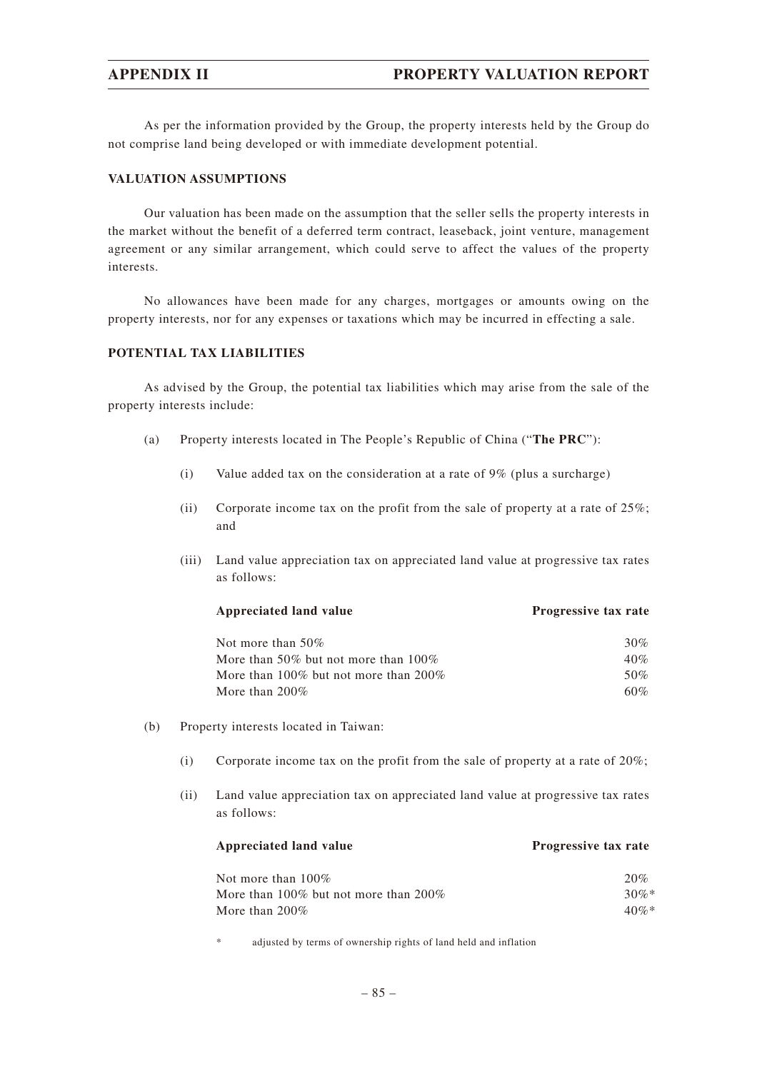As per the information provided by the Group, the property interests held by the Group do not comprise land being developed or with immediate development potential.

## VALUATION ASSUMPTIONS

Our valuation has been made on the assumption that the seller sells the property interests in the market without the benefit of a deferred term contract, leaseback, joint venture, management agreement or any similar arrangement, which could serve to affect the values of the property interests.

No allowances have been made for any charges, mortgages or amounts owing on the property interests, nor for any expenses or taxations which may be incurred in effecting a sale.

## POTENTIAL TAX LIABILITIES

As advised by the Group, the potential tax liabilities which may arise from the sale of the property interests include:

(a) Property interests located in The People's Republic of China ("**The PRC**"):

  (i) Value added tax on the consideration at a rate of 9% (plus a surcharge)

  (ii) Corporate income tax on the profit from the sale of property at a rate of 25%; and

  (iii) Land value appreciation tax on appreciated land value at progressive tax rates as follows:

| Appreciated land value | Progressive tax rate |
|---|---|
| Not more than 50% | 30% |
| More than 50% but not more than 100% | 40% |
| More than 100% but not more than 200% | 50% |
| More than 200% | 60% |

(b) Property interests located in Taiwan:

  (i) Corporate income tax on the profit from the sale of property at a rate of 20%;

  (ii) Land value appreciation tax on appreciated land value at progressive tax rates as follows:

| Appreciated land value | Progressive tax rate |
|---|---|
| Not more than 100% | 20% |
| More than 100% but not more than 200% | 30%* |
| More than 200% | 40%* |

\* adjusted by terms of ownership rights of land held and inflation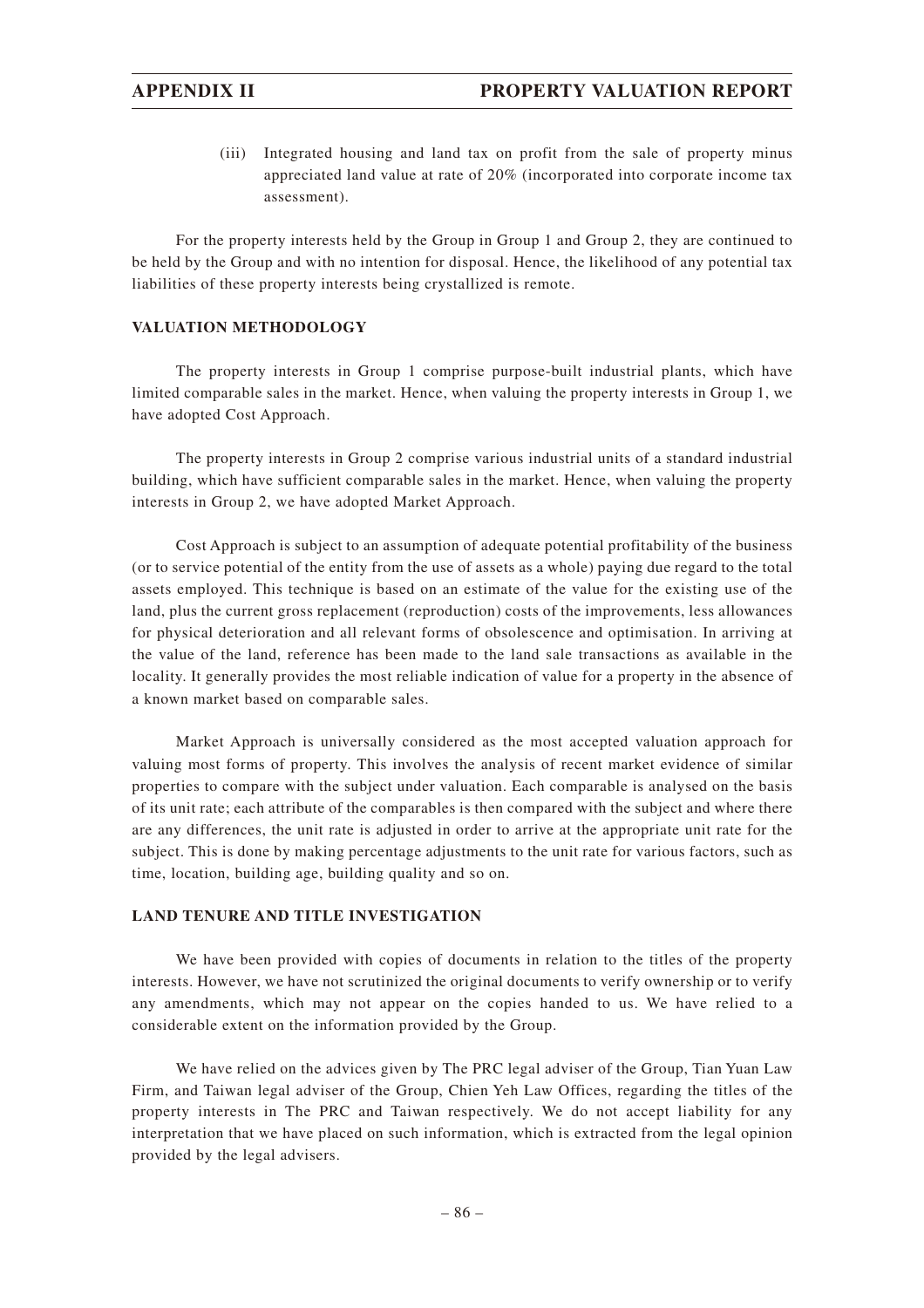(iii) Integrated housing and land tax on profit from the sale of property minus appreciated land value at rate of 20% (incorporated into corporate income tax assessment).

For the property interests held by the Group in Group 1 and Group 2, they are continued to be held by the Group and with no intention for disposal. Hence, the likelihood of any potential tax liabilities of these property interests being crystallized is remote.

## VALUATION METHODOLOGY

The property interests in Group 1 comprise purpose-built industrial plants, which have limited comparable sales in the market. Hence, when valuing the property interests in Group 1, we have adopted Cost Approach.

The property interests in Group 2 comprise various industrial units of a standard industrial building, which have sufficient comparable sales in the market. Hence, when valuing the property interests in Group 2, we have adopted Market Approach.

Cost Approach is subject to an assumption of adequate potential profitability of the business (or to service potential of the entity from the use of assets as a whole) paying due regard to the total assets employed. This technique is based on an estimate of the value for the existing use of the land, plus the current gross replacement (reproduction) costs of the improvements, less allowances for physical deterioration and all relevant forms of obsolescence and optimisation. In arriving at the value of the land, reference has been made to the land sale transactions as available in the locality. It generally provides the most reliable indication of value for a property in the absence of a known market based on comparable sales.

Market Approach is universally considered as the most accepted valuation approach for valuing most forms of property. This involves the analysis of recent market evidence of similar properties to compare with the subject under valuation. Each comparable is analysed on the basis of its unit rate; each attribute of the comparables is then compared with the subject and where there are any differences, the unit rate is adjusted in order to arrive at the appropriate unit rate for the subject. This is done by making percentage adjustments to the unit rate for various factors, such as time, location, building age, building quality and so on.

## LAND TENURE AND TITLE INVESTIGATION

We have been provided with copies of documents in relation to the titles of the property interests. However, we have not scrutinized the original documents to verify ownership or to verify any amendments, which may not appear on the copies handed to us. We have relied to a considerable extent on the information provided by the Group.

We have relied on the advices given by The PRC legal adviser of the Group, Tian Yuan Law Firm, and Taiwan legal adviser of the Group, Chien Yeh Law Offices, regarding the titles of the property interests in The PRC and Taiwan respectively. We do not accept liability for any interpretation that we have placed on such information, which is extracted from the legal opinion provided by the legal advisers.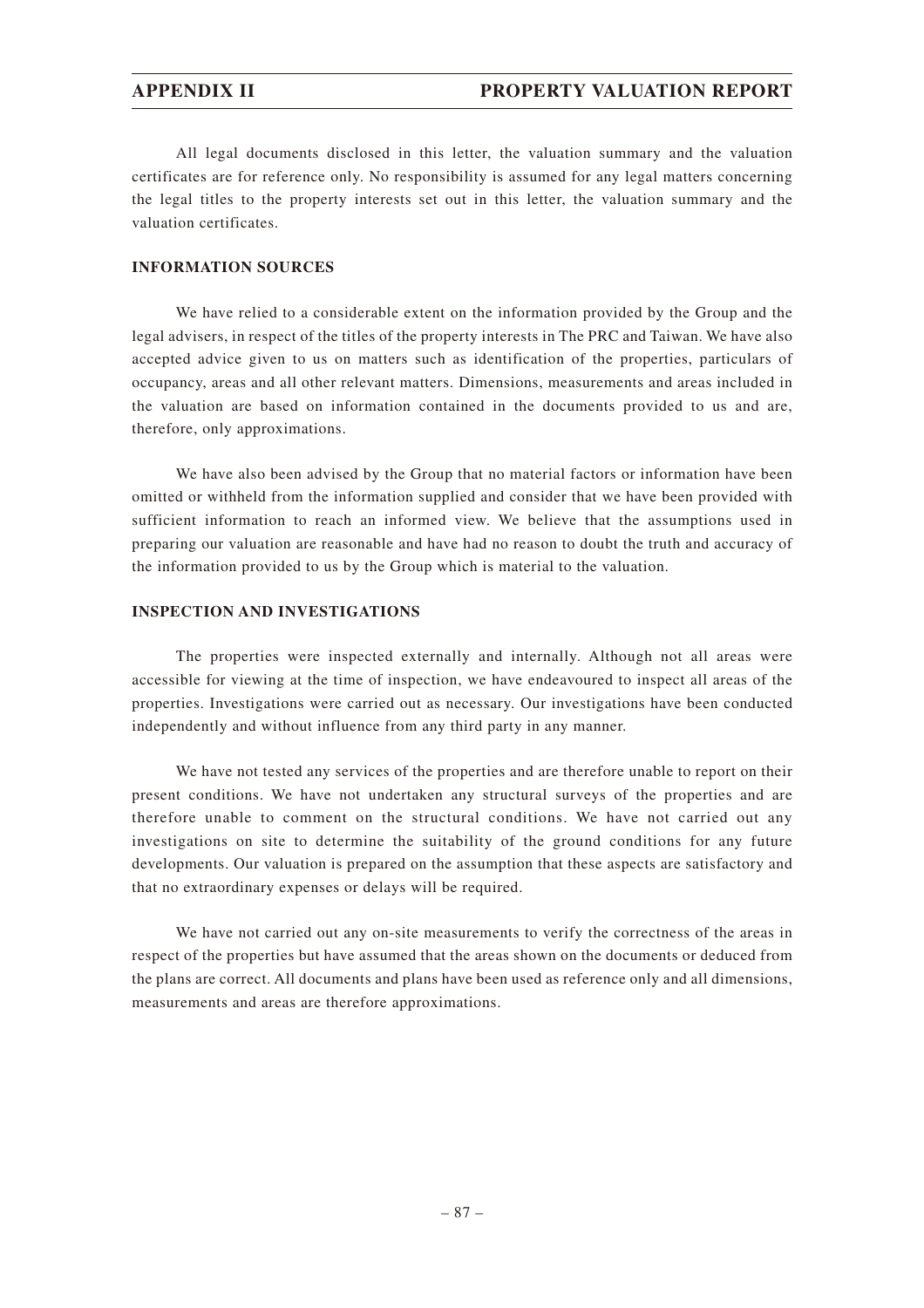All legal documents disclosed in this letter, the valuation summary and the valuation certificates are for reference only. No responsibility is assumed for any legal matters concerning the legal titles to the property interests set out in this letter, the valuation summary and the valuation certificates.

**INFORMATION SOURCES**

We have relied to a considerable extent on the information provided by the Group and the legal advisers, in respect of the titles of the property interests in The PRC and Taiwan. We have also accepted advice given to us on matters such as identification of the properties, particulars of occupancy, areas and all other relevant matters. Dimensions, measurements and areas included in the valuation are based on information contained in the documents provided to us and are, therefore, only approximations.

We have also been advised by the Group that no material factors or information have been omitted or withheld from the information supplied and consider that we have been provided with sufficient information to reach an informed view. We believe that the assumptions used in preparing our valuation are reasonable and have had no reason to doubt the truth and accuracy of the information provided to us by the Group which is material to the valuation.

**INSPECTION AND INVESTIGATIONS**

The properties were inspected externally and internally. Although not all areas were accessible for viewing at the time of inspection, we have endeavoured to inspect all areas of the properties. Investigations were carried out as necessary. Our investigations have been conducted independently and without influence from any third party in any manner.

We have not tested any services of the properties and are therefore unable to report on their present conditions. We have not undertaken any structural surveys of the properties and are therefore unable to comment on the structural conditions. We have not carried out any investigations on site to determine the suitability of the ground conditions for any future developments. Our valuation is prepared on the assumption that these aspects are satisfactory and that no extraordinary expenses or delays will be required.

We have not carried out any on-site measurements to verify the correctness of the areas in respect of the properties but have assumed that the areas shown on the documents or deduced from the plans are correct. All documents and plans have been used as reference only and all dimensions, measurements and areas are therefore approximations.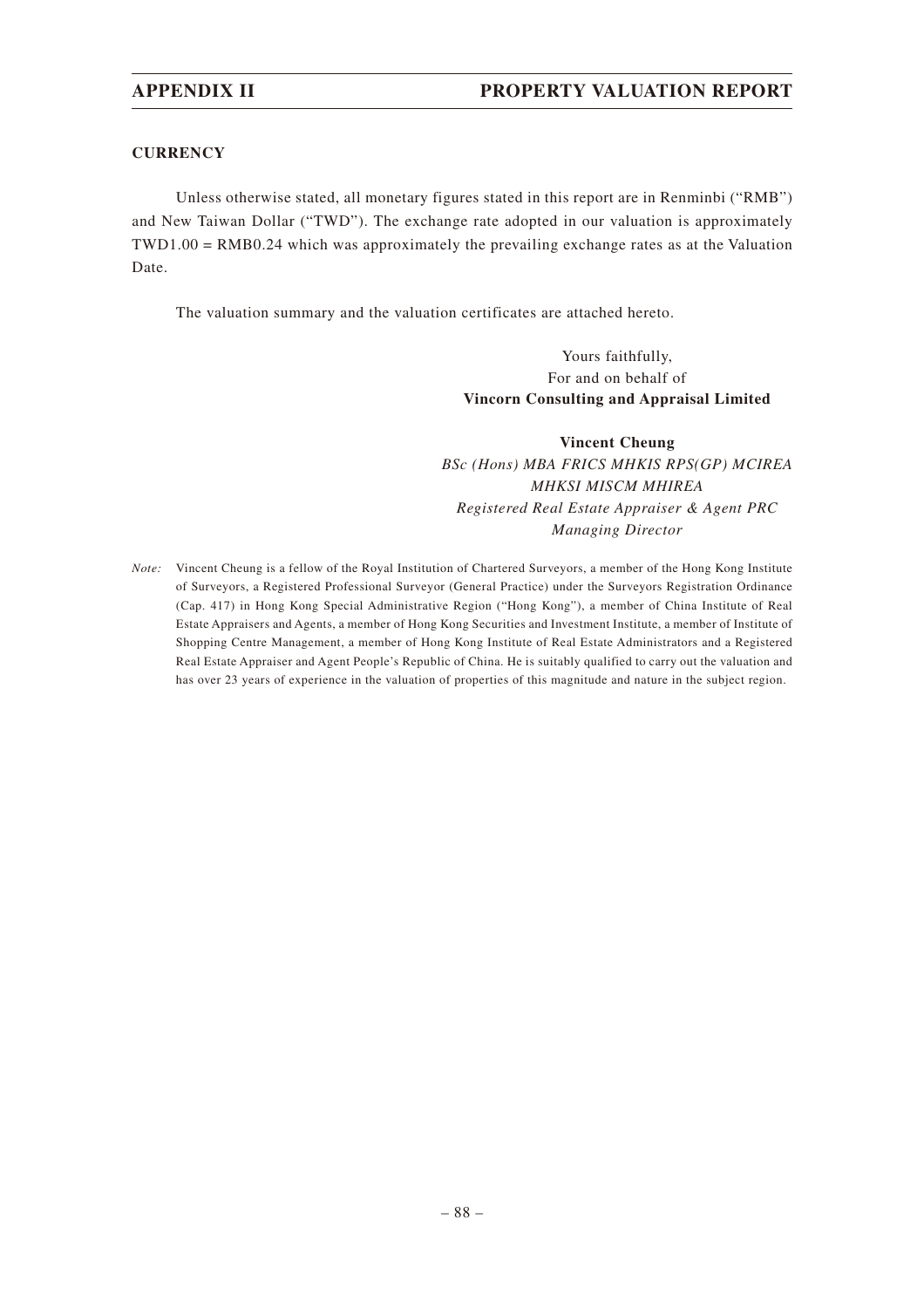**CURRENCY**

Unless otherwise stated, all monetary figures stated in this report are in Renminbi ("RMB") and New Taiwan Dollar ("TWD"). The exchange rate adopted in our valuation is approximately TWD1.00 = RMB0.24 which was approximately the prevailing exchange rates as at the Valuation Date.

The valuation summary and the valuation certificates are attached hereto.

Yours faithfully,
For and on behalf of
**Vincorn Consulting and Appraisal Limited**

**Vincent Cheung**
*BSc (Hons) MBA FRICS MHKIS RPS(GP) MCIREA MHKSI MISCM MHIREA*
*Registered Real Estate Appraiser & Agent PRC*
*Managing Director*

*Note:* Vincent Cheung is a fellow of the Royal Institution of Chartered Surveyors, a member of the Hong Kong Institute of Surveyors, a Registered Professional Surveyor (General Practice) under the Surveyors Registration Ordinance (Cap. 417) in Hong Kong Special Administrative Region ("Hong Kong"), a member of China Institute of Real Estate Appraisers and Agents, a member of Hong Kong Securities and Investment Institute, a member of Institute of Shopping Centre Management, a member of Hong Kong Institute of Real Estate Administrators and a Registered Real Estate Appraiser and Agent People's Republic of China. He is suitably qualified to carry out the valuation and has over 23 years of experience in the valuation of properties of this magnitude and nature in the subject region.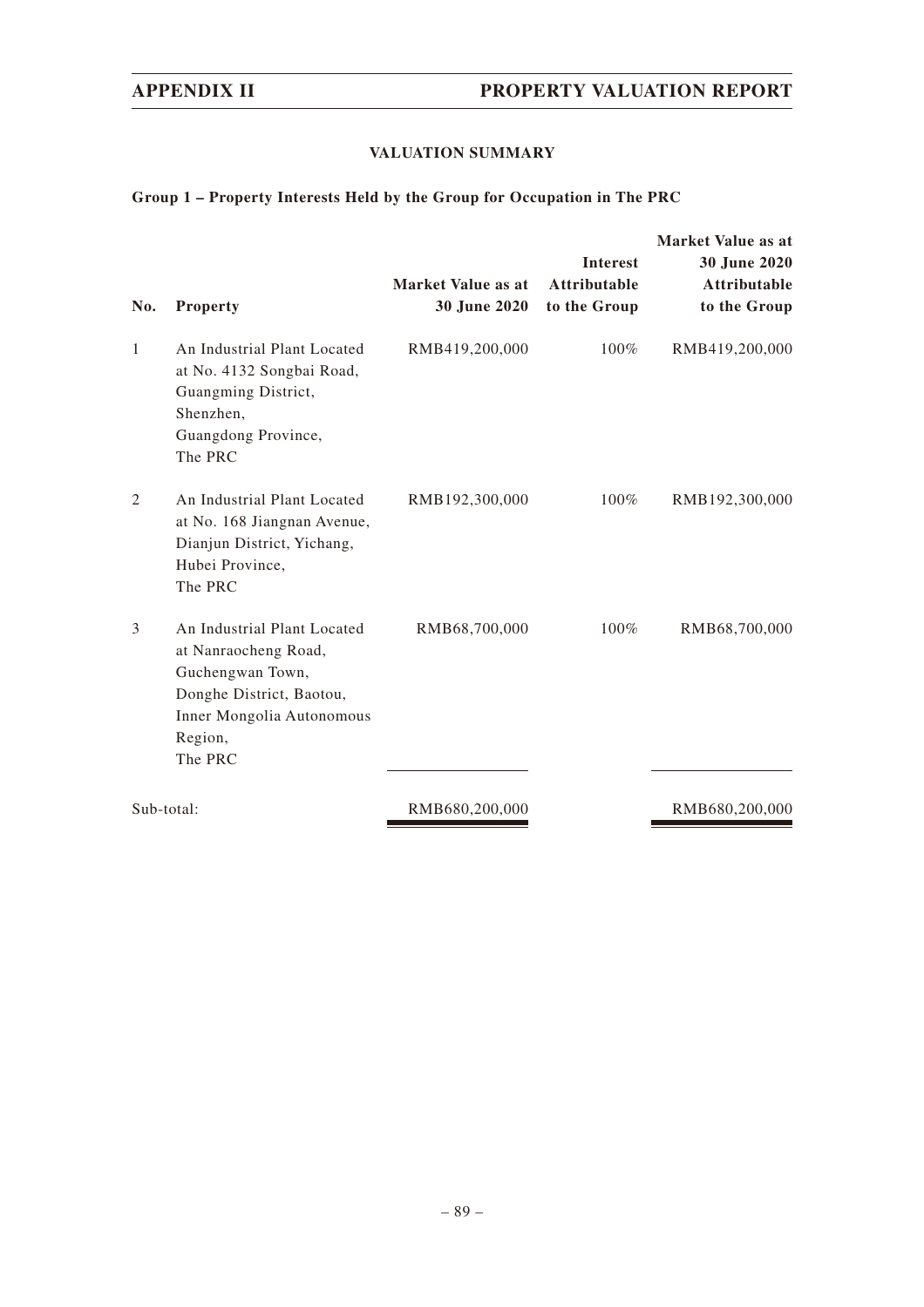## VALUATION SUMMARY

**Group 1 – Property Interests Held by the Group for Occupation in The PRC**

| No. | Property | Market Value as at 30 June 2020 | Interest Attributable to the Group | Market Value as at 30 June 2020 Attributable to the Group |
|---|---|---|---|---|
| 1 | An Industrial Plant Located at No. 4132 Songbai Road, Guangming District, Shenzhen, Guangdong Province, The PRC | RMB419,200,000 | 100% | RMB419,200,000 |
| 2 | An Industrial Plant Located at No. 168 Jiangnan Avenue, Dianjun District, Yichang, Hubei Province, The PRC | RMB192,300,000 | 100% | RMB192,300,000 |
| 3 | An Industrial Plant Located at Nanraocheng Road, Guchengwan Town, Donghe District, Baotou, Inner Mongolia Autonomous Region, The PRC | RMB68,700,000 | 100% | RMB68,700,000 |
| Sub-total: | | RMB680,200,000 | | RMB680,200,000 |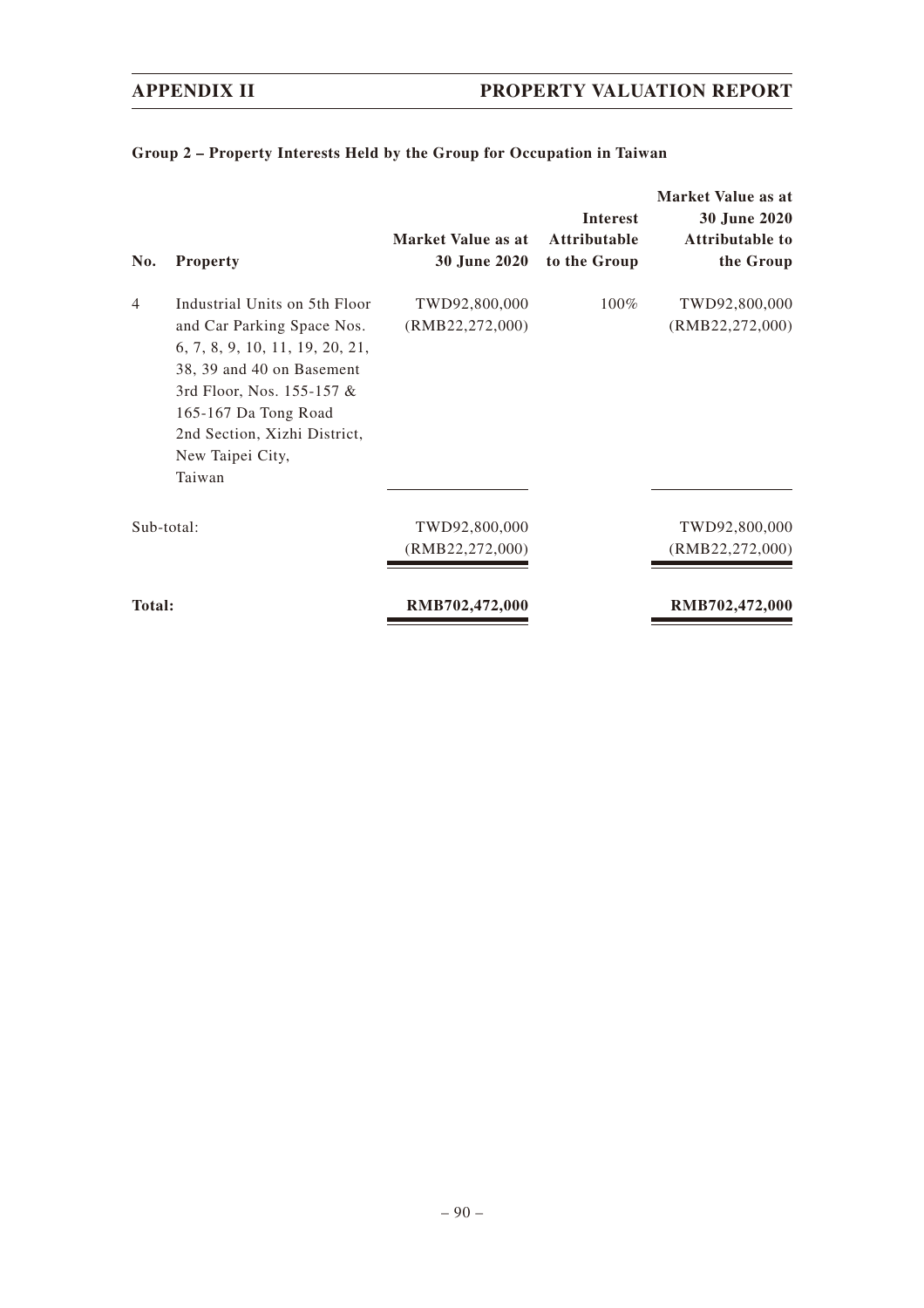**Group 2 – Property Interests Held by the Group for Occupation in Taiwan**

| No. | Property | Market Value as at 30 June 2020 | Interest Attributable to the Group | Market Value as at 30 June 2020 Attributable to the Group |
|---|---|---|---|---|
| 4 | Industrial Units on 5th Floor and Car Parking Space Nos. 6, 7, 8, 9, 10, 11, 19, 20, 21, 38, 39 and 40 on Basement 3rd Floor, Nos. 155-157 & 165-167 Da Tong Road 2nd Section, Xizhi District, New Taipei City, Taiwan | TWD92,800,000 (RMB22,272,000) | 100% | TWD92,800,000 (RMB22,272,000) |
| Sub-total: | | TWD92,800,000 (RMB22,272,000) | | TWD92,800,000 (RMB22,272,000) |
| **Total:** | | **RMB702,472,000** | | **RMB702,472,000** |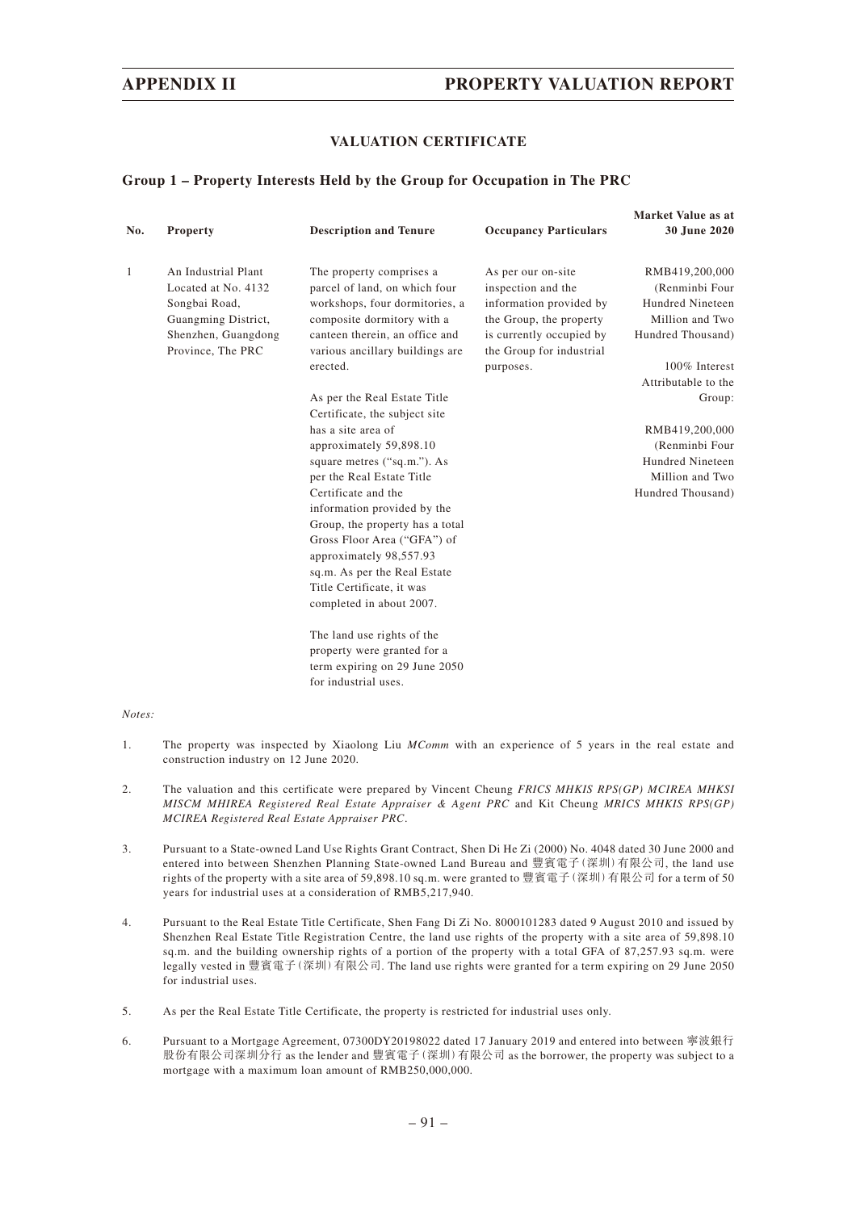## VALUATION CERTIFICATE

### Group 1 – Property Interests Held by the Group for Occupation in The PRC

| No. | Property | Description and Tenure | Occupancy Particulars | Market Value as at 30 June 2020 |
|---|---|---|---|---|
| 1 | An Industrial Plant Located at No. 4132 Songbai Road, Guangming District, Shenzhen, Guangdong Province, The PRC | The property comprises a parcel of land, on which four workshops, four dormitories, a composite dormitory with a canteen therein, an office and various ancillary buildings are erected.<br><br>As per the Real Estate Title Certificate, the subject site has a site area of approximately 59,898.10 square metres ("sq.m."). As per the Real Estate Title Certificate and the information provided by the Group, the property has a total Gross Floor Area ("GFA") of approximately 98,557.93 sq.m. As per the Real Estate Title Certificate, it was completed in about 2007.<br><br>The land use rights of the property were granted for a term expiring on 29 June 2050 for industrial uses. | As per our on-site inspection and the information provided by the Group, the property is currently occupied by the Group for industrial purposes. | RMB419,200,000 (Renminbi Four Hundred Nineteen Million and Two Hundred Thousand)<br><br>100% Interest Attributable to the Group:<br><br>RMB419,200,000 (Renminbi Four Hundred Nineteen Million and Two Hundred Thousand) |

*Notes:*

1. The property was inspected by Xiaolong Liu *MComm* with an experience of 5 years in the real estate and construction industry on 12 June 2020.

2. The valuation and this certificate were prepared by Vincent Cheung *FRICS MHKIS RPS(GP) MCIREA MHKSI MISCM MHIREA Registered Real Estate Appraiser & Agent PRC* and Kit Cheung *MRICS MHKIS RPS(GP) MCIREA Registered Real Estate Appraiser PRC*.

3. Pursuant to a State-owned Land Use Rights Grant Contract, Shen Di He Zi (2000) No. 4048 dated 30 June 2000 and entered into between Shenzhen Planning State-owned Land Bureau and 豐賓電子(深圳)有限公司, the land use rights of the property with a site area of 59,898.10 sq.m. were granted to 豐賓電子(深圳)有限公司 for a term of 50 years for industrial uses at a consideration of RMB5,217,940.

4. Pursuant to the Real Estate Title Certificate, Shen Fang Di Zi No. 8000101283 dated 9 August 2010 and issued by Shenzhen Real Estate Title Registration Centre, the land use rights of the property with a site area of 59,898.10 sq.m. and the building ownership rights of a portion of the property with a total GFA of 87,257.93 sq.m. were legally vested in 豐賓電子(深圳)有限公司. The land use rights were granted for a term expiring on 29 June 2050 for industrial uses.

5. As per the Real Estate Title Certificate, the property is restricted for industrial uses only.

6. Pursuant to a Mortgage Agreement, 07300DY20198022 dated 17 January 2019 and entered into between 寧波銀行股份有限公司深圳分行 as the lender and 豐賓電子(深圳)有限公司 as the borrower, the property was subject to a mortgage with a maximum loan amount of RMB250,000,000.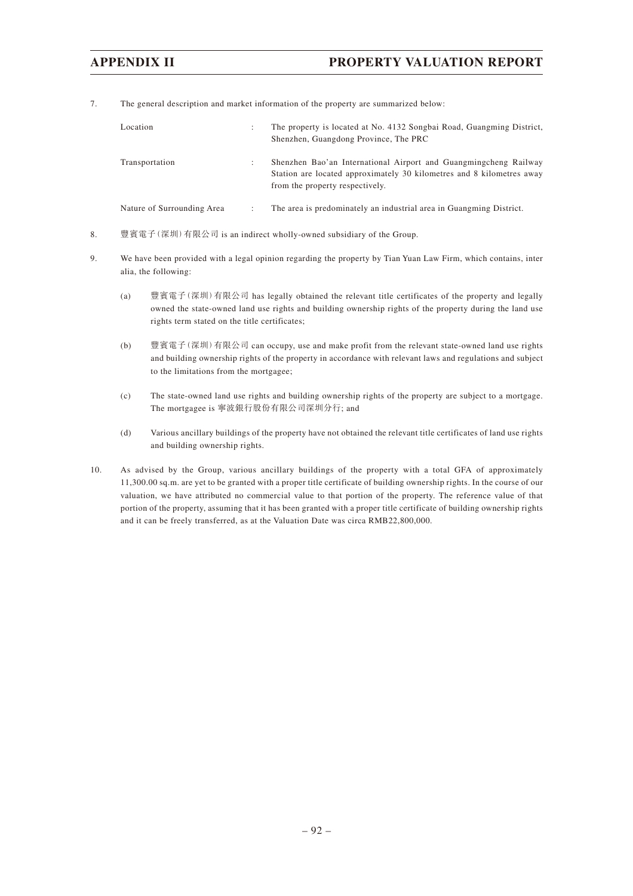7. The general description and market information of the property are summarized below:

| | | |
|---|---|---|
| Location | : | The property is located at No. 4132 Songbai Road, Guangming District, Shenzhen, Guangdong Province, The PRC |
| Transportation | : | Shenzhen Bao'an International Airport and Guangmingcheng Railway Station are located approximately 30 kilometres and 8 kilometres away from the property respectively. |
| Nature of Surrounding Area | : | The area is predominately an industrial area in Guangming District. |

8. 豐賓電子(深圳)有限公司 is an indirect wholly-owned subsidiary of the Group.

9. We have been provided with a legal opinion regarding the property by Tian Yuan Law Firm, which contains, inter alia, the following:

   (a) 豐賓電子(深圳)有限公司 has legally obtained the relevant title certificates of the property and legally owned the state-owned land use rights and building ownership rights of the property during the land use rights term stated on the title certificates;

   (b) 豐賓電子(深圳)有限公司 can occupy, use and make profit from the relevant state-owned land use rights and building ownership rights of the property in accordance with relevant laws and regulations and subject to the limitations from the mortgagee;

   (c) The state-owned land use rights and building ownership rights of the property are subject to a mortgage. The mortgagee is 寧波銀行股份有限公司深圳分行; and

   (d) Various ancillary buildings of the property have not obtained the relevant title certificates of land use rights and building ownership rights.

10. As advised by the Group, various ancillary buildings of the property with a total GFA of approximately 11,300.00 sq.m. are yet to be granted with a proper title certificate of building ownership rights. In the course of our valuation, we have attributed no commercial value to that portion of the property. The reference value of that portion of the property, assuming that it has been granted with a proper title certificate of building ownership rights and it can be freely transferred, as at the Valuation Date was circa RMB22,800,000.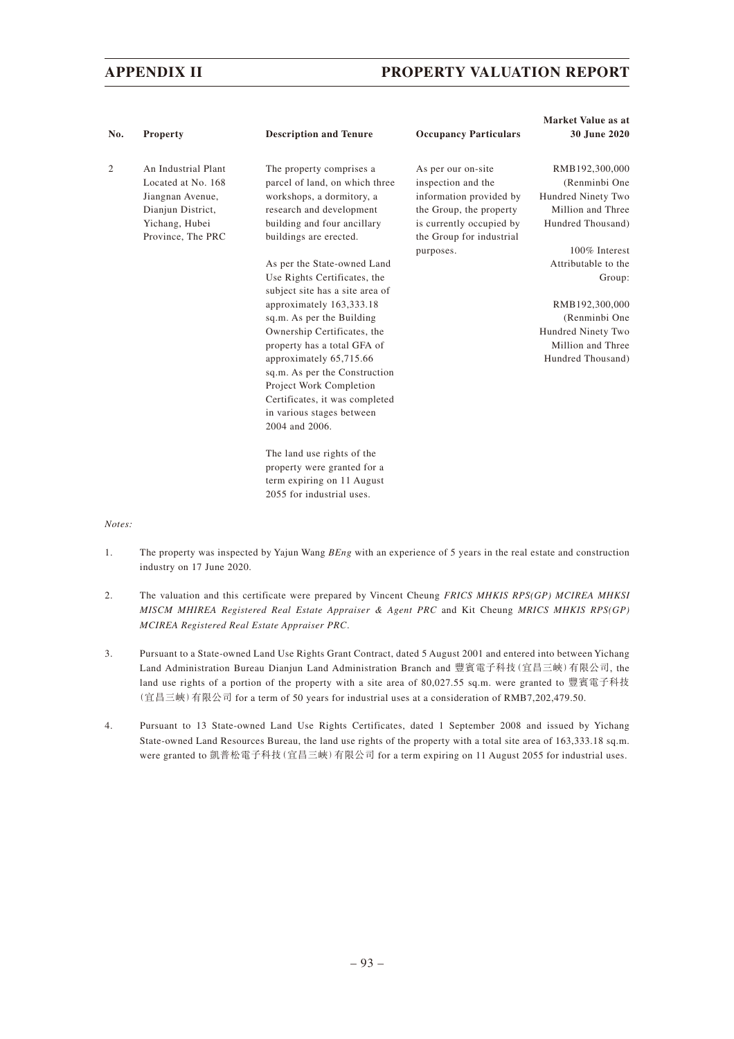| No. | Property | Description and Tenure | Occupancy Particulars | Market Value as at 30 June 2020 |
|---|---|---|---|---|
| 2 | An Industrial Plant Located at No. 168 Jiangnan Avenue, Dianjun District, Yichang, Hubei Province, The PRC | The property comprises a parcel of land, on which three workshops, a dormitory, a research and development building and four ancillary buildings are erected.<br><br>As per the State-owned Land Use Rights Certificates, the subject site has a site area of approximately 163,333.18 sq.m. As per the Building Ownership Certificates, the property has a total GFA of approximately 65,715.66 sq.m. As per the Construction Project Work Completion Certificates, it was completed in various stages between 2004 and 2006.<br><br>The land use rights of the property were granted for a term expiring on 11 August 2055 for industrial uses. | As per our on-site inspection and the information provided by the Group, the property is currently occupied by the Group for industrial purposes. | RMB192,300,000 (Renminbi One Hundred Ninety Two Million and Three Hundred Thousand)<br><br>100% Interest Attributable to the Group:<br><br>RMB192,300,000 (Renminbi One Hundred Ninety Two Million and Three Hundred Thousand) |

*Notes:*

1. The property was inspected by Yajun Wang *BEng* with an experience of 5 years in the real estate and construction industry on 17 June 2020.

2. The valuation and this certificate were prepared by Vincent Cheung *FRICS MHKIS RPS(GP) MCIREA MHKSI MISCM MHIREA Registered Real Estate Appraiser & Agent PRC* and Kit Cheung *MRICS MHKIS RPS(GP) MCIREA Registered Real Estate Appraiser PRC*.

3. Pursuant to a State-owned Land Use Rights Grant Contract, dated 5 August 2001 and entered into between Yichang Land Administration Bureau Dianjun Land Administration Branch and 豐賓電子科技(宜昌三峽)有限公司, the land use rights of a portion of the property with a site area of 80,027.55 sq.m. were granted to 豐賓電子科技(宜昌三峽)有限公司 for a term of 50 years for industrial uses at a consideration of RMB7,202,479.50.

4. Pursuant to 13 State-owned Land Use Rights Certificates, dated 1 September 2008 and issued by Yichang State-owned Land Resources Bureau, the land use rights of the property with a total site area of 163,333.18 sq.m. were granted to 凱普松電子科技(宜昌三峽)有限公司 for a term expiring on 11 August 2055 for industrial uses.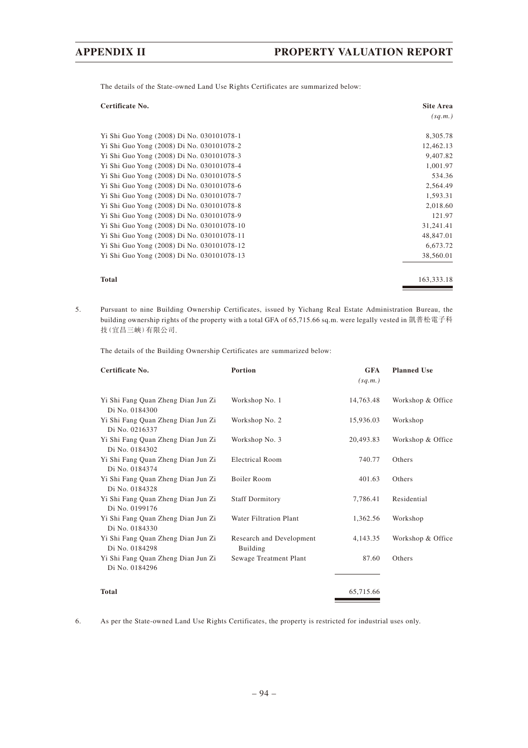The details of the State-owned Land Use Rights Certificates are summarized below:

| Certificate No. | Site Area (sq.m.) |
|---|---|
| Yi Shi Guo Yong (2008) Di No. 030101078-1 | 8,305.78 |
| Yi Shi Guo Yong (2008) Di No. 030101078-2 | 12,462.13 |
| Yi Shi Guo Yong (2008) Di No. 030101078-3 | 9,407.82 |
| Yi Shi Guo Yong (2008) Di No. 030101078-4 | 1,001.97 |
| Yi Shi Guo Yong (2008) Di No. 030101078-5 | 534.36 |
| Yi Shi Guo Yong (2008) Di No. 030101078-6 | 2,564.49 |
| Yi Shi Guo Yong (2008) Di No. 030101078-7 | 1,593.31 |
| Yi Shi Guo Yong (2008) Di No. 030101078-8 | 2,018.60 |
| Yi Shi Guo Yong (2008) Di No. 030101078-9 | 121.97 |
| Yi Shi Guo Yong (2008) Di No. 030101078-10 | 31,241.41 |
| Yi Shi Guo Yong (2008) Di No. 030101078-11 | 48,847.01 |
| Yi Shi Guo Yong (2008) Di No. 030101078-12 | 6,673.72 |
| Yi Shi Guo Yong (2008) Di No. 030101078-13 | 38,560.01 |
| **Total** | 163,333.18 |

5. Pursuant to nine Building Ownership Certificates, issued by Yichang Real Estate Administration Bureau, the building ownership rights of the property with a total GFA of 65,715.66 sq.m. were legally vested in 凱普松電子科技(宜昌三峽)有限公司.

   The details of the Building Ownership Certificates are summarized below:

| Certificate No. | Portion | GFA (sq.m.) | Planned Use |
|---|---|---|---|
| Yi Shi Fang Quan Zheng Dian Jun Zi Di No. 0184300 | Workshop No. 1 | 14,763.48 | Workshop & Office |
| Yi Shi Fang Quan Zheng Dian Jun Zi Di No. 0216337 | Workshop No. 2 | 15,936.03 | Workshop |
| Yi Shi Fang Quan Zheng Dian Jun Zi Di No. 0184302 | Workshop No. 3 | 20,493.83 | Workshop & Office |
| Yi Shi Fang Quan Zheng Dian Jun Zi Di No. 0184374 | Electrical Room | 740.77 | Others |
| Yi Shi Fang Quan Zheng Dian Jun Zi Di No. 0184328 | Boiler Room | 401.63 | Others |
| Yi Shi Fang Quan Zheng Dian Jun Zi Di No. 0199176 | Staff Dormitory | 7,786.41 | Residential |
| Yi Shi Fang Quan Zheng Dian Jun Zi Di No. 0184330 | Water Filtration Plant | 1,362.56 | Workshop |
| Yi Shi Fang Quan Zheng Dian Jun Zi Di No. 0184298 | Research and Development Building | 4,143.35 | Workshop & Office |
| Yi Shi Fang Quan Zheng Dian Jun Zi Di No. 0184296 | Sewage Treatment Plant | 87.60 | Others |
| **Total** | | 65,715.66 | |

6. As per the State-owned Land Use Rights Certificates, the property is restricted for industrial uses only.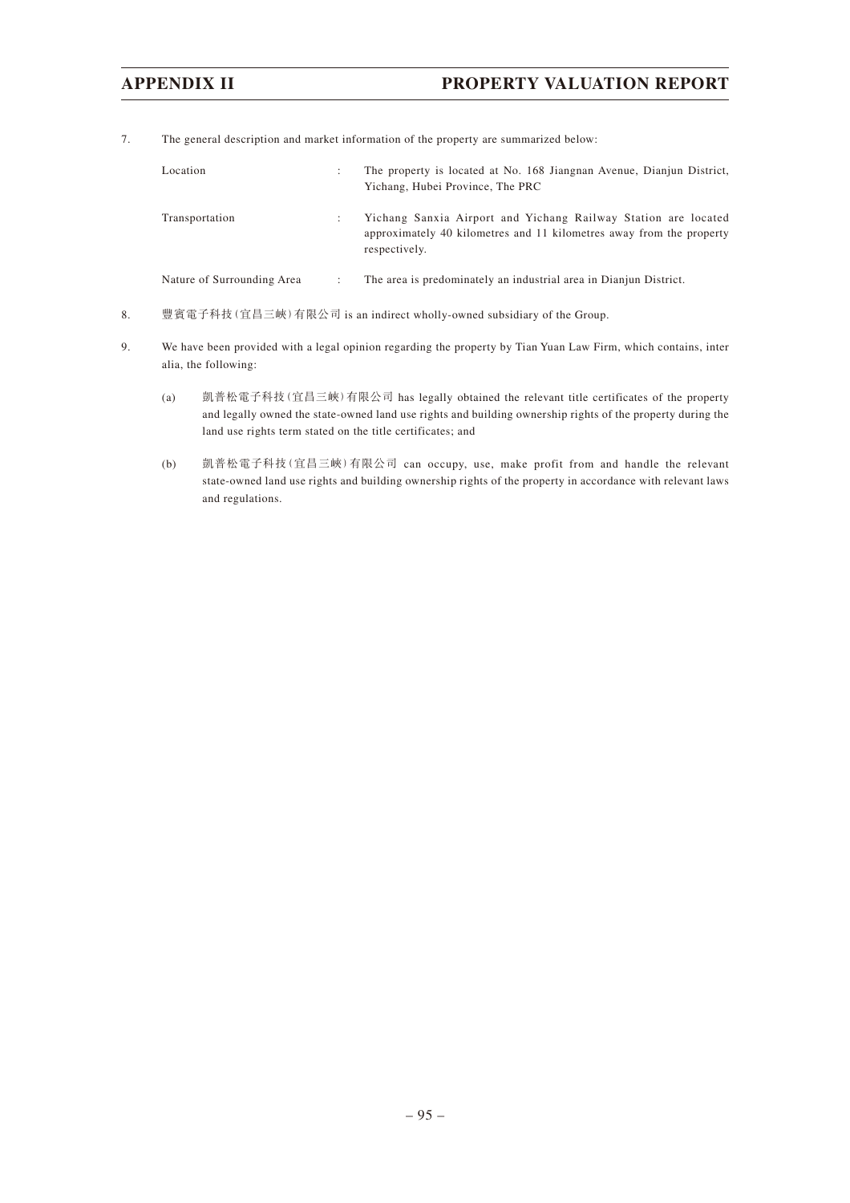7. The general description and market information of the property are summarized below:

| | | |
|---|---|---|
| Location | : | The property is located at No. 168 Jiangnan Avenue, Dianjun District, Yichang, Hubei Province, The PRC |
| Transportation | : | Yichang Sanxia Airport and Yichang Railway Station are located approximately 40 kilometres and 11 kilometres away from the property respectively. |
| Nature of Surrounding Area | : | The area is predominately an industrial area in Dianjun District. |

8. 豐賓電子科技(宜昌三峽)有限公司 is an indirect wholly-owned subsidiary of the Group.

9. We have been provided with a legal opinion regarding the property by Tian Yuan Law Firm, which contains, inter alia, the following:

   (a) 凱普松電子科技(宜昌三峽)有限公司 has legally obtained the relevant title certificates of the property and legally owned the state-owned land use rights and building ownership rights of the property during the land use rights term stated on the title certificates; and

   (b) 凱普松電子科技(宜昌三峽)有限公司 can occupy, use, make profit from and handle the relevant state-owned land use rights and building ownership rights of the property in accordance with relevant laws and regulations.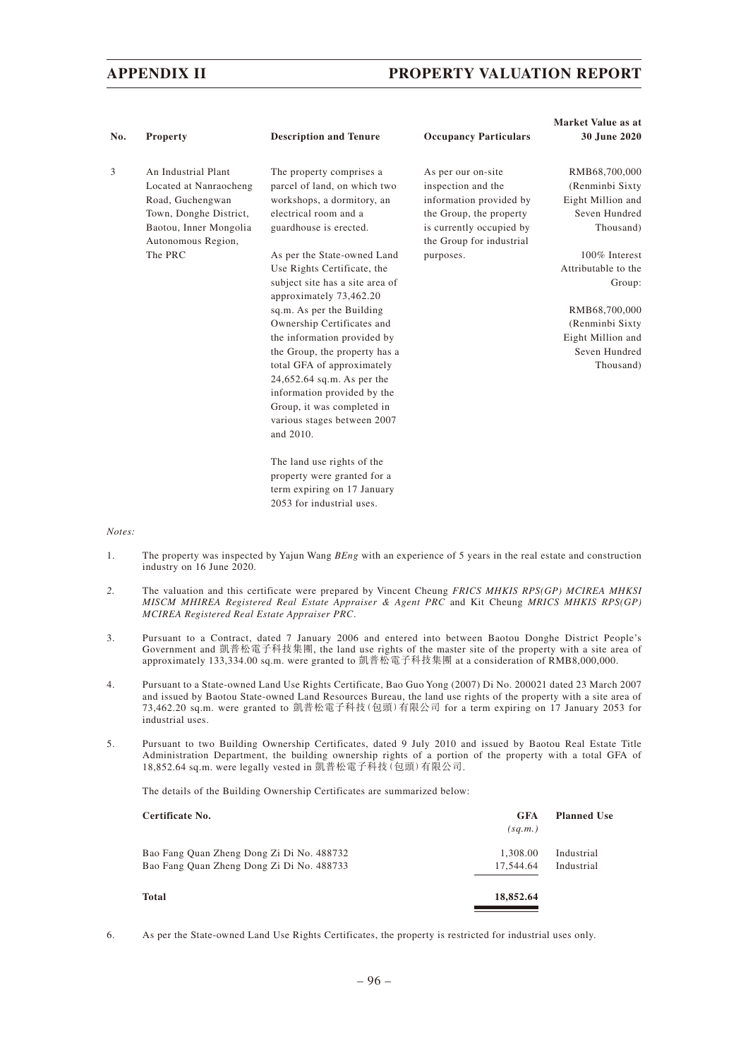| No. | Property | Description and Tenure | Occupancy Particulars | Market Value as at 30 June 2020 |
|---|---|---|---|---|
| 3 | An Industrial Plant Located at Nanraocheng Road, Guchengwan Town, Donghe District, Baotou, Inner Mongolia Autonomous Region, The PRC | The property comprises a parcel of land, on which two workshops, a dormitory, an electrical room and a guardhouse is erected.<br><br>As per the State-owned Land Use Rights Certificate, the subject site has a site area of approximately 73,462.20 sq.m. As per the Building Ownership Certificates and the information provided by the Group, the property has a total GFA of approximately 24,652.64 sq.m. As per the information provided by the Group, it was completed in various stages between 2007 and 2010.<br><br>The land use rights of the property were granted for a term expiring on 17 January 2053 for industrial uses. | As per our on-site inspection and the information provided by the Group, the property is currently occupied by the Group for industrial purposes. | RMB68,700,000 (Renminbi Sixty Eight Million and Seven Hundred Thousand)<br><br>100% Interest Attributable to the Group:<br><br>RMB68,700,000 (Renminbi Sixty Eight Million and Seven Hundred Thousand) |

*Notes:*

1. The property was inspected by Yajun Wang *BEng* with an experience of 5 years in the real estate and construction industry on 16 June 2020.

2. The valuation and this certificate were prepared by Vincent Cheung *FRICS MHKIS RPS(GP) MCIREA MHKSI MISCM MHIREA Registered Real Estate Appraiser & Agent PRC* and Kit Cheung *MRICS MHKIS RPS(GP) MCIREA Registered Real Estate Appraiser PRC*.

3. Pursuant to a Contract, dated 7 January 2006 and entered into between Baotou Donghe District People's Government and 凱普松電子科技集團, the land use rights of the master site of the property with a site area of approximately 133,334.00 sq.m. were granted to 凱普松電子科技集團 at a consideration of RMB8,000,000.

4. Pursuant to a State-owned Land Use Rights Certificate, Bao Guo Yong (2007) Di No. 200021 dated 23 March 2007 and issued by Baotou State-owned Land Resources Bureau, the land use rights of the property with a site area of 73,462.20 sq.m. were granted to 凱普松電子科技(包頭)有限公司 for a term expiring on 17 January 2053 for industrial uses.

5. Pursuant to two Building Ownership Certificates, dated 9 July 2010 and issued by Baotou Real Estate Title Administration Department, the building ownership rights of a portion of the property with a total GFA of 18,852.64 sq.m. were legally vested in 凱普松電子科技(包頭)有限公司.

   The details of the Building Ownership Certificates are summarized below:

| Certificate No. | GFA (sq.m.) | Planned Use |
|---|---|---|
| Bao Fang Quan Zheng Dong Zi Di No. 488732 | 1,308.00 | Industrial |
| Bao Fang Quan Zheng Dong Zi Di No. 488733 | 17,544.64 | Industrial |
| **Total** | **18,852.64** | |

6. As per the State-owned Land Use Rights Certificates, the property is restricted for industrial uses only.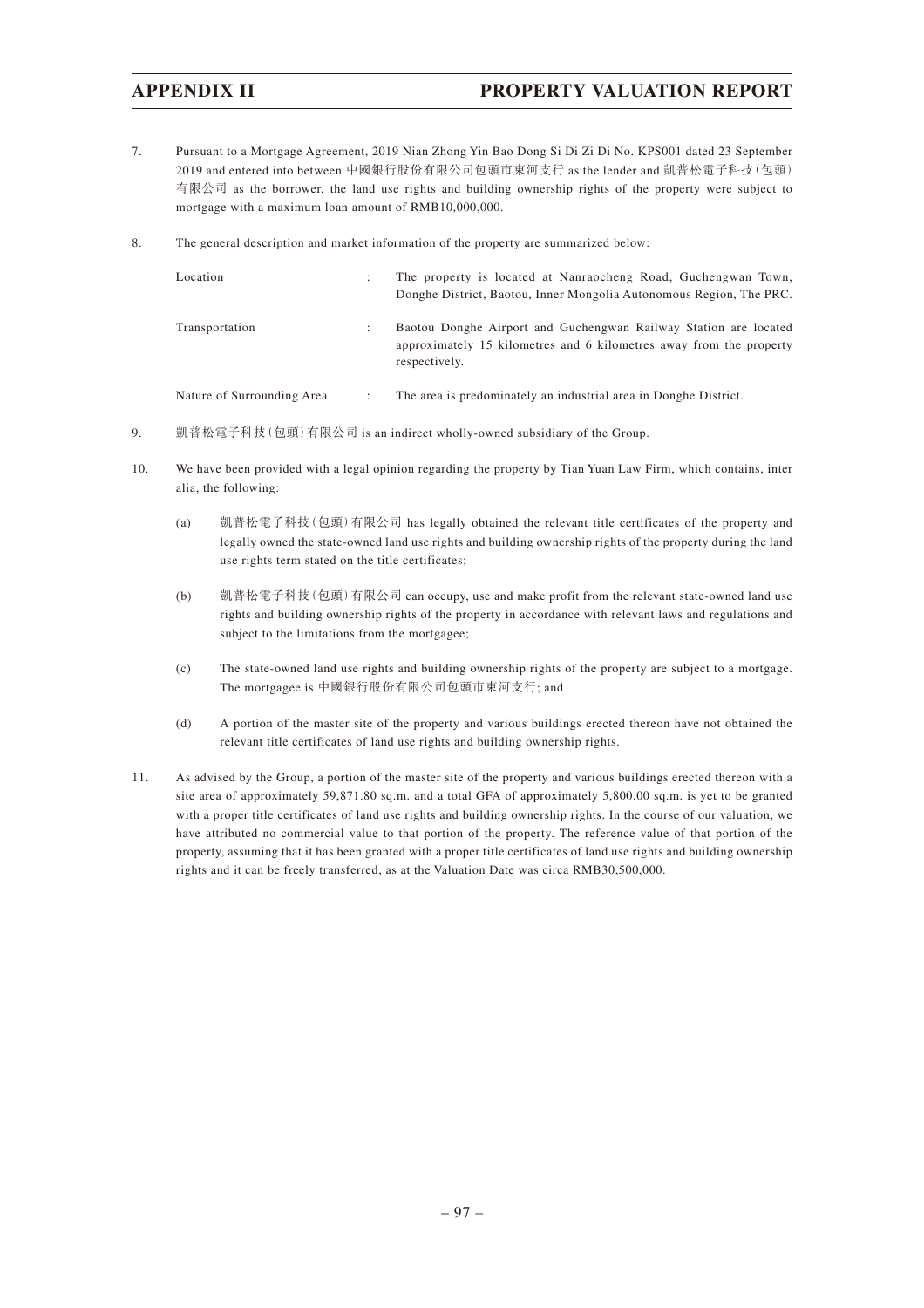7. Pursuant to a Mortgage Agreement, 2019 Nian Zhong Yin Bao Dong Si Di Zi Di No. KPS001 dated 23 September 2019 and entered into between 中國銀行股份有限公司包頭市東河支行 as the lender and 凱普松電子科技(包頭)有限公司 as the borrower, the land use rights and building ownership rights of the property were subject to mortgage with a maximum loan amount of RMB10,000,000.

8. The general description and market information of the property are summarized below:

| | | |
|---|---|---|
| Location | : | The property is located at Nanraocheng Road, Guchengwan Town, Donghe District, Baotou, Inner Mongolia Autonomous Region, The PRC. |
| Transportation | : | Baotou Donghe Airport and Guchengwan Railway Station are located approximately 15 kilometres and 6 kilometres away from the property respectively. |
| Nature of Surrounding Area | : | The area is predominately an industrial area in Donghe District. |

9. 凱普松電子科技(包頭)有限公司 is an indirect wholly-owned subsidiary of the Group.

10. We have been provided with a legal opinion regarding the property by Tian Yuan Law Firm, which contains, inter alia, the following:

    (a) 凱普松電子科技(包頭)有限公司 has legally obtained the relevant title certificates of the property and legally owned the state-owned land use rights and building ownership rights of the property during the land use rights term stated on the title certificates;

    (b) 凱普松電子科技(包頭)有限公司 can occupy, use and make profit from the relevant state-owned land use rights and building ownership rights of the property in accordance with relevant laws and regulations and subject to the limitations from the mortgagee;

    (c) The state-owned land use rights and building ownership rights of the property are subject to a mortgage. The mortgagee is 中國銀行股份有限公司包頭市東河支行; and

    (d) A portion of the master site of the property and various buildings erected thereon have not obtained the relevant title certificates of land use rights and building ownership rights.

11. As advised by the Group, a portion of the master site of the property and various buildings erected thereon with a site area of approximately 59,871.80 sq.m. and a total GFA of approximately 5,800.00 sq.m. is yet to be granted with a proper title certificates of land use rights and building ownership rights. In the course of our valuation, we have attributed no commercial value to that portion of the property. The reference value of that portion of the property, assuming that it has been granted with a proper title certificates of land use rights and building ownership rights and it can be freely transferred, as at the Valuation Date was circa RMB30,500,000.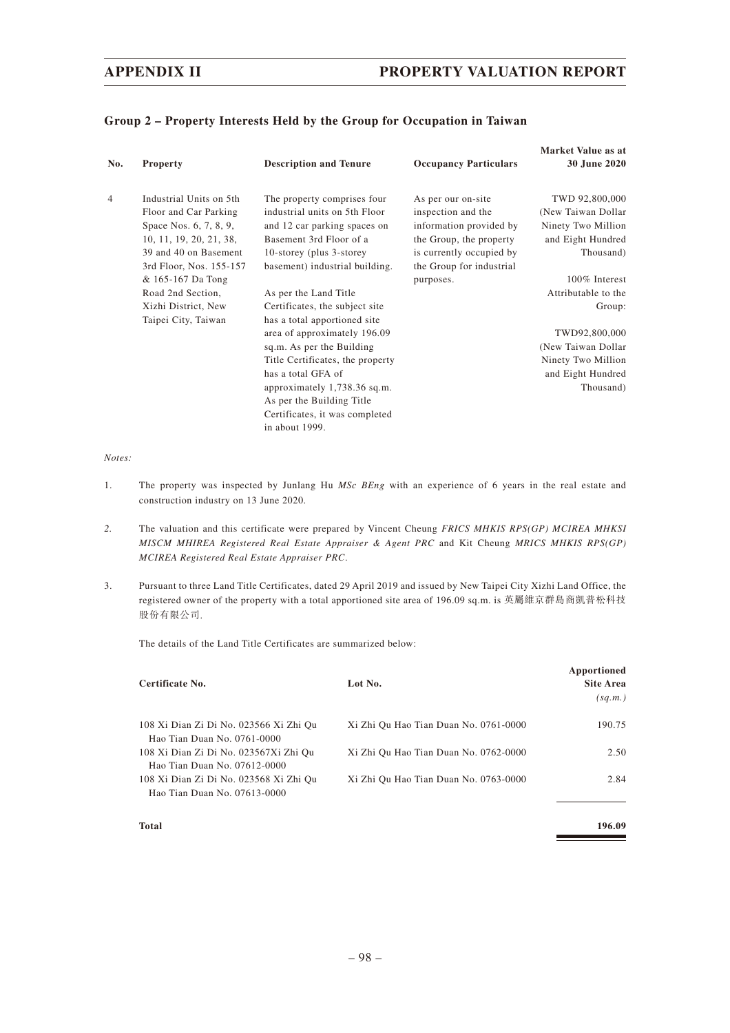### Group 2 – Property Interests Held by the Group for Occupation in Taiwan

| No. | Property | Description and Tenure | Occupancy Particulars | Market Value as at 30 June 2020 |
|---|---|---|---|---|
| 4 | Industrial Units on 5th Floor and Car Parking Space Nos. 6, 7, 8, 9, 10, 11, 19, 20, 21, 38, 39 and 40 on Basement 3rd Floor, Nos. 155-157 & 165-167 Da Tong Road 2nd Section, Xizhi District, New Taipei City, Taiwan | The property comprises four industrial units on 5th Floor and 12 car parking spaces on Basement 3rd Floor of a 10-storey (plus 3-storey basement) industrial building.<br><br>As per the Land Title Certificates, the subject site has a total apportioned site area of approximately 196.09 sq.m. As per the Building Title Certificates, the property has a total GFA of approximately 1,738.36 sq.m. As per the Building Title Certificates, it was completed in about 1999. | As per our on-site inspection and the information provided by the Group, the property is currently occupied by the Group for industrial purposes. | TWD 92,800,000 (New Taiwan Dollar Ninety Two Million and Eight Hundred Thousand)<br><br>100% Interest Attributable to the Group:<br><br>TWD92,800,000 (New Taiwan Dollar Ninety Two Million and Eight Hundred Thousand) |

*Notes:*

1. The property was inspected by Junlang Hu *MSc BEng* with an experience of 6 years in the real estate and construction industry on 13 June 2020.

2. The valuation and this certificate were prepared by Vincent Cheung *FRICS MHKIS RPS(GP) MCIREA MHKSI MISCM MHIREA Registered Real Estate Appraiser & Agent PRC* and Kit Cheung *MRICS MHKIS RPS(GP) MCIREA Registered Real Estate Appraiser PRC*.

3. Pursuant to three Land Title Certificates, dated 29 April 2019 and issued by New Taipei City Xizhi Land Office, the registered owner of the property with a total apportioned site area of 196.09 sq.m. is 英屬維京群島商凱普松科技股份有限公司.

   The details of the Land Title Certificates are summarized below:

| Certificate No. | Lot No. | Apportioned Site Area *(sq.m.)* |
|---|---|---|
| 108 Xi Dian Zi Di No. 023566 Xi Zhi Qu Hao Tian Duan No. 0761-0000 | Xi Zhi Qu Hao Tian Duan No. 0761-0000 | 190.75 |
| 108 Xi Dian Zi Di No. 023567Xi Zhi Qu Hao Tian Duan No. 07612-0000 | Xi Zhi Qu Hao Tian Duan No. 0762-0000 | 2.50 |
| 108 Xi Dian Zi Di No. 023568 Xi Zhi Qu Hao Tian Duan No. 07613-0000 | Xi Zhi Qu Hao Tian Duan No. 0763-0000 | 2.84 |
| **Total** | | **196.09** |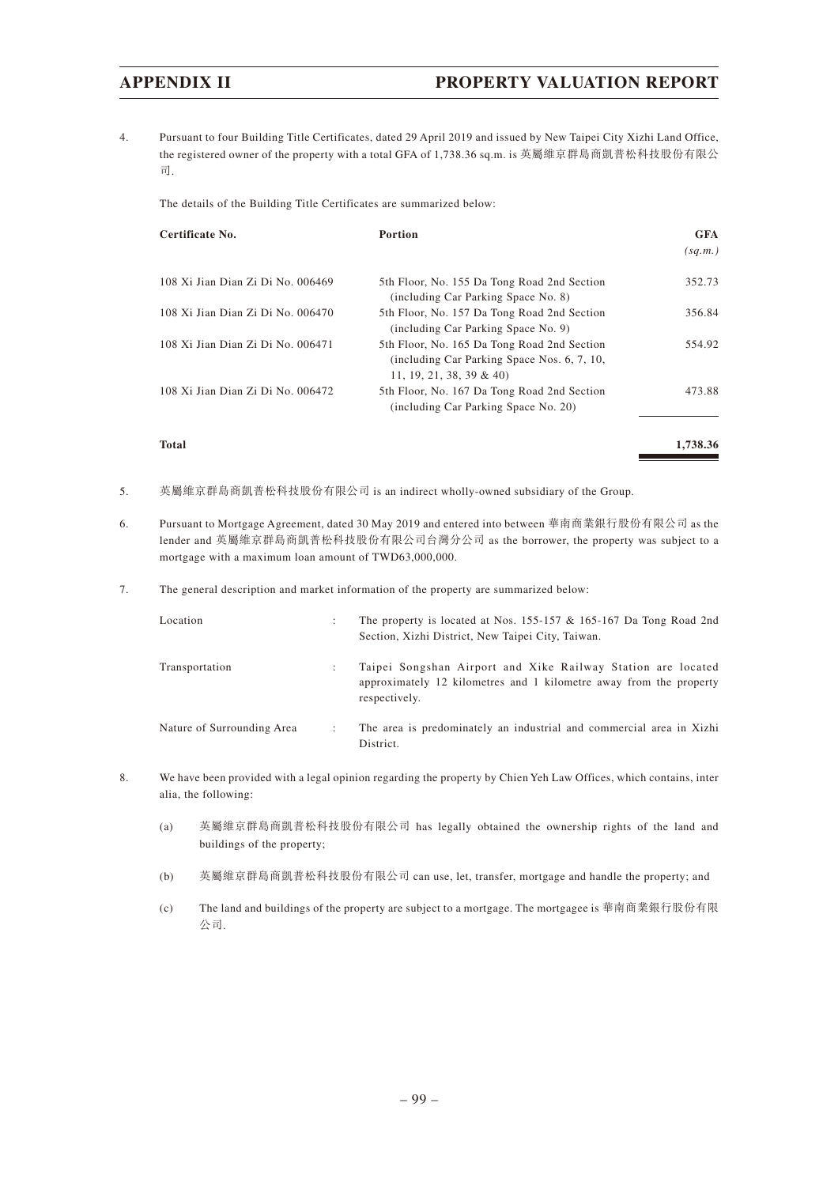4. Pursuant to four Building Title Certificates, dated 29 April 2019 and issued by New Taipei City Xizhi Land Office, the registered owner of the property with a total GFA of 1,738.36 sq.m. is 英屬維京群島商凱普松科技股份有限公司.

   The details of the Building Title Certificates are summarized below:

| Certificate No. | Portion | GFA *(sq.m.)* |
|---|---|---|
| 108 Xi Jian Dian Zi Di No. 006469 | 5th Floor, No. 155 Da Tong Road 2nd Section (including Car Parking Space No. 8) | 352.73 |
| 108 Xi Jian Dian Zi Di No. 006470 | 5th Floor, No. 157 Da Tong Road 2nd Section (including Car Parking Space No. 9) | 356.84 |
| 108 Xi Jian Dian Zi Di No. 006471 | 5th Floor, No. 165 Da Tong Road 2nd Section (including Car Parking Space Nos. 6, 7, 10, 11, 19, 21, 38, 39 & 40) | 554.92 |
| 108 Xi Jian Dian Zi Di No. 006472 | 5th Floor, No. 167 Da Tong Road 2nd Section (including Car Parking Space No. 20) | 473.88 |
| **Total** | | **1,738.36** |

5. 英屬維京群島商凱普松科技股份有限公司 is an indirect wholly-owned subsidiary of the Group.

6. Pursuant to Mortgage Agreement, dated 30 May 2019 and entered into between 華南商業銀行股份有限公司 as the lender and 英屬維京群島商凱普松科技股份有限公司台灣分公司 as the borrower, the property was subject to a mortgage with a maximum loan amount of TWD63,000,000.

7. The general description and market information of the property are summarized below:

| | | |
|---|---|---|
| Location | : | The property is located at Nos. 155-157 & 165-167 Da Tong Road 2nd Section, Xizhi District, New Taipei City, Taiwan. |
| Transportation | : | Taipei Songshan Airport and Xike Railway Station are located approximately 12 kilometres and 1 kilometre away from the property respectively. |
| Nature of Surrounding Area | : | The area is predominately an industrial and commercial area in Xizhi District. |

8. We have been provided with a legal opinion regarding the property by Chien Yeh Law Offices, which contains, inter alia, the following:

   (a) 英屬維京群島商凱普松科技股份有限公司 has legally obtained the ownership rights of the land and buildings of the property;

   (b) 英屬維京群島商凱普松科技股份有限公司 can use, let, transfer, mortgage and handle the property; and

   (c) The land and buildings of the property are subject to a mortgage. The mortgagee is 華南商業銀行股份有限公司.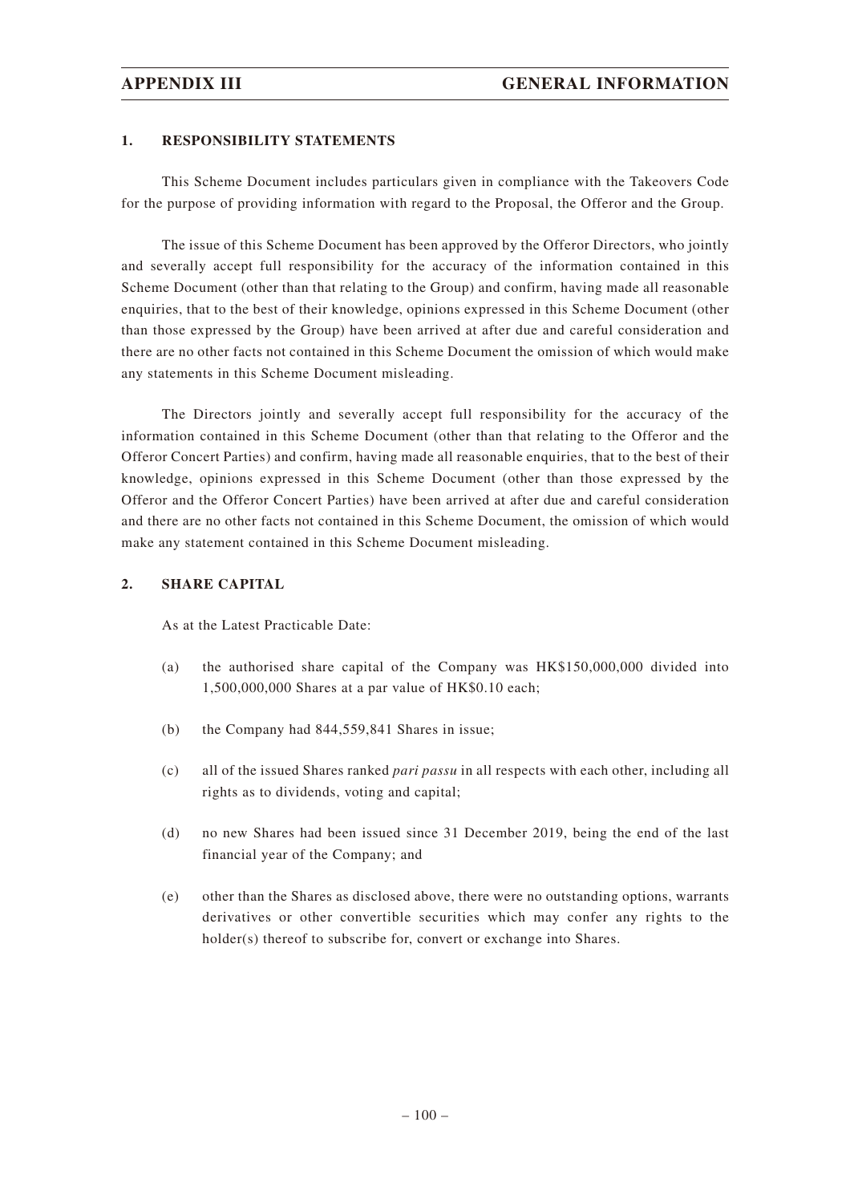## 1. RESPONSIBILITY STATEMENTS

This Scheme Document includes particulars given in compliance with the Takeovers Code for the purpose of providing information with regard to the Proposal, the Offeror and the Group.

The issue of this Scheme Document has been approved by the Offeror Directors, who jointly and severally accept full responsibility for the accuracy of the information contained in this Scheme Document (other than that relating to the Group) and confirm, having made all reasonable enquiries, that to the best of their knowledge, opinions expressed in this Scheme Document (other than those expressed by the Group) have been arrived at after due and careful consideration and there are no other facts not contained in this Scheme Document the omission of which would make any statements in this Scheme Document misleading.

The Directors jointly and severally accept full responsibility for the accuracy of the information contained in this Scheme Document (other than that relating to the Offeror and the Offeror Concert Parties) and confirm, having made all reasonable enquiries, that to the best of their knowledge, opinions expressed in this Scheme Document (other than those expressed by the Offeror and the Offeror Concert Parties) have been arrived at after due and careful consideration and there are no other facts not contained in this Scheme Document, the omission of which would make any statement contained in this Scheme Document misleading.

## 2. SHARE CAPITAL

As at the Latest Practicable Date:

(a) the authorised share capital of the Company was HK$150,000,000 divided into 1,500,000,000 Shares at a par value of HK$0.10 each;

(b) the Company had 844,559,841 Shares in issue;

(c) all of the issued Shares ranked *pari passu* in all respects with each other, including all rights as to dividends, voting and capital;

(d) no new Shares had been issued since 31 December 2019, being the end of the last financial year of the Company; and

(e) other than the Shares as disclosed above, there were no outstanding options, warrants derivatives or other convertible securities which may confer any rights to the holder(s) thereof to subscribe for, convert or exchange into Shares.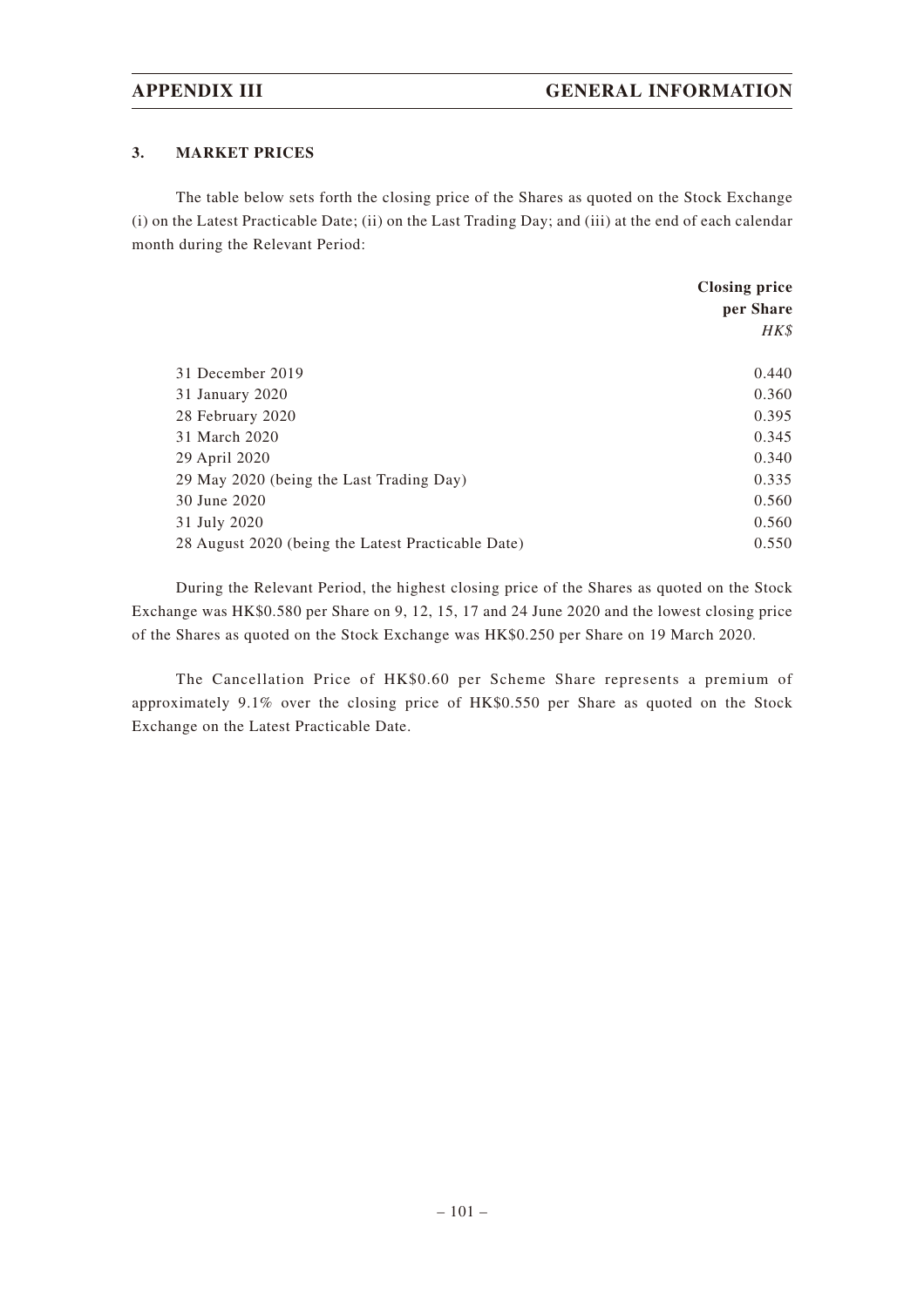### 3. MARKET PRICES

The table below sets forth the closing price of the Shares as quoted on the Stock Exchange (i) on the Latest Practicable Date; (ii) on the Last Trading Day; and (iii) at the end of each calendar month during the Relevant Period:

| | **Closing price per Share** *HK$* |
|---|---|
| 31 December 2019 | 0.440 |
| 31 January 2020 | 0.360 |
| 28 February 2020 | 0.395 |
| 31 March 2020 | 0.345 |
| 29 April 2020 | 0.340 |
| 29 May 2020 (being the Last Trading Day) | 0.335 |
| 30 June 2020 | 0.560 |
| 31 July 2020 | 0.560 |
| 28 August 2020 (being the Latest Practicable Date) | 0.550 |

During the Relevant Period, the highest closing price of the Shares as quoted on the Stock Exchange was HK$0.580 per Share on 9, 12, 15, 17 and 24 June 2020 and the lowest closing price of the Shares as quoted on the Stock Exchange was HK$0.250 per Share on 19 March 2020.

The Cancellation Price of HK$0.60 per Scheme Share represents a premium of approximately 9.1% over the closing price of HK$0.550 per Share as quoted on the Stock Exchange on the Latest Practicable Date.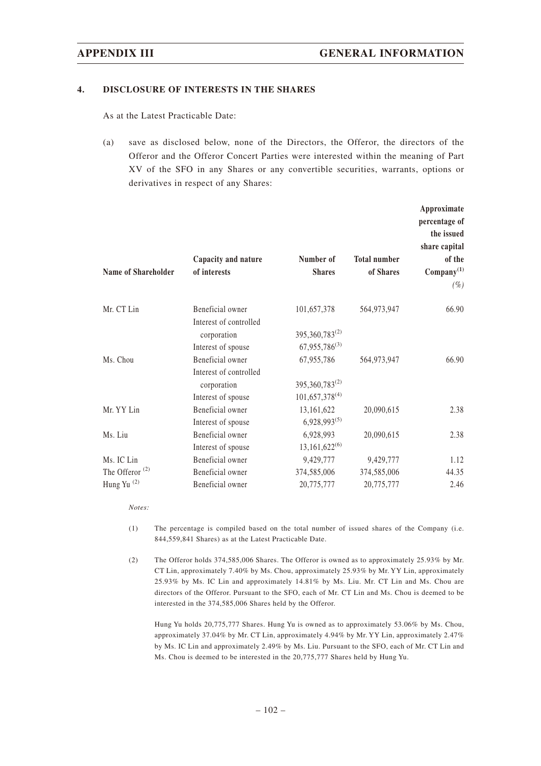## 4. DISCLOSURE OF INTERESTS IN THE SHARES

As at the Latest Practicable Date:

(a) save as disclosed below, none of the Directors, the Offeror, the directors of the Offeror and the Offeror Concert Parties were interested within the meaning of Part XV of the SFO in any Shares or any convertible securities, warrants, options or derivatives in respect of any Shares:

| Name of Shareholder | Capacity and nature of interests | Number of Shares | Total number of Shares | Approximate percentage of the issued share capital of the Company[(1)] (%) |
|---|---|---|---|---|
| Mr. CT Lin | Beneficial owner | 101,657,378 | 564,973,947 | 66.90 |
| | Interest of controlled corporation | 395,360,783[(2)] | | |
| | Interest of spouse | 67,955,786[(3)] | | |
| Ms. Chou | Beneficial owner | 67,955,786 | 564,973,947 | 66.90 |
| | Interest of controlled corporation | 395,360,783[(2)] | | |
| | Interest of spouse | 101,657,378[(4)] | | |
| Mr. YY Lin | Beneficial owner | 13,161,622 | 20,090,615 | 2.38 |
| | Interest of spouse | 6,928,993[(5)] | | |
| Ms. Liu | Beneficial owner | 6,928,993 | 20,090,615 | 2.38 |
| | Interest of spouse | 13,161,622[(6)] | | |
| Ms. IC Lin | Beneficial owner | 9,429,777 | 9,429,777 | 1.12 |
| The Offeror [(2)] | Beneficial owner | 374,585,006 | 374,585,006 | 44.35 |
| Hung Yu [(2)] | Beneficial owner | 20,775,777 | 20,775,777 | 2.46 |

*Notes:*

(1) The percentage is compiled based on the total number of issued shares of the Company (i.e. 844,559,841 Shares) as at the Latest Practicable Date.

(2) The Offeror holds 374,585,006 Shares. The Offeror is owned as to approximately 25.93% by Mr. CT Lin, approximately 7.40% by Ms. Chou, approximately 25.93% by Mr. YY Lin, approximately 25.93% by Ms. IC Lin and approximately 14.81% by Ms. Liu. Mr. CT Lin and Ms. Chou are directors of the Offeror. Pursuant to the SFO, each of Mr. CT Lin and Ms. Chou is deemed to be interested in the 374,585,006 Shares held by the Offeror.

Hung Yu holds 20,775,777 Shares. Hung Yu is owned as to approximately 53.06% by Ms. Chou, approximately 37.04% by Mr. CT Lin, approximately 4.94% by Mr. YY Lin, approximately 2.47% by Ms. IC Lin and approximately 2.49% by Ms. Liu. Pursuant to the SFO, each of Mr. CT Lin and Ms. Chou is deemed to be interested in the 20,775,777 Shares held by Hung Yu.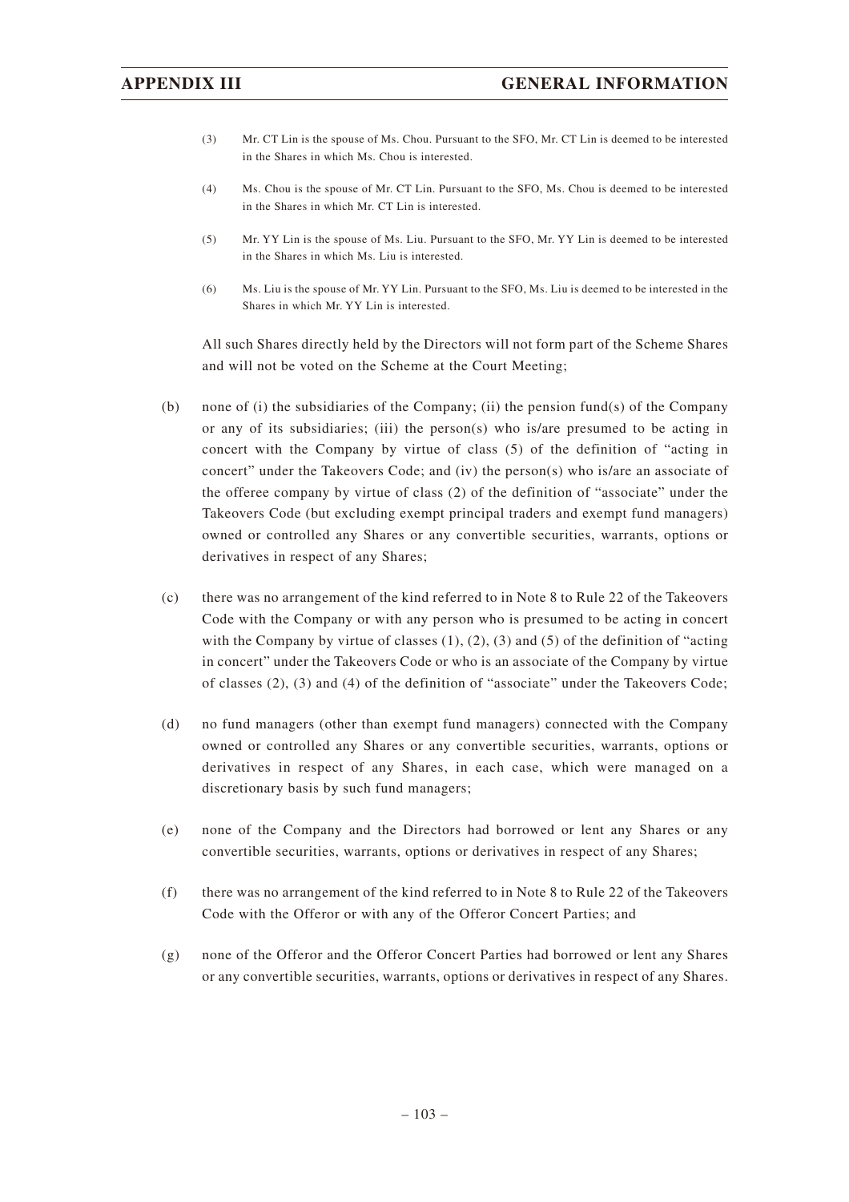(3) Mr. CT Lin is the spouse of Ms. Chou. Pursuant to the SFO, Mr. CT Lin is deemed to be interested in the Shares in which Ms. Chou is interested.

(4) Ms. Chou is the spouse of Mr. CT Lin. Pursuant to the SFO, Ms. Chou is deemed to be interested in the Shares in which Mr. CT Lin is interested.

(5) Mr. YY Lin is the spouse of Ms. Liu. Pursuant to the SFO, Mr. YY Lin is deemed to be interested in the Shares in which Ms. Liu is interested.

(6) Ms. Liu is the spouse of Mr. YY Lin. Pursuant to the SFO, Ms. Liu is deemed to be interested in the Shares in which Mr. YY Lin is interested.

All such Shares directly held by the Directors will not form part of the Scheme Shares and will not be voted on the Scheme at the Court Meeting;

(b) none of (i) the subsidiaries of the Company; (ii) the pension fund(s) of the Company or any of its subsidiaries; (iii) the person(s) who is/are presumed to be acting in concert with the Company by virtue of class (5) of the definition of "acting in concert" under the Takeovers Code; and (iv) the person(s) who is/are an associate of the offeree company by virtue of class (2) of the definition of "associate" under the Takeovers Code (but excluding exempt principal traders and exempt fund managers) owned or controlled any Shares or any convertible securities, warrants, options or derivatives in respect of any Shares;

(c) there was no arrangement of the kind referred to in Note 8 to Rule 22 of the Takeovers Code with the Company or with any person who is presumed to be acting in concert with the Company by virtue of classes (1), (2), (3) and (5) of the definition of "acting in concert" under the Takeovers Code or who is an associate of the Company by virtue of classes (2), (3) and (4) of the definition of "associate" under the Takeovers Code;

(d) no fund managers (other than exempt fund managers) connected with the Company owned or controlled any Shares or any convertible securities, warrants, options or derivatives in respect of any Shares, in each case, which were managed on a discretionary basis by such fund managers;

(e) none of the Company and the Directors had borrowed or lent any Shares or any convertible securities, warrants, options or derivatives in respect of any Shares;

(f) there was no arrangement of the kind referred to in Note 8 to Rule 22 of the Takeovers Code with the Offeror or with any of the Offeror Concert Parties; and

(g) none of the Offeror and the Offeror Concert Parties had borrowed or lent any Shares or any convertible securities, warrants, options or derivatives in respect of any Shares.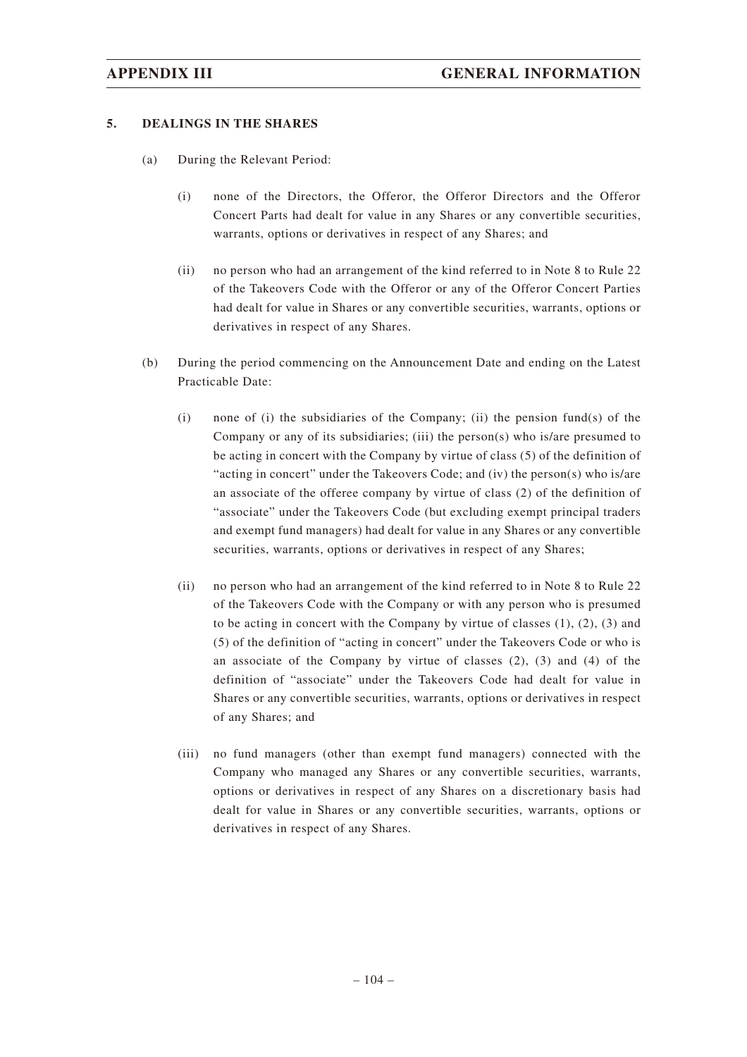## 5. DEALINGS IN THE SHARES

(a) During the Relevant Period:

(i) none of the Directors, the Offeror, the Offeror Directors and the Offeror Concert Parts had dealt for value in any Shares or any convertible securities, warrants, options or derivatives in respect of any Shares; and

(ii) no person who had an arrangement of the kind referred to in Note 8 to Rule 22 of the Takeovers Code with the Offeror or any of the Offeror Concert Parties had dealt for value in Shares or any convertible securities, warrants, options or derivatives in respect of any Shares.

(b) During the period commencing on the Announcement Date and ending on the Latest Practicable Date:

(i) none of (i) the subsidiaries of the Company; (ii) the pension fund(s) of the Company or any of its subsidiaries; (iii) the person(s) who is/are presumed to be acting in concert with the Company by virtue of class (5) of the definition of "acting in concert" under the Takeovers Code; and (iv) the person(s) who is/are an associate of the offeree company by virtue of class (2) of the definition of "associate" under the Takeovers Code (but excluding exempt principal traders and exempt fund managers) had dealt for value in any Shares or any convertible securities, warrants, options or derivatives in respect of any Shares;

(ii) no person who had an arrangement of the kind referred to in Note 8 to Rule 22 of the Takeovers Code with the Company or with any person who is presumed to be acting in concert with the Company by virtue of classes (1), (2), (3) and (5) of the definition of "acting in concert" under the Takeovers Code or who is an associate of the Company by virtue of classes (2), (3) and (4) of the definition of "associate" under the Takeovers Code had dealt for value in Shares or any convertible securities, warrants, options or derivatives in respect of any Shares; and

(iii) no fund managers (other than exempt fund managers) connected with the Company who managed any Shares or any convertible securities, warrants, options or derivatives in respect of any Shares on a discretionary basis had dealt for value in Shares or any convertible securities, warrants, options or derivatives in respect of any Shares.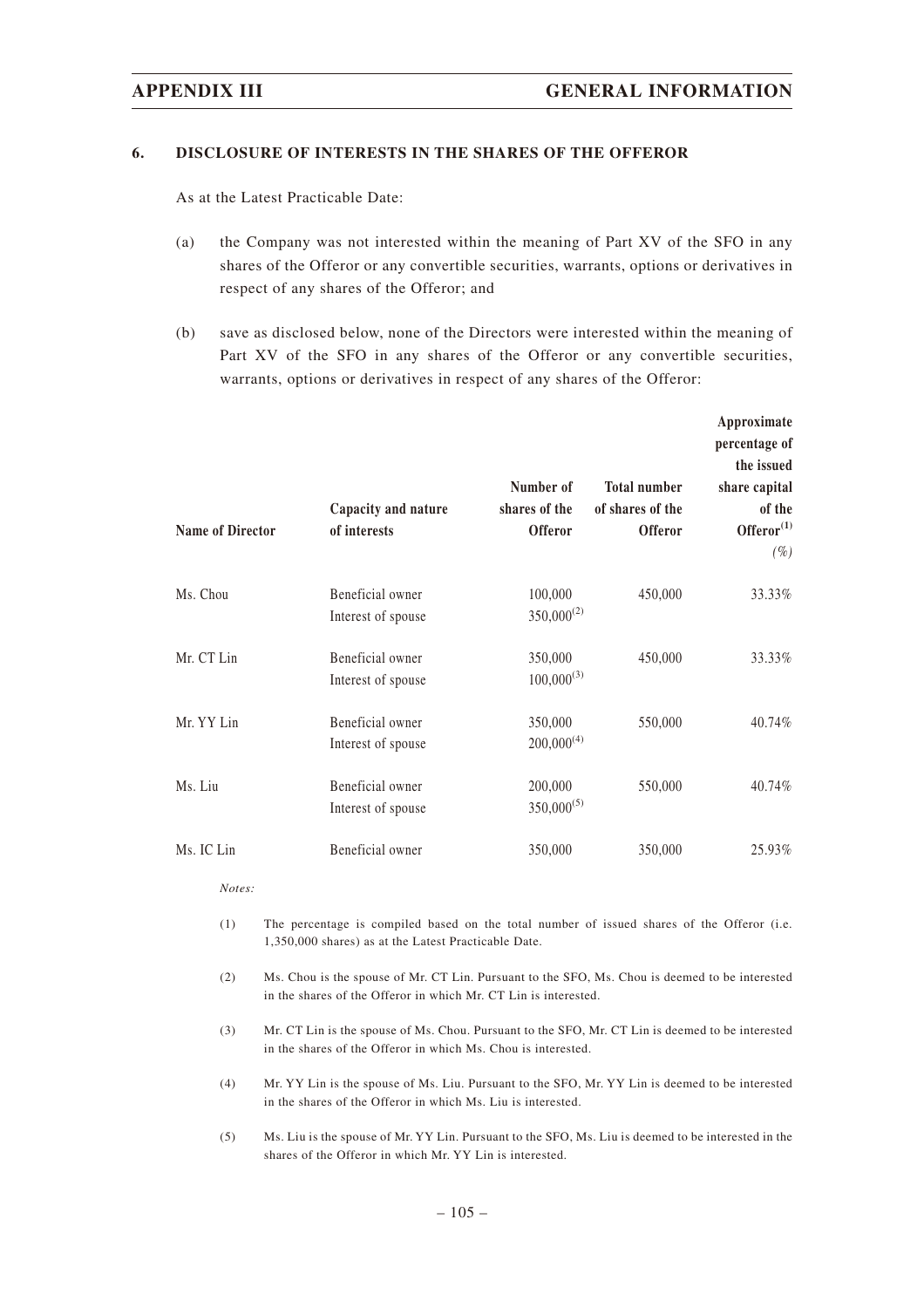### 6. DISCLOSURE OF INTERESTS IN THE SHARES OF THE OFFEROR

As at the Latest Practicable Date:

(a) the Company was not interested within the meaning of Part XV of the SFO in any shares of the Offeror or any convertible securities, warrants, options or derivatives in respect of any shares of the Offeror; and

(b) save as disclosed below, none of the Directors were interested within the meaning of Part XV of the SFO in any shares of the Offeror or any convertible securities, warrants, options or derivatives in respect of any shares of the Offeror:

| Name of Director | Capacity and nature of interests | Number of shares of the Offeror | Total number of shares of the Offeror | Approximate percentage of the issued share capital of the Offeror[(1)] *(%)* |
|---|---|---|---|---|
| Ms. Chou | Beneficial owner | 100,000 | 450,000 | 33.33% |
| | Interest of spouse | 350,000[(2)] | | |
| Mr. CT Lin | Beneficial owner | 350,000 | 450,000 | 33.33% |
| | Interest of spouse | 100,000[(3)] | | |
| Mr. YY Lin | Beneficial owner | 350,000 | 550,000 | 40.74% |
| | Interest of spouse | 200,000[(4)] | | |
| Ms. Liu | Beneficial owner | 200,000 | 550,000 | 40.74% |
| | Interest of spouse | 350,000[(5)] | | |
| Ms. IC Lin | Beneficial owner | 350,000 | 350,000 | 25.93% |

*Notes:*

(1) The percentage is compiled based on the total number of issued shares of the Offeror (i.e. 1,350,000 shares) as at the Latest Practicable Date.

(2) Ms. Chou is the spouse of Mr. CT Lin. Pursuant to the SFO, Ms. Chou is deemed to be interested in the shares of the Offeror in which Mr. CT Lin is interested.

(3) Mr. CT Lin is the spouse of Ms. Chou. Pursuant to the SFO, Mr. CT Lin is deemed to be interested in the shares of the Offeror in which Ms. Chou is interested.

(4) Mr. YY Lin is the spouse of Ms. Liu. Pursuant to the SFO, Mr. YY Lin is deemed to be interested in the shares of the Offeror in which Ms. Liu is interested.

(5) Ms. Liu is the spouse of Mr. YY Lin. Pursuant to the SFO, Ms. Liu is deemed to be interested in the shares of the Offeror in which Mr. YY Lin is interested.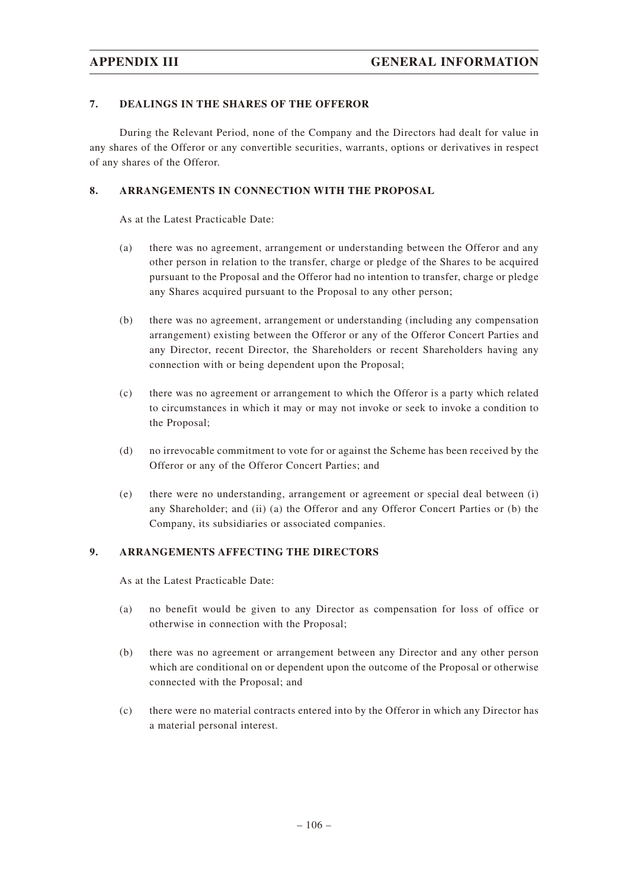## 7. DEALINGS IN THE SHARES OF THE OFFEROR

During the Relevant Period, none of the Company and the Directors had dealt for value in any shares of the Offeror or any convertible securities, warrants, options or derivatives in respect of any shares of the Offeror.

## 8. ARRANGEMENTS IN CONNECTION WITH THE PROPOSAL

As at the Latest Practicable Date:

(a) there was no agreement, arrangement or understanding between the Offeror and any other person in relation to the transfer, charge or pledge of the Shares to be acquired pursuant to the Proposal and the Offeror had no intention to transfer, charge or pledge any Shares acquired pursuant to the Proposal to any other person;

(b) there was no agreement, arrangement or understanding (including any compensation arrangement) existing between the Offeror or any of the Offeror Concert Parties and any Director, recent Director, the Shareholders or recent Shareholders having any connection with or being dependent upon the Proposal;

(c) there was no agreement or arrangement to which the Offeror is a party which related to circumstances in which it may or may not invoke or seek to invoke a condition to the Proposal;

(d) no irrevocable commitment to vote for or against the Scheme has been received by the Offeror or any of the Offeror Concert Parties; and

(e) there were no understanding, arrangement or agreement or special deal between (i) any Shareholder; and (ii) (a) the Offeror and any Offeror Concert Parties or (b) the Company, its subsidiaries or associated companies.

## 9. ARRANGEMENTS AFFECTING THE DIRECTORS

As at the Latest Practicable Date:

(a) no benefit would be given to any Director as compensation for loss of office or otherwise in connection with the Proposal;

(b) there was no agreement or arrangement between any Director and any other person which are conditional on or dependent upon the outcome of the Proposal or otherwise connected with the Proposal; and

(c) there were no material contracts entered into by the Offeror in which any Director has a material personal interest.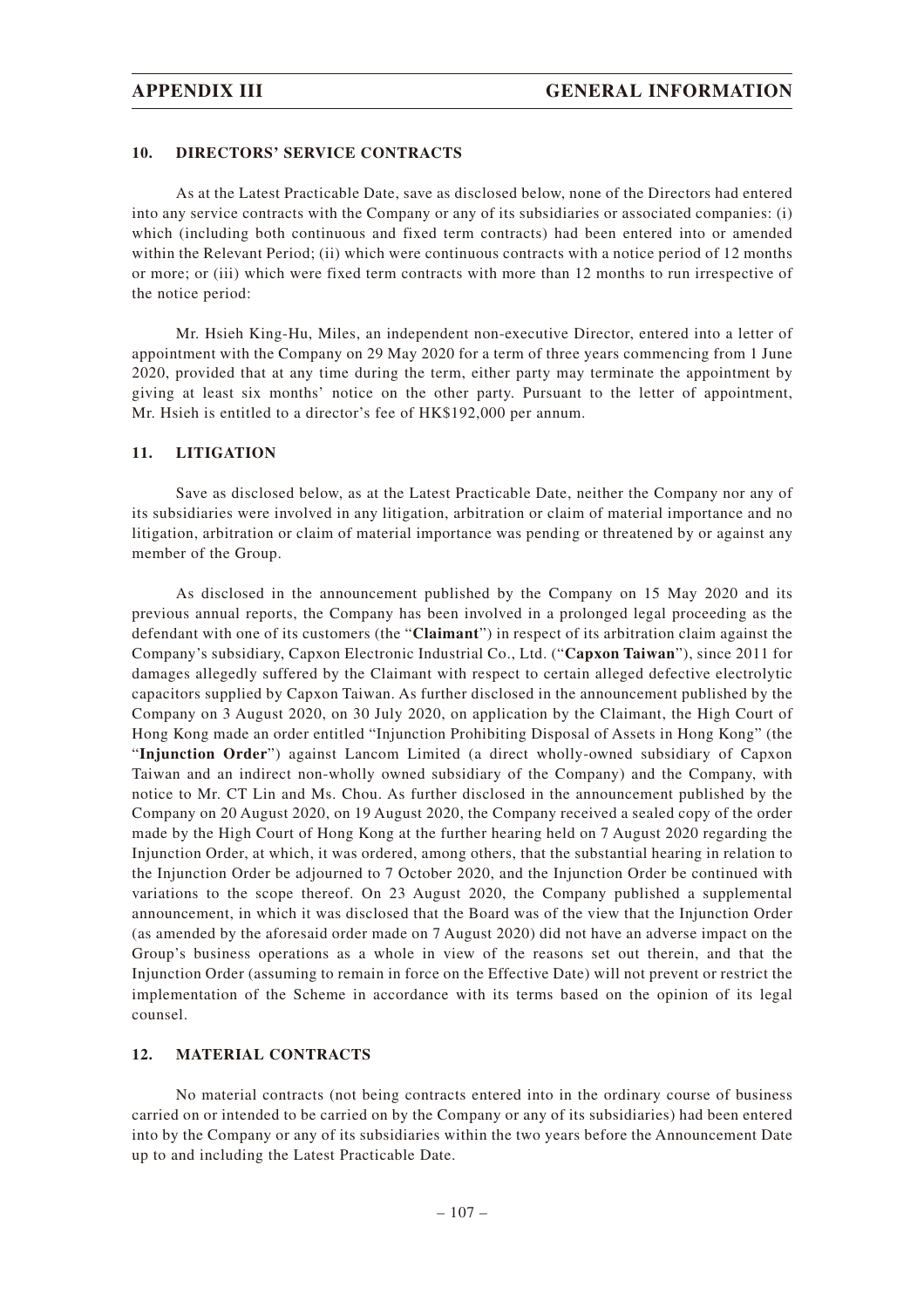## 10. DIRECTORS' SERVICE CONTRACTS

As at the Latest Practicable Date, save as disclosed below, none of the Directors had entered into any service contracts with the Company or any of its subsidiaries or associated companies: (i) which (including both continuous and fixed term contracts) had been entered into or amended within the Relevant Period; (ii) which were continuous contracts with a notice period of 12 months or more; or (iii) which were fixed term contracts with more than 12 months to run irrespective of the notice period:

Mr. Hsieh King-Hu, Miles, an independent non-executive Director, entered into a letter of appointment with the Company on 29 May 2020 for a term of three years commencing from 1 June 2020, provided that at any time during the term, either party may terminate the appointment by giving at least six months' notice on the other party. Pursuant to the letter of appointment, Mr. Hsieh is entitled to a director's fee of HK$192,000 per annum.

## 11. LITIGATION

Save as disclosed below, as at the Latest Practicable Date, neither the Company nor any of its subsidiaries were involved in any litigation, arbitration or claim of material importance and no litigation, arbitration or claim of material importance was pending or threatened by or against any member of the Group.

As disclosed in the announcement published by the Company on 15 May 2020 and its previous annual reports, the Company has been involved in a prolonged legal proceeding as the defendant with one of its customers (the "**Claimant**") in respect of its arbitration claim against the Company's subsidiary, Capxon Electronic Industrial Co., Ltd. ("**Capxon Taiwan**"), since 2011 for damages allegedly suffered by the Claimant with respect to certain alleged defective electrolytic capacitors supplied by Capxon Taiwan. As further disclosed in the announcement published by the Company on 3 August 2020, on 30 July 2020, on application by the Claimant, the High Court of Hong Kong made an order entitled "Injunction Prohibiting Disposal of Assets in Hong Kong" (the "**Injunction Order**") against Lancom Limited (a direct wholly-owned subsidiary of Capxon Taiwan and an indirect non-wholly owned subsidiary of the Company) and the Company, with notice to Mr. CT Lin and Ms. Chou. As further disclosed in the announcement published by the Company on 20 August 2020, on 19 August 2020, the Company received a sealed copy of the order made by the High Court of Hong Kong at the further hearing held on 7 August 2020 regarding the Injunction Order, at which, it was ordered, among others, that the substantial hearing in relation to the Injunction Order be adjourned to 7 October 2020, and the Injunction Order be continued with variations to the scope thereof. On 23 August 2020, the Company published a supplemental announcement, in which it was disclosed that the Board was of the view that the Injunction Order (as amended by the aforesaid order made on 7 August 2020) did not have an adverse impact on the Group's business operations as a whole in view of the reasons set out therein, and that the Injunction Order (assuming to remain in force on the Effective Date) will not prevent or restrict the implementation of the Scheme in accordance with its terms based on the opinion of its legal counsel.

## 12. MATERIAL CONTRACTS

No material contracts (not being contracts entered into in the ordinary course of business carried on or intended to be carried on by the Company or any of its subsidiaries) had been entered into by the Company or any of its subsidiaries within the two years before the Announcement Date up to and including the Latest Practicable Date.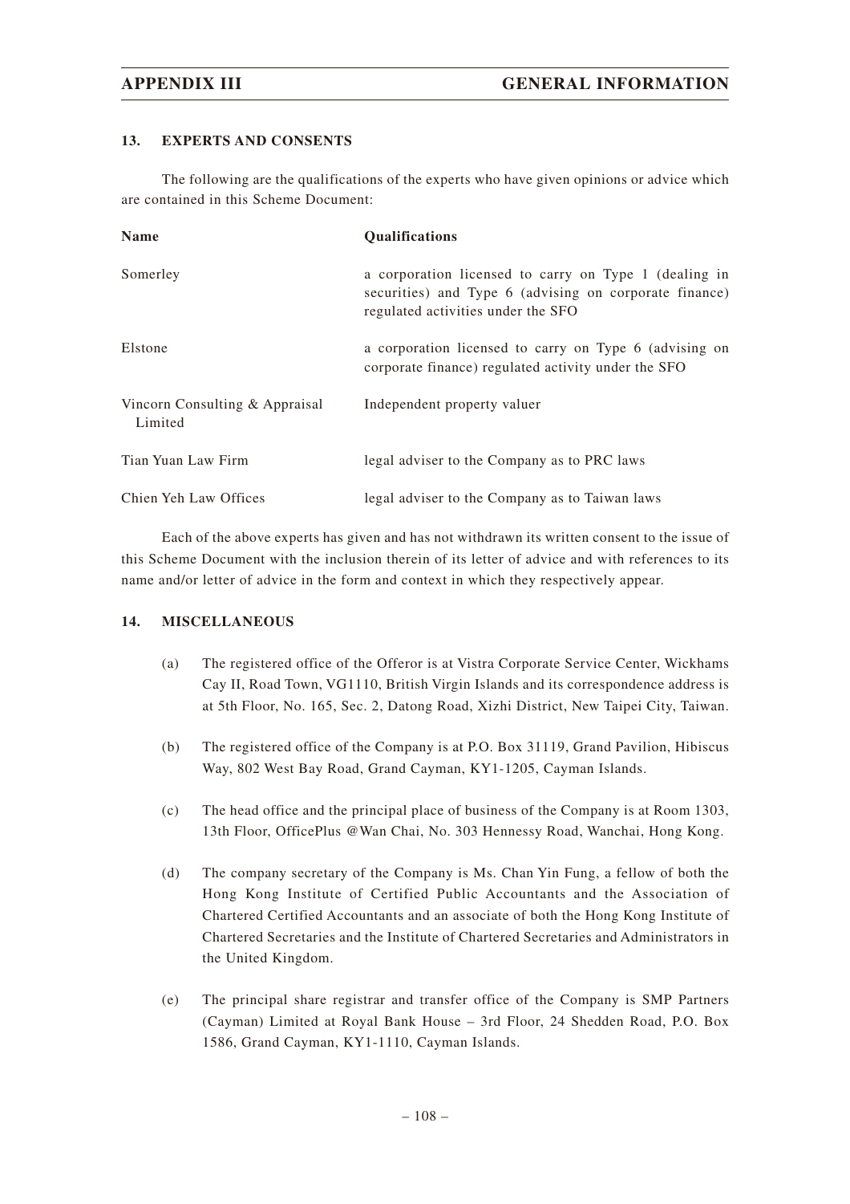## 13. EXPERTS AND CONSENTS

The following are the qualifications of the experts who have given opinions or advice which are contained in this Scheme Document:

| Name | Qualifications |
| --- | --- |
| Somerley | a corporation licensed to carry on Type 1 (dealing in securities) and Type 6 (advising on corporate finance) regulated activities under the SFO |
| Elstone | a corporation licensed to carry on Type 6 (advising on corporate finance) regulated activity under the SFO |
| Vincorn Consulting & Appraisal Limited | Independent property valuer |
| Tian Yuan Law Firm | legal adviser to the Company as to PRC laws |
| Chien Yeh Law Offices | legal adviser to the Company as to Taiwan laws |

Each of the above experts has given and has not withdrawn its written consent to the issue of this Scheme Document with the inclusion therein of its letter of advice and with references to its name and/or letter of advice in the form and context in which they respectively appear.

## 14. MISCELLANEOUS

(a) The registered office of the Offeror is at Vistra Corporate Service Center, Wickhams Cay II, Road Town, VG1110, British Virgin Islands and its correspondence address is at 5th Floor, No. 165, Sec. 2, Datong Road, Xizhi District, New Taipei City, Taiwan.

(b) The registered office of the Company is at P.O. Box 31119, Grand Pavilion, Hibiscus Way, 802 West Bay Road, Grand Cayman, KY1-1205, Cayman Islands.

(c) The head office and the principal place of business of the Company is at Room 1303, 13th Floor, OfficePlus @Wan Chai, No. 303 Hennessy Road, Wanchai, Hong Kong.

(d) The company secretary of the Company is Ms. Chan Yin Fung, a fellow of both the Hong Kong Institute of Certified Public Accountants and the Association of Chartered Certified Accountants and an associate of both the Hong Kong Institute of Chartered Secretaries and the Institute of Chartered Secretaries and Administrators in the United Kingdom.

(e) The principal share registrar and transfer office of the Company is SMP Partners (Cayman) Limited at Royal Bank House – 3rd Floor, 24 Shedden Road, P.O. Box 1586, Grand Cayman, KY1-1110, Cayman Islands.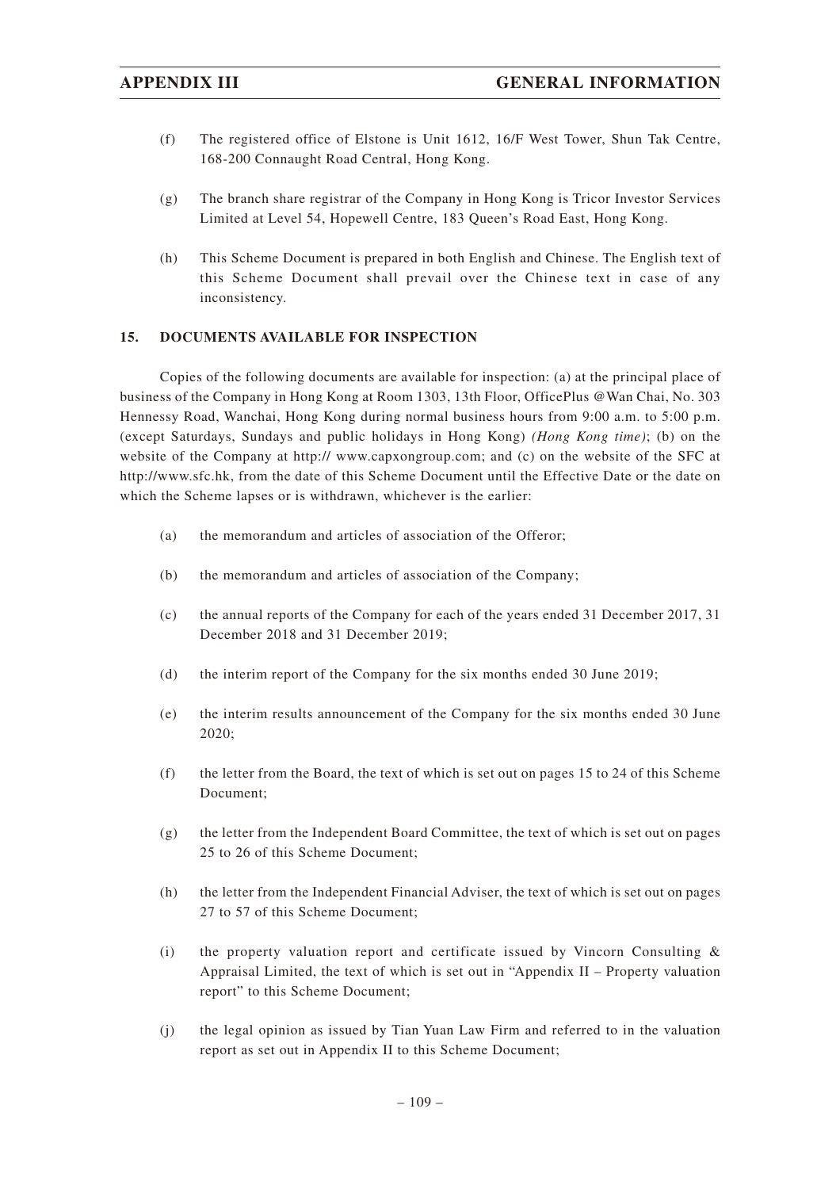(f) The registered office of Elstone is Unit 1612, 16/F West Tower, Shun Tak Centre, 168-200 Connaught Road Central, Hong Kong.

(g) The branch share registrar of the Company in Hong Kong is Tricor Investor Services Limited at Level 54, Hopewell Centre, 183 Queen's Road East, Hong Kong.

(h) This Scheme Document is prepared in both English and Chinese. The English text of this Scheme Document shall prevail over the Chinese text in case of any inconsistency.

## 15. DOCUMENTS AVAILABLE FOR INSPECTION

Copies of the following documents are available for inspection: (a) at the principal place of business of the Company in Hong Kong at Room 1303, 13th Floor, OfficePlus @Wan Chai, No. 303 Hennessy Road, Wanchai, Hong Kong during normal business hours from 9:00 a.m. to 5:00 p.m. (except Saturdays, Sundays and public holidays in Hong Kong) *(Hong Kong time)*; (b) on the website of the Company at http:// www.capxongroup.com; and (c) on the website of the SFC at http://www.sfc.hk, from the date of this Scheme Document until the Effective Date or the date on which the Scheme lapses or is withdrawn, whichever is the earlier:

(a) the memorandum and articles of association of the Offeror;

(b) the memorandum and articles of association of the Company;

(c) the annual reports of the Company for each of the years ended 31 December 2017, 31 December 2018 and 31 December 2019;

(d) the interim report of the Company for the six months ended 30 June 2019;

(e) the interim results announcement of the Company for the six months ended 30 June 2020;

(f) the letter from the Board, the text of which is set out on pages 15 to 24 of this Scheme Document;

(g) the letter from the Independent Board Committee, the text of which is set out on pages 25 to 26 of this Scheme Document;

(h) the letter from the Independent Financial Adviser, the text of which is set out on pages 27 to 57 of this Scheme Document;

(i) the property valuation report and certificate issued by Vincorn Consulting & Appraisal Limited, the text of which is set out in "Appendix II – Property valuation report" to this Scheme Document;

(j) the legal opinion as issued by Tian Yuan Law Firm and referred to in the valuation report as set out in Appendix II to this Scheme Document;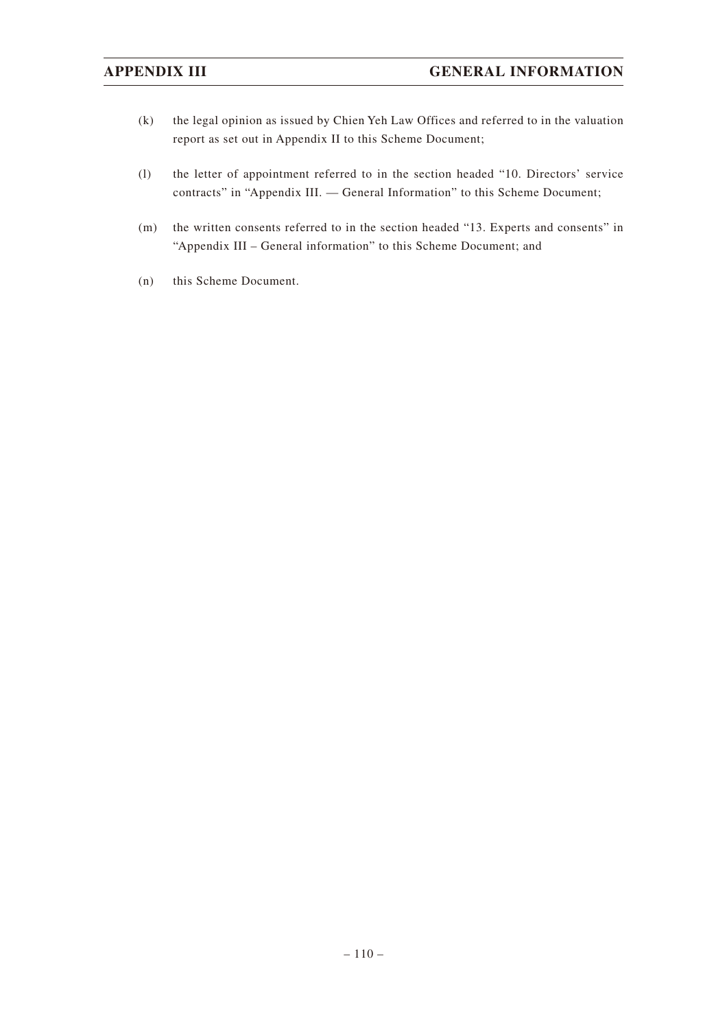(k) the legal opinion as issued by Chien Yeh Law Offices and referred to in the valuation report as set out in Appendix II to this Scheme Document;

(l) the letter of appointment referred to in the section headed "10. Directors' service contracts" in "Appendix III. — General Information" to this Scheme Document;

(m) the written consents referred to in the section headed "13. Experts and consents" in "Appendix III – General information" to this Scheme Document; and

(n) this Scheme Document.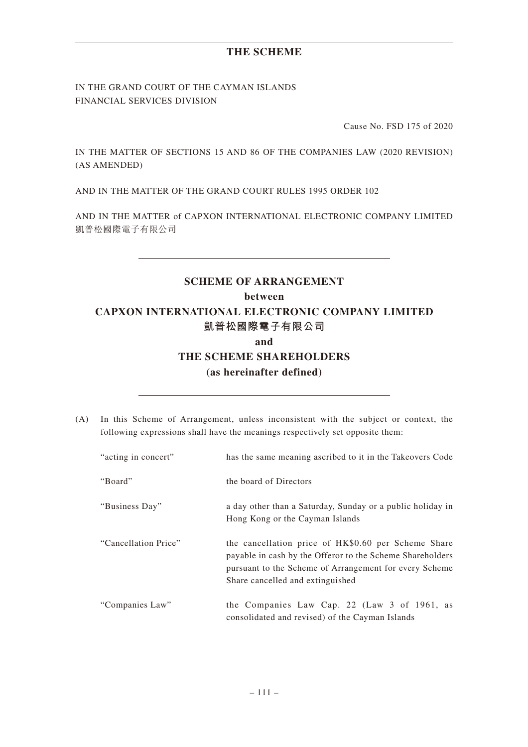## THE SCHEME

IN THE GRAND COURT OF THE CAYMAN ISLANDS
FINANCIAL SERVICES DIVISION

Cause No. FSD 175 of 2020

IN THE MATTER OF SECTIONS 15 AND 86 OF THE COMPANIES LAW (2020 REVISION) (AS AMENDED)

AND IN THE MATTER OF THE GRAND COURT RULES 1995 ORDER 102

AND IN THE MATTER of CAPXON INTERNATIONAL ELECTRONIC COMPANY LIMITED
凱普松國際電子有限公司

---

# SCHEME OF ARRANGEMENT
**between**
**CAPXON INTERNATIONAL ELECTRONIC COMPANY LIMITED**
**凱普松國際電子有限公司**
**and**
**THE SCHEME SHAREHOLDERS**
**(as hereinafter defined)**

---

(A) In this Scheme of Arrangement, unless inconsistent with the subject or context, the following expressions shall have the meanings respectively set opposite them:

| | |
|---|---|
| "acting in concert" | has the same meaning ascribed to it in the Takeovers Code |
| "Board" | the board of Directors |
| "Business Day" | a day other than a Saturday, Sunday or a public holiday in Hong Kong or the Cayman Islands |
| "Cancellation Price" | the cancellation price of HK$0.60 per Scheme Share payable in cash by the Offeror to the Scheme Shareholders pursuant to the Scheme of Arrangement for every Scheme Share cancelled and extinguished |
| "Companies Law" | the Companies Law Cap. 22 (Law 3 of 1961, as consolidated and revised) of the Cayman Islands |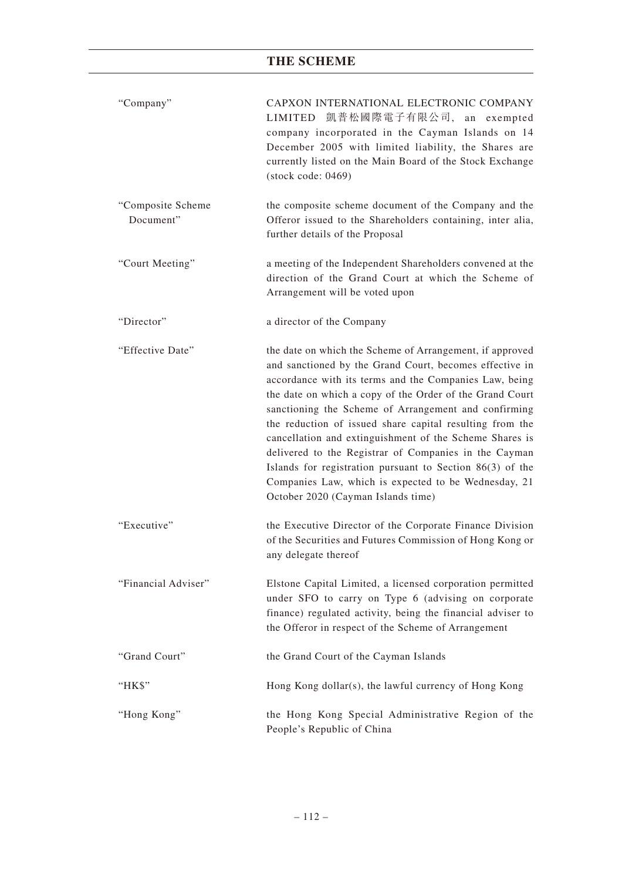| | |
|---|---|
| "Company" | CAPXON INTERNATIONAL ELECTRONIC COMPANY LIMITED 凱普松國際電子有限公司, an exempted company incorporated in the Cayman Islands on 14 December 2005 with limited liability, the Shares are currently listed on the Main Board of the Stock Exchange (stock code: 0469) |
| "Composite Scheme Document" | the composite scheme document of the Company and the Offeror issued to the Shareholders containing, inter alia, further details of the Proposal |
| "Court Meeting" | a meeting of the Independent Shareholders convened at the direction of the Grand Court at which the Scheme of Arrangement will be voted upon |
| "Director" | a director of the Company |
| "Effective Date" | the date on which the Scheme of Arrangement, if approved and sanctioned by the Grand Court, becomes effective in accordance with its terms and the Companies Law, being the date on which a copy of the Order of the Grand Court sanctioning the Scheme of Arrangement and confirming the reduction of issued share capital resulting from the cancellation and extinguishment of the Scheme Shares is delivered to the Registrar of Companies in the Cayman Islands for registration pursuant to Section 86(3) of the Companies Law, which is expected to be Wednesday, 21 October 2020 (Cayman Islands time) |
| "Executive" | the Executive Director of the Corporate Finance Division of the Securities and Futures Commission of Hong Kong or any delegate thereof |
| "Financial Adviser" | Elstone Capital Limited, a licensed corporation permitted under SFO to carry on Type 6 (advising on corporate finance) regulated activity, being the financial adviser to the Offeror in respect of the Scheme of Arrangement |
| "Grand Court" | the Grand Court of the Cayman Islands |
| "HK$" | Hong Kong dollar(s), the lawful currency of Hong Kong |
| "Hong Kong" | the Hong Kong Special Administrative Region of the People's Republic of China |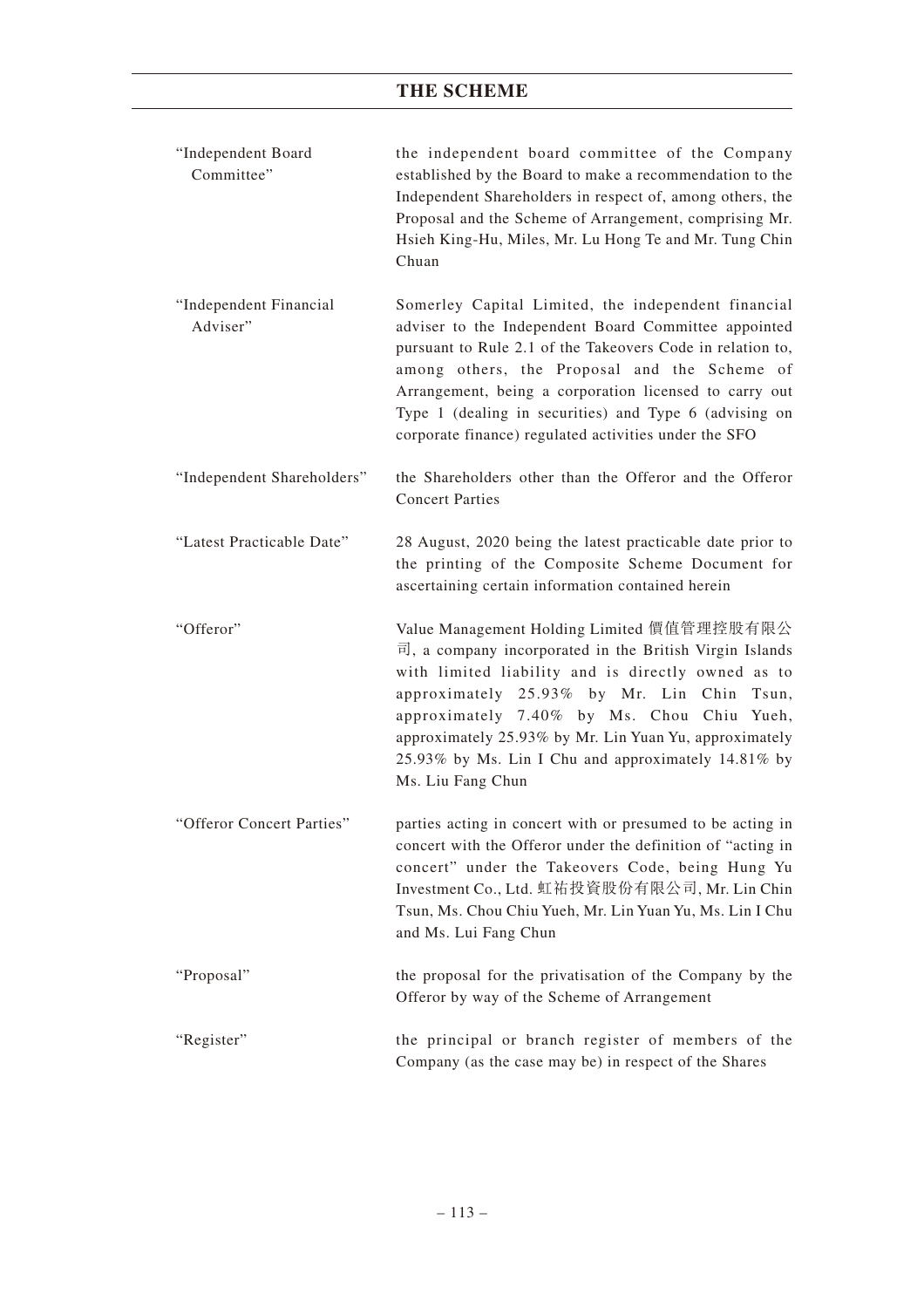| | |
|---|---|
| "Independent Board Committee" | the independent board committee of the Company established by the Board to make a recommendation to the Independent Shareholders in respect of, among others, the Proposal and the Scheme of Arrangement, comprising Mr. Hsieh King-Hu, Miles, Mr. Lu Hong Te and Mr. Tung Chin Chuan |
| "Independent Financial Adviser" | Somerley Capital Limited, the independent financial adviser to the Independent Board Committee appointed pursuant to Rule 2.1 of the Takeovers Code in relation to, among others, the Proposal and the Scheme of Arrangement, being a corporation licensed to carry out Type 1 (dealing in securities) and Type 6 (advising on corporate finance) regulated activities under the SFO |
| "Independent Shareholders" | the Shareholders other than the Offeror and the Offeror Concert Parties |
| "Latest Practicable Date" | 28 August, 2020 being the latest practicable date prior to the printing of the Composite Scheme Document for ascertaining certain information contained herein |
| "Offeror" | Value Management Holding Limited 價值管理控股有限公司, a company incorporated in the British Virgin Islands with limited liability and is directly owned as to approximately 25.93% by Mr. Lin Chin Tsun, approximately 7.40% by Ms. Chou Chiu Yueh, approximately 25.93% by Mr. Lin Yuan Yu, approximately 25.93% by Ms. Lin I Chu and approximately 14.81% by Ms. Liu Fang Chun |
| "Offeror Concert Parties" | parties acting in concert with or presumed to be acting in concert with the Offeror under the definition of "acting in concert" under the Takeovers Code, being Hung Yu Investment Co., Ltd. 虹祐投資股份有限公司, Mr. Lin Chin Tsun, Ms. Chou Chiu Yueh, Mr. Lin Yuan Yu, Ms. Lin I Chu and Ms. Lui Fang Chun |
| "Proposal" | the proposal for the privatisation of the Company by the Offeror by way of the Scheme of Arrangement |
| "Register" | the principal or branch register of members of the Company (as the case may be) in respect of the Shares |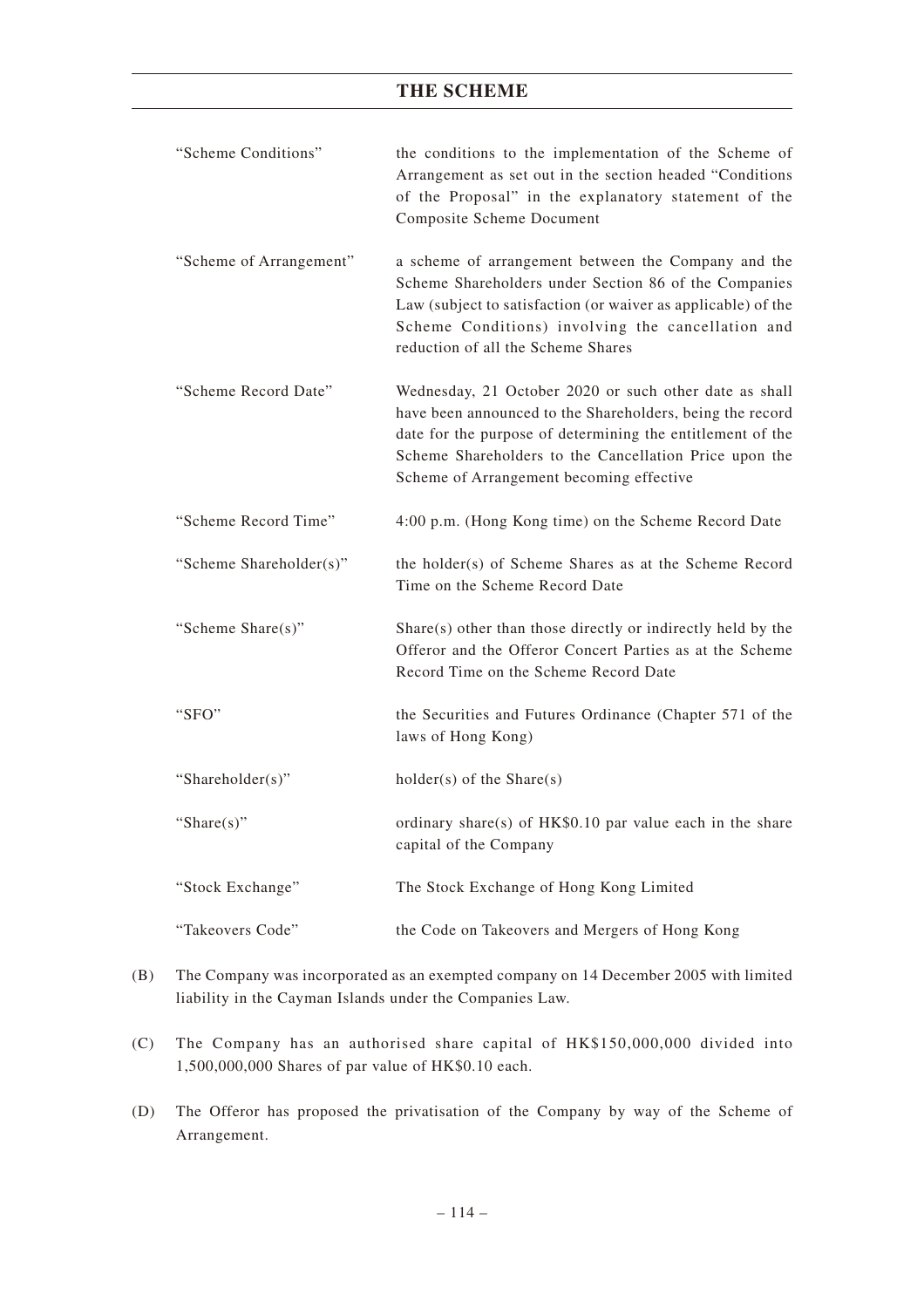| | |
|---|---|
| “Scheme Conditions” | the conditions to the implementation of the Scheme of Arrangement as set out in the section headed “Conditions of the Proposal” in the explanatory statement of the Composite Scheme Document |
| “Scheme of Arrangement” | a scheme of arrangement between the Company and the Scheme Shareholders under Section 86 of the Companies Law (subject to satisfaction (or waiver as applicable) of the Scheme Conditions) involving the cancellation and reduction of all the Scheme Shares |
| “Scheme Record Date” | Wednesday, 21 October 2020 or such other date as shall have been announced to the Shareholders, being the record date for the purpose of determining the entitlement of the Scheme Shareholders to the Cancellation Price upon the Scheme of Arrangement becoming effective |
| “Scheme Record Time” | 4:00 p.m. (Hong Kong time) on the Scheme Record Date |
| “Scheme Shareholder(s)” | the holder(s) of Scheme Shares as at the Scheme Record Time on the Scheme Record Date |
| “Scheme Share(s)” | Share(s) other than those directly or indirectly held by the Offeror and the Offeror Concert Parties as at the Scheme Record Time on the Scheme Record Date |
| “SFO” | the Securities and Futures Ordinance (Chapter 571 of the laws of Hong Kong) |
| “Shareholder(s)” | holder(s) of the Share(s) |
| “Share(s)” | ordinary share(s) of HK$0.10 par value each in the share capital of the Company |
| “Stock Exchange” | The Stock Exchange of Hong Kong Limited |
| “Takeovers Code” | the Code on Takeovers and Mergers of Hong Kong |

(B) The Company was incorporated as an exempted company on 14 December 2005 with limited liability in the Cayman Islands under the Companies Law.

(C) The Company has an authorised share capital of HK$150,000,000 divided into 1,500,000,000 Shares of par value of HK$0.10 each.

(D) The Offeror has proposed the privatisation of the Company by way of the Scheme of Arrangement.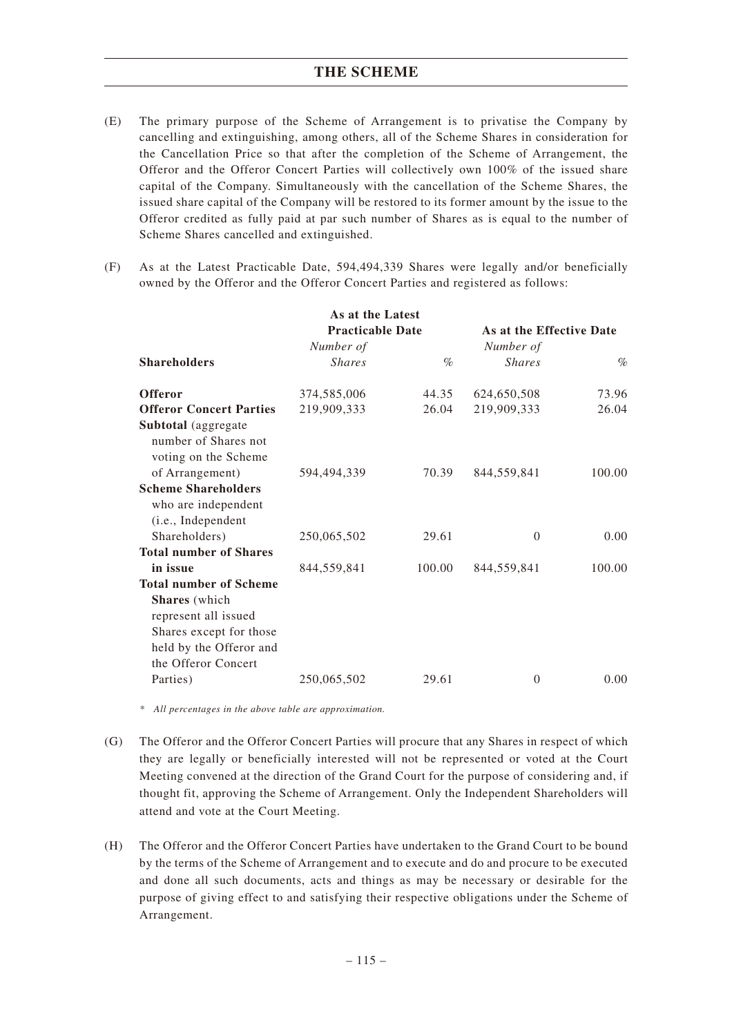# THE SCHEME

(E) The primary purpose of the Scheme of Arrangement is to privatise the Company by cancelling and extinguishing, among others, all of the Scheme Shares in consideration for the Cancellation Price so that after the completion of the Scheme of Arrangement, the Offeror and the Offeror Concert Parties will collectively own 100% of the issued share capital of the Company. Simultaneously with the cancellation of the Scheme Shares, the issued share capital of the Company will be restored to its former amount by the issue to the Offeror credited as fully paid at par such number of Shares as is equal to the number of Scheme Shares cancelled and extinguished.

(F) As at the Latest Practicable Date, 594,494,339 Shares were legally and/or beneficially owned by the Offeror and the Offeror Concert Parties and registered as follows:

| | As at the Latest Practicable Date | | As at the Effective Date | |
|---|---|---|---|---|
| **Shareholders** | *Number of Shares* | *%* | *Number of Shares* | *%* |
| **Offeror** | 374,585,006 | 44.35 | 624,650,508 | 73.96 |
| **Offeror Concert Parties** | 219,909,333 | 26.04 | 219,909,333 | 26.04 |
| **Subtotal** (aggregate number of Shares not voting on the Scheme of Arrangement) | 594,494,339 | 70.39 | 844,559,841 | 100.00 |
| **Scheme Shareholders** who are independent (i.e., Independent Shareholders) | 250,065,502 | 29.61 | 0 | 0.00 |
| **Total number of Shares in issue** | 844,559,841 | 100.00 | 844,559,841 | 100.00 |
| **Total number of Scheme Shares** (which represent all issued Shares except for those held by the Offeror and the Offeror Concert Parties) | 250,065,502 | 29.61 | 0 | 0.00 |

* *All percentages in the above table are approximation.*

(G) The Offeror and the Offeror Concert Parties will procure that any Shares in respect of which they are legally or beneficially interested will not be represented or voted at the Court Meeting convened at the direction of the Grand Court for the purpose of considering and, if thought fit, approving the Scheme of Arrangement. Only the Independent Shareholders will attend and vote at the Court Meeting.

(H) The Offeror and the Offeror Concert Parties have undertaken to the Grand Court to be bound by the terms of the Scheme of Arrangement and to execute and do and procure to be executed and done all such documents, acts and things as may be necessary or desirable for the purpose of giving effect to and satisfying their respective obligations under the Scheme of Arrangement.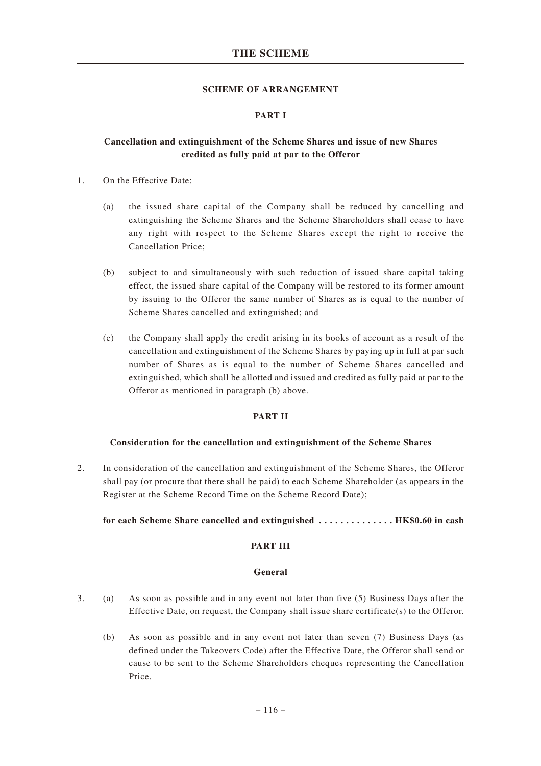# THE SCHEME

## SCHEME OF ARRANGEMENT

### PART I

**Cancellation and extinguishment of the Scheme Shares and issue of new Shares credited as fully paid at par to the Offeror**

1. On the Effective Date:

   (a) the issued share capital of the Company shall be reduced by cancelling and extinguishing the Scheme Shares and the Scheme Shareholders shall cease to have any right with respect to the Scheme Shares except the right to receive the Cancellation Price;

   (b) subject to and simultaneously with such reduction of issued share capital taking effect, the issued share capital of the Company will be restored to its former amount by issuing to the Offeror the same number of Shares as is equal to the number of Scheme Shares cancelled and extinguished; and

   (c) the Company shall apply the credit arising in its books of account as a result of the cancellation and extinguishment of the Scheme Shares by paying up in full at par such number of Shares as is equal to the number of Scheme Shares cancelled and extinguished, which shall be allotted and issued and credited as fully paid at par to the Offeror as mentioned in paragraph (b) above.

### PART II

**Consideration for the cancellation and extinguishment of the Scheme Shares**

2. In consideration of the cancellation and extinguishment of the Scheme Shares, the Offeror shall pay (or procure that there shall be paid) to each Scheme Shareholder (as appears in the Register at the Scheme Record Time on the Scheme Record Date);

**for each Scheme Share cancelled and extinguished . . . . . . . . . . . . . . HK$0.60 in cash**

### PART III

**General**

3. (a) As soon as possible and in any event not later than five (5) Business Days after the Effective Date, on request, the Company shall issue share certificate(s) to the Offeror.

   (b) As soon as possible and in any event not later than seven (7) Business Days (as defined under the Takeovers Code) after the Effective Date, the Offeror shall send or cause to be sent to the Scheme Shareholders cheques representing the Cancellation Price.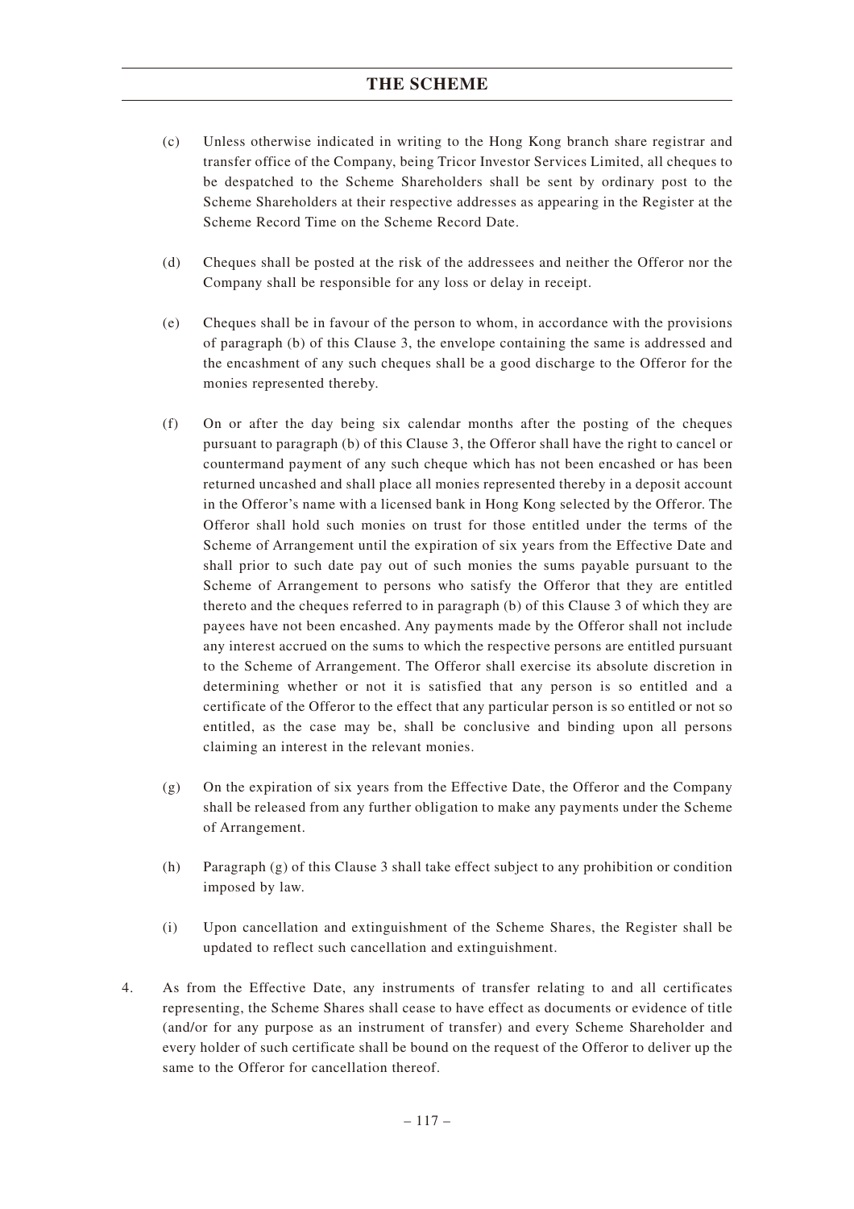(c) Unless otherwise indicated in writing to the Hong Kong branch share registrar and transfer office of the Company, being Tricor Investor Services Limited, all cheques to be despatched to the Scheme Shareholders shall be sent by ordinary post to the Scheme Shareholders at their respective addresses as appearing in the Register at the Scheme Record Time on the Scheme Record Date.

(d) Cheques shall be posted at the risk of the addressees and neither the Offeror nor the Company shall be responsible for any loss or delay in receipt.

(e) Cheques shall be in favour of the person to whom, in accordance with the provisions of paragraph (b) of this Clause 3, the envelope containing the same is addressed and the encashment of any such cheques shall be a good discharge to the Offeror for the monies represented thereby.

(f) On or after the day being six calendar months after the posting of the cheques pursuant to paragraph (b) of this Clause 3, the Offeror shall have the right to cancel or countermand payment of any such cheque which has not been encashed or has been returned uncashed and shall place all monies represented thereby in a deposit account in the Offeror's name with a licensed bank in Hong Kong selected by the Offeror. The Offeror shall hold such monies on trust for those entitled under the terms of the Scheme of Arrangement until the expiration of six years from the Effective Date and shall prior to such date pay out of such monies the sums payable pursuant to the Scheme of Arrangement to persons who satisfy the Offeror that they are entitled thereto and the cheques referred to in paragraph (b) of this Clause 3 of which they are payees have not been encashed. Any payments made by the Offeror shall not include any interest accrued on the sums to which the respective persons are entitled pursuant to the Scheme of Arrangement. The Offeror shall exercise its absolute discretion in determining whether or not it is satisfied that any person is so entitled and a certificate of the Offeror to the effect that any particular person is so entitled or not so entitled, as the case may be, shall be conclusive and binding upon all persons claiming an interest in the relevant monies.

(g) On the expiration of six years from the Effective Date, the Offeror and the Company shall be released from any further obligation to make any payments under the Scheme of Arrangement.

(h) Paragraph (g) of this Clause 3 shall take effect subject to any prohibition or condition imposed by law.

(i) Upon cancellation and extinguishment of the Scheme Shares, the Register shall be updated to reflect such cancellation and extinguishment.

4. As from the Effective Date, any instruments of transfer relating to and all certificates representing, the Scheme Shares shall cease to have effect as documents or evidence of title (and/or for any purpose as an instrument of transfer) and every Scheme Shareholder and every holder of such certificate shall be bound on the request of the Offeror to deliver up the same to the Offeror for cancellation thereof.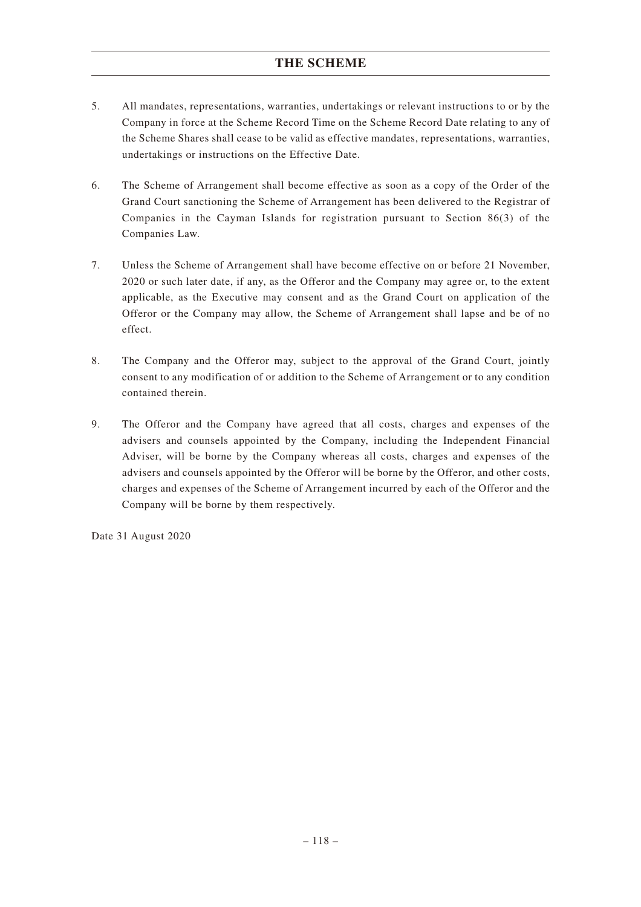5. All mandates, representations, warranties, undertakings or relevant instructions to or by the Company in force at the Scheme Record Time on the Scheme Record Date relating to any of the Scheme Shares shall cease to be valid as effective mandates, representations, warranties, undertakings or instructions on the Effective Date.

6. The Scheme of Arrangement shall become effective as soon as a copy of the Order of the Grand Court sanctioning the Scheme of Arrangement has been delivered to the Registrar of Companies in the Cayman Islands for registration pursuant to Section 86(3) of the Companies Law.

7. Unless the Scheme of Arrangement shall have become effective on or before 21 November, 2020 or such later date, if any, as the Offeror and the Company may agree or, to the extent applicable, as the Executive may consent and as the Grand Court on application of the Offeror or the Company may allow, the Scheme of Arrangement shall lapse and be of no effect.

8. The Company and the Offeror may, subject to the approval of the Grand Court, jointly consent to any modification of or addition to the Scheme of Arrangement or to any condition contained therein.

9. The Offeror and the Company have agreed that all costs, charges and expenses of the advisers and counsels appointed by the Company, including the Independent Financial Adviser, will be borne by the Company whereas all costs, charges and expenses of the advisers and counsels appointed by the Offeror will be borne by the Offeror, and other costs, charges and expenses of the Scheme of Arrangement incurred by each of the Offeror and the Company will be borne by them respectively.

Date 31 August 2020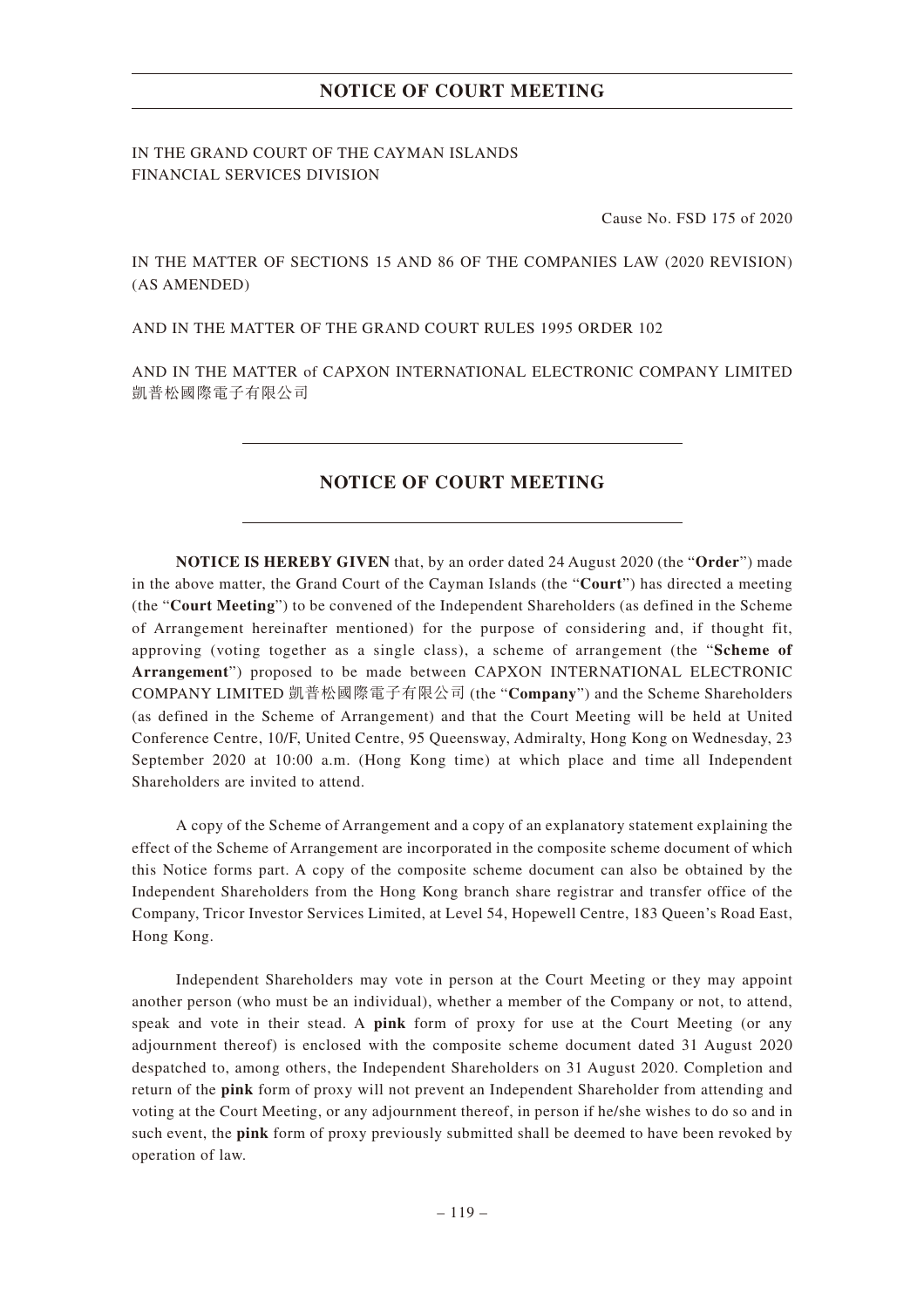IN THE GRAND COURT OF THE CAYMAN ISLANDS
FINANCIAL SERVICES DIVISION

Cause No. FSD 175 of 2020

IN THE MATTER OF SECTIONS 15 AND 86 OF THE COMPANIES LAW (2020 REVISION) (AS AMENDED)

AND IN THE MATTER OF THE GRAND COURT RULES 1995 ORDER 102

AND IN THE MATTER of CAPXON INTERNATIONAL ELECTRONIC COMPANY LIMITED 凱普松國際電子有限公司

# NOTICE OF COURT MEETING

**NOTICE IS HEREBY GIVEN** that, by an order dated 24 August 2020 (the "**Order**") made in the above matter, the Grand Court of the Cayman Islands (the "**Court**") has directed a meeting (the "**Court Meeting**") to be convened of the Independent Shareholders (as defined in the Scheme of Arrangement hereinafter mentioned) for the purpose of considering and, if thought fit, approving (voting together as a single class), a scheme of arrangement (the "**Scheme of Arrangement**") proposed to be made between CAPXON INTERNATIONAL ELECTRONIC COMPANY LIMITED 凱普松國際電子有限公司 (the "**Company**") and the Scheme Shareholders (as defined in the Scheme of Arrangement) and that the Court Meeting will be held at United Conference Centre, 10/F, United Centre, 95 Queensway, Admiralty, Hong Kong on Wednesday, 23 September 2020 at 10:00 a.m. (Hong Kong time) at which place and time all Independent Shareholders are invited to attend.

A copy of the Scheme of Arrangement and a copy of an explanatory statement explaining the effect of the Scheme of Arrangement are incorporated in the composite scheme document of which this Notice forms part. A copy of the composite scheme document can also be obtained by the Independent Shareholders from the Hong Kong branch share registrar and transfer office of the Company, Tricor Investor Services Limited, at Level 54, Hopewell Centre, 183 Queen's Road East, Hong Kong.

Independent Shareholders may vote in person at the Court Meeting or they may appoint another person (who must be an individual), whether a member of the Company or not, to attend, speak and vote in their stead. A **pink** form of proxy for use at the Court Meeting (or any adjournment thereof) is enclosed with the composite scheme document dated 31 August 2020 despatched to, among others, the Independent Shareholders on 31 August 2020. Completion and return of the **pink** form of proxy will not prevent an Independent Shareholder from attending and voting at the Court Meeting, or any adjournment thereof, in person if he/she wishes to do so and in such event, the **pink** form of proxy previously submitted shall be deemed to have been revoked by operation of law.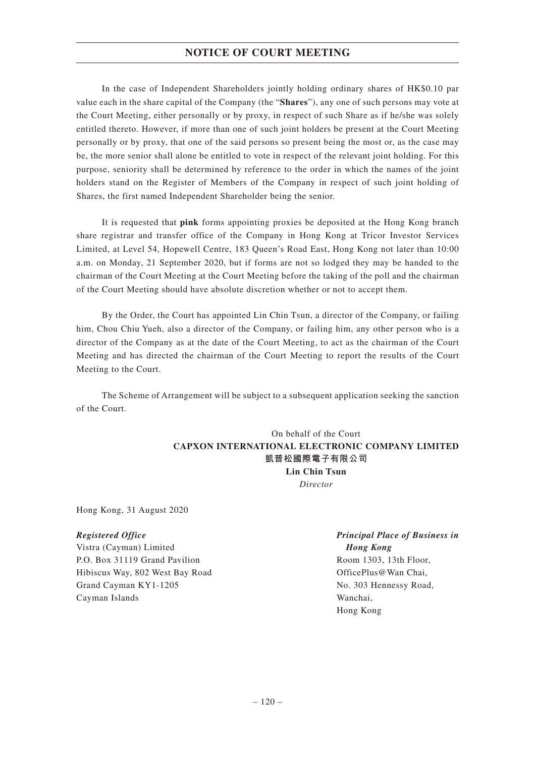## NOTICE OF COURT MEETING

In the case of Independent Shareholders jointly holding ordinary shares of HK$0.10 par value each in the share capital of the Company (the "**Shares**"), any one of such persons may vote at the Court Meeting, either personally or by proxy, in respect of such Share as if he/she was solely entitled thereto. However, if more than one of such joint holders be present at the Court Meeting personally or by proxy, that one of the said persons so present being the most or, as the case may be, the more senior shall alone be entitled to vote in respect of the relevant joint holding. For this purpose, seniority shall be determined by reference to the order in which the names of the joint holders stand on the Register of Members of the Company in respect of such joint holding of Shares, the first named Independent Shareholder being the senior.

It is requested that **pink** forms appointing proxies be deposited at the Hong Kong branch share registrar and transfer office of the Company in Hong Kong at Tricor Investor Services Limited, at Level 54, Hopewell Centre, 183 Queen's Road East, Hong Kong not later than 10:00 a.m. on Monday, 21 September 2020, but if forms are not so lodged they may be handed to the chairman of the Court Meeting at the Court Meeting before the taking of the poll and the chairman of the Court Meeting should have absolute discretion whether or not to accept them.

By the Order, the Court has appointed Lin Chin Tsun, a director of the Company, or failing him, Chou Chiu Yueh, also a director of the Company, or failing him, any other person who is a director of the Company as at the date of the Court Meeting, to act as the chairman of the Court Meeting and has directed the chairman of the Court Meeting to report the results of the Court Meeting to the Court.

The Scheme of Arrangement will be subject to a subsequent application seeking the sanction of the Court.

On behalf of the Court
**CAPXON INTERNATIONAL ELECTRONIC COMPANY LIMITED**
**凱普松國際電子有限公司**
**Lin Chin Tsun**
*Director*

Hong Kong, 31 August 2020

***Registered Office***
Vistra (Cayman) Limited
P.O. Box 31119 Grand Pavilion
Hibiscus Way, 802 West Bay Road
Grand Cayman KY1-1205
Cayman Islands

***Principal Place of Business in Hong Kong***
Room 1303, 13th Floor,
OfficePlus@Wan Chai,
No. 303 Hennessy Road,
Wanchai,
Hong Kong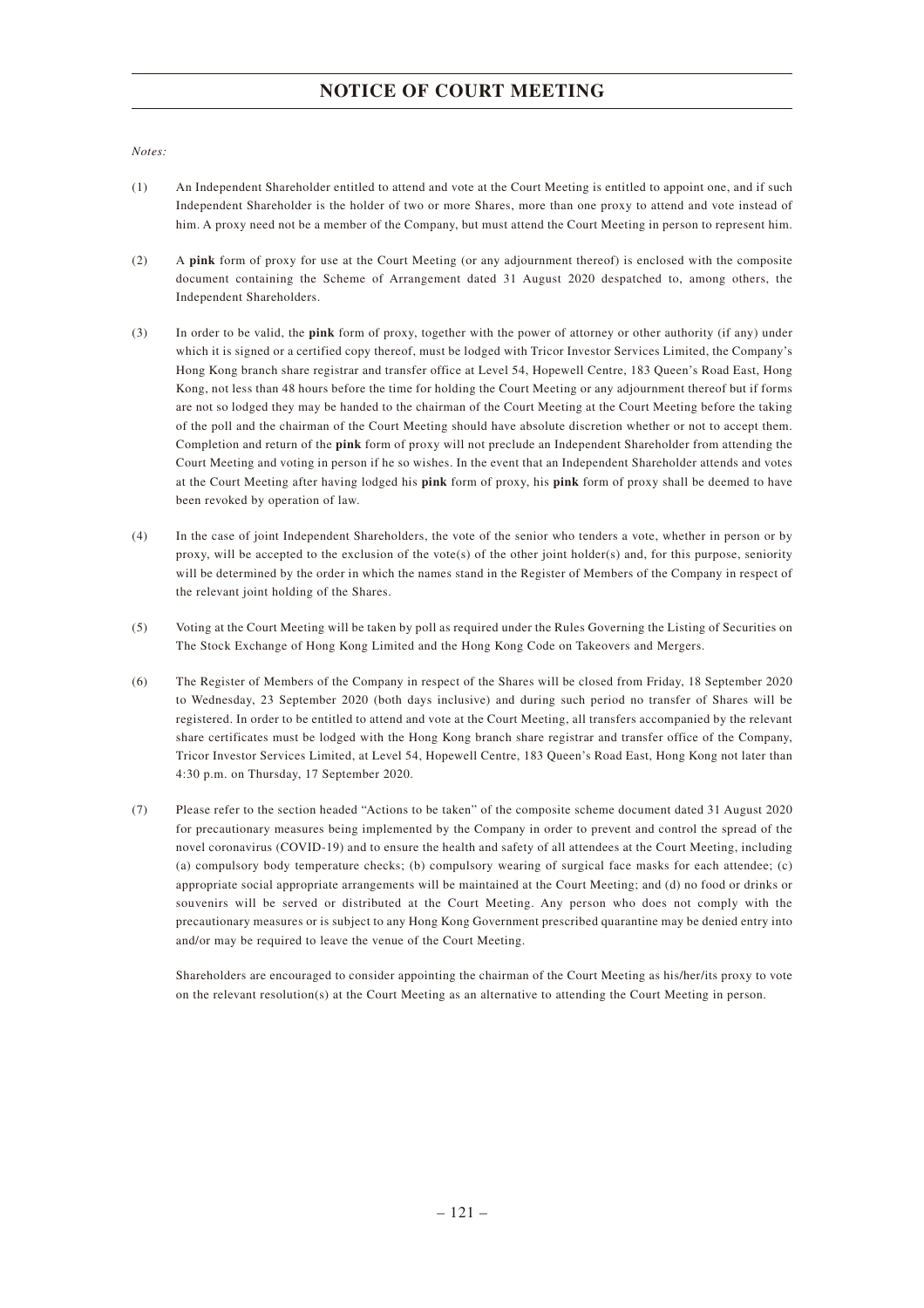# NOTICE OF COURT MEETING

*Notes:*

(1) An Independent Shareholder entitled to attend and vote at the Court Meeting is entitled to appoint one, and if such Independent Shareholder is the holder of two or more Shares, more than one proxy to attend and vote instead of him. A proxy need not be a member of the Company, but must attend the Court Meeting in person to represent him.

(2) A **pink** form of proxy for use at the Court Meeting (or any adjournment thereof) is enclosed with the composite document containing the Scheme of Arrangement dated 31 August 2020 despatched to, among others, the Independent Shareholders.

(3) In order to be valid, the **pink** form of proxy, together with the power of attorney or other authority (if any) under which it is signed or a certified copy thereof, must be lodged with Tricor Investor Services Limited, the Company's Hong Kong branch share registrar and transfer office at Level 54, Hopewell Centre, 183 Queen's Road East, Hong Kong, not less than 48 hours before the time for holding the Court Meeting or any adjournment thereof but if forms are not so lodged they may be handed to the chairman of the Court Meeting at the Court Meeting before the taking of the poll and the chairman of the Court Meeting should have absolute discretion whether or not to accept them. Completion and return of the **pink** form of proxy will not preclude an Independent Shareholder from attending the Court Meeting and voting in person if he so wishes. In the event that an Independent Shareholder attends and votes at the Court Meeting after having lodged his **pink** form of proxy, his **pink** form of proxy shall be deemed to have been revoked by operation of law.

(4) In the case of joint Independent Shareholders, the vote of the senior who tenders a vote, whether in person or by proxy, will be accepted to the exclusion of the vote(s) of the other joint holder(s) and, for this purpose, seniority will be determined by the order in which the names stand in the Register of Members of the Company in respect of the relevant joint holding of the Shares.

(5) Voting at the Court Meeting will be taken by poll as required under the Rules Governing the Listing of Securities on The Stock Exchange of Hong Kong Limited and the Hong Kong Code on Takeovers and Mergers.

(6) The Register of Members of the Company in respect of the Shares will be closed from Friday, 18 September 2020 to Wednesday, 23 September 2020 (both days inclusive) and during such period no transfer of Shares will be registered. In order to be entitled to attend and vote at the Court Meeting, all transfers accompanied by the relevant share certificates must be lodged with the Hong Kong branch share registrar and transfer office of the Company, Tricor Investor Services Limited, at Level 54, Hopewell Centre, 183 Queen's Road East, Hong Kong not later than 4:30 p.m. on Thursday, 17 September 2020.

(7) Please refer to the section headed "Actions to be taken" of the composite scheme document dated 31 August 2020 for precautionary measures being implemented by the Company in order to prevent and control the spread of the novel coronavirus (COVID-19) and to ensure the health and safety of all attendees at the Court Meeting, including (a) compulsory body temperature checks; (b) compulsory wearing of surgical face masks for each attendee; (c) appropriate social appropriate arrangements will be maintained at the Court Meeting; and (d) no food or drinks or souvenirs will be served or distributed at the Court Meeting. Any person who does not comply with the precautionary measures or is subject to any Hong Kong Government prescribed quarantine may be denied entry into and/or may be required to leave the venue of the Court Meeting.

    Shareholders are encouraged to consider appointing the chairman of the Court Meeting as his/her/its proxy to vote on the relevant resolution(s) at the Court Meeting as an alternative to attending the Court Meeting in person.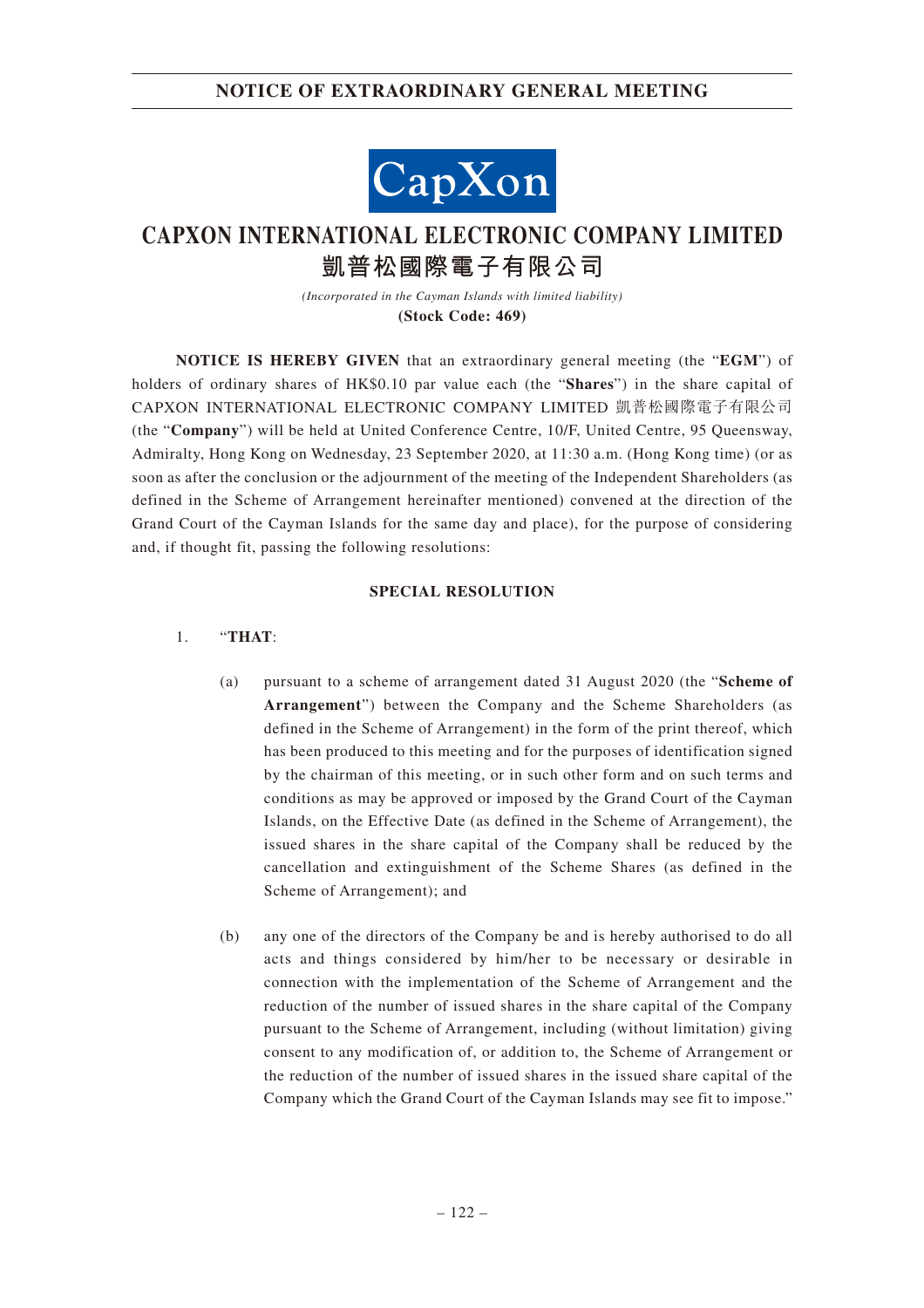# NOTICE OF EXTRAORDINARY GENERAL MEETING

CapXon

# CAPXON INTERNATIONAL ELECTRONIC COMPANY LIMITED
# 凱普松國際電子有限公司

*(Incorporated in the Cayman Islands with limited liability)*

**(Stock Code: 469)**

**NOTICE IS HEREBY GIVEN** that an extraordinary general meeting (the "**EGM**") of holders of ordinary shares of HK$0.10 par value each (the "**Shares**") in the share capital of CAPXON INTERNATIONAL ELECTRONIC COMPANY LIMITED 凱普松國際電子有限公司 (the "**Company**") will be held at United Conference Centre, 10/F, United Centre, 95 Queensway, Admiralty, Hong Kong on Wednesday, 23 September 2020, at 11:30 a.m. (Hong Kong time) (or as soon as after the conclusion or the adjournment of the meeting of the Independent Shareholders (as defined in the Scheme of Arrangement hereinafter mentioned) convened at the direction of the Grand Court of the Cayman Islands for the same day and place), for the purpose of considering and, if thought fit, passing the following resolutions:

## SPECIAL RESOLUTION

1. "**THAT**:

   (a) pursuant to a scheme of arrangement dated 31 August 2020 (the "**Scheme of Arrangement**") between the Company and the Scheme Shareholders (as defined in the Scheme of Arrangement) in the form of the print thereof, which has been produced to this meeting and for the purposes of identification signed by the chairman of this meeting, or in such other form and on such terms and conditions as may be approved or imposed by the Grand Court of the Cayman Islands, on the Effective Date (as defined in the Scheme of Arrangement), the issued shares in the share capital of the Company shall be reduced by the cancellation and extinguishment of the Scheme Shares (as defined in the Scheme of Arrangement); and

   (b) any one of the directors of the Company be and is hereby authorised to do all acts and things considered by him/her to be necessary or desirable in connection with the implementation of the Scheme of Arrangement and the reduction of the number of issued shares in the share capital of the Company pursuant to the Scheme of Arrangement, including (without limitation) giving consent to any modification of, or addition to, the Scheme of Arrangement or the reduction of the number of issued shares in the issued share capital of the Company which the Grand Court of the Cayman Islands may see fit to impose."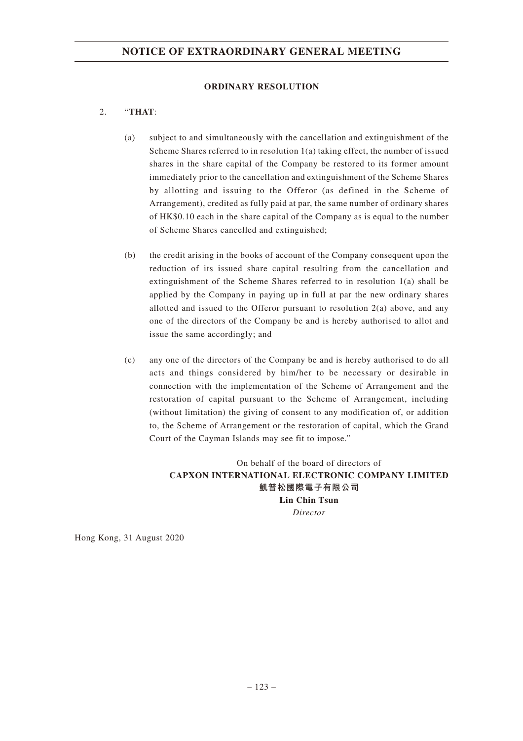**ORDINARY RESOLUTION**

2. "**THAT**:

   (a) subject to and simultaneously with the cancellation and extinguishment of the Scheme Shares referred to in resolution 1(a) taking effect, the number of issued shares in the share capital of the Company be restored to its former amount immediately prior to the cancellation and extinguishment of the Scheme Shares by allotting and issuing to the Offeror (as defined in the Scheme of Arrangement), credited as fully paid at par, the same number of ordinary shares of HK$0.10 each in the share capital of the Company as is equal to the number of Scheme Shares cancelled and extinguished;

   (b) the credit arising in the books of account of the Company consequent upon the reduction of its issued share capital resulting from the cancellation and extinguishment of the Scheme Shares referred to in resolution 1(a) shall be applied by the Company in paying up in full at par the new ordinary shares allotted and issued to the Offeror pursuant to resolution 2(a) above, and any one of the directors of the Company be and is hereby authorised to allot and issue the same accordingly; and

   (c) any one of the directors of the Company be and is hereby authorised to do all acts and things considered by him/her to be necessary or desirable in connection with the implementation of the Scheme of Arrangement and the restoration of capital pursuant to the Scheme of Arrangement, including (without limitation) the giving of consent to any modification of, or addition to, the Scheme of Arrangement or the restoration of capital, which the Grand Court of the Cayman Islands may see fit to impose."

On behalf of the board of directors of
**CAPXON INTERNATIONAL ELECTRONIC COMPANY LIMITED**
**凱普松國際電子有限公司**
**Lin Chin Tsun**
*Director*

Hong Kong, 31 August 2020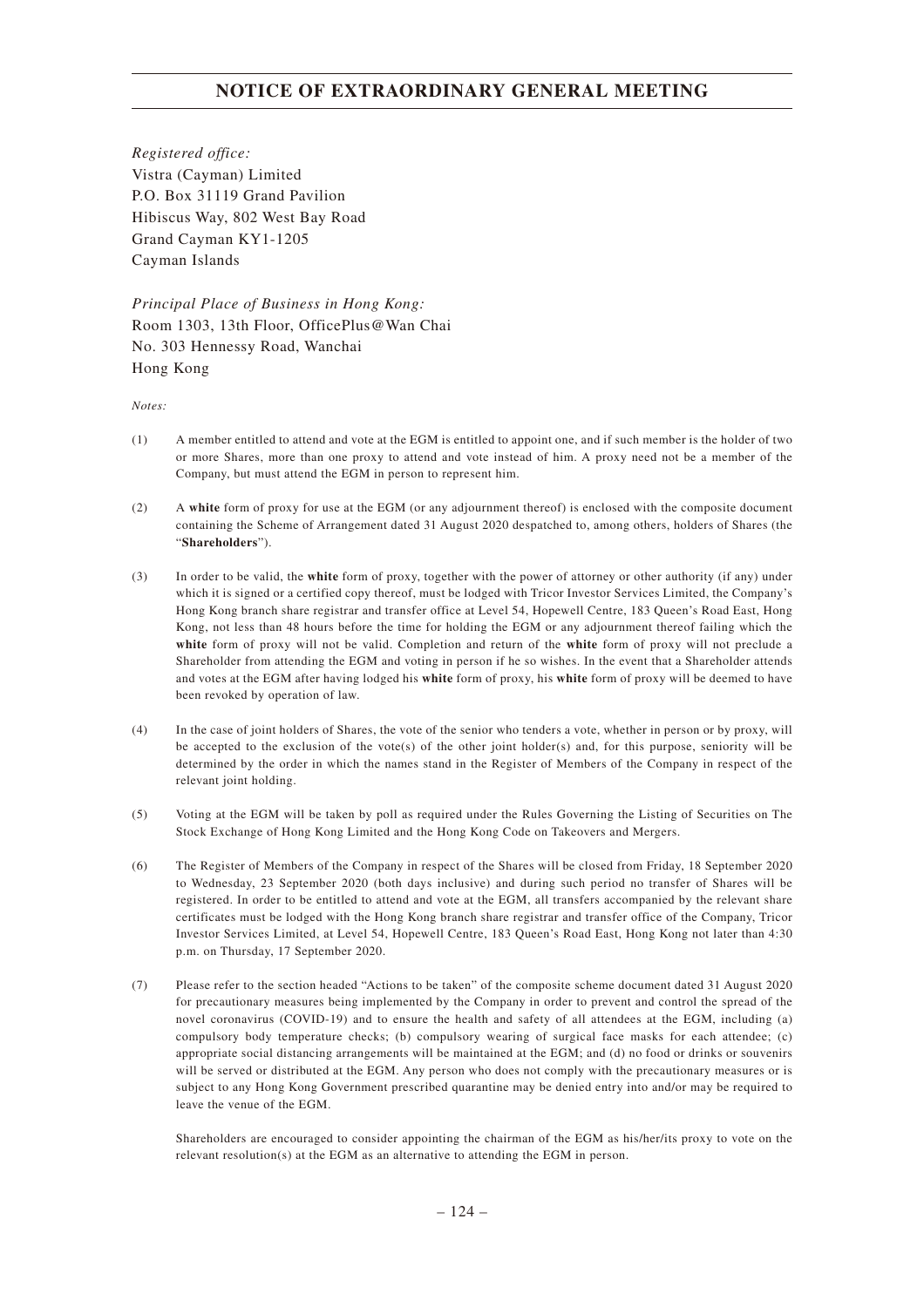# NOTICE OF EXTRAORDINARY GENERAL MEETING

*Registered office:*
Vistra (Cayman) Limited
P.O. Box 31119 Grand Pavilion
Hibiscus Way, 802 West Bay Road
Grand Cayman KY1-1205
Cayman Islands

*Principal Place of Business in Hong Kong:*
Room 1303, 13th Floor, OfficePlus@Wan Chai
No. 303 Hennessy Road, Wanchai
Hong Kong

*Notes:*

(1) A member entitled to attend and vote at the EGM is entitled to appoint one, and if such member is the holder of two or more Shares, more than one proxy to attend and vote instead of him. A proxy need not be a member of the Company, but must attend the EGM in person to represent him.

(2) A **white** form of proxy for use at the EGM (or any adjournment thereof) is enclosed with the composite document containing the Scheme of Arrangement dated 31 August 2020 despatched to, among others, holders of Shares (the "**Shareholders**").

(3) In order to be valid, the **white** form of proxy, together with the power of attorney or other authority (if any) under which it is signed or a certified copy thereof, must be lodged with Tricor Investor Services Limited, the Company's Hong Kong branch share registrar and transfer office at Level 54, Hopewell Centre, 183 Queen's Road East, Hong Kong, not less than 48 hours before the time for holding the EGM or any adjournment thereof failing which the **white** form of proxy will not be valid. Completion and return of the **white** form of proxy will not preclude a Shareholder from attending the EGM and voting in person if he so wishes. In the event that a Shareholder attends and votes at the EGM after having lodged his **white** form of proxy, his **white** form of proxy will be deemed to have been revoked by operation of law.

(4) In the case of joint holders of Shares, the vote of the senior who tenders a vote, whether in person or by proxy, will be accepted to the exclusion of the vote(s) of the other joint holder(s) and, for this purpose, seniority will be determined by the order in which the names stand in the Register of Members of the Company in respect of the relevant joint holding.

(5) Voting at the EGM will be taken by poll as required under the Rules Governing the Listing of Securities on The Stock Exchange of Hong Kong Limited and the Hong Kong Code on Takeovers and Mergers.

(6) The Register of Members of the Company in respect of the Shares will be closed from Friday, 18 September 2020 to Wednesday, 23 September 2020 (both days inclusive) and during such period no transfer of Shares will be registered. In order to be entitled to attend and vote at the EGM, all transfers accompanied by the relevant share certificates must be lodged with the Hong Kong branch share registrar and transfer office of the Company, Tricor Investor Services Limited, at Level 54, Hopewell Centre, 183 Queen's Road East, Hong Kong not later than 4:30 p.m. on Thursday, 17 September 2020.

(7) Please refer to the section headed "Actions to be taken" of the composite scheme document dated 31 August 2020 for precautionary measures being implemented by the Company in order to prevent and control the spread of the novel coronavirus (COVID-19) and to ensure the health and safety of all attendees at the EGM, including (a) compulsory body temperature checks; (b) compulsory wearing of surgical face masks for each attendee; (c) appropriate social distancing arrangements will be maintained at the EGM; and (d) no food or drinks or souvenirs will be served or distributed at the EGM. Any person who does not comply with the precautionary measures or is subject to any Hong Kong Government prescribed quarantine may be denied entry into and/or may be required to leave the venue of the EGM.

    Shareholders are encouraged to consider appointing the chairman of the EGM as his/her/its proxy to vote on the relevant resolution(s) at the EGM as an alternative to attending the EGM in person.